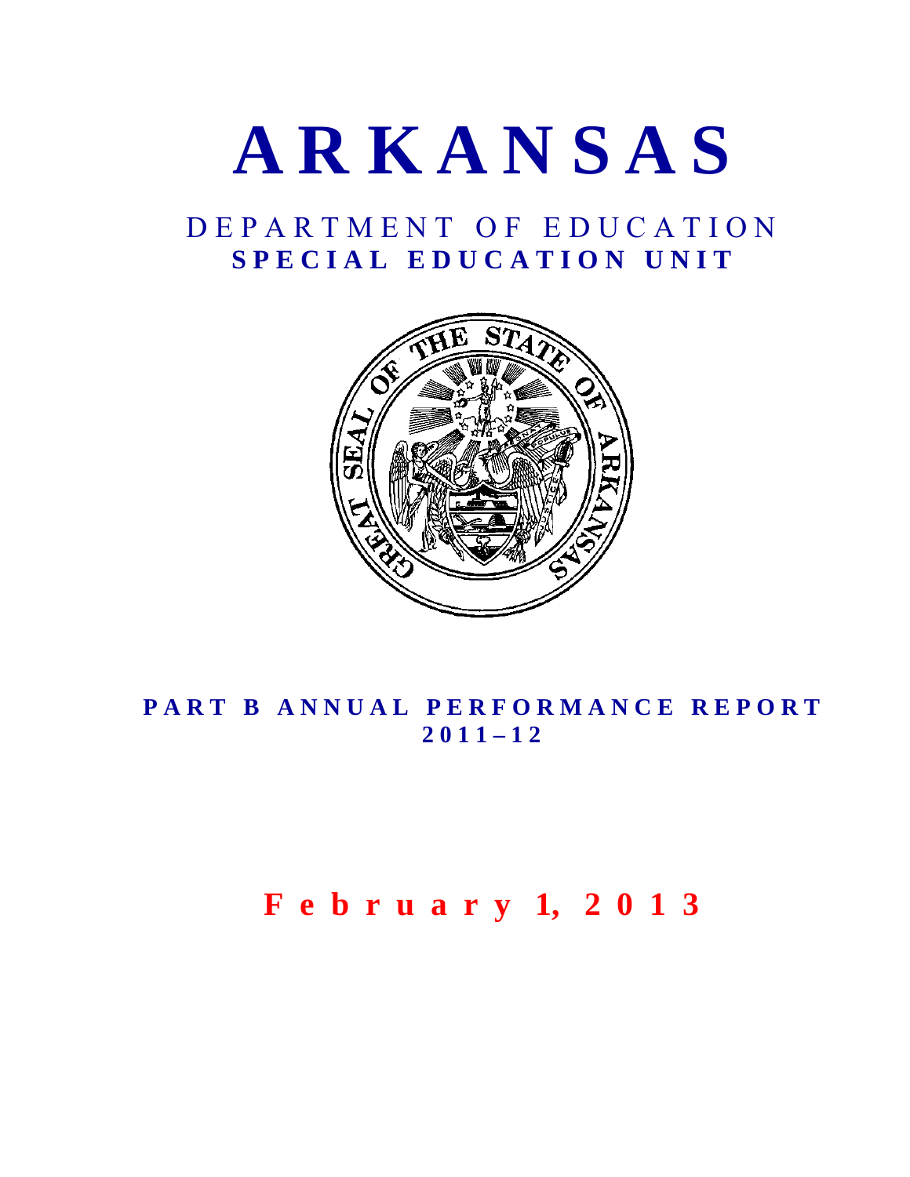# ARKANSAS

## DEPARTMENT OF EDUCATION
## SPECIAL EDUCATION UNIT

### PART B ANNUAL PERFORMANCE REPORT
### 2011–12

**February 1, 2013**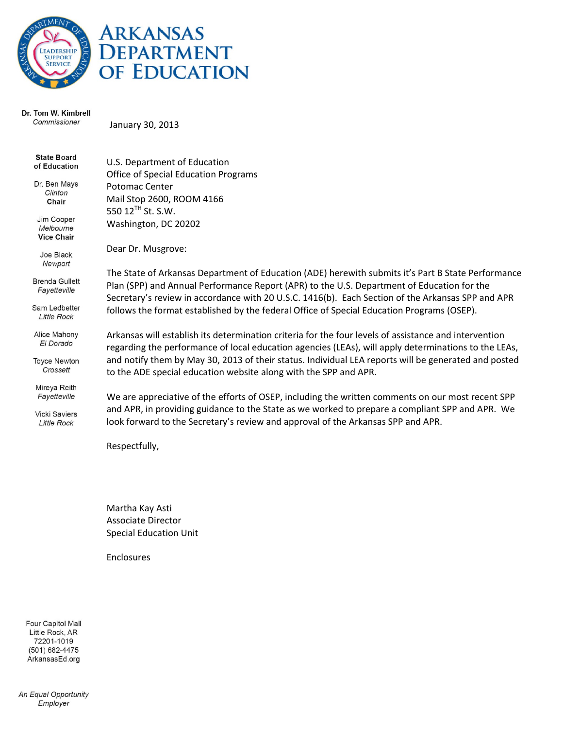# Arkansas Department of Education

**Dr. Tom W. Kimbrell**
*Commissioner*

**State Board of Education**

Dr. Ben Mays
*Clinton*
**Chair**

Jim Cooper
*Melbourne*
**Vice Chair**

Joe Black
*Newport*

Brenda Gullett
*Fayetteville*

Sam Ledbetter
*Little Rock*

Alice Mahony
*El Dorado*

Toyce Newton
*Crossett*

Mireya Reith
*Fayetteville*

Vicki Saviers
*Little Rock*

January 30, 2013

U.S. Department of Education
Office of Special Education Programs
Potomac Center
Mail Stop 2600, ROOM 4166
550 12TH St. S.W.
Washington, DC 20202

Dear Dr. Musgrove:

The State of Arkansas Department of Education (ADE) herewith submits it's Part B State Performance Plan (SPP) and Annual Performance Report (APR) to the U.S. Department of Education for the Secretary's review in accordance with 20 U.S.C. 1416(b). Each Section of the Arkansas SPP and APR follows the format established by the federal Office of Special Education Programs (OSEP).

Arkansas will establish its determination criteria for the four levels of assistance and intervention regarding the performance of local education agencies (LEAs), will apply determinations to the LEAs, and notify them by May 30, 2013 of their status. Individual LEA reports will be generated and posted to the ADE special education website along with the SPP and APR.

We are appreciative of the efforts of OSEP, including the written comments on our most recent SPP and APR, in providing guidance to the State as we worked to prepare a compliant SPP and APR. We look forward to the Secretary's review and approval of the Arkansas SPP and APR.

Respectfully,

Martha Kay Asti
Associate Director
Special Education Unit

Enclosures

Four Capitol Mall
Little Rock, AR
72201-1019
(501) 682-4475
ArkansasEd.org

*An Equal Opportunity Employer*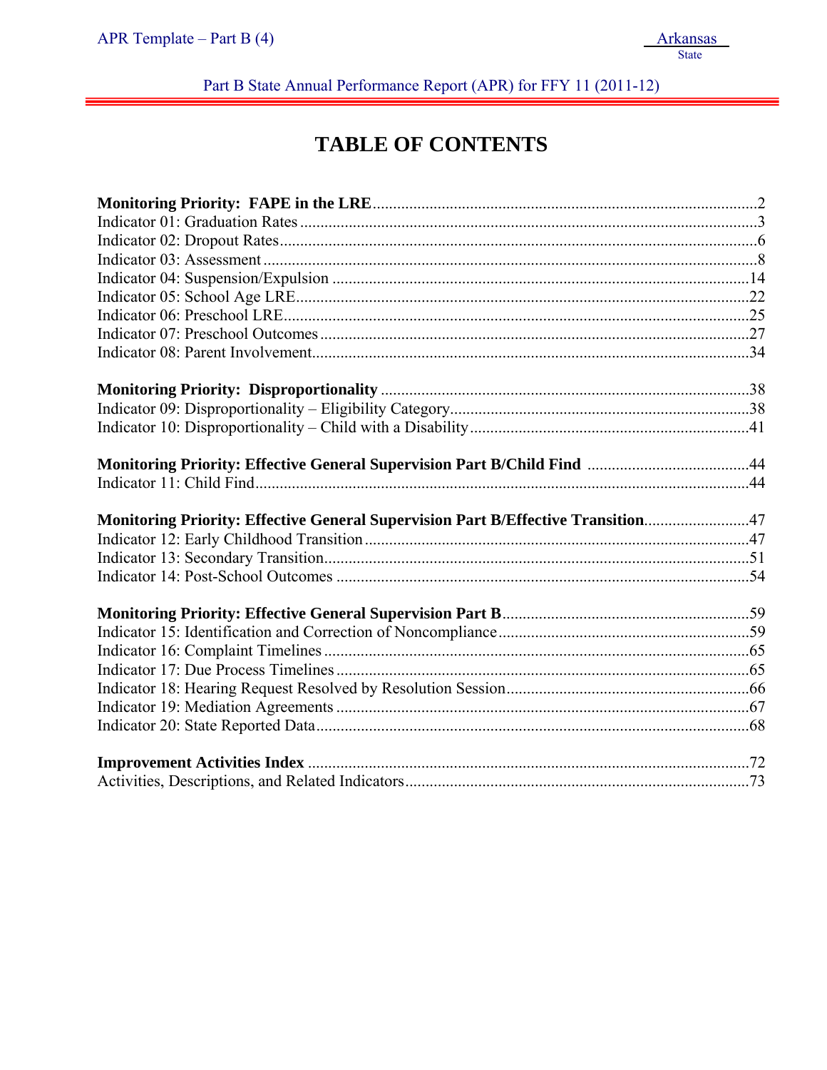# TABLE OF CONTENTS

**Monitoring Priority: FAPE in the LRE** ....................................................2
Indicator 01: Graduation Rates ....................................................3
Indicator 02: Dropout Rates ....................................................6
Indicator 03: Assessment ....................................................8
Indicator 04: Suspension/Expulsion ....................................................14
Indicator 05: School Age LRE ....................................................22
Indicator 06: Preschool LRE ....................................................25
Indicator 07: Preschool Outcomes ....................................................27
Indicator 08: Parent Involvement ....................................................34

**Monitoring Priority: Disproportionality** ....................................................38
Indicator 09: Disproportionality – Eligibility Category ....................................................38
Indicator 10: Disproportionality – Child with a Disability ....................................................41

**Monitoring Priority: Effective General Supervision Part B/Child Find** ....................................................44
Indicator 11: Child Find ....................................................44

**Monitoring Priority: Effective General Supervision Part B/Effective Transition** ....................................................47
Indicator 12: Early Childhood Transition ....................................................47
Indicator 13: Secondary Transition ....................................................51
Indicator 14: Post-School Outcomes ....................................................54

**Monitoring Priority: Effective General Supervision Part B** ....................................................59
Indicator 15: Identification and Correction of Noncompliance ....................................................59
Indicator 16: Complaint Timelines ....................................................65
Indicator 17: Due Process Timelines ....................................................65
Indicator 18: Hearing Request Resolved by Resolution Session ....................................................66
Indicator 19: Mediation Agreements ....................................................67
Indicator 20: State Reported Data ....................................................68

**Improvement Activities Index** ....................................................72
Activities, Descriptions, and Related Indicators ....................................................73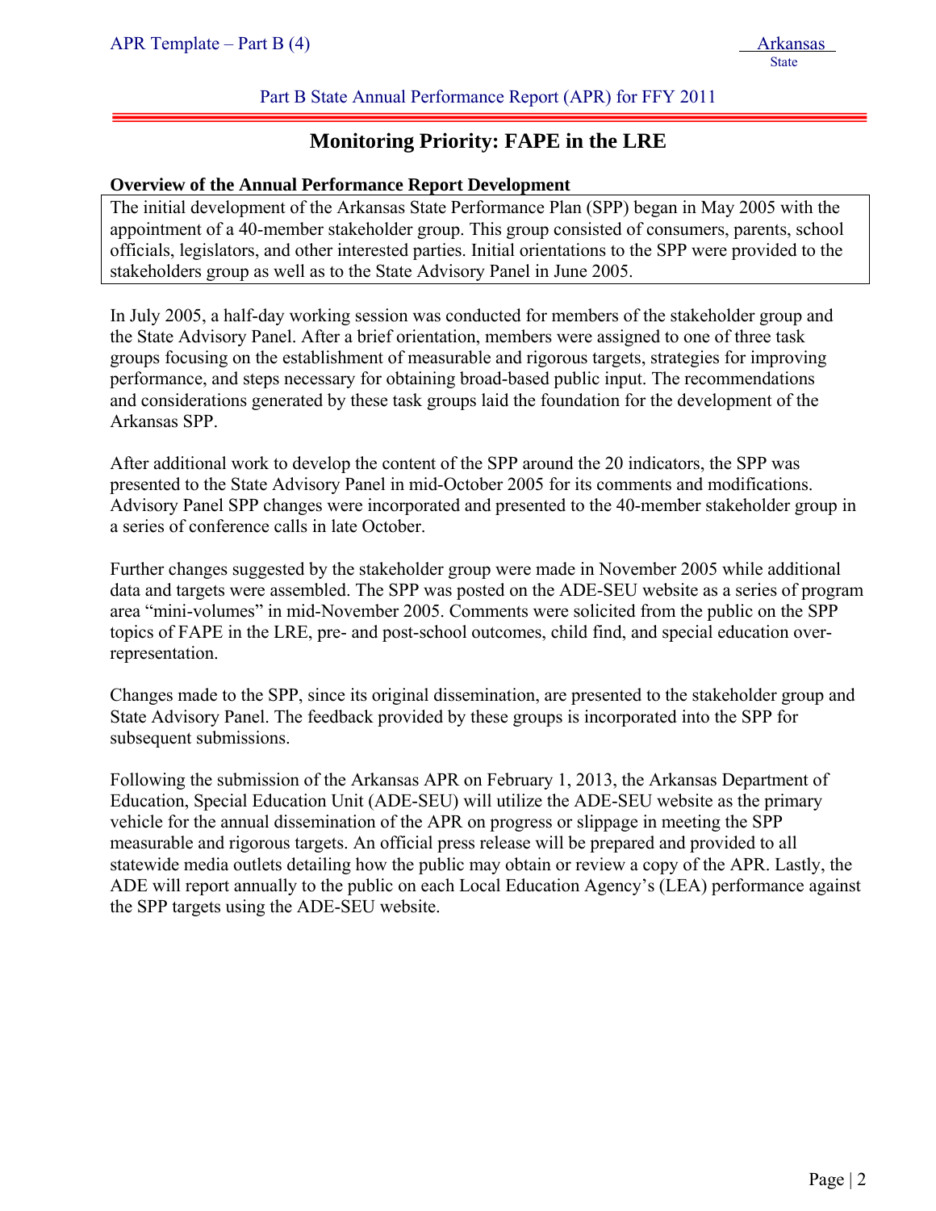Part B State Annual Performance Report (APR) for FFY 2011

# Monitoring Priority: FAPE in the LRE

**Overview of the Annual Performance Report Development**

The initial development of the Arkansas State Performance Plan (SPP) began in May 2005 with the appointment of a 40-member stakeholder group. This group consisted of consumers, parents, school officials, legislators, and other interested parties. Initial orientations to the SPP were provided to the stakeholders group as well as to the State Advisory Panel in June 2005.

In July 2005, a half-day working session was conducted for members of the stakeholder group and the State Advisory Panel. After a brief orientation, members were assigned to one of three task groups focusing on the establishment of measurable and rigorous targets, strategies for improving performance, and steps necessary for obtaining broad-based public input. The recommendations and considerations generated by these task groups laid the foundation for the development of the Arkansas SPP.

After additional work to develop the content of the SPP around the 20 indicators, the SPP was presented to the State Advisory Panel in mid-October 2005 for its comments and modifications. Advisory Panel SPP changes were incorporated and presented to the 40-member stakeholder group in a series of conference calls in late October.

Further changes suggested by the stakeholder group were made in November 2005 while additional data and targets were assembled. The SPP was posted on the ADE-SEU website as a series of program area "mini-volumes" in mid-November 2005. Comments were solicited from the public on the SPP topics of FAPE in the LRE, pre- and post-school outcomes, child find, and special education over-representation.

Changes made to the SPP, since its original dissemination, are presented to the stakeholder group and State Advisory Panel. The feedback provided by these groups is incorporated into the SPP for subsequent submissions.

Following the submission of the Arkansas APR on February 1, 2013, the Arkansas Department of Education, Special Education Unit (ADE-SEU) will utilize the ADE-SEU website as the primary vehicle for the annual dissemination of the APR on progress or slippage in meeting the SPP measurable and rigorous targets. An official press release will be prepared and provided to all statewide media outlets detailing how the public may obtain or review a copy of the APR. Lastly, the ADE will report annually to the public on each Local Education Agency's (LEA) performance against the SPP targets using the ADE-SEU website.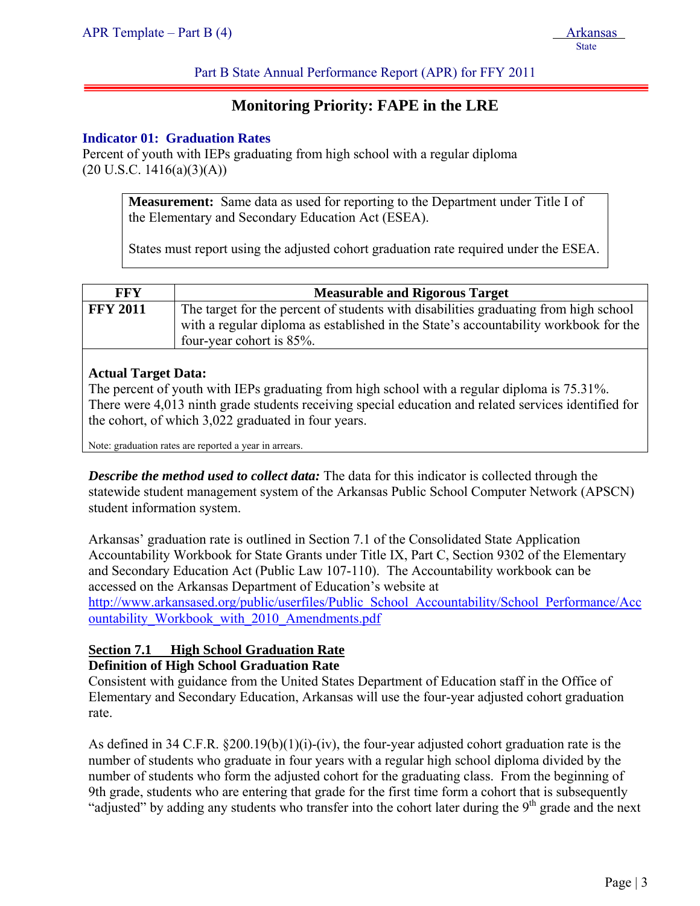## Monitoring Priority: FAPE in the LRE

### Indicator 01: Graduation Rates

Percent of youth with IEPs graduating from high school with a regular diploma
(20 U.S.C. 1416(a)(3)(A))

> **Measurement:** Same data as used for reporting to the Department under Title I of the Elementary and Secondary Education Act (ESEA).
>
> States must report using the adjusted cohort graduation rate required under the ESEA.

| FFY | Measurable and Rigorous Target |
|---|---|
| **FFY 2011** | The target for the percent of students with disabilities graduating from high school with a regular diploma as established in the State's accountability workbook for the four-year cohort is 85%. |

**Actual Target Data:**
The percent of youth with IEPs graduating from high school with a regular diploma is 75.31%. There were 4,013 ninth grade students receiving special education and related services identified for the cohort, of which 3,022 graduated in four years.

Note: graduation rates are reported a year in arrears.

***Describe the method used to collect data:*** The data for this indicator is collected through the statewide student management system of the Arkansas Public School Computer Network (APSCN) student information system.

Arkansas' graduation rate is outlined in Section 7.1 of the Consolidated State Application Accountability Workbook for State Grants under Title IX, Part C, Section 9302 of the Elementary and Secondary Education Act (Public Law 107-110). The Accountability workbook can be accessed on the Arkansas Department of Education's website at http://www.arkansased.org/public/userfiles/Public_School_Accountability/School_Performance/Accountability_Workbook_with_2010_Amendments.pdf

**Section 7.1 High School Graduation Rate**
**Definition of High School Graduation Rate**
Consistent with guidance from the United States Department of Education staff in the Office of Elementary and Secondary Education, Arkansas will use the four-year adjusted cohort graduation rate.

As defined in 34 C.F.R. §200.19(b)(1)(i)-(iv), the four-year adjusted cohort graduation rate is the number of students who graduate in four years with a regular high school diploma divided by the number of students who form the adjusted cohort for the graduating class. From the beginning of 9th grade, students who are entering that grade for the first time form a cohort that is subsequently "adjusted" by adding any students who transfer into the cohort later during the 9th grade and the next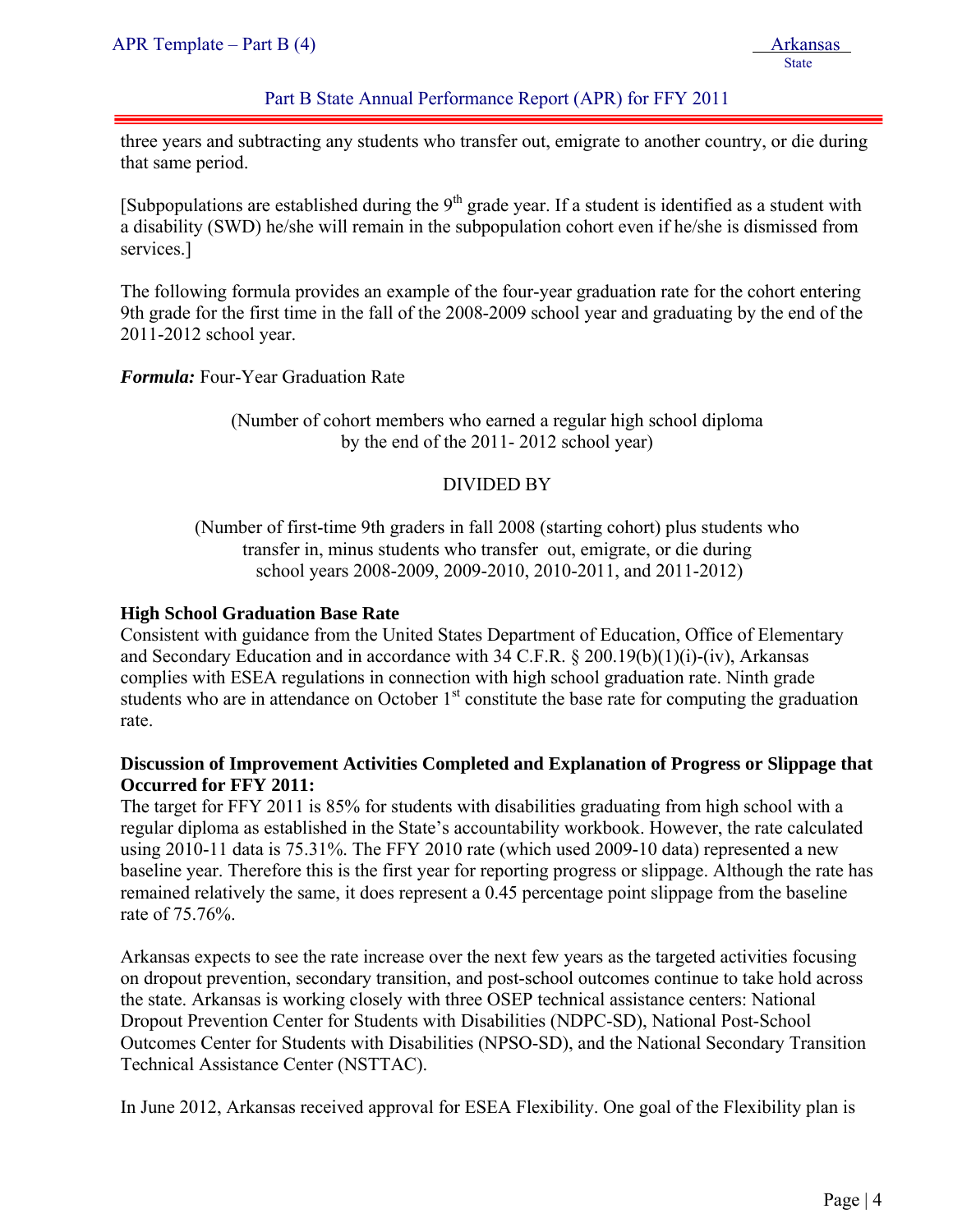three years and subtracting any students who transfer out, emigrate to another country, or die during that same period.

[Subpopulations are established during the 9th grade year. If a student is identified as a student with a disability (SWD) he/she will remain in the subpopulation cohort even if he/she is dismissed from services.]

The following formula provides an example of the four-year graduation rate for the cohort entering 9th grade for the first time in the fall of the 2008-2009 school year and graduating by the end of the 2011-2012 school year.

***Formula:*** Four-Year Graduation Rate

(Number of cohort members who earned a regular high school diploma by the end of the 2011- 2012 school year)

DIVIDED BY

(Number of first-time 9th graders in fall 2008 (starting cohort) plus students who transfer in, minus students who transfer out, emigrate, or die during school years 2008-2009, 2009-2010, 2010-2011, and 2011-2012)

**High School Graduation Base Rate**

Consistent with guidance from the United States Department of Education, Office of Elementary and Secondary Education and in accordance with 34 C.F.R. § 200.19(b)(1)(i)-(iv), Arkansas complies with ESEA regulations in connection with high school graduation rate. Ninth grade students who are in attendance on October 1st constitute the base rate for computing the graduation rate.

**Discussion of Improvement Activities Completed and Explanation of Progress or Slippage that Occurred for FFY 2011:**

The target for FFY 2011 is 85% for students with disabilities graduating from high school with a regular diploma as established in the State's accountability workbook. However, the rate calculated using 2010-11 data is 75.31%. The FFY 2010 rate (which used 2009-10 data) represented a new baseline year. Therefore this is the first year for reporting progress or slippage. Although the rate has remained relatively the same, it does represent a 0.45 percentage point slippage from the baseline rate of 75.76%.

Arkansas expects to see the rate increase over the next few years as the targeted activities focusing on dropout prevention, secondary transition, and post-school outcomes continue to take hold across the state. Arkansas is working closely with three OSEP technical assistance centers: National Dropout Prevention Center for Students with Disabilities (NDPC-SD), National Post-School Outcomes Center for Students with Disabilities (NPSO-SD), and the National Secondary Transition Technical Assistance Center (NSTTAC).

In June 2012, Arkansas received approval for ESEA Flexibility. One goal of the Flexibility plan is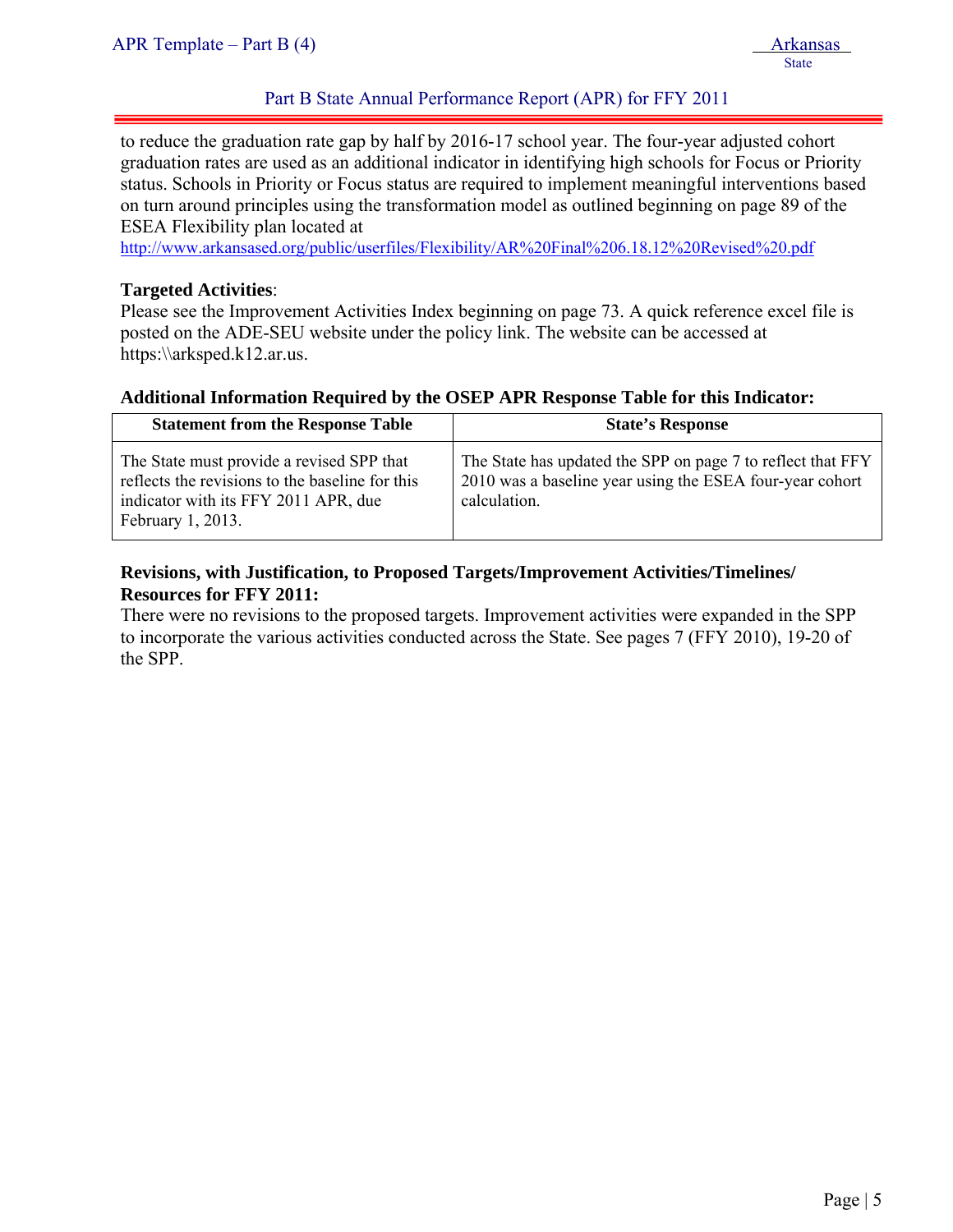to reduce the graduation rate gap by half by 2016-17 school year. The four-year adjusted cohort graduation rates are used as an additional indicator in identifying high schools for Focus or Priority status. Schools in Priority or Focus status are required to implement meaningful interventions based on turn around principles using the transformation model as outlined beginning on page 89 of the ESEA Flexibility plan located at
http://www.arkansased.org/public/userfiles/Flexibility/AR%20Final%206.18.12%20Revised%20.pdf

**Targeted Activities**:
Please see the Improvement Activities Index beginning on page 73. A quick reference excel file is posted on the ADE-SEU website under the policy link. The website can be accessed at https:\\arksped.k12.ar.us.

**Additional Information Required by the OSEP APR Response Table for this Indicator:**

| Statement from the Response Table | State's Response |
|---|---|
| The State must provide a revised SPP that reflects the revisions to the baseline for this indicator with its FFY 2011 APR, due February 1, 2013. | The State has updated the SPP on page 7 to reflect that FFY 2010 was a baseline year using the ESEA four-year cohort calculation. |

**Revisions, with Justification, to Proposed Targets/Improvement Activities/Timelines/ Resources for FFY 2011:**
There were no revisions to the proposed targets. Improvement activities were expanded in the SPP to incorporate the various activities conducted across the State. See pages 7 (FFY 2010), 19-20 of the SPP.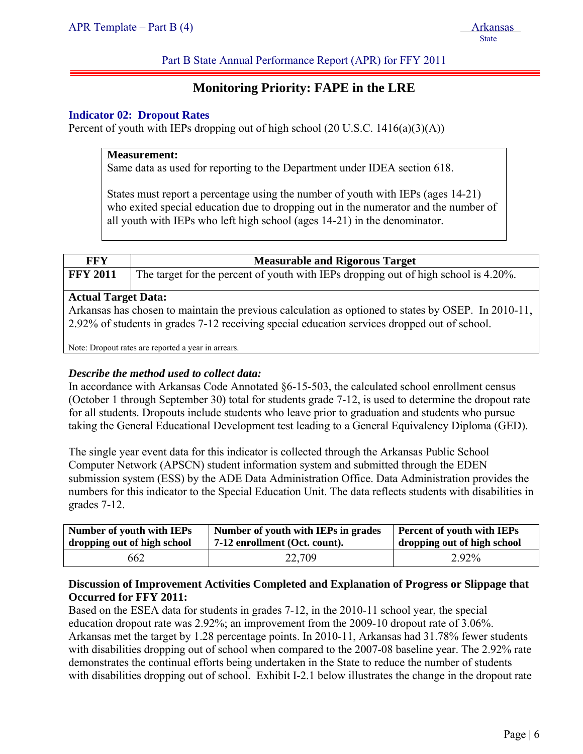## Monitoring Priority: FAPE in the LRE

### Indicator 02: Dropout Rates

Percent of youth with IEPs dropping out of high school (20 U.S.C. 1416(a)(3)(A))

**Measurement:**
Same data as used for reporting to the Department under IDEA section 618.

States must report a percentage using the number of youth with IEPs (ages 14-21) who exited special education due to dropping out in the numerator and the number of all youth with IEPs who left high school (ages 14-21) in the denominator.

| FFY | Measurable and Rigorous Target |
|---|---|
| **FFY 2011** | The target for the percent of youth with IEPs dropping out of high school is 4.20%. |

**Actual Target Data:**
Arkansas has chosen to maintain the previous calculation as optioned to states by OSEP. In 2010-11, 2.92% of students in grades 7-12 receiving special education services dropped out of school.

Note: Dropout rates are reported a year in arrears.

***Describe the method used to collect data:***
In accordance with Arkansas Code Annotated §6-15-503, the calculated school enrollment census (October 1 through September 30) total for students grade 7-12, is used to determine the dropout rate for all students. Dropouts include students who leave prior to graduation and students who pursue taking the General Educational Development test leading to a General Equivalency Diploma (GED).

The single year event data for this indicator is collected through the Arkansas Public School Computer Network (APSCN) student information system and submitted through the EDEN submission system (ESS) by the ADE Data Administration Office. Data Administration provides the numbers for this indicator to the Special Education Unit. The data reflects students with disabilities in grades 7-12.

| Number of youth with IEPs dropping out of high school | Number of youth with IEPs in grades 7-12 enrollment (Oct. count). | Percent of youth with IEPs dropping out of high school |
|---|---|---|
| 662 | 22,709 | 2.92% |

**Discussion of Improvement Activities Completed and Explanation of Progress or Slippage that Occurred for FFY 2011:**
Based on the ESEA data for students in grades 7-12, in the 2010-11 school year, the special education dropout rate was 2.92%; an improvement from the 2009-10 dropout rate of 3.06%. Arkansas met the target by 1.28 percentage points. In 2010-11, Arkansas had 31.78% fewer students with disabilities dropping out of school when compared to the 2007-08 baseline year. The 2.92% rate demonstrates the continual efforts being undertaken in the State to reduce the number of students with disabilities dropping out of school. Exhibit I-2.1 below illustrates the change in the dropout rate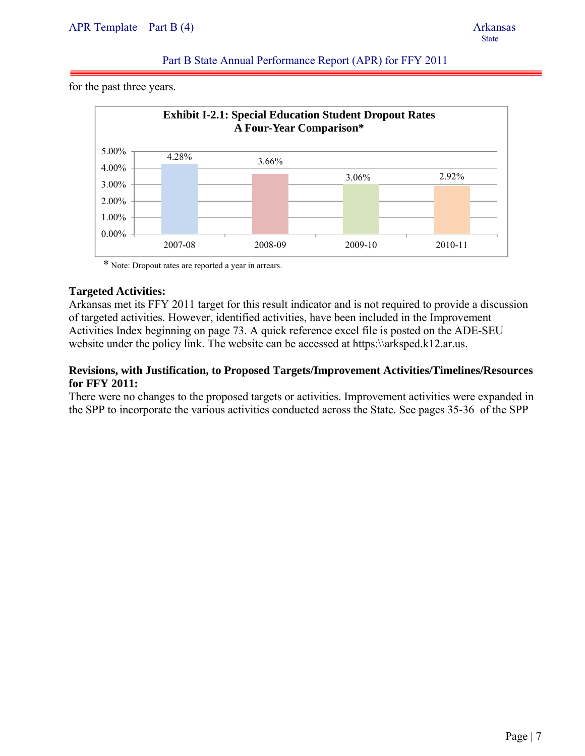for the past three years.

**Exhibit I-2.1: Special Education Student Dropout Rates**
**A Four-Year Comparison***

| Year | Dropout Rate |
|---|---|
| 2007-08 | 4.28% |
| 2008-09 | 3.66% |
| 2009-10 | 3.06% |
| 2010-11 | 2.92% |

\* Note: Dropout rates are reported a year in arrears.

**Targeted Activities:**
Arkansas met its FFY 2011 target for this result indicator and is not required to provide a discussion of targeted activities. However, identified activities, have been included in the Improvement Activities Index beginning on page 73. A quick reference excel file is posted on the ADE-SEU website under the policy link. The website can be accessed at https:\\arksped.k12.ar.us.

**Revisions, with Justification, to Proposed Targets/Improvement Activities/Timelines/Resources for FFY 2011:**
There were no changes to the proposed targets or activities. Improvement activities were expanded in the SPP to incorporate the various activities conducted across the State. See pages 35-36 of the SPP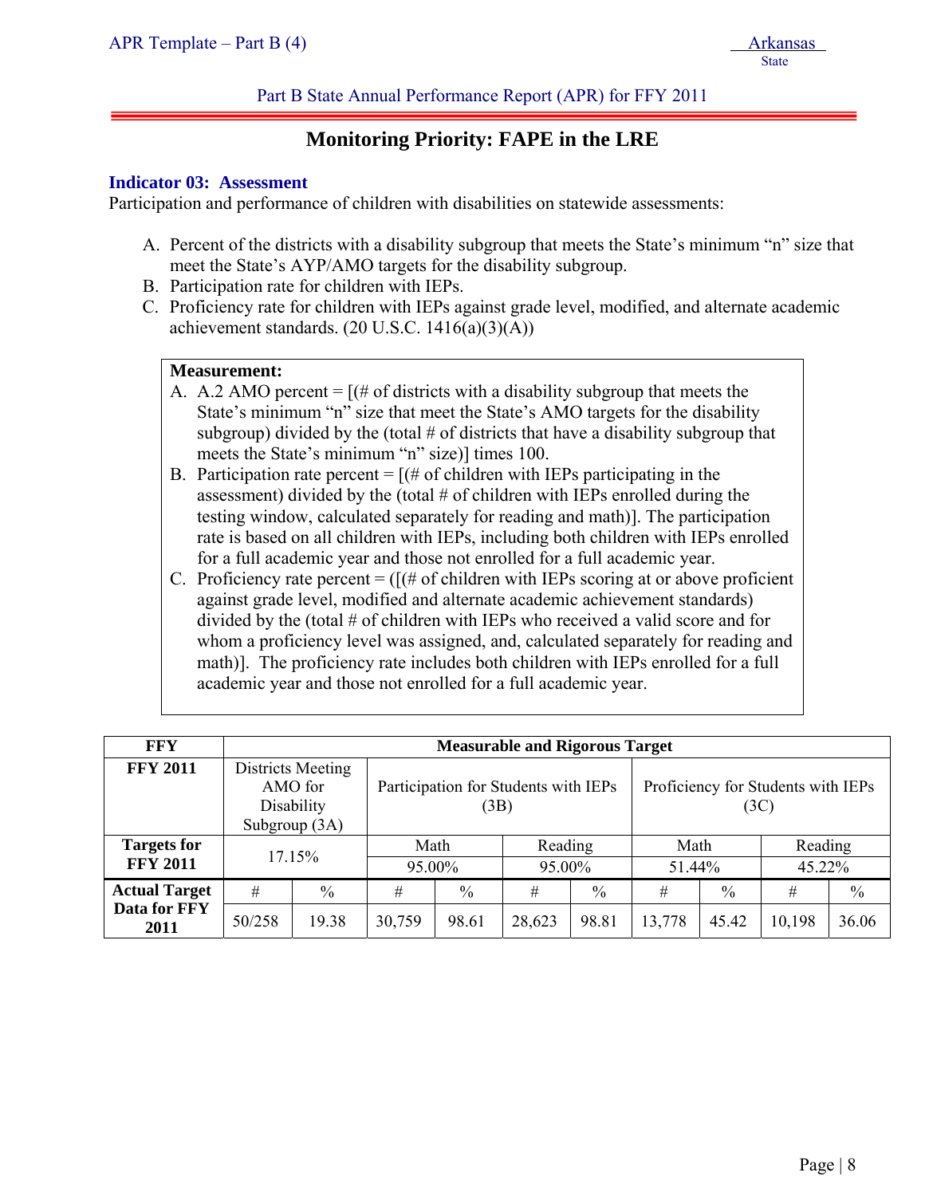Part B State Annual Performance Report (APR) for FFY 2011

## Monitoring Priority: FAPE in the LRE

### Indicator 03: Assessment

Participation and performance of children with disabilities on statewide assessments:

A. Percent of the districts with a disability subgroup that meets the State's minimum "n" size that meet the State's AYP/AMO targets for the disability subgroup.
B. Participation rate for children with IEPs.
C. Proficiency rate for children with IEPs against grade level, modified, and alternate academic achievement standards. (20 U.S.C. 1416(a)(3)(A))

**Measurement:**

A. A.2 AMO percent = [(# of districts with a disability subgroup that meets the State's minimum "n" size that meet the State's AMO targets for the disability subgroup) divided by the (total # of districts that have a disability subgroup that meets the State's minimum "n" size)] times 100.
B. Participation rate percent = [(# of children with IEPs participating in the assessment) divided by the (total # of children with IEPs enrolled during the testing window, calculated separately for reading and math)]. The participation rate is based on all children with IEPs, including both children with IEPs enrolled for a full academic year and those not enrolled for a full academic year.
C. Proficiency rate percent = ([(# of children with IEPs scoring at or above proficient against grade level, modified and alternate academic achievement standards) divided by the (total # of children with IEPs who received a valid score and for whom a proficiency level was assigned, and, calculated separately for reading and math)]. The proficiency rate includes both children with IEPs enrolled for a full academic year and those not enrolled for a full academic year.

| FFY | Measurable and Rigorous Target | | | | | | | | | |
|---|---|---|---|---|---|---|---|---|---|---|
| FFY 2011 | Districts Meeting AMO for Disability Subgroup (3A) | | Participation for Students with IEPs (3B) | | | | Proficiency for Students with IEPs (3C) | | | |
| Targets for FFY 2011 | 17.15% | | Math | | Reading | | Math | | Reading | |
| | | | 95.00% | | 95.00% | | 51.44% | | 45.22% | |
| Actual Target Data for FFY 2011 | # | % | # | % | # | % | # | % | # | % |
| | 50/258 | 19.38 | 30,759 | 98.61 | 28,623 | 98.81 | 13,778 | 45.42 | 10,198 | 36.06 |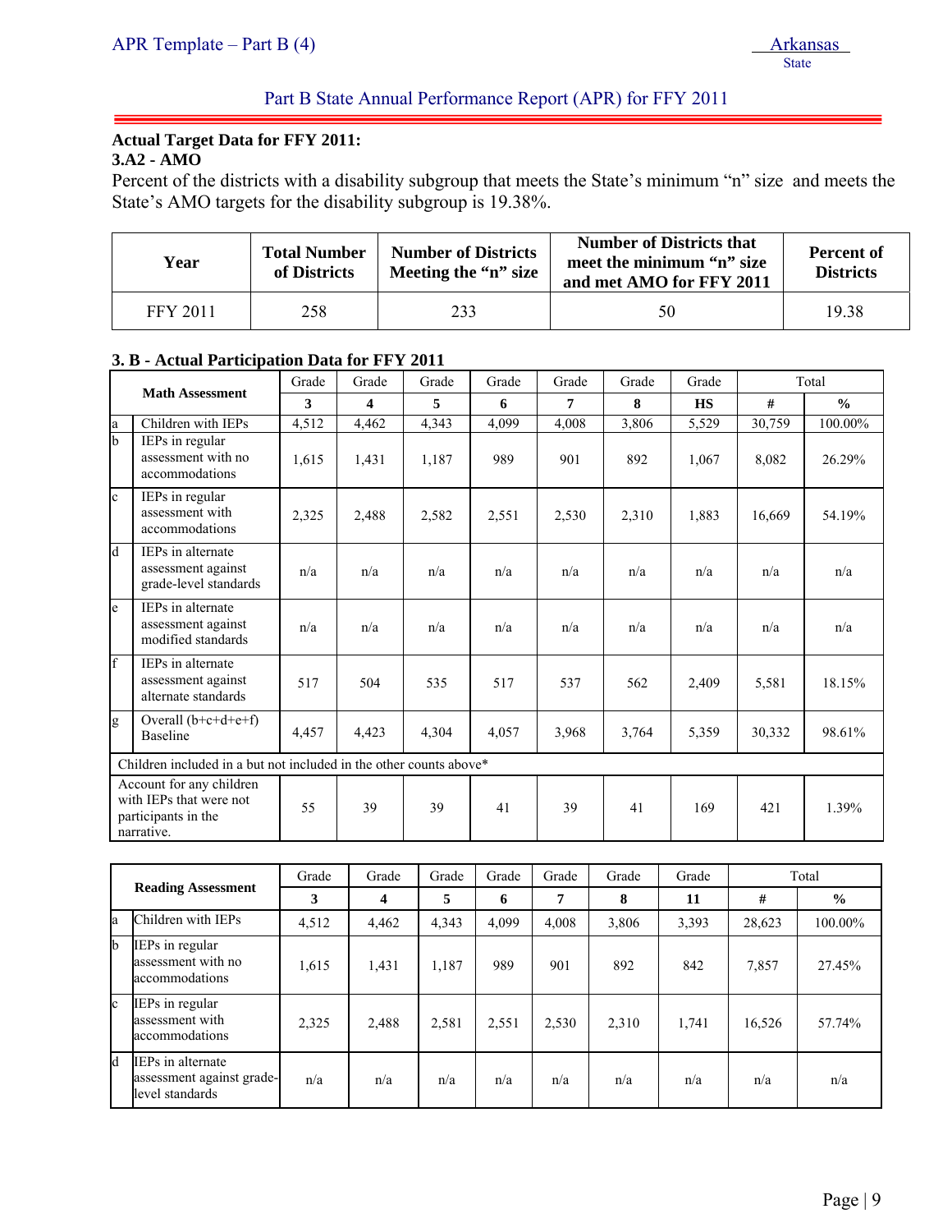**Actual Target Data for FFY 2011:**

**3.A2 - AMO**

Percent of the districts with a disability subgroup that meets the State's minimum "n" size and meets the State's AMO targets for the disability subgroup is 19.38%.

| Year | Total Number of Districts | Number of Districts Meeting the "n" size | Number of Districts that meet the minimum "n" size and met AMO for FFY 2011 | Percent of Districts |
|---|---|---|---|---|
| FFY 2011 | 258 | 233 | 50 | 19.38 |

**3. B - Actual Participation Data for FFY 2011**

| | Math Assessment | Grade 3 | Grade 4 | Grade 5 | Grade 6 | Grade 7 | Grade 8 | Grade HS | Total # | Total % |
|---|---|---|---|---|---|---|---|---|---|---|
| a | Children with IEPs | 4,512 | 4,462 | 4,343 | 4,099 | 4,008 | 3,806 | 5,529 | 30,759 | 100.00% |
| b | IEPs in regular assessment with no accommodations | 1,615 | 1,431 | 1,187 | 989 | 901 | 892 | 1,067 | 8,082 | 26.29% |
| c | IEPs in regular assessment with accommodations | 2,325 | 2,488 | 2,582 | 2,551 | 2,530 | 2,310 | 1,883 | 16,669 | 54.19% |
| d | IEPs in alternate assessment against grade-level standards | n/a | n/a | n/a | n/a | n/a | n/a | n/a | n/a | n/a |
| e | IEPs in alternate assessment against modified standards | n/a | n/a | n/a | n/a | n/a | n/a | n/a | n/a | n/a |
| f | IEPs in alternate assessment against alternate standards | 517 | 504 | 535 | 517 | 537 | 562 | 2,409 | 5,581 | 18.15% |
| g | Overall (b+c+d+e+f) Baseline | 4,457 | 4,423 | 4,304 | 4,057 | 3,968 | 3,764 | 5,359 | 30,332 | 98.61% |
| | Children included in a but not included in the other counts above* | | | | | | | | | |
| | Account for any children with IEPs that were not participants in the narrative. | 55 | 39 | 39 | 41 | 39 | 41 | 169 | 421 | 1.39% |

| | Reading Assessment | Grade 3 | Grade 4 | Grade 5 | Grade 6 | Grade 7 | Grade 8 | Grade 11 | Total # | Total % |
|---|---|---|---|---|---|---|---|---|---|---|
| a | Children with IEPs | 4,512 | 4,462 | 4,343 | 4,099 | 4,008 | 3,806 | 3,393 | 28,623 | 100.00% |
| b | IEPs in regular assessment with no accommodations | 1,615 | 1,431 | 1,187 | 989 | 901 | 892 | 842 | 7,857 | 27.45% |
| c | IEPs in regular assessment with accommodations | 2,325 | 2,488 | 2,581 | 2,551 | 2,530 | 2,310 | 1,741 | 16,526 | 57.74% |
| d | IEPs in alternate assessment against grade-level standards | n/a | n/a | n/a | n/a | n/a | n/a | n/a | n/a | n/a |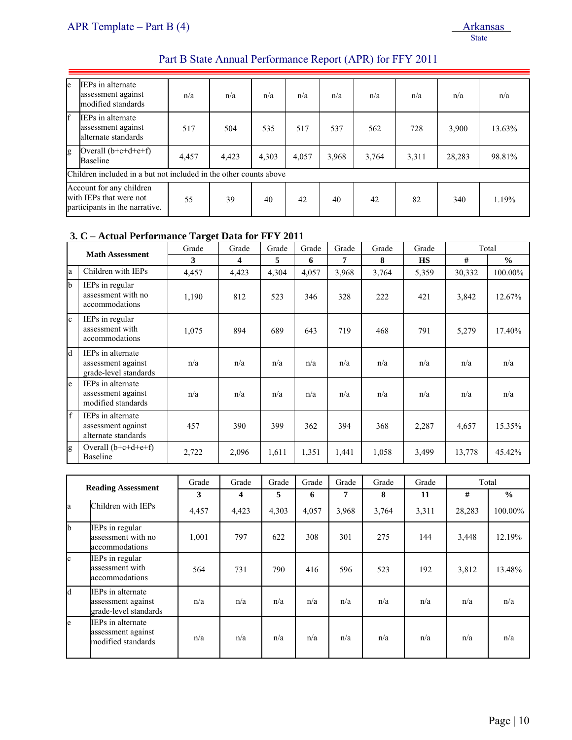| | | | | | | | | | | |
|---|---|---|---|---|---|---|---|---|---|---|
| e | IEPs in alternate assessment against modified standards | n/a | n/a | n/a | n/a | n/a | n/a | n/a | n/a | n/a |
| f | IEPs in alternate assessment against alternate standards | 517 | 504 | 535 | 517 | 537 | 562 | 728 | 3,900 | 13.63% |
| g | Overall (b+c+d+e+f) Baseline | 4,457 | 4,423 | 4,303 | 4,057 | 3,968 | 3,764 | 3,311 | 28,283 | 98.81% |
| Children included in a but not included in the other counts above | | | | | | | | | | |
| Account for any children with IEPs that were not participants in the narrative. | | 55 | 39 | 40 | 42 | 40 | 42 | 82 | 340 | 1.19% |

### 3. C – Actual Performance Target Data for FFY 2011

| Math Assessment | | Grade 3 | Grade 4 | Grade 5 | Grade 6 | Grade 7 | Grade 8 | Grade HS | Total # | Total % |
|---|---|---|---|---|---|---|---|---|---|---|
| a | Children with IEPs | 4,457 | 4,423 | 4,304 | 4,057 | 3,968 | 3,764 | 5,359 | 30,332 | 100.00% |
| b | IEPs in regular assessment with no accommodations | 1,190 | 812 | 523 | 346 | 328 | 222 | 421 | 3,842 | 12.67% |
| c | IEPs in regular assessment with accommodations | 1,075 | 894 | 689 | 643 | 719 | 468 | 791 | 5,279 | 17.40% |
| d | IEPs in alternate assessment against grade-level standards | n/a | n/a | n/a | n/a | n/a | n/a | n/a | n/a | n/a |
| e | IEPs in alternate assessment against modified standards | n/a | n/a | n/a | n/a | n/a | n/a | n/a | n/a | n/a |
| f | IEPs in alternate assessment against alternate standards | 457 | 390 | 399 | 362 | 394 | 368 | 2,287 | 4,657 | 15.35% |
| g | Overall (b+c+d+e+f) Baseline | 2,722 | 2,096 | 1,611 | 1,351 | 1,441 | 1,058 | 3,499 | 13,778 | 45.42% |

| Reading Assessment | | Grade 3 | Grade 4 | Grade 5 | Grade 6 | Grade 7 | Grade 8 | Grade 11 | Total # | Total % |
|---|---|---|---|---|---|---|---|---|---|---|
| a | Children with IEPs | 4,457 | 4,423 | 4,303 | 4,057 | 3,968 | 3,764 | 3,311 | 28,283 | 100.00% |
| b | IEPs in regular assessment with no accommodations | 1,001 | 797 | 622 | 308 | 301 | 275 | 144 | 3,448 | 12.19% |
| c | IEPs in regular assessment with accommodations | 564 | 731 | 790 | 416 | 596 | 523 | 192 | 3,812 | 13.48% |
| d | IEPs in alternate assessment against grade-level standards | n/a | n/a | n/a | n/a | n/a | n/a | n/a | n/a | n/a |
| e | IEPs in alternate assessment against modified standards | n/a | n/a | n/a | n/a | n/a | n/a | n/a | n/a | n/a |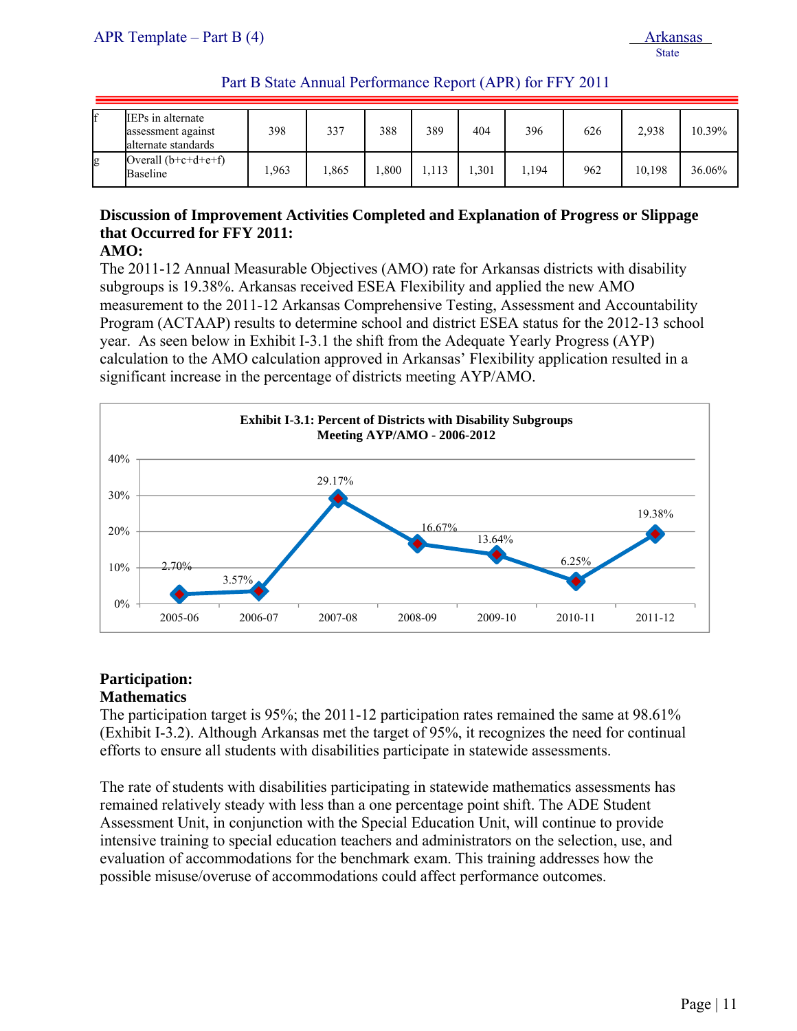| | | | | | | | | | | |
|---|---|---|---|---|---|---|---|---|---|---|
| f | IEPs in alternate assessment against alternate standards | 398 | 337 | 388 | 389 | 404 | 396 | 626 | 2,938 | 10.39% |
| g | Overall (b+c+d+e+f) Baseline | 1,963 | 1,865 | 1,800 | 1,113 | 1,301 | 1,194 | 962 | 10,198 | 36.06% |

**Discussion of Improvement Activities Completed and Explanation of Progress or Slippage that Occurred for FFY 2011:**

**AMO:**

The 2011-12 Annual Measurable Objectives (AMO) rate for Arkansas districts with disability subgroups is 19.38%. Arkansas received ESEA Flexibility and applied the new AMO measurement to the 2011-12 Arkansas Comprehensive Testing, Assessment and Accountability Program (ACTAAP) results to determine school and district ESEA status for the 2012-13 school year. As seen below in Exhibit I-3.1 the shift from the Adequate Yearly Progress (AYP) calculation to the AMO calculation approved in Arkansas' Flexibility application resulted in a significant increase in the percentage of districts meeting AYP/AMO.

**Exhibit I-3.1: Percent of Districts with Disability Subgroups Meeting AYP/AMO - 2006-2012**

| 2005-06 | 2006-07 | 2007-08 | 2008-09 | 2009-10 | 2010-11 | 2011-12 |
|---|---|---|---|---|---|---|
| 2.70% | 3.57% | 29.17% | 16.67% | 13.64% | 6.25% | 19.38% |

**Participation:**

**Mathematics**

The participation target is 95%; the 2011-12 participation rates remained the same at 98.61% (Exhibit I-3.2). Although Arkansas met the target of 95%, it recognizes the need for continual efforts to ensure all students with disabilities participate in statewide assessments.

The rate of students with disabilities participating in statewide mathematics assessments has remained relatively steady with less than a one percentage point shift. The ADE Student Assessment Unit, in conjunction with the Special Education Unit, will continue to provide intensive training to special education teachers and administrators on the selection, use, and evaluation of accommodations for the benchmark exam. This training addresses how the possible misuse/overuse of accommodations could affect performance outcomes.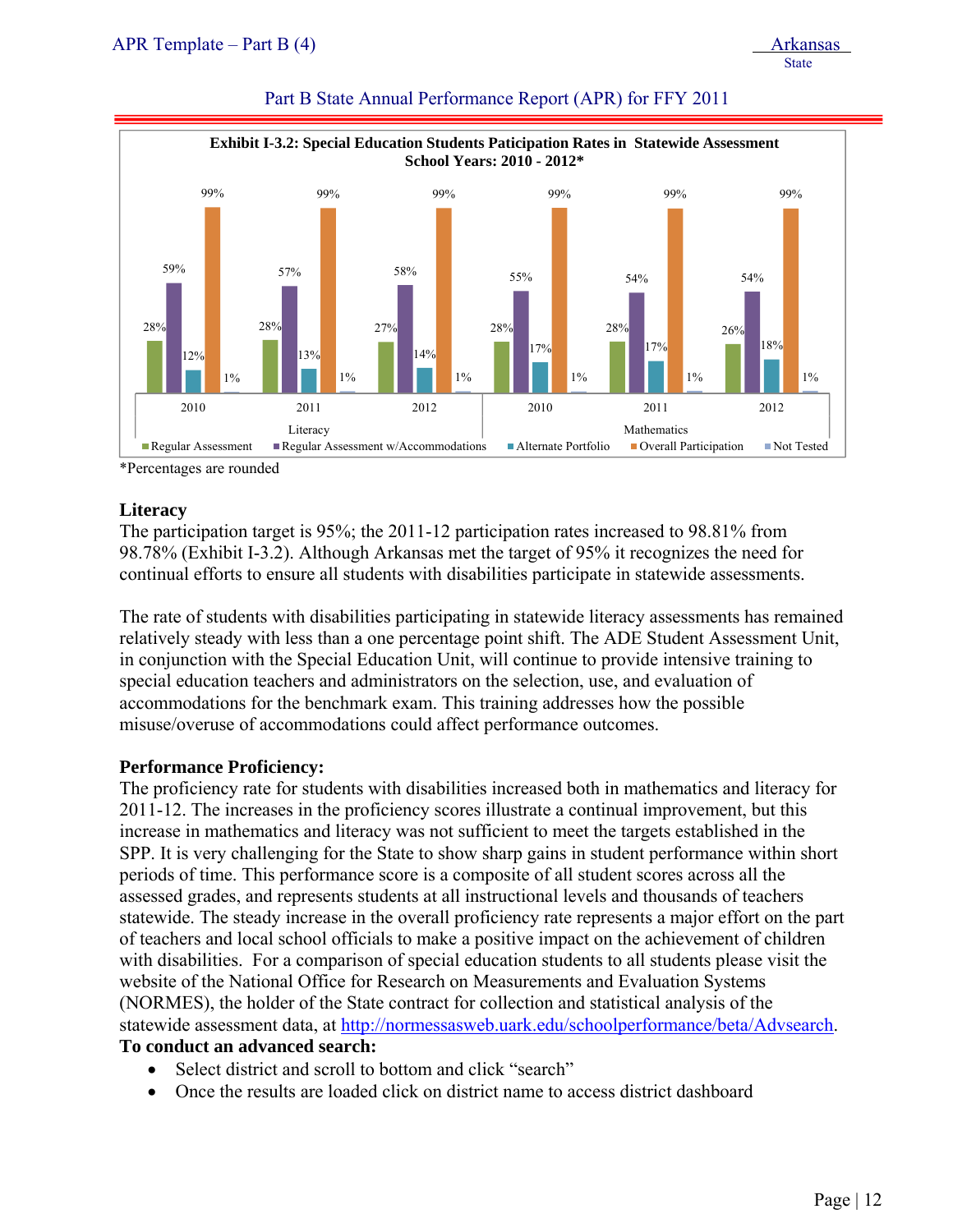Part B State Annual Performance Report (APR) for FFY 2011

**Exhibit I-3.2: Special Education Students Paticipation Rates in Statewide Assessment School Years: 2010 - 2012***

| Subject | Year | Regular Assessment | Regular Assessment w/Accommodations | Alternate Portfolio | Overall Participation | Not Tested |
|---|---|---|---|---|---|---|
| Literacy | 2010 | 28% | 59% | 12% | 99% | 1% |
| Literacy | 2011 | 28% | 57% | 13% | 99% | 1% |
| Literacy | 2012 | 27% | 58% | 14% | 99% | 1% |
| Mathematics | 2010 | 28% | 55% | 17% | 99% | 1% |
| Mathematics | 2011 | 28% | 54% | 17% | 99% | 1% |
| Mathematics | 2012 | 26% | 54% | 18% | 99% | 1% |

*Percentages are rounded

**Literacy**

The participation target is 95%; the 2011-12 participation rates increased to 98.81% from 98.78% (Exhibit I-3.2). Although Arkansas met the target of 95% it recognizes the need for continual efforts to ensure all students with disabilities participate in statewide assessments.

The rate of students with disabilities participating in statewide literacy assessments has remained relatively steady with less than a one percentage point shift. The ADE Student Assessment Unit, in conjunction with the Special Education Unit, will continue to provide intensive training to special education teachers and administrators on the selection, use, and evaluation of accommodations for the benchmark exam. This training addresses how the possible misuse/overuse of accommodations could affect performance outcomes.

**Performance Proficiency:**

The proficiency rate for students with disabilities increased both in mathematics and literacy for 2011-12. The increases in the proficiency scores illustrate a continual improvement, but this increase in mathematics and literacy was not sufficient to meet the targets established in the SPP. It is very challenging for the State to show sharp gains in student performance within short periods of time. This performance score is a composite of all student scores across all the assessed grades, and represents students at all instructional levels and thousands of teachers statewide. The steady increase in the overall proficiency rate represents a major effort on the part of teachers and local school officials to make a positive impact on the achievement of children with disabilities. For a comparison of special education students to all students please visit the website of the National Office for Research on Measurements and Evaluation Systems (NORMES), the holder of the State contract for collection and statistical analysis of the statewide assessment data, at http://normessasweb.uark.edu/schoolperformance/beta/Advsearch.

**To conduct an advanced search:**

- Select district and scroll to bottom and click "search"
- Once the results are loaded click on district name to access district dashboard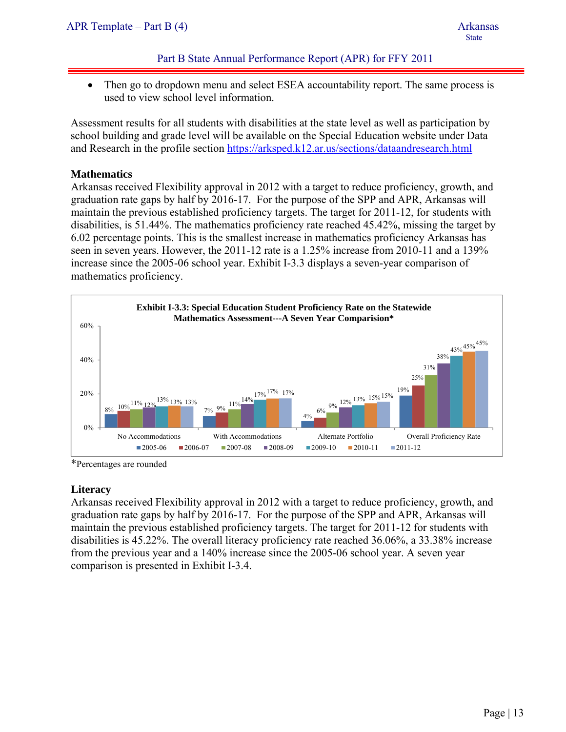- Then go to dropdown menu and select ESEA accountability report. The same process is used to view school level information.

Assessment results for all students with disabilities at the state level as well as participation by school building and grade level will be available on the Special Education website under Data and Research in the profile section https://arksped.k12.ar.us/sections/dataandresearch.html

### Mathematics

Arkansas received Flexibility approval in 2012 with a target to reduce proficiency, growth, and graduation rate gaps by half by 2016-17. For the purpose of the SPP and APR, Arkansas will maintain the previous established proficiency targets. The target for 2011-12, for students with disabilities, is 51.44%. The mathematics proficiency rate reached 45.42%, missing the target by 6.02 percentage points. This is the smallest increase in mathematics proficiency Arkansas has seen in seven years. However, the 2011-12 rate is a 1.25% increase from 2010-11 and a 139% increase since the 2005-06 school year. Exhibit I-3.3 displays a seven-year comparison of mathematics proficiency.

**Exhibit I-3.3: Special Education Student Proficiency Rate on the Statewide Mathematics Assessment---A Seven Year Comparision***

| | 2005-06 | 2006-07 | 2007-08 | 2008-09 | 2009-10 | 2010-11 | 2011-12 |
|---|---|---|---|---|---|---|---|
| No Accommodations | 8% | 10% | 11% | 12% | 13% | 13% | 13% |
| With Accommodations | 7% | 9% | 11% | 14% | 17% | 17% | 17% |
| Alternate Portfolio | 4% | 6% | 9% | 12% | 13% | 15% | 15% |
| Overall Proficiency Rate | 19% | 25% | 31% | 38% | 43% | 45% | 45% |

*Percentages are rounded

### Literacy

Arkansas received Flexibility approval in 2012 with a target to reduce proficiency, growth, and graduation rate gaps by half by 2016-17. For the purpose of the SPP and APR, Arkansas will maintain the previous established proficiency targets. The target for 2011-12 for students with disabilities is 45.22%. The overall literacy proficiency rate reached 36.06%, a 33.38% increase from the previous year and a 140% increase since the 2005-06 school year. A seven year comparison is presented in Exhibit I-3.4.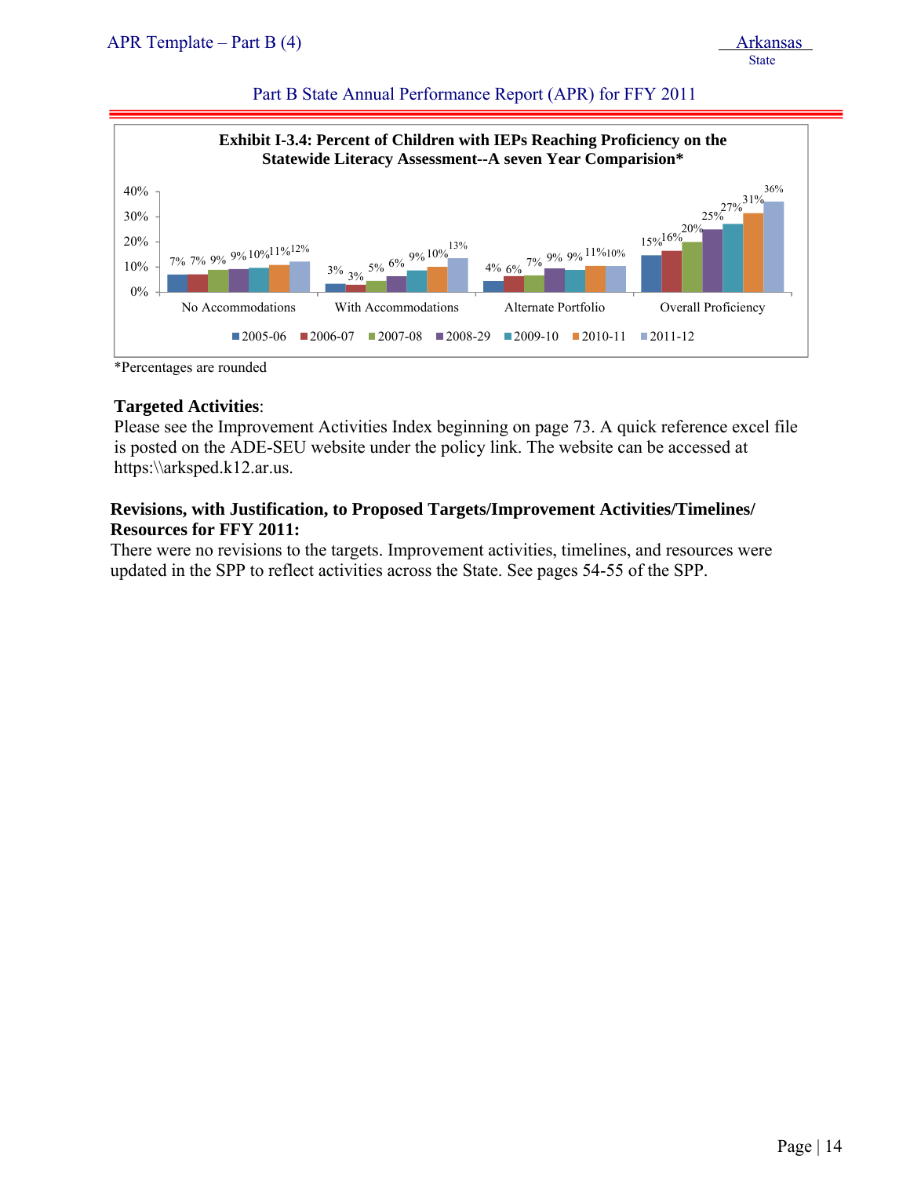**Exhibit I-3.4: Percent of Children with IEPs Reaching Proficiency on the Statewide Literacy Assessment--A seven Year Comparision***

| | 2005-06 | 2006-07 | 2007-08 | 2008-29 | 2009-10 | 2010-11 | 2011-12 |
|---|---|---|---|---|---|---|---|
| No Accommodations | 7% | 7% | 9% | 9% | 10% | 11% | 12% |
| With Accommodations | 3% | 3% | 5% | 6% | 9% | 10% | 13% |
| Alternate Portfolio | 4% | 6% | 7% | 9% | 9% | 11% | 10% |
| Overall Proficiency | 15% | 16% | 20% | 25% | 27% | 31% | 36% |

*Percentages are rounded

**Targeted Activities**:

Please see the Improvement Activities Index beginning on page 73. A quick reference excel file is posted on the ADE-SEU website under the policy link. The website can be accessed at https:\\arksped.k12.ar.us.

**Revisions, with Justification, to Proposed Targets/Improvement Activities/Timelines/ Resources for FFY 2011:**

There were no revisions to the targets. Improvement activities, timelines, and resources were updated in the SPP to reflect activities across the State. See pages 54-55 of the SPP.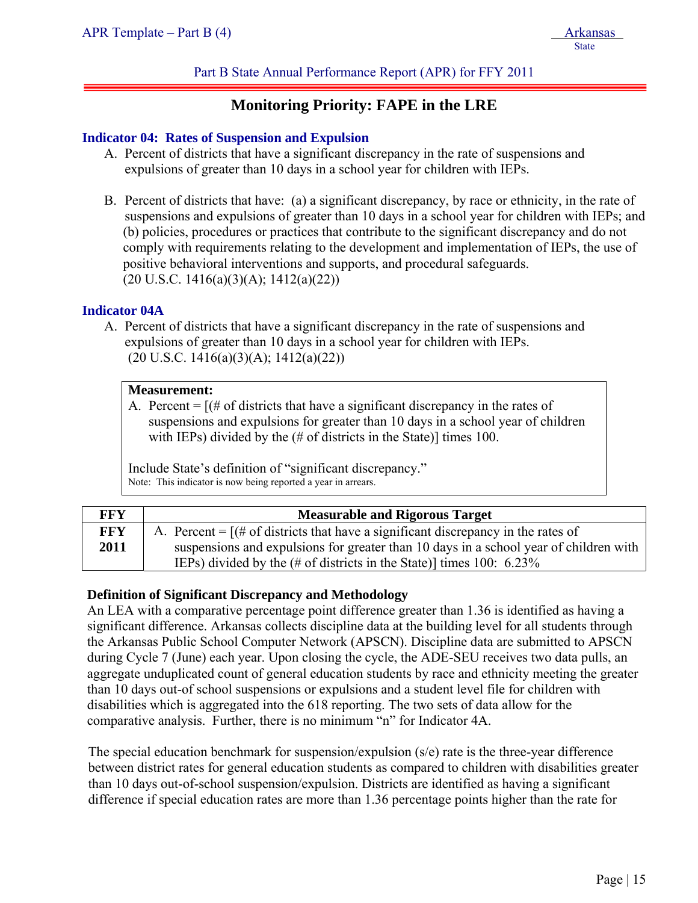## Monitoring Priority: FAPE in the LRE

### Indicator 04: Rates of Suspension and Expulsion

A. Percent of districts that have a significant discrepancy in the rate of suspensions and expulsions of greater than 10 days in a school year for children with IEPs.

B. Percent of districts that have: (a) a significant discrepancy, by race or ethnicity, in the rate of suspensions and expulsions of greater than 10 days in a school year for children with IEPs; and (b) policies, procedures or practices that contribute to the significant discrepancy and do not comply with requirements relating to the development and implementation of IEPs, the use of positive behavioral interventions and supports, and procedural safeguards.
(20 U.S.C. 1416(a)(3)(A); 1412(a)(22))

### Indicator 04A

A. Percent of districts that have a significant discrepancy in the rate of suspensions and expulsions of greater than 10 days in a school year for children with IEPs.
(20 U.S.C. 1416(a)(3)(A); 1412(a)(22))

**Measurement:**

A. Percent = [(# of districts that have a significant discrepancy in the rates of suspensions and expulsions for greater than 10 days in a school year of children with IEPs) divided by the (# of districts in the State)] times 100.

Include State's definition of "significant discrepancy."

Note: This indicator is now being reported a year in arrears.

| FFY | Measurable and Rigorous Target |
|---|---|
| **FFY 2011** | A. Percent = [(# of districts that have a significant discrepancy in the rates of suspensions and expulsions for greater than 10 days in a school year of children with IEPs) divided by the (# of districts in the State)] times 100: 6.23% |

**Definition of Significant Discrepancy and Methodology**

An LEA with a comparative percentage point difference greater than 1.36 is identified as having a significant difference. Arkansas collects discipline data at the building level for all students through the Arkansas Public School Computer Network (APSCN). Discipline data are submitted to APSCN during Cycle 7 (June) each year. Upon closing the cycle, the ADE-SEU receives two data pulls, an aggregate unduplicated count of general education students by race and ethnicity meeting the greater than 10 days out-of school suspensions or expulsions and a student level file for children with disabilities which is aggregated into the 618 reporting. The two sets of data allow for the comparative analysis. Further, there is no minimum "n" for Indicator 4A.

The special education benchmark for suspension/expulsion (s/e) rate is the three-year difference between district rates for general education students as compared to children with disabilities greater than 10 days out-of-school suspension/expulsion. Districts are identified as having a significant difference if special education rates are more than 1.36 percentage points higher than the rate for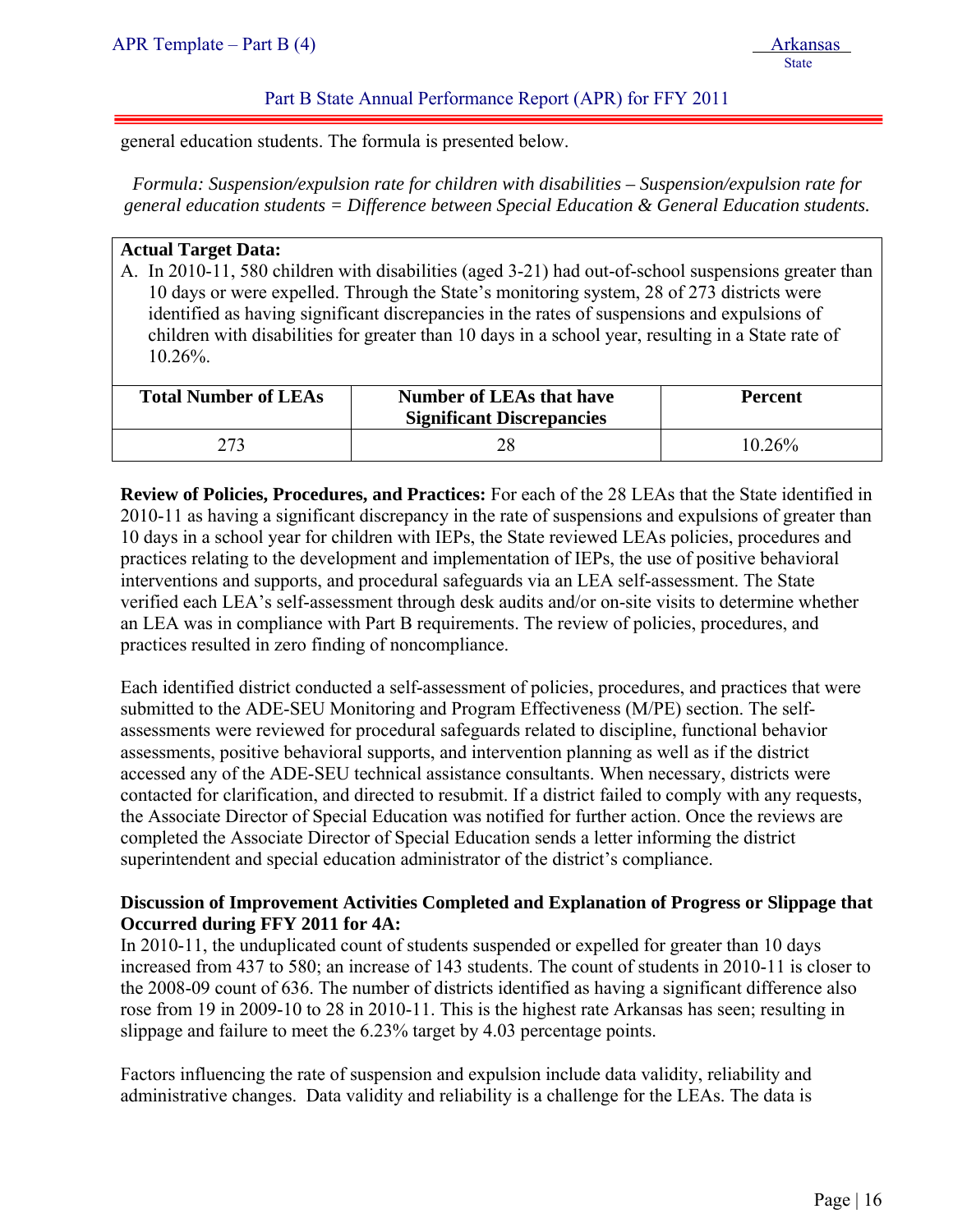general education students. The formula is presented below.

*Formula: Suspension/expulsion rate for children with disabilities – Suspension/expulsion rate for general education students = Difference between Special Education & General Education students.*

**Actual Target Data:**

A. In 2010-11, 580 children with disabilities (aged 3-21) had out-of-school suspensions greater than 10 days or were expelled. Through the State's monitoring system, 28 of 273 districts were identified as having significant discrepancies in the rates of suspensions and expulsions of children with disabilities for greater than 10 days in a school year, resulting in a State rate of 10.26%.

| Total Number of LEAs | Number of LEAs that have Significant Discrepancies | Percent |
|---|---|---|
| 273 | 28 | 10.26% |

**Review of Policies, Procedures, and Practices:** For each of the 28 LEAs that the State identified in 2010-11 as having a significant discrepancy in the rate of suspensions and expulsions of greater than 10 days in a school year for children with IEPs, the State reviewed LEAs policies, procedures and practices relating to the development and implementation of IEPs, the use of positive behavioral interventions and supports, and procedural safeguards via an LEA self-assessment. The State verified each LEA's self-assessment through desk audits and/or on-site visits to determine whether an LEA was in compliance with Part B requirements. The review of policies, procedures, and practices resulted in zero finding of noncompliance.

Each identified district conducted a self-assessment of policies, procedures, and practices that were submitted to the ADE-SEU Monitoring and Program Effectiveness (M/PE) section. The self-assessments were reviewed for procedural safeguards related to discipline, functional behavior assessments, positive behavioral supports, and intervention planning as well as if the district accessed any of the ADE-SEU technical assistance consultants. When necessary, districts were contacted for clarification, and directed to resubmit. If a district failed to comply with any requests, the Associate Director of Special Education was notified for further action. Once the reviews are completed the Associate Director of Special Education sends a letter informing the district superintendent and special education administrator of the district's compliance.

**Discussion of Improvement Activities Completed and Explanation of Progress or Slippage that Occurred during FFY 2011 for 4A:**

In 2010-11, the unduplicated count of students suspended or expelled for greater than 10 days increased from 437 to 580; an increase of 143 students. The count of students in 2010-11 is closer to the 2008-09 count of 636. The number of districts identified as having a significant difference also rose from 19 in 2009-10 to 28 in 2010-11. This is the highest rate Arkansas has seen; resulting in slippage and failure to meet the 6.23% target by 4.03 percentage points.

Factors influencing the rate of suspension and expulsion include data validity, reliability and administrative changes. Data validity and reliability is a challenge for the LEAs. The data is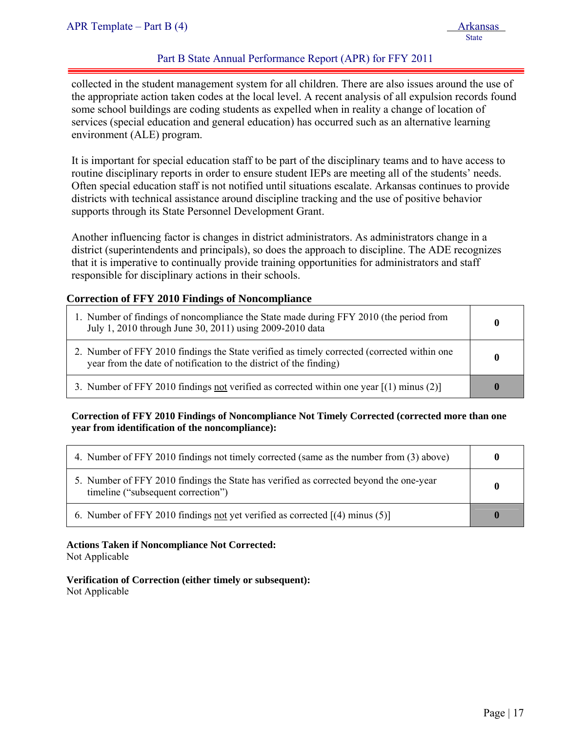collected in the student management system for all children. There are also issues around the use of the appropriate action taken codes at the local level. A recent analysis of all expulsion records found some school buildings are coding students as expelled when in reality a change of location of services (special education and general education) has occurred such as an alternative learning environment (ALE) program.

It is important for special education staff to be part of the disciplinary teams and to have access to routine disciplinary reports in order to ensure student IEPs are meeting all of the students' needs. Often special education staff is not notified until situations escalate. Arkansas continues to provide districts with technical assistance around discipline tracking and the use of positive behavior supports through its State Personnel Development Grant.

Another influencing factor is changes in district administrators. As administrators change in a district (superintendents and principals), so does the approach to discipline. The ADE recognizes that it is imperative to continually provide training opportunities for administrators and staff responsible for disciplinary actions in their schools.

### Correction of FFY 2010 Findings of Noncompliance

| | |
|---|---|
| 1. Number of findings of noncompliance the State made during FFY 2010 (the period from July 1, 2010 through June 30, 2011) using 2009-2010 data | **0** |
| 2. Number of FFY 2010 findings the State verified as timely corrected (corrected within one year from the date of notification to the district of the finding) | **0** |
| 3. Number of FFY 2010 findings not verified as corrected within one year [(1) minus (2)] | **0** |

**Correction of FFY 2010 Findings of Noncompliance Not Timely Corrected (corrected more than one year from identification of the noncompliance):**

| | |
|---|---|
| 4. Number of FFY 2010 findings not timely corrected (same as the number from (3) above) | **0** |
| 5. Number of FFY 2010 findings the State has verified as corrected beyond the one-year timeline ("subsequent correction") | **0** |
| 6. Number of FFY 2010 findings not yet verified as corrected [(4) minus (5)] | **0** |

**Actions Taken if Noncompliance Not Corrected:**
Not Applicable

**Verification of Correction (either timely or subsequent):**
Not Applicable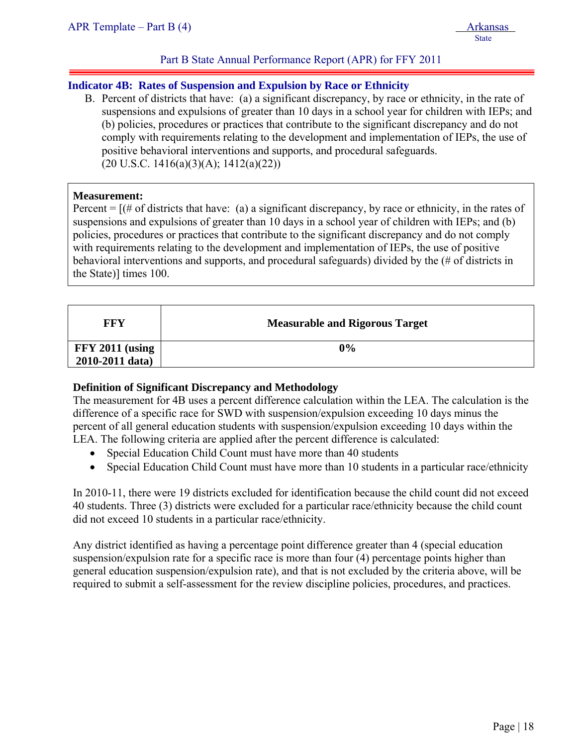Part B State Annual Performance Report (APR) for FFY 2011

## Indicator 4B: Rates of Suspension and Expulsion by Race or Ethnicity

B. Percent of districts that have: (a) a significant discrepancy, by race or ethnicity, in the rate of suspensions and expulsions of greater than 10 days in a school year for children with IEPs; and (b) policies, procedures or practices that contribute to the significant discrepancy and do not comply with requirements relating to the development and implementation of IEPs, the use of positive behavioral interventions and supports, and procedural safeguards.
(20 U.S.C. 1416(a)(3)(A); 1412(a)(22))

**Measurement:**
Percent = [(# of districts that have: (a) a significant discrepancy, by race or ethnicity, in the rates of suspensions and expulsions of greater than 10 days in a school year of children with IEPs; and (b) policies, procedures or practices that contribute to the significant discrepancy and do not comply with requirements relating to the development and implementation of IEPs, the use of positive behavioral interventions and supports, and procedural safeguards) divided by the (# of districts in the State)] times 100.

| FFY | Measurable and Rigorous Target |
|---|---|
| **FFY 2011 (using 2010-2011 data)** | **0%** |

**Definition of Significant Discrepancy and Methodology**
The measurement for 4B uses a percent difference calculation within the LEA. The calculation is the difference of a specific race for SWD with suspension/expulsion exceeding 10 days minus the percent of all general education students with suspension/expulsion exceeding 10 days within the LEA. The following criteria are applied after the percent difference is calculated:

- Special Education Child Count must have more than 40 students
- Special Education Child Count must have more than 10 students in a particular race/ethnicity

In 2010-11, there were 19 districts excluded for identification because the child count did not exceed 40 students. Three (3) districts were excluded for a particular race/ethnicity because the child count did not exceed 10 students in a particular race/ethnicity.

Any district identified as having a percentage point difference greater than 4 (special education suspension/expulsion rate for a specific race is more than four (4) percentage points higher than general education suspension/expulsion rate), and that is not excluded by the criteria above, will be required to submit a self-assessment for the review discipline policies, procedures, and practices.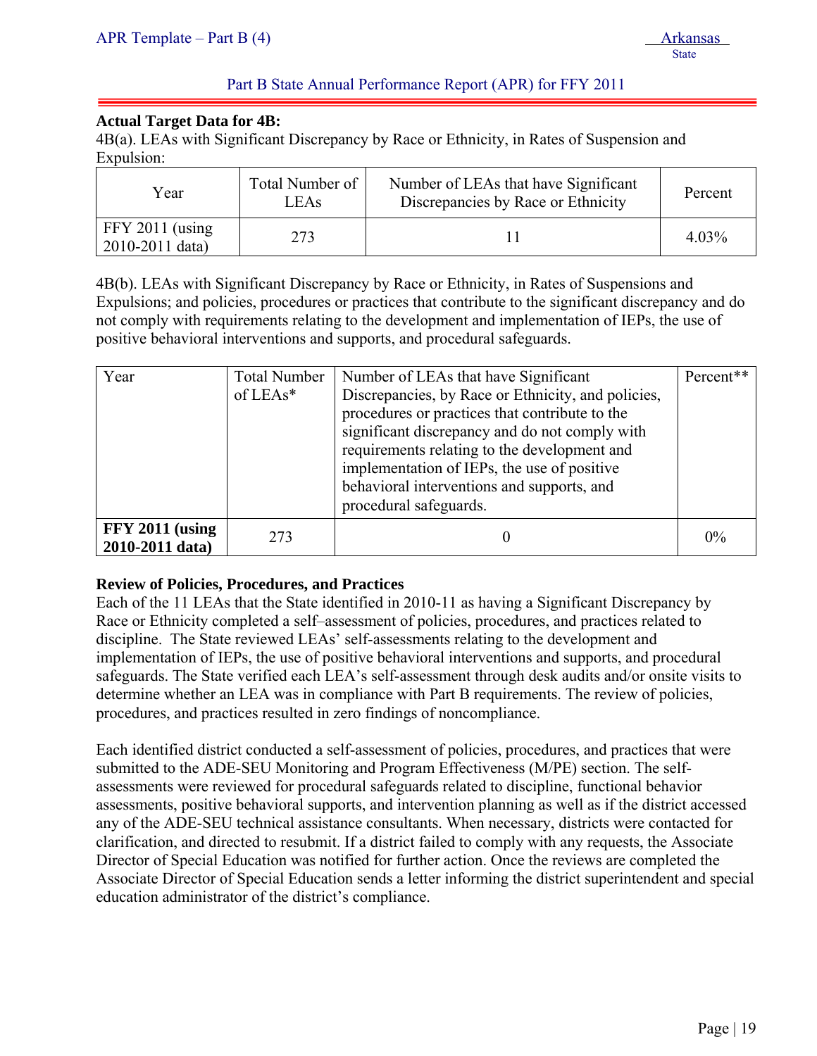**Actual Target Data for 4B:**

4B(a). LEAs with Significant Discrepancy by Race or Ethnicity, in Rates of Suspension and Expulsion:

| Year | Total Number of LEAs | Number of LEAs that have Significant Discrepancies by Race or Ethnicity | Percent |
|---|---|---|---|
| FFY 2011 (using 2010-2011 data) | 273 | 11 | 4.03% |

4B(b). LEAs with Significant Discrepancy by Race or Ethnicity, in Rates of Suspensions and Expulsions; and policies, procedures or practices that contribute to the significant discrepancy and do not comply with requirements relating to the development and implementation of IEPs, the use of positive behavioral interventions and supports, and procedural safeguards.

| Year | Total Number of LEAs* | Number of LEAs that have Significant Discrepancies, by Race or Ethnicity, and policies, procedures or practices that contribute to the significant discrepancy and do not comply with requirements relating to the development and implementation of IEPs, the use of positive behavioral interventions and supports, and procedural safeguards. | Percent** |
|---|---|---|---|
| **FFY 2011 (using 2010-2011 data)** | 273 | 0 | 0% |

**Review of Policies, Procedures, and Practices**

Each of the 11 LEAs that the State identified in 2010-11 as having a Significant Discrepancy by Race or Ethnicity completed a self–assessment of policies, procedures, and practices related to discipline. The State reviewed LEAs' self-assessments relating to the development and implementation of IEPs, the use of positive behavioral interventions and supports, and procedural safeguards. The State verified each LEA's self-assessment through desk audits and/or onsite visits to determine whether an LEA was in compliance with Part B requirements. The review of policies, procedures, and practices resulted in zero findings of noncompliance.

Each identified district conducted a self-assessment of policies, procedures, and practices that were submitted to the ADE-SEU Monitoring and Program Effectiveness (M/PE) section. The self-assessments were reviewed for procedural safeguards related to discipline, functional behavior assessments, positive behavioral supports, and intervention planning as well as if the district accessed any of the ADE-SEU technical assistance consultants. When necessary, districts were contacted for clarification, and directed to resubmit. If a district failed to comply with any requests, the Associate Director of Special Education was notified for further action. Once the reviews are completed the Associate Director of Special Education sends a letter informing the district superintendent and special education administrator of the district's compliance.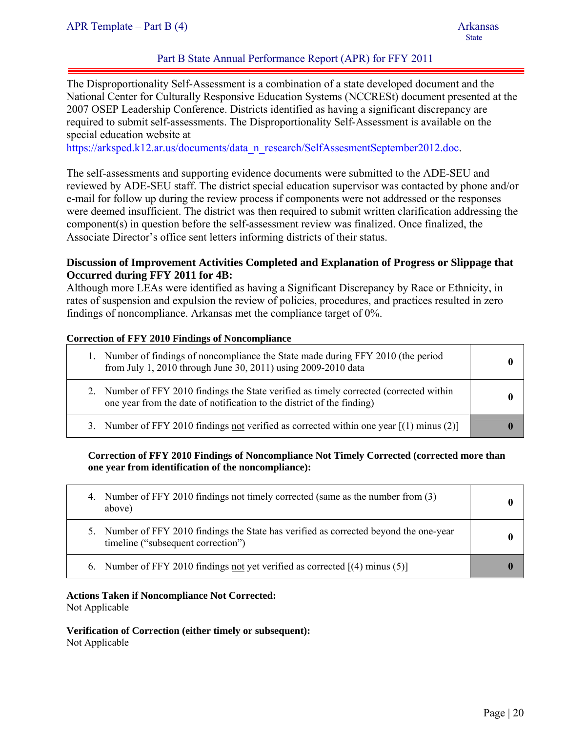The Disproportionality Self-Assessment is a combination of a state developed document and the National Center for Culturally Responsive Education Systems (NCCRESt) document presented at the 2007 OSEP Leadership Conference. Districts identified as having a significant discrepancy are required to submit self-assessments. The Disproportionality Self-Assessment is available on the special education website at https://arksped.k12.ar.us/documents/data_n_research/SelfAssesmentSeptember2012.doc.

The self-assessments and supporting evidence documents were submitted to the ADE-SEU and reviewed by ADE-SEU staff. The district special education supervisor was contacted by phone and/or e-mail for follow up during the review process if components were not addressed or the responses were deemed insufficient. The district was then required to submit written clarification addressing the component(s) in question before the self-assessment review was finalized. Once finalized, the Associate Director's office sent letters informing districts of their status.

**Discussion of Improvement Activities Completed and Explanation of Progress or Slippage that Occurred during FFY 2011 for 4B:**

Although more LEAs were identified as having a Significant Discrepancy by Race or Ethnicity, in rates of suspension and expulsion the review of policies, procedures, and practices resulted in zero findings of noncompliance. Arkansas met the compliance target of 0%.

**Correction of FFY 2010 Findings of Noncompliance**

| | |
|---|---|
| 1. Number of findings of noncompliance the State made during FFY 2010 (the period from July 1, 2010 through June 30, 2011) using 2009-2010 data | **0** |
| 2. Number of FFY 2010 findings the State verified as timely corrected (corrected within one year from the date of notification to the district of the finding) | **0** |
| 3. Number of FFY 2010 findings not verified as corrected within one year [(1) minus (2)] | **0** |

**Correction of FFY 2010 Findings of Noncompliance Not Timely Corrected (corrected more than one year from identification of the noncompliance):**

| | |
|---|---|
| 4. Number of FFY 2010 findings not timely corrected (same as the number from (3) above) | **0** |
| 5. Number of FFY 2010 findings the State has verified as corrected beyond the one-year timeline ("subsequent correction") | **0** |
| 6. Number of FFY 2010 findings not yet verified as corrected [(4) minus (5)] | **0** |

**Actions Taken if Noncompliance Not Corrected:**

Not Applicable

**Verification of Correction (either timely or subsequent):**

Not Applicable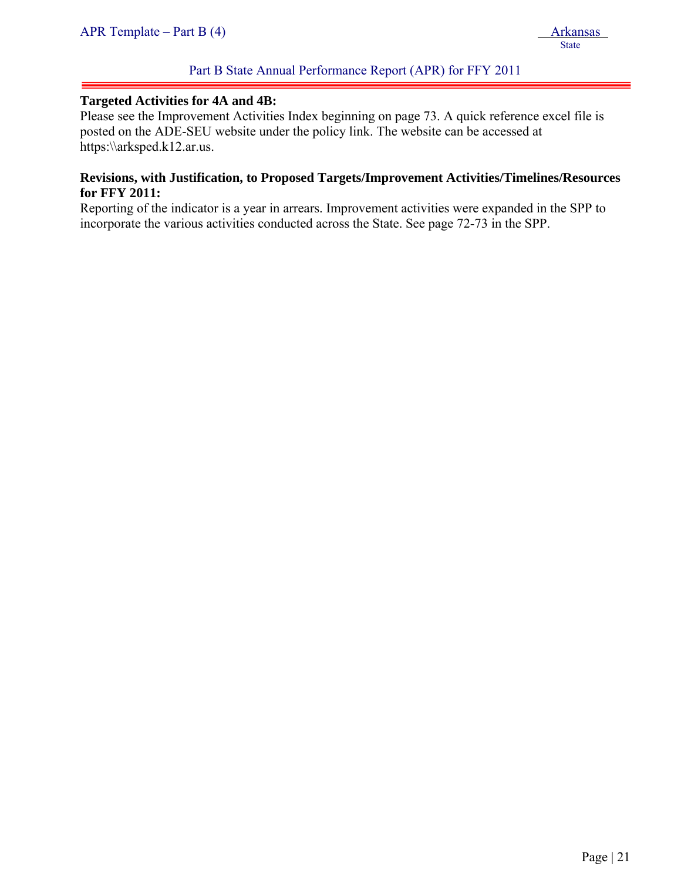**Targeted Activities for 4A and 4B:**
Please see the Improvement Activities Index beginning on page 73. A quick reference excel file is posted on the ADE-SEU website under the policy link. The website can be accessed at https:\\arksped.k12.ar.us.

**Revisions, with Justification, to Proposed Targets/Improvement Activities/Timelines/Resources for FFY 2011:**
Reporting of the indicator is a year in arrears. Improvement activities were expanded in the SPP to incorporate the various activities conducted across the State. See page 72-73 in the SPP.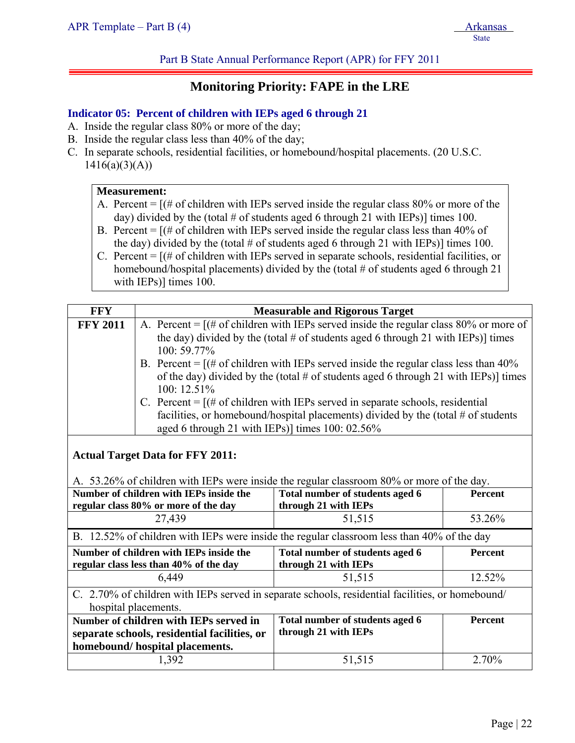Part B State Annual Performance Report (APR) for FFY 2011

## Monitoring Priority: FAPE in the LRE

### Indicator 05: Percent of children with IEPs aged 6 through 21

A. Inside the regular class 80% or more of the day;
B. Inside the regular class less than 40% of the day;
C. In separate schools, residential facilities, or homebound/hospital placements. (20 U.S.C. 1416(a)(3)(A))

**Measurement:**

A. Percent = [(# of children with IEPs served inside the regular class 80% or more of the day) divided by the (total # of students aged 6 through 21 with IEPs)] times 100.
B. Percent = [(# of children with IEPs served inside the regular class less than 40% of the day) divided by the (total # of students aged 6 through 21 with IEPs)] times 100.
C. Percent = [(# of children with IEPs served in separate schools, residential facilities, or homebound/hospital placements) divided by the (total # of students aged 6 through 21 with IEPs)] times 100.

| FFY | Measurable and Rigorous Target |
|---|---|
| **FFY 2011** | A. Percent = [(# of children with IEPs served inside the regular class 80% or more of the day) divided by the (total # of students aged 6 through 21 with IEPs)] times 100: 59.77%<br>B. Percent = [(# of children with IEPs served inside the regular class less than 40% of the day) divided by the (total # of students aged 6 through 21 with IEPs)] times 100: 12.51%<br>C. Percent = [(# of children with IEPs served in separate schools, residential facilities, or homebound/hospital placements) divided by the (total # of students aged 6 through 21 with IEPs)] times 100: 02.56% |

**Actual Target Data for FFY 2011:**

A. 53.26% of children with IEPs were inside the regular classroom 80% or more of the day.

| Number of children with IEPs inside the regular class 80% or more of the day | Total number of students aged 6 through 21 with IEPs | Percent |
|---|---|---|
| 27,439 | 51,515 | 53.26% |

B. 12.52% of children with IEPs were inside the regular classroom less than 40% of the day

| Number of children with IEPs inside the regular class less than 40% of the day | Total number of students aged 6 through 21 with IEPs | Percent |
|---|---|---|
| 6,449 | 51,515 | 12.52% |

C. 2.70% of children with IEPs served in separate schools, residential facilities, or homebound/ hospital placements.

| Number of children with IEPs served in separate schools, residential facilities, or homebound/ hospital placements. | Total number of students aged 6 through 21 with IEPs | Percent |
|---|---|---|
| 1,392 | 51,515 | 2.70% |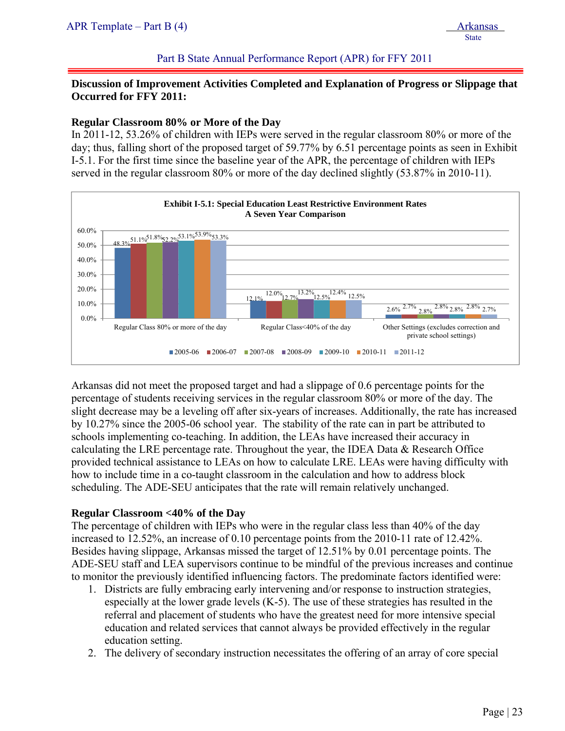## Discussion of Improvement Activities Completed and Explanation of Progress or Slippage that Occurred for FFY 2011:

### Regular Classroom 80% or More of the Day

In 2011-12, 53.26% of children with IEPs were served in the regular classroom 80% or more of the day; thus, falling short of the proposed target of 59.77% by 6.51 percentage points as seen in Exhibit I-5.1. For the first time since the baseline year of the APR, the percentage of children with IEPs served in the regular classroom 80% or more of the day declined slightly (53.87% in 2010-11).

**Exhibit I-5.1: Special Education Least Restrictive Environment Rates**
**A Seven Year Comparison**

| | 2005-06 | 2006-07 | 2007-08 | 2008-09 | 2009-10 | 2010-11 | 2011-12 |
|---|---|---|---|---|---|---|---|
| Regular Class 80% or more of the day | 48.3% | 51.1% | 51.8% | 52.2% | 53.1% | 53.9% | 53.3% |
| Regular Class<40% of the day | 12.1% | 12.0% | 12.7% | 13.2% | 12.5% | 12.4% | 12.5% |
| Other Settings (excludes correction and private school settings) | 2.6% | 2.7% | 2.8% | 2.8% | 2.8% | 2.8% | 2.7% |

Arkansas did not meet the proposed target and had a slippage of 0.6 percentage points for the percentage of students receiving services in the regular classroom 80% or more of the day. The slight decrease may be a leveling off after six-years of increases. Additionally, the rate has increased by 10.27% since the 2005-06 school year. The stability of the rate can in part be attributed to schools implementing co-teaching. In addition, the LEAs have increased their accuracy in calculating the LRE percentage rate. Throughout the year, the IDEA Data & Research Office provided technical assistance to LEAs on how to calculate LRE. LEAs were having difficulty with how to include time in a co-taught classroom in the calculation and how to address block scheduling. The ADE-SEU anticipates that the rate will remain relatively unchanged.

### Regular Classroom <40% of the Day

The percentage of children with IEPs who were in the regular class less than 40% of the day increased to 12.52%, an increase of 0.10 percentage points from the 2010-11 rate of 12.42%. Besides having slippage, Arkansas missed the target of 12.51% by 0.01 percentage points. The ADE-SEU staff and LEA supervisors continue to be mindful of the previous increases and continue to monitor the previously identified influencing factors. The predominate factors identified were:

1. Districts are fully embracing early intervening and/or response to instruction strategies, especially at the lower grade levels (K-5). The use of these strategies has resulted in the referral and placement of students who have the greatest need for more intensive special education and related services that cannot always be provided effectively in the regular education setting.
2. The delivery of secondary instruction necessitates the offering of an array of core special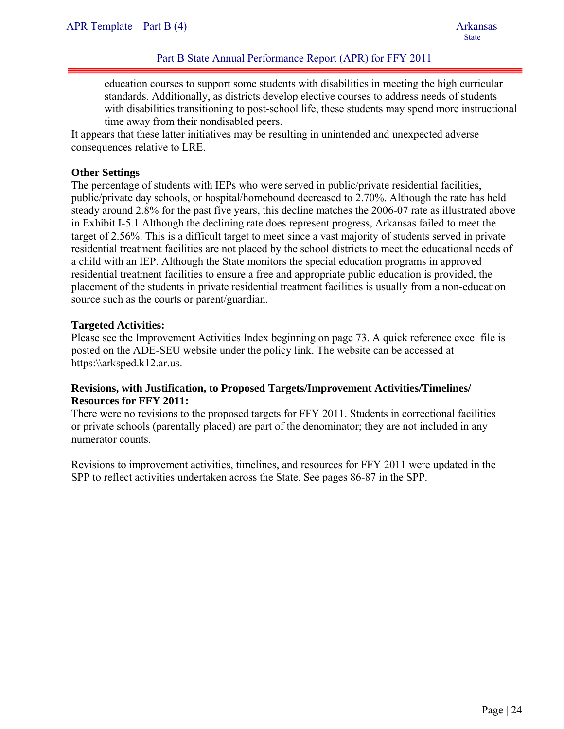education courses to support some students with disabilities in meeting the high curricular standards. Additionally, as districts develop elective courses to address needs of students with disabilities transitioning to post-school life, these students may spend more instructional time away from their nondisabled peers.

It appears that these latter initiatives may be resulting in unintended and unexpected adverse consequences relative to LRE.

**Other Settings**

The percentage of students with IEPs who were served in public/private residential facilities, public/private day schools, or hospital/homebound decreased to 2.70%. Although the rate has held steady around 2.8% for the past five years, this decline matches the 2006-07 rate as illustrated above in Exhibit I-5.1 Although the declining rate does represent progress, Arkansas failed to meet the target of 2.56%. This is a difficult target to meet since a vast majority of students served in private residential treatment facilities are not placed by the school districts to meet the educational needs of a child with an IEP. Although the State monitors the special education programs in approved residential treatment facilities to ensure a free and appropriate public education is provided, the placement of the students in private residential treatment facilities is usually from a non-education source such as the courts or parent/guardian.

**Targeted Activities:**

Please see the Improvement Activities Index beginning on page 73. A quick reference excel file is posted on the ADE-SEU website under the policy link. The website can be accessed at https:\\arksped.k12.ar.us.

**Revisions, with Justification, to Proposed Targets/Improvement Activities/Timelines/ Resources for FFY 2011:**

There were no revisions to the proposed targets for FFY 2011. Students in correctional facilities or private schools (parentally placed) are part of the denominator; they are not included in any numerator counts.

Revisions to improvement activities, timelines, and resources for FFY 2011 were updated in the SPP to reflect activities undertaken across the State. See pages 86-87 in the SPP.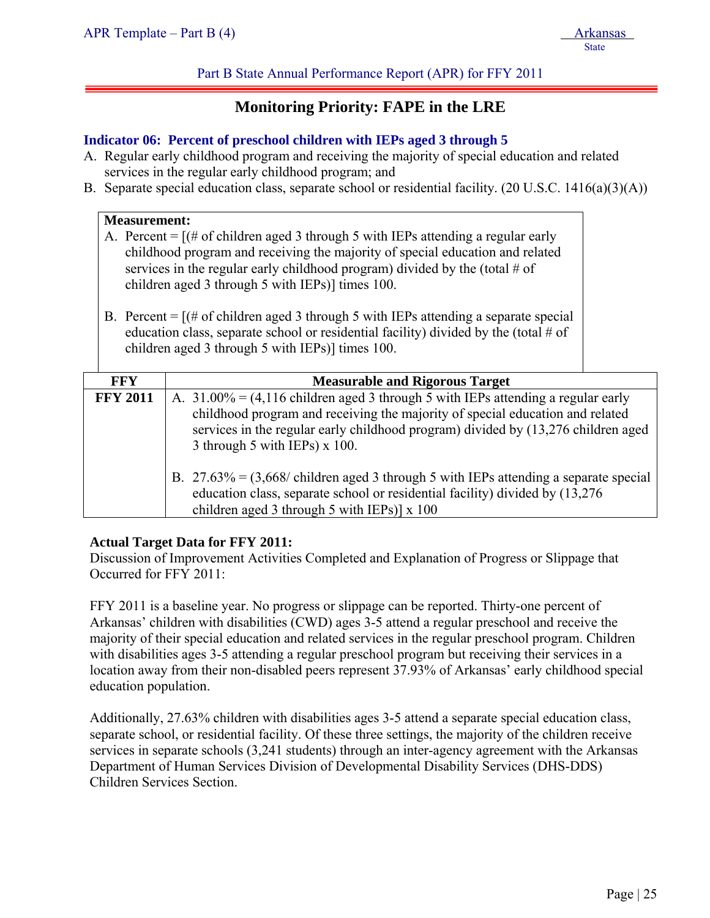Part B State Annual Performance Report (APR) for FFY 2011

## Monitoring Priority: FAPE in the LRE

### Indicator 06: Percent of preschool children with IEPs aged 3 through 5

A. Regular early childhood program and receiving the majority of special education and related services in the regular early childhood program; and

B. Separate special education class, separate school or residential facility. (20 U.S.C. 1416(a)(3)(A))

**Measurement:**

A. Percent = [(# of children aged 3 through 5 with IEPs attending a regular early childhood program and receiving the majority of special education and related services in the regular early childhood program) divided by the (total # of children aged 3 through 5 with IEPs)] times 100.

B. Percent = [(# of children aged 3 through 5 with IEPs attending a separate special education class, separate school or residential facility) divided by the (total # of children aged 3 through 5 with IEPs)] times 100.

| FFY | Measurable and Rigorous Target |
|---|---|
| **FFY 2011** | A. 31.00% = (4,116 children aged 3 through 5 with IEPs attending a regular early childhood program and receiving the majority of special education and related services in the regular early childhood program) divided by (13,276 children aged 3 through 5 with IEPs) x 100.<br><br>B. 27.63% = (3,668/ children aged 3 through 5 with IEPs attending a separate special education class, separate school or residential facility) divided by (13,276 children aged 3 through 5 with IEPs)] x 100 |

**Actual Target Data for FFY 2011:**

Discussion of Improvement Activities Completed and Explanation of Progress or Slippage that Occurred for FFY 2011:

FFY 2011 is a baseline year. No progress or slippage can be reported. Thirty-one percent of Arkansas' children with disabilities (CWD) ages 3-5 attend a regular preschool and receive the majority of their special education and related services in the regular preschool program. Children with disabilities ages 3-5 attending a regular preschool program but receiving their services in a location away from their non-disabled peers represent 37.93% of Arkansas' early childhood special education population.

Additionally, 27.63% children with disabilities ages 3-5 attend a separate special education class, separate school, or residential facility. Of these three settings, the majority of the children receive services in separate schools (3,241 students) through an inter-agency agreement with the Arkansas Department of Human Services Division of Developmental Disability Services (DHS-DDS) Children Services Section.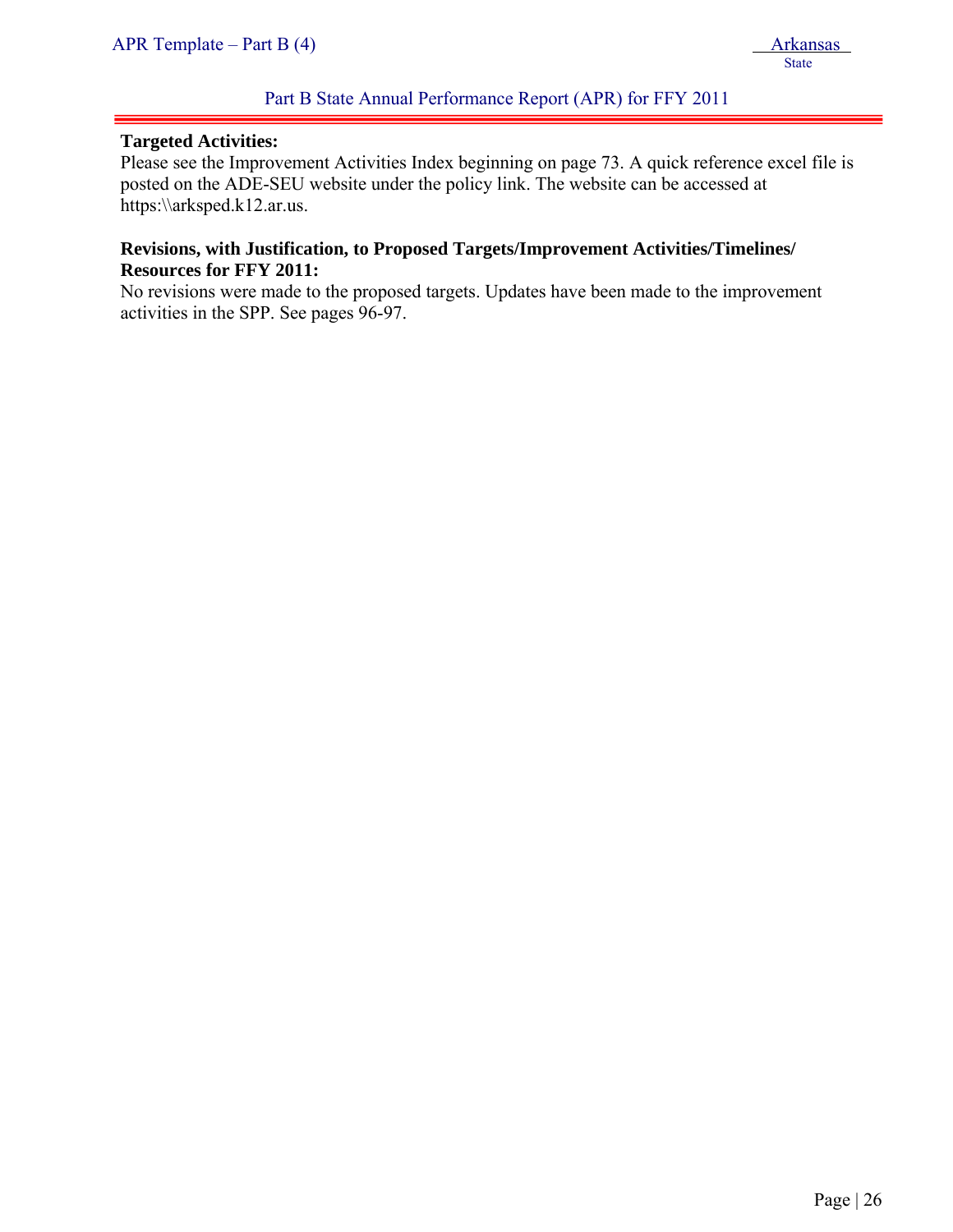**Targeted Activities:**
Please see the Improvement Activities Index beginning on page 73. A quick reference excel file is posted on the ADE-SEU website under the policy link. The website can be accessed at https:\\arksped.k12.ar.us.

**Revisions, with Justification, to Proposed Targets/Improvement Activities/Timelines/ Resources for FFY 2011:**
No revisions were made to the proposed targets. Updates have been made to the improvement activities in the SPP. See pages 96-97.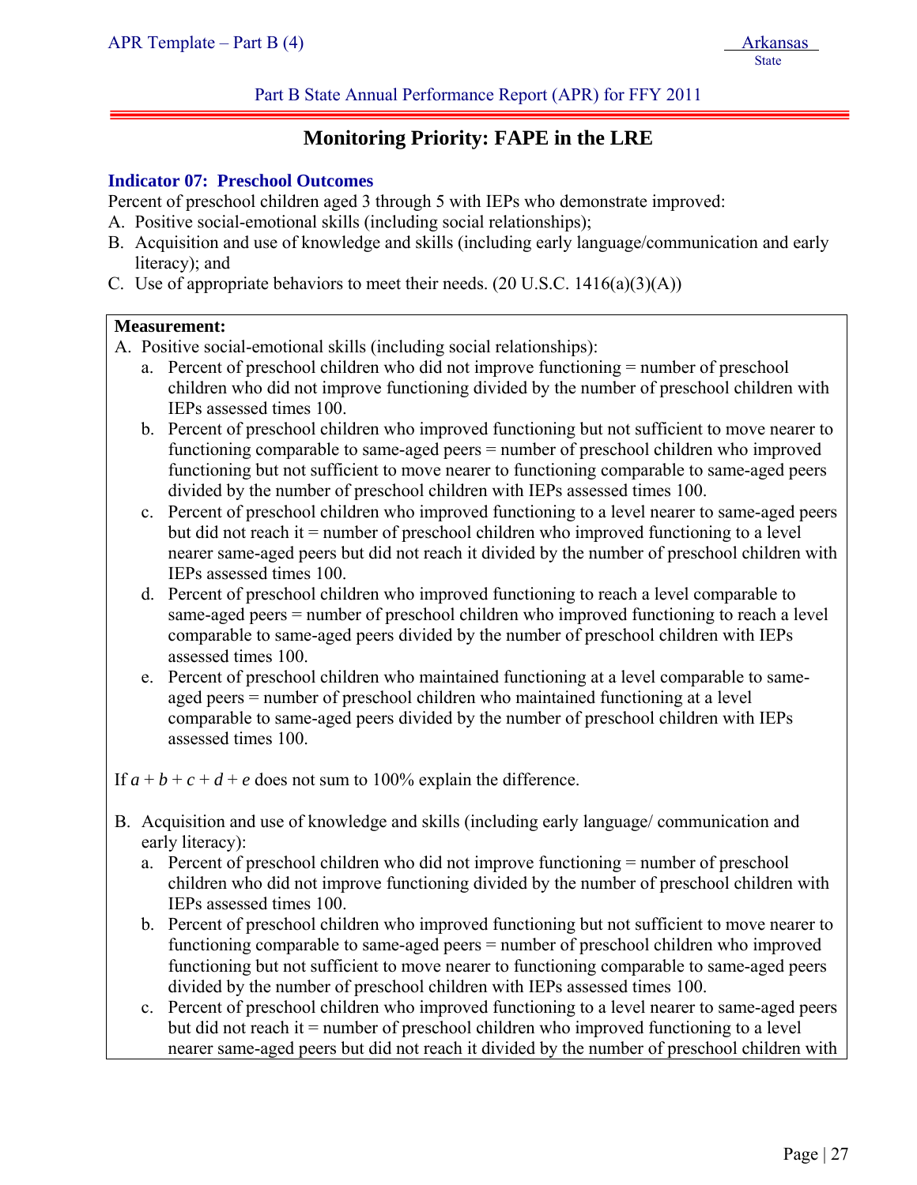## Monitoring Priority: FAPE in the LRE

### Indicator 07: Preschool Outcomes

Percent of preschool children aged 3 through 5 with IEPs who demonstrate improved:

A. Positive social-emotional skills (including social relationships);
B. Acquisition and use of knowledge and skills (including early language/communication and early literacy); and
C. Use of appropriate behaviors to meet their needs. (20 U.S.C. 1416(a)(3)(A))

**Measurement:**

A. Positive social-emotional skills (including social relationships):
   a. Percent of preschool children who did not improve functioning = number of preschool children who did not improve functioning divided by the number of preschool children with IEPs assessed times 100.
   b. Percent of preschool children who improved functioning but not sufficient to move nearer to functioning comparable to same-aged peers = number of preschool children who improved functioning but not sufficient to move nearer to functioning comparable to same-aged peers divided by the number of preschool children with IEPs assessed times 100.
   c. Percent of preschool children who improved functioning to a level nearer to same-aged peers but did not reach it = number of preschool children who improved functioning to a level nearer same-aged peers but did not reach it divided by the number of preschool children with IEPs assessed times 100.
   d. Percent of preschool children who improved functioning to reach a level comparable to same-aged peers = number of preschool children who improved functioning to reach a level comparable to same-aged peers divided by the number of preschool children with IEPs assessed times 100.
   e. Percent of preschool children who maintained functioning at a level comparable to same-aged peers = number of preschool children who maintained functioning at a level comparable to same-aged peers divided by the number of preschool children with IEPs assessed times 100.

If $a + b + c + d + e$ does not sum to 100% explain the difference.

B. Acquisition and use of knowledge and skills (including early language/ communication and early literacy):
   a. Percent of preschool children who did not improve functioning = number of preschool children who did not improve functioning divided by the number of preschool children with IEPs assessed times 100.
   b. Percent of preschool children who improved functioning but not sufficient to move nearer to functioning comparable to same-aged peers = number of preschool children who improved functioning but not sufficient to move nearer to functioning comparable to same-aged peers divided by the number of preschool children with IEPs assessed times 100.
   c. Percent of preschool children who improved functioning to a level nearer to same-aged peers but did not reach it = number of preschool children who improved functioning to a level nearer same-aged peers but did not reach it divided by the number of preschool children with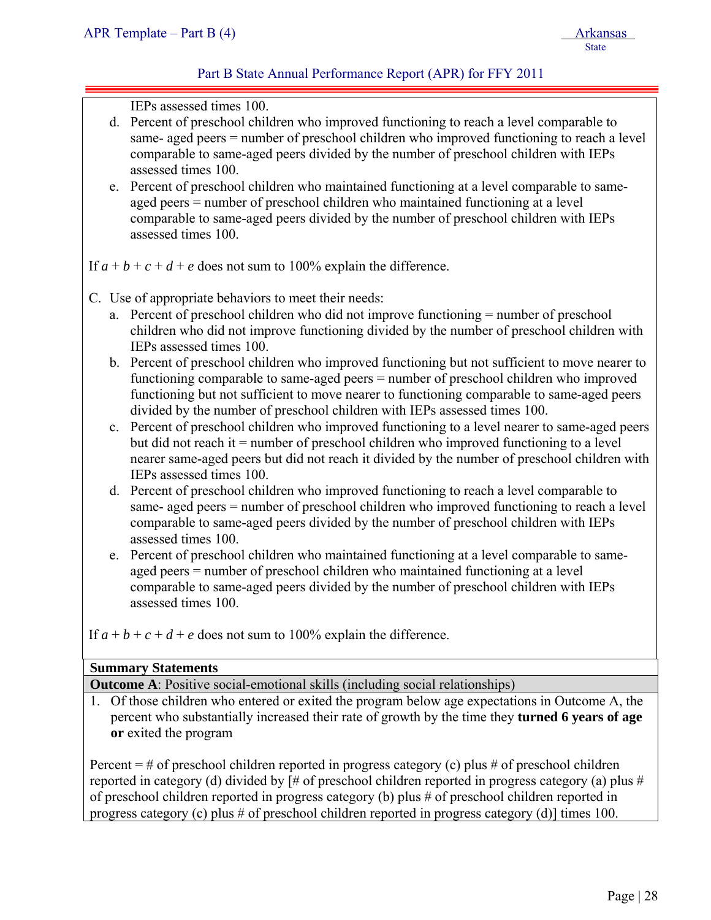IEPs assessed times 100.

d. Percent of preschool children who improved functioning to reach a level comparable to same- aged peers = number of preschool children who improved functioning to reach a level comparable to same-aged peers divided by the number of preschool children with IEPs assessed times 100.
e. Percent of preschool children who maintained functioning at a level comparable to same-aged peers = number of preschool children who maintained functioning at a level comparable to same-aged peers divided by the number of preschool children with IEPs assessed times 100.

If $a + b + c + d + e$ does not sum to 100% explain the difference.

C. Use of appropriate behaviors to meet their needs:

a. Percent of preschool children who did not improve functioning = number of preschool children who did not improve functioning divided by the number of preschool children with IEPs assessed times 100.
b. Percent of preschool children who improved functioning but not sufficient to move nearer to functioning comparable to same-aged peers = number of preschool children who improved functioning but not sufficient to move nearer to functioning comparable to same-aged peers divided by the number of preschool children with IEPs assessed times 100.
c. Percent of preschool children who improved functioning to a level nearer to same-aged peers but did not reach it = number of preschool children who improved functioning to a level nearer same-aged peers but did not reach it divided by the number of preschool children with IEPs assessed times 100.
d. Percent of preschool children who improved functioning to reach a level comparable to same- aged peers = number of preschool children who improved functioning to reach a level comparable to same-aged peers divided by the number of preschool children with IEPs assessed times 100.
e. Percent of preschool children who maintained functioning at a level comparable to same-aged peers = number of preschool children who maintained functioning at a level comparable to same-aged peers divided by the number of preschool children with IEPs assessed times 100.

If $a + b + c + d + e$ does not sum to 100% explain the difference.

**Summary Statements**

**Outcome A**: Positive social-emotional skills (including social relationships)

1. Of those children who entered or exited the program below age expectations in Outcome A, the percent who substantially increased their rate of growth by the time they **turned 6 years of age or** exited the program

Percent = # of preschool children reported in progress category (c) plus # of preschool children reported in category (d) divided by [# of preschool children reported in progress category (a) plus # of preschool children reported in progress category (b) plus # of preschool children reported in progress category (c) plus # of preschool children reported in progress category (d)] times 100.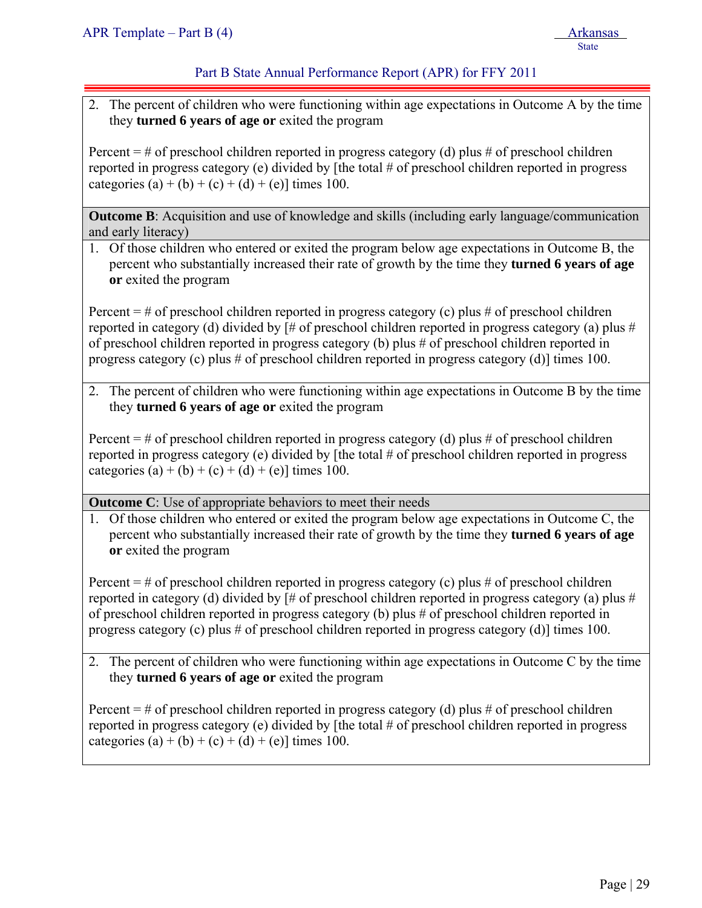2. The percent of children who were functioning within age expectations in Outcome A by the time they **turned 6 years of age or** exited the program

Percent = # of preschool children reported in progress category (d) plus # of preschool children reported in progress category (e) divided by [the total # of preschool children reported in progress categories (a) + (b) + (c) + (d) + (e)] times 100.

**Outcome B**: Acquisition and use of knowledge and skills (including early language/communication and early literacy)

1. Of those children who entered or exited the program below age expectations in Outcome B, the percent who substantially increased their rate of growth by the time they **turned 6 years of age or** exited the program

Percent = # of preschool children reported in progress category (c) plus # of preschool children reported in category (d) divided by [# of preschool children reported in progress category (a) plus # of preschool children reported in progress category (b) plus # of preschool children reported in progress category (c) plus # of preschool children reported in progress category (d)] times 100.

2. The percent of children who were functioning within age expectations in Outcome B by the time they **turned 6 years of age or** exited the program

Percent = # of preschool children reported in progress category (d) plus # of preschool children reported in progress category (e) divided by [the total # of preschool children reported in progress categories (a) + (b) + (c) + (d) + (e)] times 100.

**Outcome C**: Use of appropriate behaviors to meet their needs

1. Of those children who entered or exited the program below age expectations in Outcome C, the percent who substantially increased their rate of growth by the time they **turned 6 years of age or** exited the program

Percent = # of preschool children reported in progress category (c) plus # of preschool children reported in category (d) divided by [# of preschool children reported in progress category (a) plus # of preschool children reported in progress category (b) plus # of preschool children reported in progress category (c) plus # of preschool children reported in progress category (d)] times 100.

2. The percent of children who were functioning within age expectations in Outcome C by the time they **turned 6 years of age or** exited the program

Percent = # of preschool children reported in progress category (d) plus # of preschool children reported in progress category (e) divided by [the total # of preschool children reported in progress categories (a) + (b) + (c) + (d) + (e)] times 100.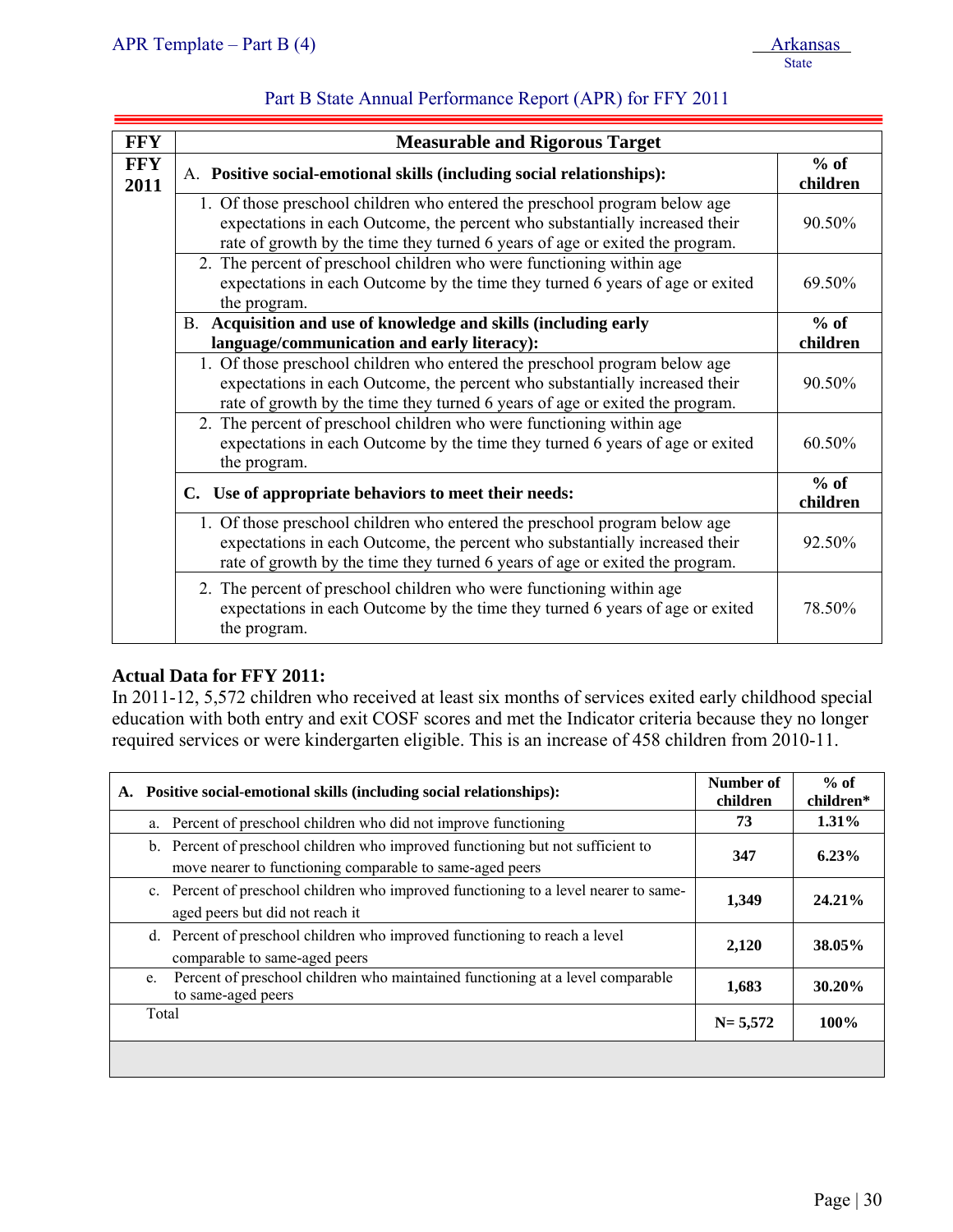Part B State Annual Performance Report (APR) for FFY 2011

| FFY | Measurable and Rigorous Target | |
|---|---|---|
| FFY 2011 | A. **Positive social-emotional skills (including social relationships):** | **% of children** |
| | 1. Of those preschool children who entered the preschool program below age expectations in each Outcome, the percent who substantially increased their rate of growth by the time they turned 6 years of age or exited the program. | 90.50% |
| | 2. The percent of preschool children who were functioning within age expectations in each Outcome by the time they turned 6 years of age or exited the program. | 69.50% |
| | B. **Acquisition and use of knowledge and skills (including early language/communication and early literacy):** | **% of children** |
| | 1. Of those preschool children who entered the preschool program below age expectations in each Outcome, the percent who substantially increased their rate of growth by the time they turned 6 years of age or exited the program. | 90.50% |
| | 2. The percent of preschool children who were functioning within age expectations in each Outcome by the time they turned 6 years of age or exited the program. | 60.50% |
| | **C. Use of appropriate behaviors to meet their needs:** | **% of children** |
| | 1. Of those preschool children who entered the preschool program below age expectations in each Outcome, the percent who substantially increased their rate of growth by the time they turned 6 years of age or exited the program. | 92.50% |
| | 2. The percent of preschool children who were functioning within age expectations in each Outcome by the time they turned 6 years of age or exited the program. | 78.50% |

**Actual Data for FFY 2011:**

In 2011-12, 5,572 children who received at least six months of services exited early childhood special education with both entry and exit COSF scores and met the Indicator criteria because they no longer required services or were kindergarten eligible. This is an increase of 458 children from 2010-11.

| A. Positive social-emotional skills (including social relationships): | Number of children | % of children* |
|---|---|---|
| a. Percent of preschool children who did not improve functioning | **73** | **1.31%** |
| b. Percent of preschool children who improved functioning but not sufficient to move nearer to functioning comparable to same-aged peers | **347** | **6.23%** |
| c. Percent of preschool children who improved functioning to a level nearer to same-aged peers but did not reach it | **1,349** | **24.21%** |
| d. Percent of preschool children who improved functioning to reach a level comparable to same-aged peers | **2,120** | **38.05%** |
| e. Percent of preschool children who maintained functioning at a level comparable to same-aged peers | **1,683** | **30.20%** |
| Total | **N= 5,572** | **100%** |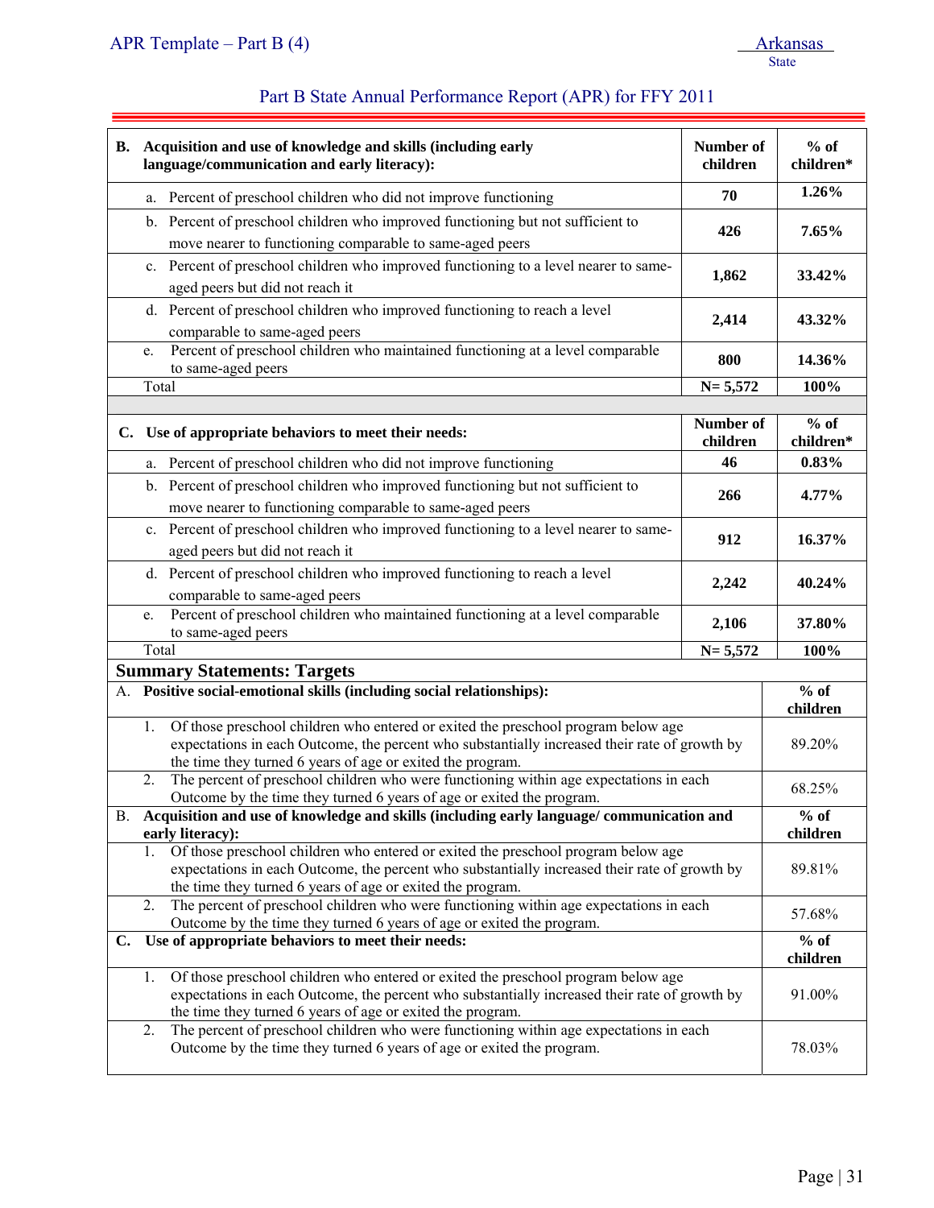| B. Acquisition and use of knowledge and skills (including early language/communication and early literacy): | Number of children | % of children* |
|---|---|---|
| a. Percent of preschool children who did not improve functioning | 70 | 1.26% |
| b. Percent of preschool children who improved functioning but not sufficient to move nearer to functioning comparable to same-aged peers | 426 | 7.65% |
| c. Percent of preschool children who improved functioning to a level nearer to same-aged peers but did not reach it | 1,862 | 33.42% |
| d. Percent of preschool children who improved functioning to reach a level comparable to same-aged peers | 2,414 | 43.32% |
| e. Percent of preschool children who maintained functioning at a level comparable to same-aged peers | 800 | 14.36% |
| Total | N= 5,572 | 100% |

| C. Use of appropriate behaviors to meet their needs: | Number of children | % of children* |
|---|---|---|
| a. Percent of preschool children who did not improve functioning | 46 | 0.83% |
| b. Percent of preschool children who improved functioning but not sufficient to move nearer to functioning comparable to same-aged peers | 266 | 4.77% |
| c. Percent of preschool children who improved functioning to a level nearer to same-aged peers but did not reach it | 912 | 16.37% |
| d. Percent of preschool children who improved functioning to reach a level comparable to same-aged peers | 2,242 | 40.24% |
| e. Percent of preschool children who maintained functioning at a level comparable to same-aged peers | 2,106 | 37.80% |
| Total | N= 5,572 | 100% |

## Summary Statements: Targets

| A. Positive social-emotional skills (including social relationships): | % of children |
|---|---|
| 1. Of those preschool children who entered or exited the preschool program below age expectations in each Outcome, the percent who substantially increased their rate of growth by the time they turned 6 years of age or exited the program. | 89.20% |
| 2. The percent of preschool children who were functioning within age expectations in each Outcome by the time they turned 6 years of age or exited the program. | 68.25% |
| **B. Acquisition and use of knowledge and skills (including early language/ communication and early literacy):** | **% of children** |
| 1. Of those preschool children who entered or exited the preschool program below age expectations in each Outcome, the percent who substantially increased their rate of growth by the time they turned 6 years of age or exited the program. | 89.81% |
| 2. The percent of preschool children who were functioning within age expectations in each Outcome by the time they turned 6 years of age or exited the program. | 57.68% |
| **C. Use of appropriate behaviors to meet their needs:** | **% of children** |
| 1. Of those preschool children who entered or exited the preschool program below age expectations in each Outcome, the percent who substantially increased their rate of growth by the time they turned 6 years of age or exited the program. | 91.00% |
| 2. The percent of preschool children who were functioning within age expectations in each Outcome by the time they turned 6 years of age or exited the program. | 78.03% |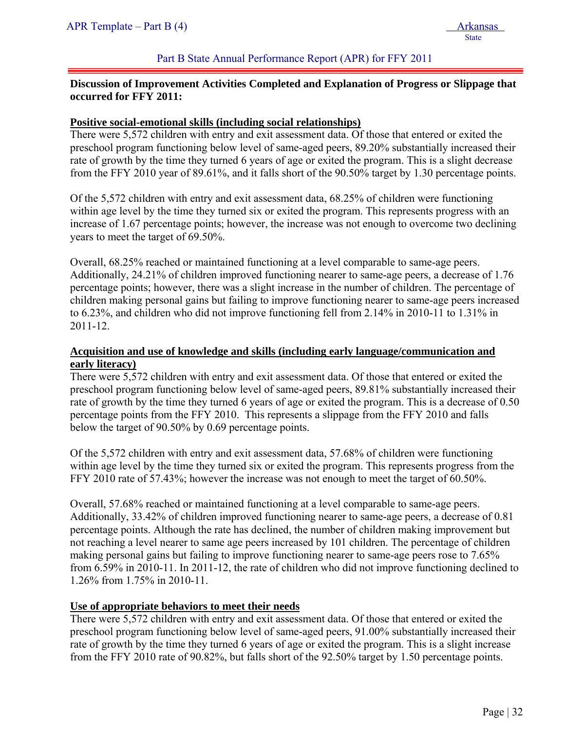## Discussion of Improvement Activities Completed and Explanation of Progress or Slippage that occurred for FFY 2011:

**Positive social-emotional skills (including social relationships)**

There were 5,572 children with entry and exit assessment data. Of those that entered or exited the preschool program functioning below level of same-aged peers, 89.20% substantially increased their rate of growth by the time they turned 6 years of age or exited the program. This is a slight decrease from the FFY 2010 year of 89.61%, and it falls short of the 90.50% target by 1.30 percentage points.

Of the 5,572 children with entry and exit assessment data, 68.25% of children were functioning within age level by the time they turned six or exited the program. This represents progress with an increase of 1.67 percentage points; however, the increase was not enough to overcome two declining years to meet the target of 69.50%.

Overall, 68.25% reached or maintained functioning at a level comparable to same-age peers. Additionally, 24.21% of children improved functioning nearer to same-age peers, a decrease of 1.76 percentage points; however, there was a slight increase in the number of children. The percentage of children making personal gains but failing to improve functioning nearer to same-age peers increased to 6.23%, and children who did not improve functioning fell from 2.14% in 2010-11 to 1.31% in 2011-12.

**Acquisition and use of knowledge and skills (including early language/communication and early literacy)**

There were 5,572 children with entry and exit assessment data. Of those that entered or exited the preschool program functioning below level of same-aged peers, 89.81% substantially increased their rate of growth by the time they turned 6 years of age or exited the program. This is a decrease of 0.50 percentage points from the FFY 2010. This represents a slippage from the FFY 2010 and falls below the target of 90.50% by 0.69 percentage points.

Of the 5,572 children with entry and exit assessment data, 57.68% of children were functioning within age level by the time they turned six or exited the program. This represents progress from the FFY 2010 rate of 57.43%; however the increase was not enough to meet the target of 60.50%.

Overall, 57.68% reached or maintained functioning at a level comparable to same-age peers. Additionally, 33.42% of children improved functioning nearer to same-age peers, a decrease of 0.81 percentage points. Although the rate has declined, the number of children making improvement but not reaching a level nearer to same age peers increased by 101 children. The percentage of children making personal gains but failing to improve functioning nearer to same-age peers rose to 7.65% from 6.59% in 2010-11. In 2011-12, the rate of children who did not improve functioning declined to 1.26% from 1.75% in 2010-11.

**Use of appropriate behaviors to meet their needs**

There were 5,572 children with entry and exit assessment data. Of those that entered or exited the preschool program functioning below level of same-aged peers, 91.00% substantially increased their rate of growth by the time they turned 6 years of age or exited the program. This is a slight increase from the FFY 2010 rate of 90.82%, but falls short of the 92.50% target by 1.50 percentage points.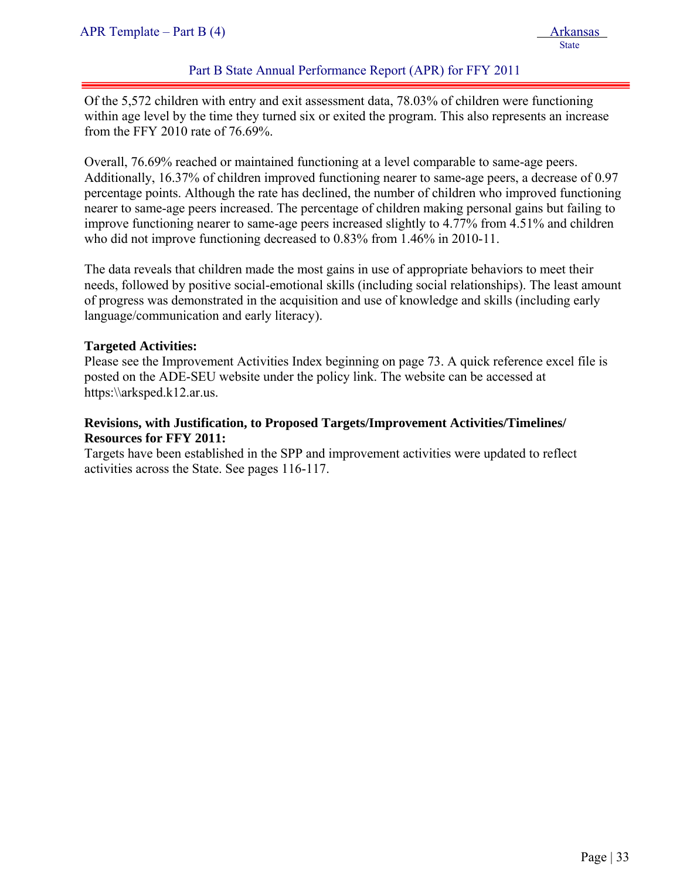Of the 5,572 children with entry and exit assessment data, 78.03% of children were functioning within age level by the time they turned six or exited the program. This also represents an increase from the FFY 2010 rate of 76.69%.

Overall, 76.69% reached or maintained functioning at a level comparable to same-age peers. Additionally, 16.37% of children improved functioning nearer to same-age peers, a decrease of 0.97 percentage points. Although the rate has declined, the number of children who improved functioning nearer to same-age peers increased. The percentage of children making personal gains but failing to improve functioning nearer to same-age peers increased slightly to 4.77% from 4.51% and children who did not improve functioning decreased to 0.83% from 1.46% in 2010-11.

The data reveals that children made the most gains in use of appropriate behaviors to meet their needs, followed by positive social-emotional skills (including social relationships). The least amount of progress was demonstrated in the acquisition and use of knowledge and skills (including early language/communication and early literacy).

**Targeted Activities:**
Please see the Improvement Activities Index beginning on page 73. A quick reference excel file is posted on the ADE-SEU website under the policy link. The website can be accessed at https:\\arksped.k12.ar.us.

**Revisions, with Justification, to Proposed Targets/Improvement Activities/Timelines/ Resources for FFY 2011:**
Targets have been established in the SPP and improvement activities were updated to reflect activities across the State. See pages 116-117.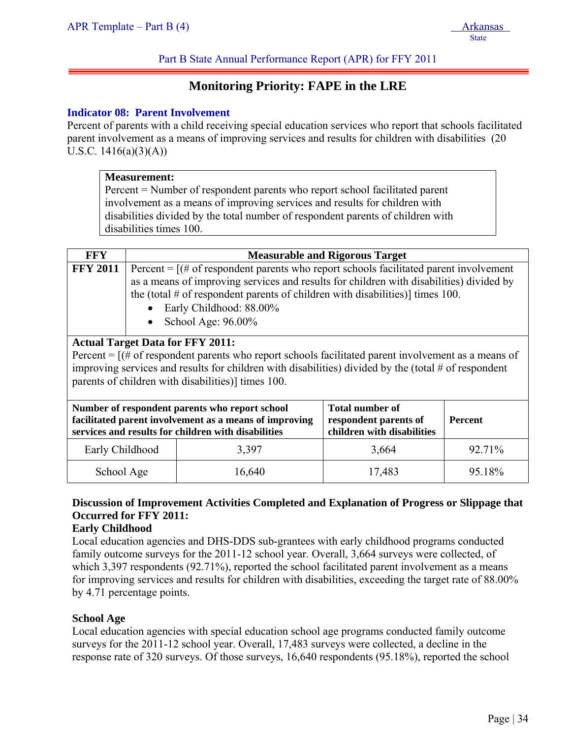Part B State Annual Performance Report (APR) for FFY 2011

## Monitoring Priority: FAPE in the LRE

### Indicator 08: Parent Involvement

Percent of parents with a child receiving special education services who report that schools facilitated parent involvement as a means of improving services and results for children with disabilities (20 U.S.C. 1416(a)(3)(A))

**Measurement:**
Percent = Number of respondent parents who report school facilitated parent involvement as a means of improving services and results for children with disabilities divided by the total number of respondent parents of children with disabilities times 100.

| FFY | Measurable and Rigorous Target |
|---|---|
| **FFY 2011** | Percent = [(# of respondent parents who report schools facilitated parent involvement as a means of improving services and results for children with disabilities) divided by the (total # of respondent parents of children with disabilities)] times 100.<br>• Early Childhood: 88.00%<br>• School Age: 96.00% |

**Actual Target Data for FFY 2011:**
Percent = [(# of respondent parents who report schools facilitated parent involvement as a means of improving services and results for children with disabilities) divided by the (total # of respondent parents of children with disabilities)] times 100.

| Number of respondent parents who report school facilitated parent involvement as a means of improving services and results for children with disabilities | | Total number of respondent parents of children with disabilities | Percent |
|---|---|---|---|
| Early Childhood | 3,397 | 3,664 | 92.71% |
| School Age | 16,640 | 17,483 | 95.18% |

**Discussion of Improvement Activities Completed and Explanation of Progress or Slippage that Occurred for FFY 2011:**

**Early Childhood**

Local education agencies and DHS-DDS sub-grantees with early childhood programs conducted family outcome surveys for the 2011-12 school year. Overall, 3,664 surveys were collected, of which 3,397 respondents (92.71%), reported the school facilitated parent involvement as a means for improving services and results for children with disabilities, exceeding the target rate of 88.00% by 4.71 percentage points.

**School Age**

Local education agencies with special education school age programs conducted family outcome surveys for the 2011-12 school year. Overall, 17,483 surveys were collected, a decline in the response rate of 320 surveys. Of those surveys, 16,640 respondents (95.18%), reported the school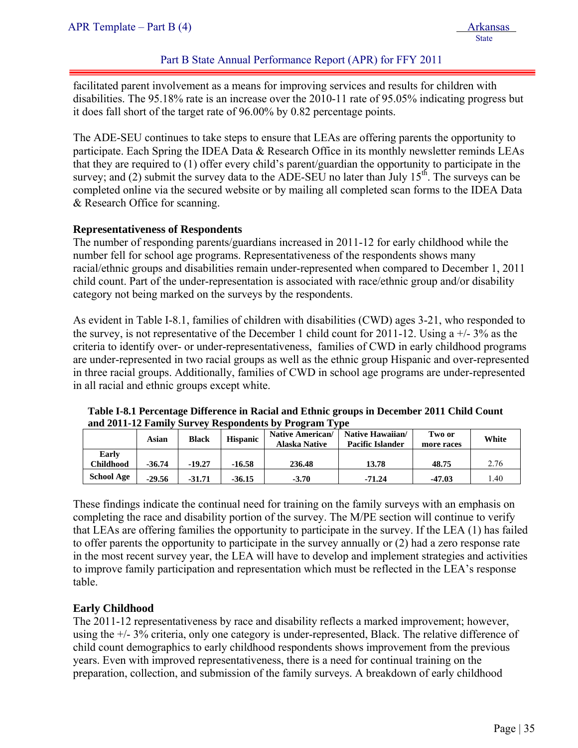facilitated parent involvement as a means for improving services and results for children with disabilities. The 95.18% rate is an increase over the 2010-11 rate of 95.05% indicating progress but it does fall short of the target rate of 96.00% by 0.82 percentage points.

The ADE-SEU continues to take steps to ensure that LEAs are offering parents the opportunity to participate. Each Spring the IDEA Data & Research Office in its monthly newsletter reminds LEAs that they are required to (1) offer every child's parent/guardian the opportunity to participate in the survey; and (2) submit the survey data to the ADE-SEU no later than July 15th. The surveys can be completed online via the secured website or by mailing all completed scan forms to the IDEA Data & Research Office for scanning.

**Representativeness of Respondents**

The number of responding parents/guardians increased in 2011-12 for early childhood while the number fell for school age programs. Representativeness of the respondents shows many racial/ethnic groups and disabilities remain under-represented when compared to December 1, 2011 child count. Part of the under-representation is associated with race/ethnic group and/or disability category not being marked on the surveys by the respondents.

As evident in Table I-8.1, families of children with disabilities (CWD) ages 3-21, who responded to the survey, is not representative of the December 1 child count for 2011-12. Using a +/- 3% as the criteria to identify over- or under-representativeness, families of CWD in early childhood programs are under-represented in two racial groups as well as the ethnic group Hispanic and over-represented in three racial groups. Additionally, families of CWD in school age programs are under-represented in all racial and ethnic groups except white.

**Table I-8.1 Percentage Difference in Racial and Ethnic groups in December 2011 Child Count and 2011-12 Family Survey Respondents by Program Type**

| | Asian | Black | Hispanic | Native American/ Alaska Native | Native Hawaiian/ Pacific Islander | Two or more races | White |
|---|---|---|---|---|---|---|---|
| **Early Childhood** | **-36.74** | **-19.27** | **-16.58** | **236.48** | **13.78** | **48.75** | 2.76 |
| **School Age** | **-29.56** | **-31.71** | **-36.15** | **-3.70** | **-71.24** | **-47.03** | 1.40 |

These findings indicate the continual need for training on the family surveys with an emphasis on completing the race and disability portion of the survey. The M/PE section will continue to verify that LEAs are offering families the opportunity to participate in the survey. If the LEA (1) has failed to offer parents the opportunity to participate in the survey annually or (2) had a zero response rate in the most recent survey year, the LEA will have to develop and implement strategies and activities to improve family participation and representation which must be reflected in the LEA's response table.

**Early Childhood**

The 2011-12 representativeness by race and disability reflects a marked improvement; however, using the +/- 3% criteria, only one category is under-represented, Black. The relative difference of child count demographics to early childhood respondents shows improvement from the previous years. Even with improved representativeness, there is a need for continual training on the preparation, collection, and submission of the family surveys. A breakdown of early childhood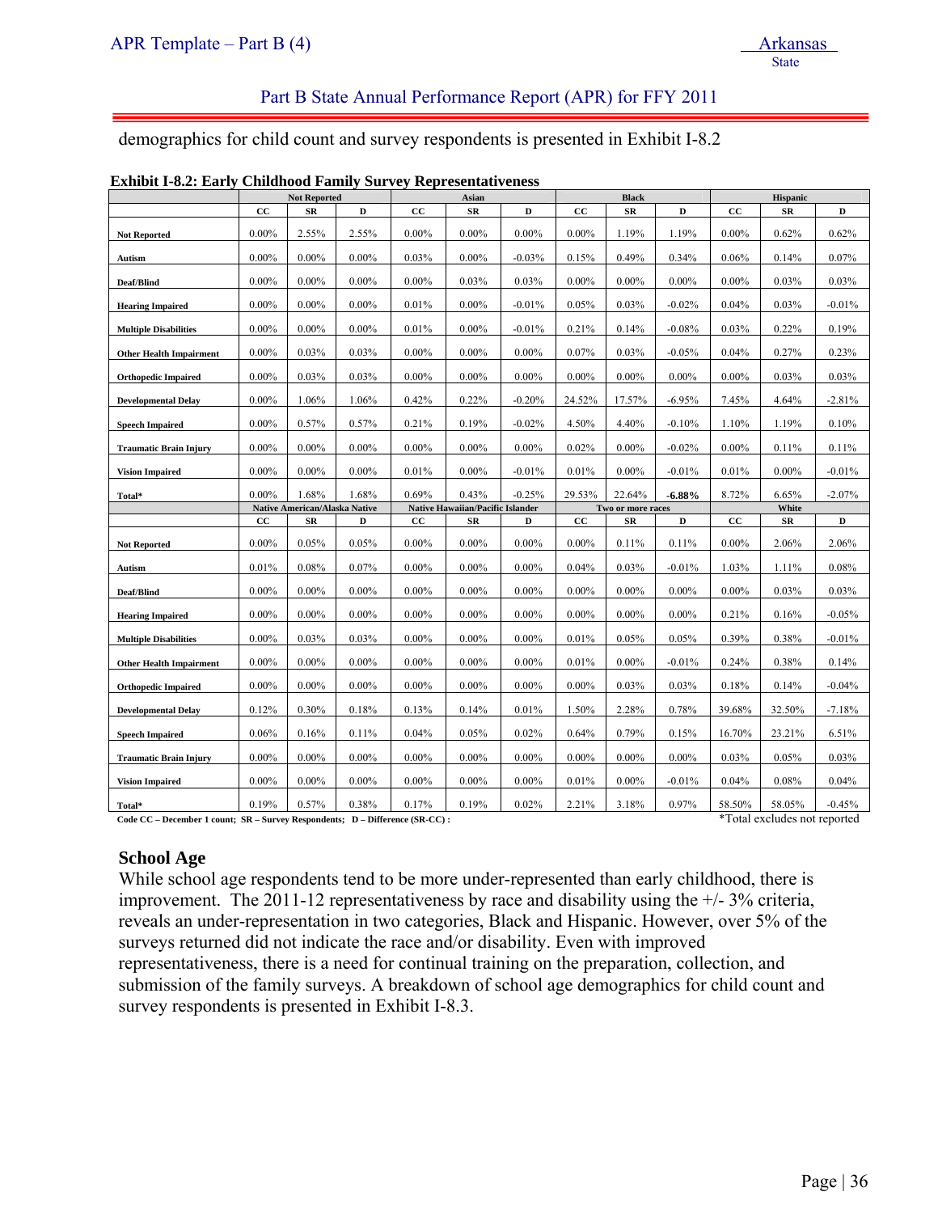demographics for child count and survey respondents is presented in Exhibit I-8.2

**Exhibit I-8.2: Early Childhood Family Survey Representativeness**

| | Not Reported | | | Asian | | | Black | | | Hispanic | | |
|---|---|---|---|---|---|---|---|---|---|---|---|---|
| | CC | SR | D | CC | SR | D | CC | SR | D | CC | SR | D |
| Not Reported | 0.00% | 2.55% | 2.55% | 0.00% | 0.00% | 0.00% | 0.00% | 1.19% | 1.19% | 0.00% | 0.62% | 0.62% |
| Autism | 0.00% | 0.00% | 0.00% | 0.03% | 0.00% | -0.03% | 0.15% | 0.49% | 0.34% | 0.06% | 0.14% | 0.07% |
| Deaf/Blind | 0.00% | 0.00% | 0.00% | 0.00% | 0.03% | 0.03% | 0.00% | 0.00% | 0.00% | 0.00% | 0.03% | 0.03% |
| Hearing Impaired | 0.00% | 0.00% | 0.00% | 0.01% | 0.00% | -0.01% | 0.05% | 0.03% | -0.02% | 0.04% | 0.03% | -0.01% |
| Multiple Disabilities | 0.00% | 0.00% | 0.00% | 0.01% | 0.00% | -0.01% | 0.21% | 0.14% | -0.08% | 0.03% | 0.22% | 0.19% |
| Other Health Impairment | 0.00% | 0.03% | 0.03% | 0.00% | 0.00% | 0.00% | 0.07% | 0.03% | -0.05% | 0.04% | 0.27% | 0.23% |
| Orthopedic Impaired | 0.00% | 0.03% | 0.03% | 0.00% | 0.00% | 0.00% | 0.00% | 0.00% | 0.00% | 0.00% | 0.03% | 0.03% |
| Developmental Delay | 0.00% | 1.06% | 1.06% | 0.42% | 0.22% | -0.20% | 24.52% | 17.57% | -6.95% | 7.45% | 4.64% | -2.81% |
| Speech Impaired | 0.00% | 0.57% | 0.57% | 0.21% | 0.19% | -0.02% | 4.50% | 4.40% | -0.10% | 1.10% | 1.19% | 0.10% |
| Traumatic Brain Injury | 0.00% | 0.00% | 0.00% | 0.00% | 0.00% | 0.00% | 0.02% | 0.00% | -0.02% | 0.00% | 0.11% | 0.11% |
| Vision Impaired | 0.00% | 0.00% | 0.00% | 0.01% | 0.00% | -0.01% | 0.01% | 0.00% | -0.01% | 0.01% | 0.00% | -0.01% |
| Total* | 0.00% | 1.68% | 1.68% | 0.69% | 0.43% | -0.25% | 29.53% | 22.64% | **-6.88%** | 8.72% | 6.65% | -2.07% |
| | **Native American/Alaska Native** | | | **Native Hawaiian/Pacific Islander** | | | **Two or more races** | | | **White** | | |
| | CC | SR | D | CC | SR | D | CC | SR | D | CC | SR | D |
| Not Reported | 0.00% | 0.05% | 0.05% | 0.00% | 0.00% | 0.00% | 0.00% | 0.11% | 0.11% | 0.00% | 2.06% | 2.06% |
| Autism | 0.01% | 0.08% | 0.07% | 0.00% | 0.00% | 0.00% | 0.04% | 0.03% | -0.01% | 1.03% | 1.11% | 0.08% |
| Deaf/Blind | 0.00% | 0.00% | 0.00% | 0.00% | 0.00% | 0.00% | 0.00% | 0.00% | 0.00% | 0.00% | 0.03% | 0.03% |
| Hearing Impaired | 0.00% | 0.00% | 0.00% | 0.00% | 0.00% | 0.00% | 0.00% | 0.00% | 0.00% | 0.21% | 0.16% | -0.05% |
| Multiple Disabilities | 0.00% | 0.03% | 0.03% | 0.00% | 0.00% | 0.00% | 0.01% | 0.05% | 0.05% | 0.39% | 0.38% | -0.01% |
| Other Health Impairment | 0.00% | 0.00% | 0.00% | 0.00% | 0.00% | 0.00% | 0.01% | 0.00% | -0.01% | 0.24% | 0.38% | 0.14% |
| Orthopedic Impaired | 0.00% | 0.00% | 0.00% | 0.00% | 0.00% | 0.00% | 0.00% | 0.03% | 0.03% | 0.18% | 0.14% | -0.04% |
| Developmental Delay | 0.12% | 0.30% | 0.18% | 0.13% | 0.14% | 0.01% | 1.50% | 2.28% | 0.78% | 39.68% | 32.50% | -7.18% |
| Speech Impaired | 0.06% | 0.16% | 0.11% | 0.04% | 0.05% | 0.02% | 0.64% | 0.79% | 0.15% | 16.70% | 23.21% | 6.51% |
| Traumatic Brain Injury | 0.00% | 0.00% | 0.00% | 0.00% | 0.00% | 0.00% | 0.00% | 0.00% | 0.00% | 0.03% | 0.05% | 0.03% |
| Vision Impaired | 0.00% | 0.00% | 0.00% | 0.00% | 0.00% | 0.00% | 0.01% | 0.00% | -0.01% | 0.04% | 0.08% | 0.04% |
| Total* | 0.19% | 0.57% | 0.38% | 0.17% | 0.19% | 0.02% | 2.21% | 3.18% | 0.97% | 58.50% | 58.05% | -0.45% |

**Code CC – December 1 count; SR – Survey Respondents; D – Difference (SR-CC) :** *Total excludes not reported

## School Age

While school age respondents tend to be more under-represented than early childhood, there is improvement. The 2011-12 representativeness by race and disability using the +/- 3% criteria, reveals an under-representation in two categories, Black and Hispanic. However, over 5% of the surveys returned did not indicate the race and/or disability. Even with improved representativeness, there is a need for continual training on the preparation, collection, and submission of the family surveys. A breakdown of school age demographics for child count and survey respondents is presented in Exhibit I-8.3.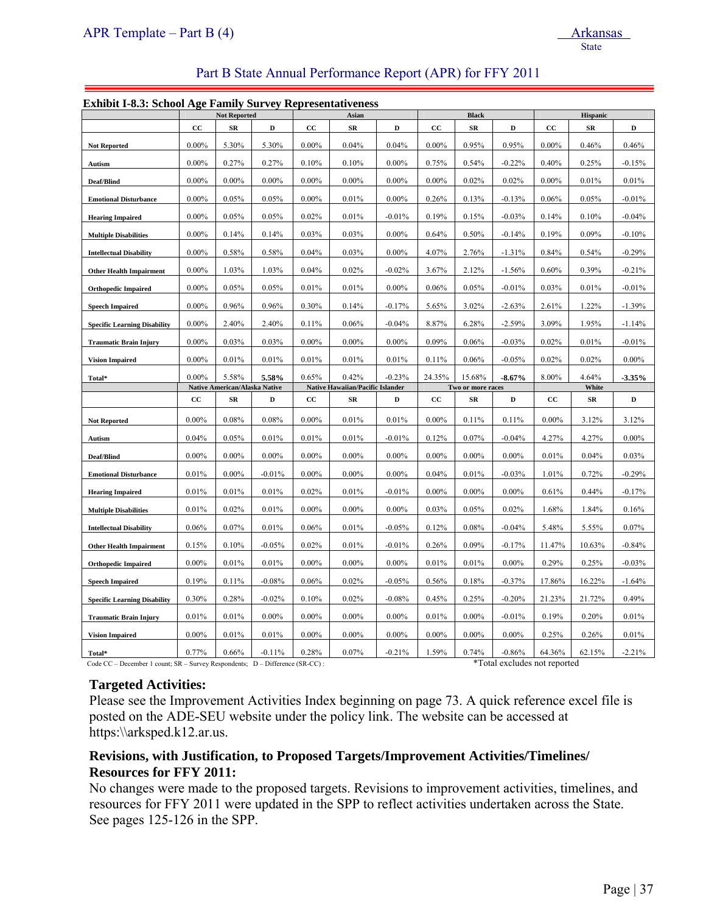## Part B State Annual Performance Report (APR) for FFY 2011

**Exhibit I-8.3: School Age Family Survey Representativeness**

| | Not Reported | | | Asian | | | Black | | | Hispanic | | |
|---|---|---|---|---|---|---|---|---|---|---|---|---|
| | CC | SR | D | CC | SR | D | CC | SR | D | CC | SR | D |
| **Not Reported** | 0.00% | 5.30% | 5.30% | 0.00% | 0.04% | 0.04% | 0.00% | 0.95% | 0.95% | 0.00% | 0.46% | 0.46% |
| **Autism** | 0.00% | 0.27% | 0.27% | 0.10% | 0.10% | 0.00% | 0.75% | 0.54% | -0.22% | 0.40% | 0.25% | -0.15% |
| **Deaf/Blind** | 0.00% | 0.00% | 0.00% | 0.00% | 0.00% | 0.00% | 0.00% | 0.02% | 0.02% | 0.00% | 0.01% | 0.01% |
| **Emotional Disturbance** | 0.00% | 0.05% | 0.05% | 0.00% | 0.01% | 0.00% | 0.26% | 0.13% | -0.13% | 0.06% | 0.05% | -0.01% |
| **Hearing Impaired** | 0.00% | 0.05% | 0.05% | 0.02% | 0.01% | -0.01% | 0.19% | 0.15% | -0.03% | 0.14% | 0.10% | -0.04% |
| **Multiple Disabilities** | 0.00% | 0.14% | 0.14% | 0.03% | 0.03% | 0.00% | 0.64% | 0.50% | -0.14% | 0.19% | 0.09% | -0.10% |
| **Intellectual Disability** | 0.00% | 0.58% | 0.58% | 0.04% | 0.03% | 0.00% | 4.07% | 2.76% | -1.31% | 0.84% | 0.54% | -0.29% |
| **Other Health Impairment** | 0.00% | 1.03% | 1.03% | 0.04% | 0.02% | -0.02% | 3.67% | 2.12% | -1.56% | 0.60% | 0.39% | -0.21% |
| **Orthopedic Impaired** | 0.00% | 0.05% | 0.05% | 0.01% | 0.01% | 0.00% | 0.06% | 0.05% | -0.01% | 0.03% | 0.01% | -0.01% |
| **Speech Impaired** | 0.00% | 0.96% | 0.96% | 0.30% | 0.14% | -0.17% | 5.65% | 3.02% | -2.63% | 2.61% | 1.22% | -1.39% |
| **Specific Learning Disability** | 0.00% | 2.40% | 2.40% | 0.11% | 0.06% | -0.04% | 8.87% | 6.28% | -2.59% | 3.09% | 1.95% | -1.14% |
| **Traumatic Brain Injury** | 0.00% | 0.03% | 0.03% | 0.00% | 0.00% | 0.00% | 0.09% | 0.06% | -0.03% | 0.02% | 0.01% | -0.01% |
| **Vision Impaired** | 0.00% | 0.01% | 0.01% | 0.01% | 0.01% | 0.01% | 0.11% | 0.06% | -0.05% | 0.02% | 0.02% | 0.00% |
| **Total*** | 0.00% | 5.58% | **5.58%** | 0.65% | 0.42% | -0.23% | 24.35% | 15.68% | **-8.67%** | 8.00% | 4.64% | **-3.35%** |
| | **Native American/Alaska Native** | | | **Native Hawaiian/Pacific Islander** | | | **Two or more races** | | | **White** | | |
| | CC | SR | D | CC | SR | D | CC | SR | D | CC | SR | D |
| **Not Reported** | 0.00% | 0.08% | 0.08% | 0.00% | 0.01% | 0.01% | 0.00% | 0.11% | 0.11% | 0.00% | 3.12% | 3.12% |
| **Autism** | 0.04% | 0.05% | 0.01% | 0.01% | 0.01% | -0.01% | 0.12% | 0.07% | -0.04% | 4.27% | 4.27% | 0.00% |
| **Deaf/Blind** | 0.00% | 0.00% | 0.00% | 0.00% | 0.00% | 0.00% | 0.00% | 0.00% | 0.00% | 0.01% | 0.04% | 0.03% |
| **Emotional Disturbance** | 0.01% | 0.00% | -0.01% | 0.00% | 0.00% | 0.00% | 0.04% | 0.01% | -0.03% | 1.01% | 0.72% | -0.29% |
| **Hearing Impaired** | 0.01% | 0.01% | 0.01% | 0.02% | 0.01% | -0.01% | 0.00% | 0.00% | 0.00% | 0.61% | 0.44% | -0.17% |
| **Multiple Disabilities** | 0.01% | 0.02% | 0.01% | 0.00% | 0.00% | 0.00% | 0.03% | 0.05% | 0.02% | 1.68% | 1.84% | 0.16% |
| **Intellectual Disability** | 0.06% | 0.07% | 0.01% | 0.06% | 0.01% | -0.05% | 0.12% | 0.08% | -0.04% | 5.48% | 5.55% | 0.07% |
| **Other Health Impairment** | 0.15% | 0.10% | -0.05% | 0.02% | 0.01% | -0.01% | 0.26% | 0.09% | -0.17% | 11.47% | 10.63% | -0.84% |
| **Orthopedic Impaired** | 0.00% | 0.01% | 0.01% | 0.00% | 0.00% | 0.00% | 0.01% | 0.01% | 0.00% | 0.29% | 0.25% | -0.03% |
| **Speech Impaired** | 0.19% | 0.11% | -0.08% | 0.06% | 0.02% | -0.05% | 0.56% | 0.18% | -0.37% | 17.86% | 16.22% | -1.64% |
| **Specific Learning Disability** | 0.30% | 0.28% | -0.02% | 0.10% | 0.02% | -0.08% | 0.45% | 0.25% | -0.20% | 21.23% | 21.72% | 0.49% |
| **Traumatic Brain Injury** | 0.01% | 0.01% | 0.00% | 0.00% | 0.00% | 0.00% | 0.01% | 0.00% | -0.01% | 0.19% | 0.20% | 0.01% |
| **Vision Impaired** | 0.00% | 0.01% | 0.01% | 0.00% | 0.00% | 0.00% | 0.00% | 0.00% | 0.00% | 0.25% | 0.26% | 0.01% |
| **Total*** | 0.77% | 0.66% | -0.11% | 0.28% | 0.07% | -0.21% | 1.59% | 0.74% | -0.86% | 64.36% | 62.15% | -2.21% |

Code CC – December 1 count; SR – Survey Respondents; D – Difference (SR-CC) :

*Total excludes not reported

### Targeted Activities:

Please see the Improvement Activities Index beginning on page 73. A quick reference excel file is posted on the ADE-SEU website under the policy link. The website can be accessed at https:\\arksped.k12.ar.us.

### Revisions, with Justification, to Proposed Targets/Improvement Activities/Timelines/ Resources for FFY 2011:

No changes were made to the proposed targets. Revisions to improvement activities, timelines, and resources for FFY 2011 were updated in the SPP to reflect activities undertaken across the State. See pages 125-126 in the SPP.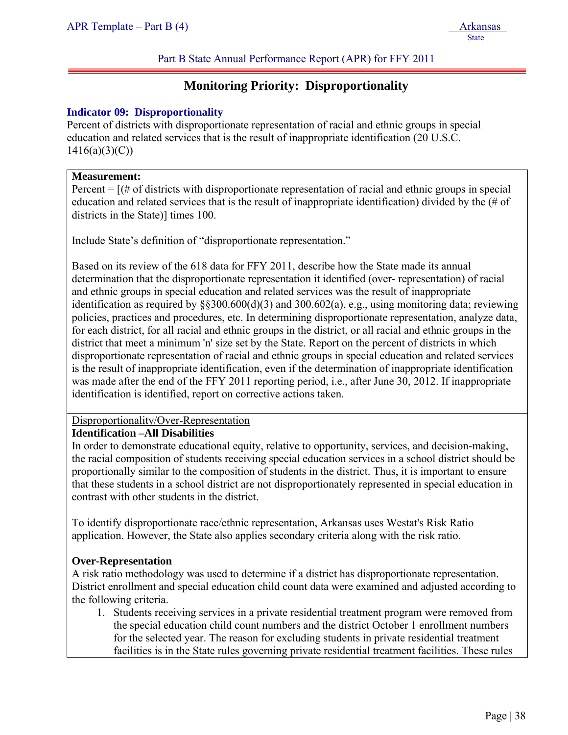Part B State Annual Performance Report (APR) for FFY 2011

## Monitoring Priority: Disproportionality

### Indicator 09: Disproportionality

Percent of districts with disproportionate representation of racial and ethnic groups in special education and related services that is the result of inappropriate identification (20 U.S.C. 1416(a)(3)(C))

**Measurement:**

Percent = [(# of districts with disproportionate representation of racial and ethnic groups in special education and related services that is the result of inappropriate identification) divided by the (# of districts in the State)] times 100.

Include State's definition of "disproportionate representation."

Based on its review of the 618 data for FFY 2011, describe how the State made its annual determination that the disproportionate representation it identified (over- representation) of racial and ethnic groups in special education and related services was the result of inappropriate identification as required by §§300.600(d)(3) and 300.602(a), e.g., using monitoring data; reviewing policies, practices and procedures, etc. In determining disproportionate representation, analyze data, for each district, for all racial and ethnic groups in the district, or all racial and ethnic groups in the district that meet a minimum 'n' size set by the State. Report on the percent of districts in which disproportionate representation of racial and ethnic groups in special education and related services is the result of inappropriate identification, even if the determination of inappropriate identification was made after the end of the FFY 2011 reporting period, i.e., after June 30, 2012. If inappropriate identification is identified, report on corrective actions taken.

Disproportionality/Over-Representation

**Identification –All Disabilities**

In order to demonstrate educational equity, relative to opportunity, services, and decision-making, the racial composition of students receiving special education services in a school district should be proportionally similar to the composition of students in the district. Thus, it is important to ensure that these students in a school district are not disproportionately represented in special education in contrast with other students in the district.

To identify disproportionate race/ethnic representation, Arkansas uses Westat's Risk Ratio application. However, the State also applies secondary criteria along with the risk ratio.

**Over-Representation**

A risk ratio methodology was used to determine if a district has disproportionate representation. District enrollment and special education child count data were examined and adjusted according to the following criteria.

1. Students receiving services in a private residential treatment program were removed from the special education child count numbers and the district October 1 enrollment numbers for the selected year. The reason for excluding students in private residential treatment facilities is in the State rules governing private residential treatment facilities. These rules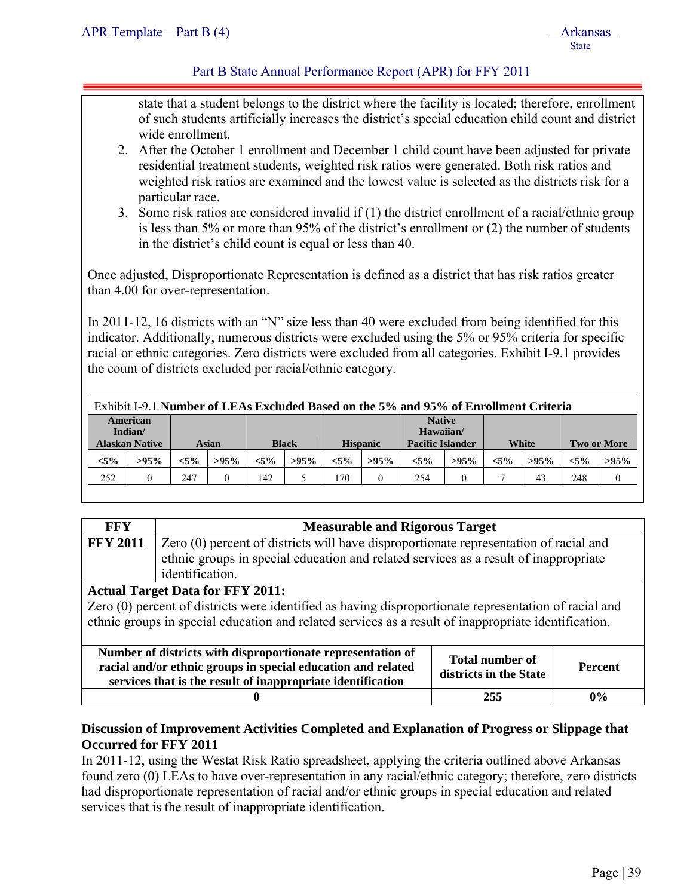state that a student belongs to the district where the facility is located; therefore, enrollment of such students artificially increases the district's special education child count and district wide enrollment.

2. After the October 1 enrollment and December 1 child count have been adjusted for private residential treatment students, weighted risk ratios were generated. Both risk ratios and weighted risk ratios are examined and the lowest value is selected as the districts risk for a particular race.
3. Some risk ratios are considered invalid if (1) the district enrollment of a racial/ethnic group is less than 5% or more than 95% of the district's enrollment or (2) the number of students in the district's child count is equal or less than 40.

Once adjusted, Disproportionate Representation is defined as a district that has risk ratios greater than 4.00 for over-representation.

In 2011-12, 16 districts with an "N" size less than 40 were excluded from being identified for this indicator. Additionally, numerous districts were excluded using the 5% or 95% criteria for specific racial or ethnic categories. Zero districts were excluded from all categories. Exhibit I-9.1 provides the count of districts excluded per racial/ethnic category.

Exhibit I-9.1 **Number of LEAs Excluded Based on the 5% and 95% of Enrollment Criteria**

| American Indian/ Alaskan Native | | Asian | | Black | | Hispanic | | Native Hawaiian/ Pacific Islander | | White | | Two or More | |
|---|---|---|---|---|---|---|---|---|---|---|---|---|---|
| <5% | >95% | <5% | >95% | <5% | >95% | <5% | >95% | <5% | >95% | <5% | >95% | <5% | >95% |
| 252 | 0 | 247 | 0 | 142 | 5 | 170 | 0 | 254 | 0 | 7 | 43 | 248 | 0 |

| FFY | Measurable and Rigorous Target |
|---|---|
| **FFY 2011** | Zero (0) percent of districts will have disproportionate representation of racial and ethnic groups in special education and related services as a result of inappropriate identification. |

**Actual Target Data for FFY 2011:**

Zero (0) percent of districts were identified as having disproportionate representation of racial and ethnic groups in special education and related services as a result of inappropriate identification.

| Number of districts with disproportionate representation of racial and/or ethnic groups in special education and related services that is the result of inappropriate identification | Total number of districts in the State | Percent |
|---|---|---|
| **0** | **255** | **0%** |

**Discussion of Improvement Activities Completed and Explanation of Progress or Slippage that Occurred for FFY 2011**

In 2011-12, using the Westat Risk Ratio spreadsheet, applying the criteria outlined above Arkansas found zero (0) LEAs to have over-representation in any racial/ethnic category; therefore, zero districts had disproportionate representation of racial and/or ethnic groups in special education and related services that is the result of inappropriate identification.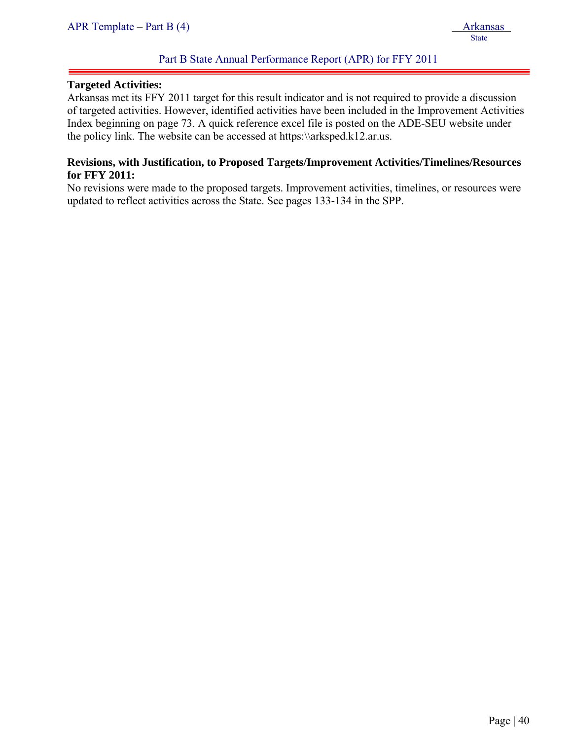**Targeted Activities:**
Arkansas met its FFY 2011 target for this result indicator and is not required to provide a discussion of targeted activities. However, identified activities have been included in the Improvement Activities Index beginning on page 73. A quick reference excel file is posted on the ADE-SEU website under the policy link. The website can be accessed at https:\\arksped.k12.ar.us.

**Revisions, with Justification, to Proposed Targets/Improvement Activities/Timelines/Resources for FFY 2011:**
No revisions were made to the proposed targets. Improvement activities, timelines, or resources were updated to reflect activities across the State. See pages 133-134 in the SPP.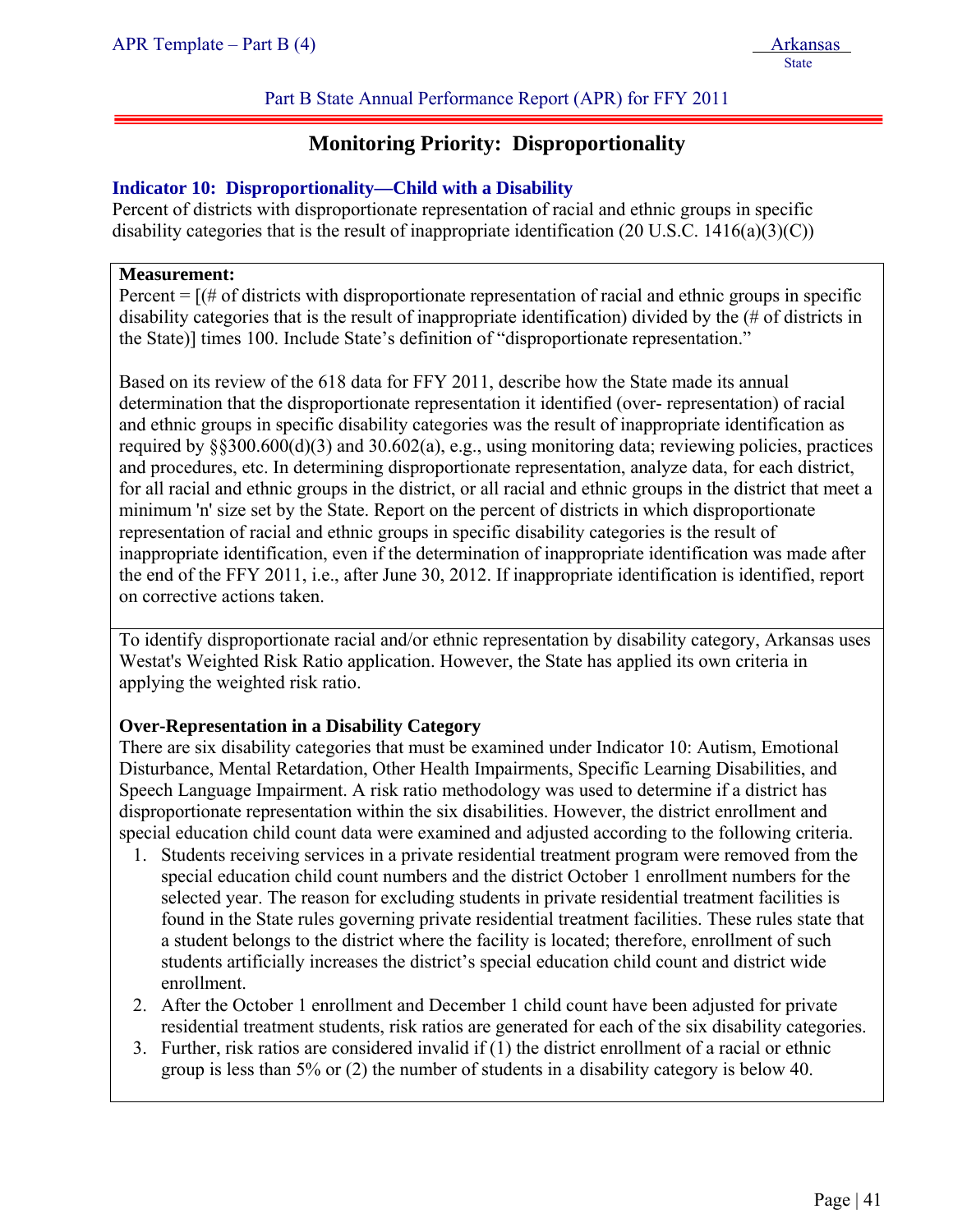## Monitoring Priority: Disproportionality

### Indicator 10: Disproportionality—Child with a Disability

Percent of districts with disproportionate representation of racial and ethnic groups in specific disability categories that is the result of inappropriate identification (20 U.S.C. 1416(a)(3)(C))

**Measurement:**

Percent = [(# of districts with disproportionate representation of racial and ethnic groups in specific disability categories that is the result of inappropriate identification) divided by the (# of districts in the State)] times 100. Include State's definition of "disproportionate representation."

Based on its review of the 618 data for FFY 2011, describe how the State made its annual determination that the disproportionate representation it identified (over- representation) of racial and ethnic groups in specific disability categories was the result of inappropriate identification as required by §§300.600(d)(3) and 30.602(a), e.g., using monitoring data; reviewing policies, practices and procedures, etc. In determining disproportionate representation, analyze data, for each district, for all racial and ethnic groups in the district, or all racial and ethnic groups in the district that meet a minimum 'n' size set by the State. Report on the percent of districts in which disproportionate representation of racial and ethnic groups in specific disability categories is the result of inappropriate identification, even if the determination of inappropriate identification was made after the end of the FFY 2011, i.e., after June 30, 2012. If inappropriate identification is identified, report on corrective actions taken.

To identify disproportionate racial and/or ethnic representation by disability category, Arkansas uses Westat's Weighted Risk Ratio application. However, the State has applied its own criteria in applying the weighted risk ratio.

**Over-Representation in a Disability Category**

There are six disability categories that must be examined under Indicator 10: Autism, Emotional Disturbance, Mental Retardation, Other Health Impairments, Specific Learning Disabilities, and Speech Language Impairment. A risk ratio methodology was used to determine if a district has disproportionate representation within the six disabilities. However, the district enrollment and special education child count data were examined and adjusted according to the following criteria.

1. Students receiving services in a private residential treatment program were removed from the special education child count numbers and the district October 1 enrollment numbers for the selected year. The reason for excluding students in private residential treatment facilities is found in the State rules governing private residential treatment facilities. These rules state that a student belongs to the district where the facility is located; therefore, enrollment of such students artificially increases the district's special education child count and district wide enrollment.
2. After the October 1 enrollment and December 1 child count have been adjusted for private residential treatment students, risk ratios are generated for each of the six disability categories.
3. Further, risk ratios are considered invalid if (1) the district enrollment of a racial or ethnic group is less than 5% or (2) the number of students in a disability category is below 40.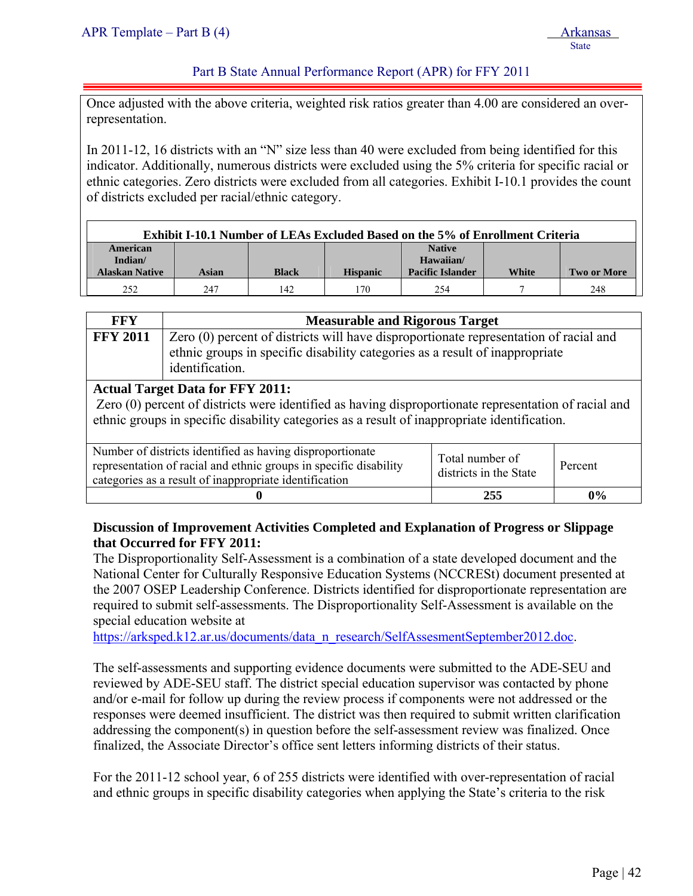Once adjusted with the above criteria, weighted risk ratios greater than 4.00 are considered an over-representation.

In 2011-12, 16 districts with an "N" size less than 40 were excluded from being identified for this indicator. Additionally, numerous districts were excluded using the 5% criteria for specific racial or ethnic categories. Zero districts were excluded from all categories. Exhibit I-10.1 provides the count of districts excluded per racial/ethnic category.

**Exhibit I-10.1 Number of LEAs Excluded Based on the 5% of Enrollment Criteria**

| American Indian/ Alaskan Native | Asian | Black | Hispanic | Native Hawaiian/ Pacific Islander | White | Two or More |
|---|---|---|---|---|---|---|
| 252 | 247 | 142 | 170 | 254 | 7 | 248 |

| FFY | Measurable and Rigorous Target |
|---|---|
| **FFY 2011** | Zero (0) percent of districts will have disproportionate representation of racial and ethnic groups in specific disability categories as a result of inappropriate identification. |

**Actual Target Data for FFY 2011:**

Zero (0) percent of districts were identified as having disproportionate representation of racial and ethnic groups in specific disability categories as a result of inappropriate identification.

| Number of districts identified as having disproportionate representation of racial and ethnic groups in specific disability categories as a result of inappropriate identification | Total number of districts in the State | Percent |
|---|---|---|
| **0** | **255** | **0%** |

**Discussion of Improvement Activities Completed and Explanation of Progress or Slippage that Occurred for FFY 2011:**

The Disproportionality Self-Assessment is a combination of a state developed document and the National Center for Culturally Responsive Education Systems (NCCRESt) document presented at the 2007 OSEP Leadership Conference. Districts identified for disproportionate representation are required to submit self-assessments. The Disproportionality Self-Assessment is available on the special education website at https://arksped.k12.ar.us/documents/data_n_research/SelfAssesmentSeptember2012.doc.

The self-assessments and supporting evidence documents were submitted to the ADE-SEU and reviewed by ADE-SEU staff. The district special education supervisor was contacted by phone and/or e-mail for follow up during the review process if components were not addressed or the responses were deemed insufficient. The district was then required to submit written clarification addressing the component(s) in question before the self-assessment review was finalized. Once finalized, the Associate Director's office sent letters informing districts of their status.

For the 2011-12 school year, 6 of 255 districts were identified with over-representation of racial and ethnic groups in specific disability categories when applying the State's criteria to the risk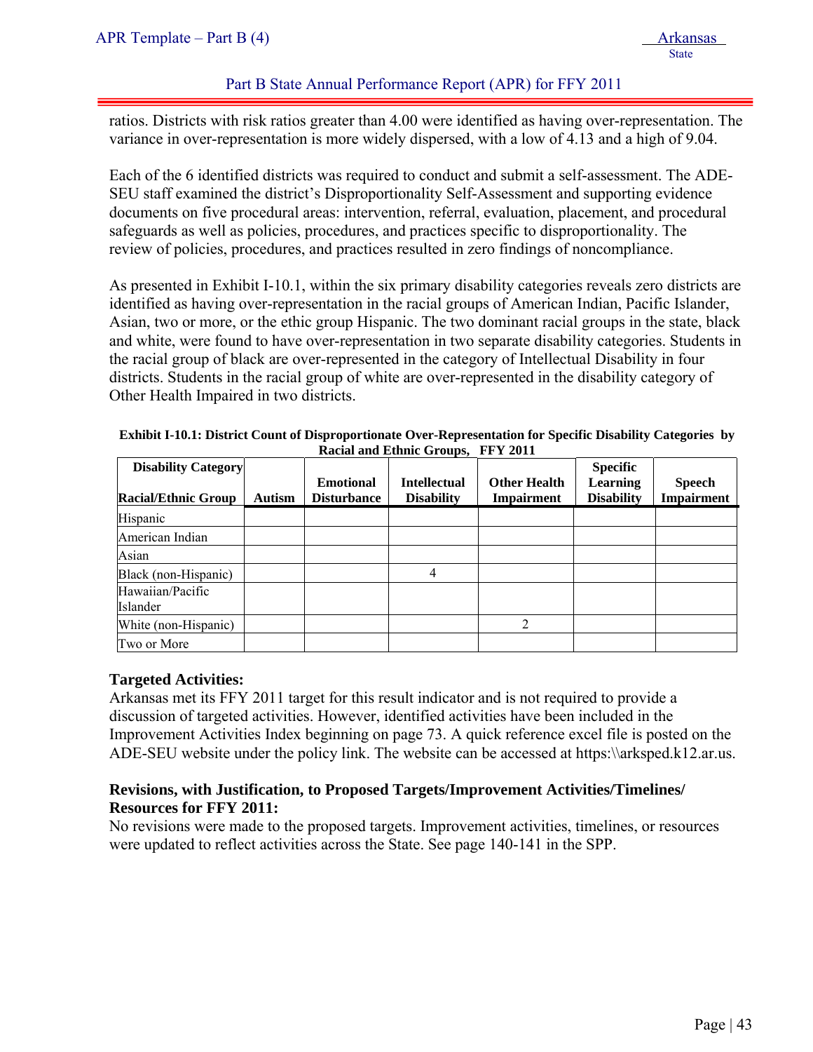ratios. Districts with risk ratios greater than 4.00 were identified as having over-representation. The variance in over-representation is more widely dispersed, with a low of 4.13 and a high of 9.04.

Each of the 6 identified districts was required to conduct and submit a self-assessment. The ADE-SEU staff examined the district's Disproportionality Self-Assessment and supporting evidence documents on five procedural areas: intervention, referral, evaluation, placement, and procedural safeguards as well as policies, procedures, and practices specific to disproportionality. The review of policies, procedures, and practices resulted in zero findings of noncompliance.

As presented in Exhibit I-10.1, within the six primary disability categories reveals zero districts are identified as having over-representation in the racial groups of American Indian, Pacific Islander, Asian, two or more, or the ethic group Hispanic. The two dominant racial groups in the state, black and white, were found to have over-representation in two separate disability categories. Students in the racial group of black are over-represented in the category of Intellectual Disability in four districts. Students in the racial group of white are over-represented in the disability category of Other Health Impaired in two districts.

**Exhibit I-10.1: District Count of Disproportionate Over-Representation for Specific Disability Categories by Racial and Ethnic Groups, FFY 2011**

| Disability Category / Racial/Ethnic Group | Autism | Emotional Disturbance | Intellectual Disability | Other Health Impairment | Specific Learning Disability | Speech Impairment |
|---|---|---|---|---|---|---|
| Hispanic | | | | | | |
| American Indian | | | | | | |
| Asian | | | | | | |
| Black (non-Hispanic) | | | 4 | | | |
| Hawaiian/Pacific Islander | | | | | | |
| White (non-Hispanic) | | | | 2 | | |
| Two or More | | | | | | |

**Targeted Activities:**
Arkansas met its FFY 2011 target for this result indicator and is not required to provide a discussion of targeted activities. However, identified activities have been included in the Improvement Activities Index beginning on page 73. A quick reference excel file is posted on the ADE-SEU website under the policy link. The website can be accessed at https:\\arksped.k12.ar.us.

**Revisions, with Justification, to Proposed Targets/Improvement Activities/Timelines/ Resources for FFY 2011:**
No revisions were made to the proposed targets. Improvement activities, timelines, or resources were updated to reflect activities across the State. See page 140-141 in the SPP.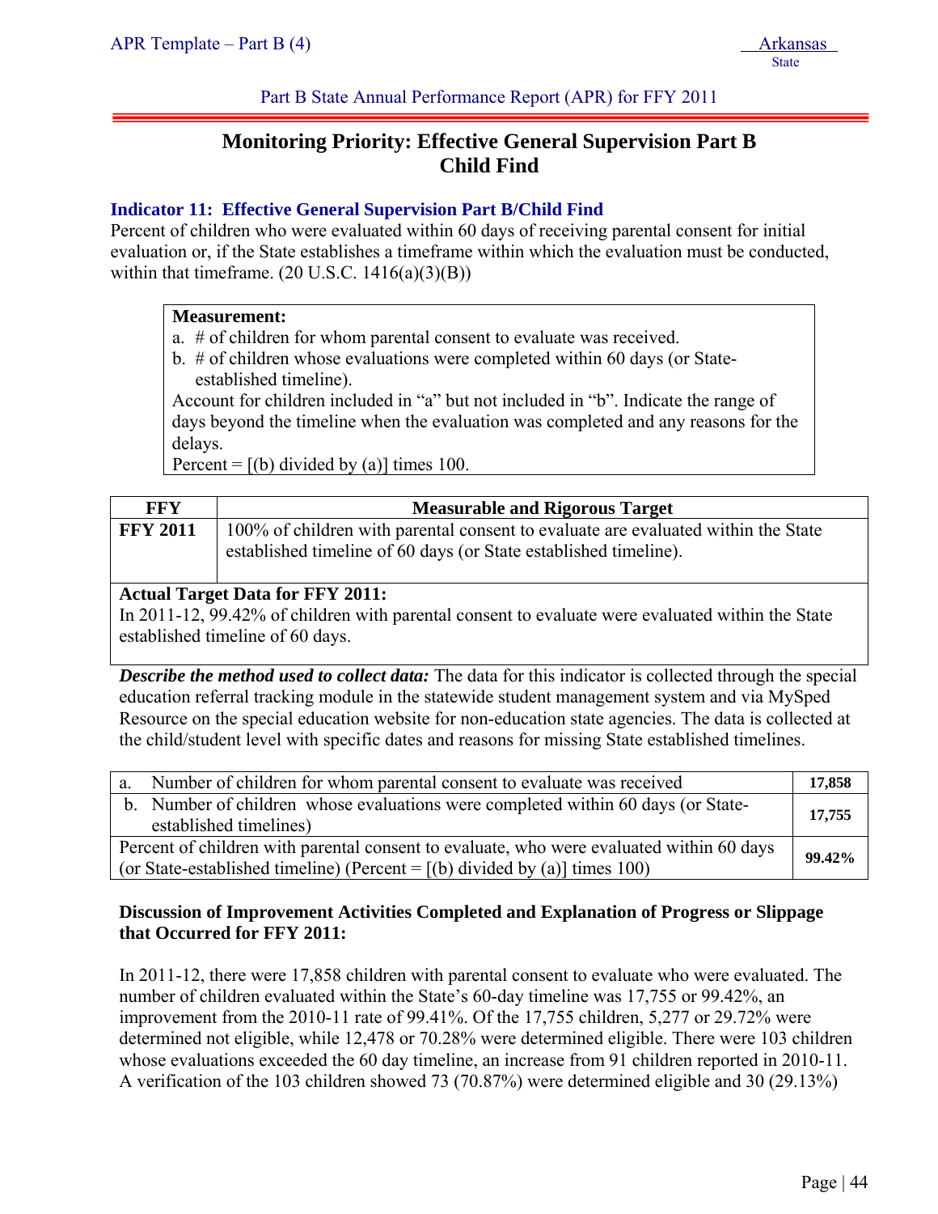Part B State Annual Performance Report (APR) for FFY 2011

# Monitoring Priority: Effective General Supervision Part B Child Find

### Indicator 11: Effective General Supervision Part B/Child Find

Percent of children who were evaluated within 60 days of receiving parental consent for initial evaluation or, if the State establishes a timeframe within which the evaluation must be conducted, within that timeframe. (20 U.S.C. 1416(a)(3)(B))

**Measurement:**

a. # of children for whom parental consent to evaluate was received.

b. # of children whose evaluations were completed within 60 days (or State-established timeline).

Account for children included in "a" but not included in "b". Indicate the range of days beyond the timeline when the evaluation was completed and any reasons for the delays.

Percent = [(b) divided by (a)] times 100.

| FFY | Measurable and Rigorous Target |
|---|---|
| **FFY 2011** | 100% of children with parental consent to evaluate are evaluated within the State established timeline of 60 days (or State established timeline). |

**Actual Target Data for FFY 2011:**

In 2011-12, 99.42% of children with parental consent to evaluate were evaluated within the State established timeline of 60 days.

***Describe the method used to collect data:*** The data for this indicator is collected through the special education referral tracking module in the statewide student management system and via MySped Resource on the special education website for non-education state agencies. The data is collected at the child/student level with specific dates and reasons for missing State established timelines.

| | |
|---|---|
| a. Number of children for whom parental consent to evaluate was received | **17,858** |
| b. Number of children whose evaluations were completed within 60 days (or State-established timelines) | **17,755** |
| Percent of children with parental consent to evaluate, who were evaluated within 60 days (or State-established timeline) (Percent = [(b) divided by (a)] times 100) | **99.42%** |

**Discussion of Improvement Activities Completed and Explanation of Progress or Slippage that Occurred for FFY 2011:**

In 2011-12, there were 17,858 children with parental consent to evaluate who were evaluated. The number of children evaluated within the State's 60-day timeline was 17,755 or 99.42%, an improvement from the 2010-11 rate of 99.41%. Of the 17,755 children, 5,277 or 29.72% were determined not eligible, while 12,478 or 70.28% were determined eligible. There were 103 children whose evaluations exceeded the 60 day timeline, an increase from 91 children reported in 2010-11. A verification of the 103 children showed 73 (70.87%) were determined eligible and 30 (29.13%)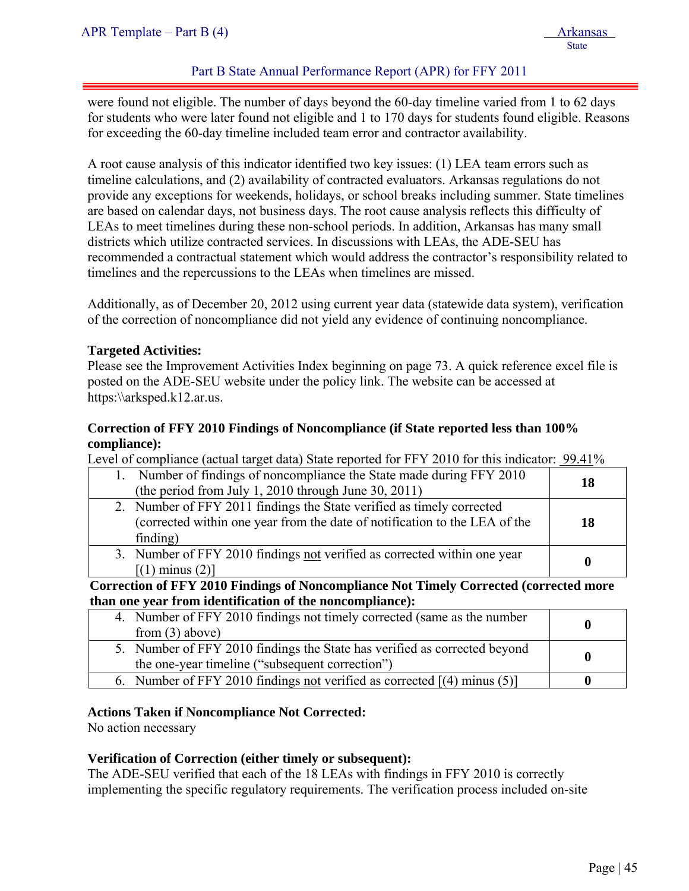were found not eligible. The number of days beyond the 60-day timeline varied from 1 to 62 days for students who were later found not eligible and 1 to 170 days for students found eligible. Reasons for exceeding the 60-day timeline included team error and contractor availability.

A root cause analysis of this indicator identified two key issues: (1) LEA team errors such as timeline calculations, and (2) availability of contracted evaluators. Arkansas regulations do not provide any exceptions for weekends, holidays, or school breaks including summer. State timelines are based on calendar days, not business days. The root cause analysis reflects this difficulty of LEAs to meet timelines during these non-school periods. In addition, Arkansas has many small districts which utilize contracted services. In discussions with LEAs, the ADE-SEU has recommended a contractual statement which would address the contractor's responsibility related to timelines and the repercussions to the LEAs when timelines are missed.

Additionally, as of December 20, 2012 using current year data (statewide data system), verification of the correction of noncompliance did not yield any evidence of continuing noncompliance.

**Targeted Activities:**
Please see the Improvement Activities Index beginning on page 73. A quick reference excel file is posted on the ADE-SEU website under the policy link. The website can be accessed at https:\\arksped.k12.ar.us.

**Correction of FFY 2010 Findings of Noncompliance (if State reported less than 100% compliance):**

Level of compliance (actual target data) State reported for FFY 2010 for this indicator: 99.41%

| | |
|---|---|
| 1. Number of findings of noncompliance the State made during FFY 2010 (the period from July 1, 2010 through June 30, 2011) | **18** |
| 2. Number of FFY 2011 findings the State verified as timely corrected (corrected within one year from the date of notification to the LEA of the finding) | **18** |
| 3. Number of FFY 2010 findings not verified as corrected within one year [(1) minus (2)] | **0** |

**Correction of FFY 2010 Findings of Noncompliance Not Timely Corrected (corrected more than one year from identification of the noncompliance):**

| | |
|---|---|
| 4. Number of FFY 2010 findings not timely corrected (same as the number from (3) above) | **0** |
| 5. Number of FFY 2010 findings the State has verified as corrected beyond the one-year timeline ("subsequent correction") | **0** |
| 6. Number of FFY 2010 findings not verified as corrected [(4) minus (5)] | **0** |

**Actions Taken if Noncompliance Not Corrected:**
No action necessary

**Verification of Correction (either timely or subsequent):**
The ADE-SEU verified that each of the 18 LEAs with findings in FFY 2010 is correctly implementing the specific regulatory requirements. The verification process included on-site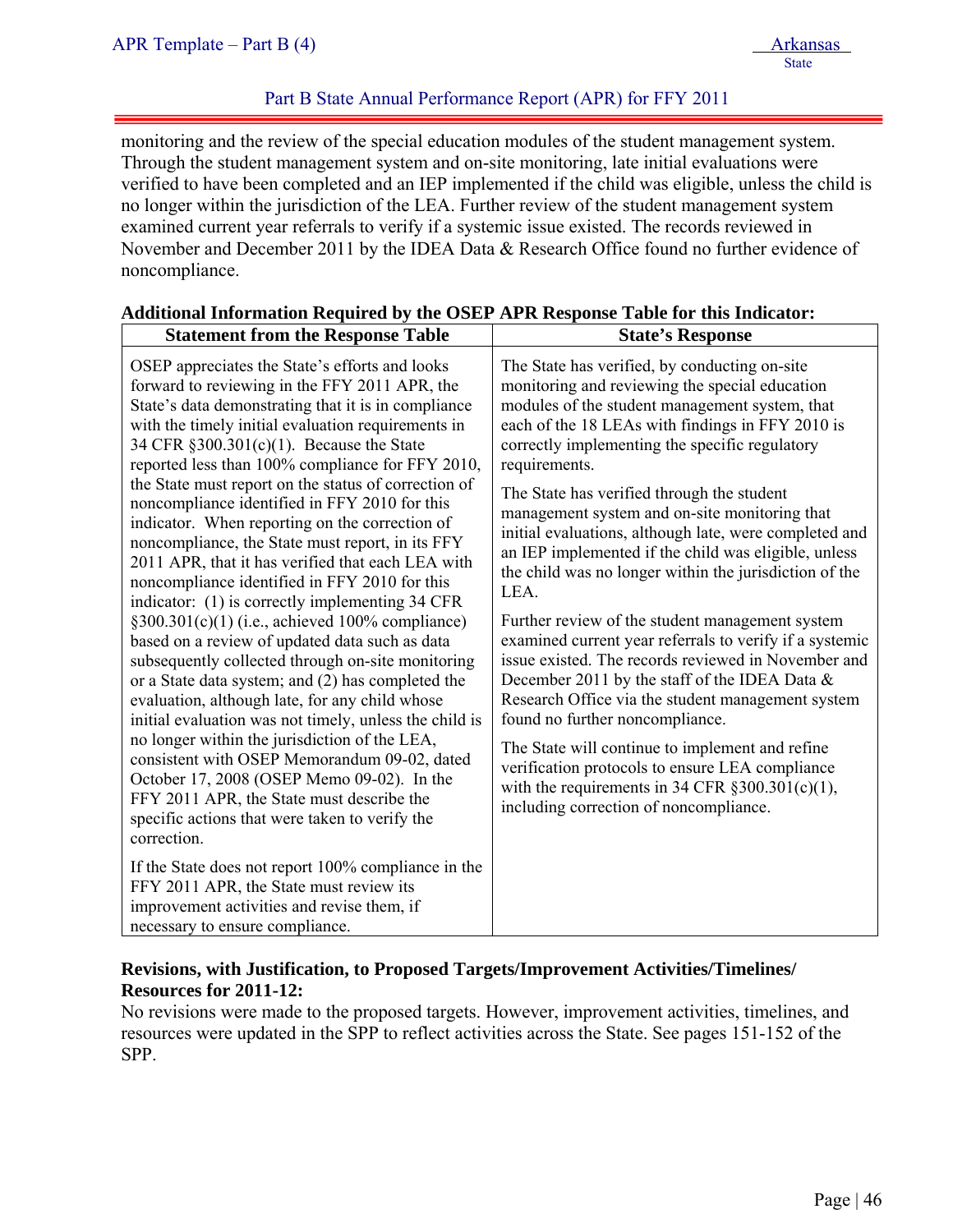monitoring and the review of the special education modules of the student management system. Through the student management system and on-site monitoring, late initial evaluations were verified to have been completed and an IEP implemented if the child was eligible, unless the child is no longer within the jurisdiction of the LEA. Further review of the student management system examined current year referrals to verify if a systemic issue existed. The records reviewed in November and December 2011 by the IDEA Data & Research Office found no further evidence of noncompliance.

**Additional Information Required by the OSEP APR Response Table for this Indicator:**

| Statement from the Response Table | State's Response |
|---|---|
| OSEP appreciates the State's efforts and looks forward to reviewing in the FFY 2011 APR, the State's data demonstrating that it is in compliance with the timely initial evaluation requirements in 34 CFR §300.301(c)(1). Because the State reported less than 100% compliance for FFY 2010, the State must report on the status of correction of noncompliance identified in FFY 2010 for this indicator. When reporting on the correction of noncompliance, the State must report, in its FFY 2011 APR, that it has verified that each LEA with noncompliance identified in FFY 2010 for this indicator: (1) is correctly implementing 34 CFR §300.301(c)(1) (i.e., achieved 100% compliance) based on a review of updated data such as data subsequently collected through on-site monitoring or a State data system; and (2) has completed the evaluation, although late, for any child whose initial evaluation was not timely, unless the child is no longer within the jurisdiction of the LEA, consistent with OSEP Memorandum 09-02, dated October 17, 2008 (OSEP Memo 09-02). In the FFY 2011 APR, the State must describe the specific actions that were taken to verify the correction.<br><br>If the State does not report 100% compliance in the FFY 2011 APR, the State must review its improvement activities and revise them, if necessary to ensure compliance. | The State has verified, by conducting on-site monitoring and reviewing the special education modules of the student management system, that each of the 18 LEAs with findings in FFY 2010 is correctly implementing the specific regulatory requirements.<br><br>The State has verified through the student management system and on-site monitoring that initial evaluations, although late, were completed and an IEP implemented if the child was eligible, unless the child was no longer within the jurisdiction of the LEA.<br><br>Further review of the student management system examined current year referrals to verify if a systemic issue existed. The records reviewed in November and December 2011 by the staff of the IDEA Data & Research Office via the student management system found no further noncompliance.<br><br>The State will continue to implement and refine verification protocols to ensure LEA compliance with the requirements in 34 CFR §300.301(c)(1), including correction of noncompliance. |

**Revisions, with Justification, to Proposed Targets/Improvement Activities/Timelines/ Resources for 2011-12:**

No revisions were made to the proposed targets. However, improvement activities, timelines, and resources were updated in the SPP to reflect activities across the State. See pages 151-152 of the SPP.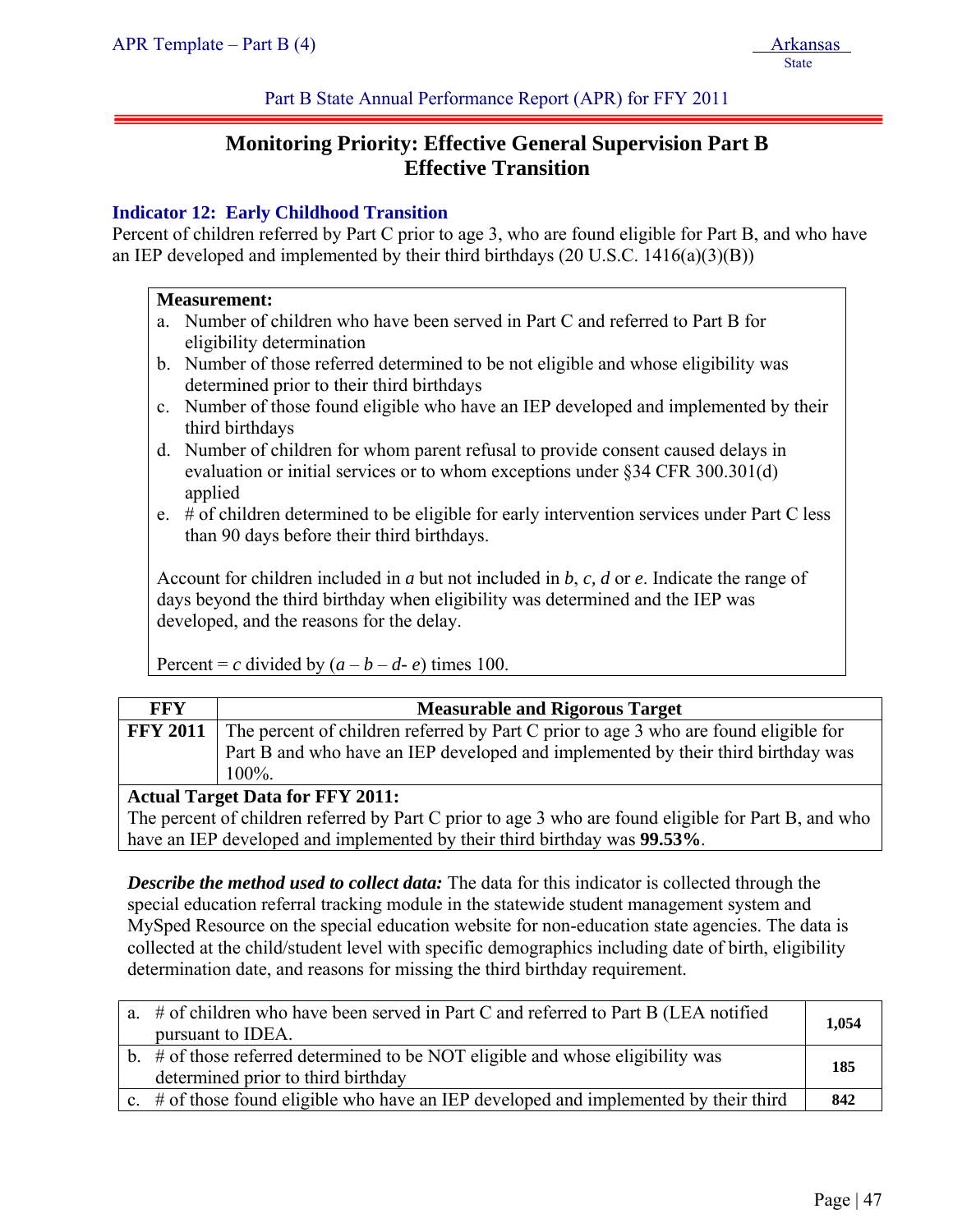## Monitoring Priority: Effective General Supervision Part B Effective Transition

### Indicator 12: Early Childhood Transition

Percent of children referred by Part C prior to age 3, who are found eligible for Part B, and who have an IEP developed and implemented by their third birthdays (20 U.S.C. 1416(a)(3)(B))

**Measurement:**

a. Number of children who have been served in Part C and referred to Part B for eligibility determination
b. Number of those referred determined to be not eligible and whose eligibility was determined prior to their third birthdays
c. Number of those found eligible who have an IEP developed and implemented by their third birthdays
d. Number of children for whom parent refusal to provide consent caused delays in evaluation or initial services or to whom exceptions under §34 CFR 300.301(d) applied
e. # of children determined to be eligible for early intervention services under Part C less than 90 days before their third birthdays.

Account for children included in *a* but not included in *b, c, d* or *e*. Indicate the range of days beyond the third birthday when eligibility was determined and the IEP was developed, and the reasons for the delay.

Percent = *c* divided by (*a* – *b* – *d*- *e*) times 100.

| FFY | Measurable and Rigorous Target |
|---|---|
| **FFY 2011** | The percent of children referred by Part C prior to age 3 who are found eligible for Part B and who have an IEP developed and implemented by their third birthday was 100%. |
| **Actual Target Data for FFY 2011:** The percent of children referred by Part C prior to age 3 who are found eligible for Part B, and who have an IEP developed and implemented by their third birthday was **99.53%**. | |

***Describe the method used to collect data:*** The data for this indicator is collected through the special education referral tracking module in the statewide student management system and MySped Resource on the special education website for non-education state agencies. The data is collected at the child/student level with specific demographics including date of birth, eligibility determination date, and reasons for missing the third birthday requirement.

| | |
|---|---|
| a. # of children who have been served in Part C and referred to Part B (LEA notified pursuant to IDEA. | **1,054** |
| b. # of those referred determined to be NOT eligible and whose eligibility was determined prior to third birthday | **185** |
| c. # of those found eligible who have an IEP developed and implemented by their third | **842** |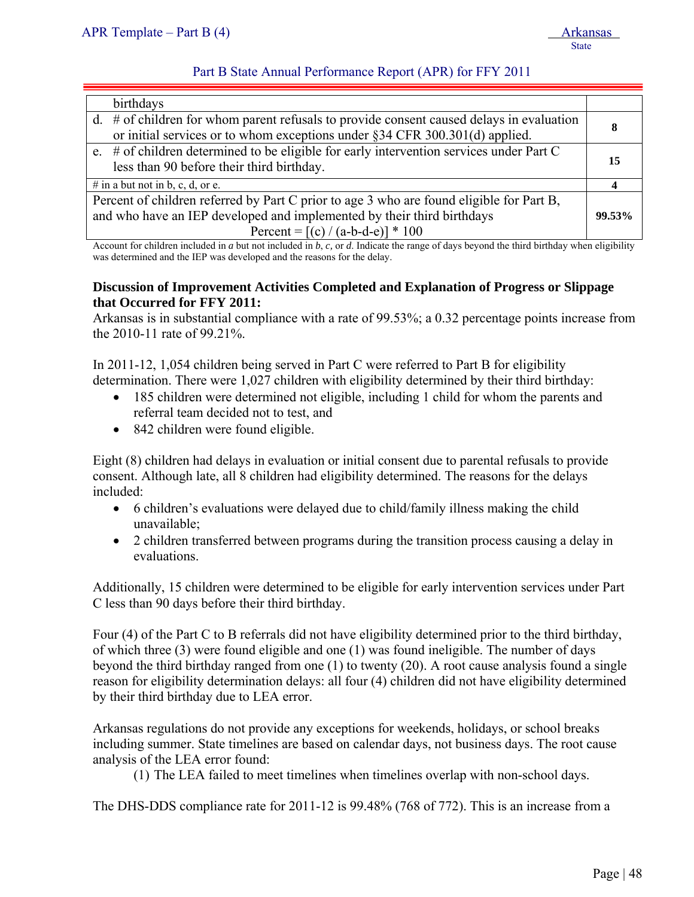| | |
|---|---|
| birthdays | |
| d. # of children for whom parent refusals to provide consent caused delays in evaluation or initial services or to whom exceptions under §34 CFR 300.301(d) applied. | **8** |
| e. # of children determined to be eligible for early intervention services under Part C less than 90 before their third birthday. | **15** |
| # in a but not in b, c, d, or e. | **4** |
| Percent of children referred by Part C prior to age 3 who are found eligible for Part B, and who have an IEP developed and implemented by their third birthdays Percent = [(c) / (a-b-d-e)] * 100 | **99.53%** |

Account for children included in *a* but not included in *b*, *c*, or *d*. Indicate the range of days beyond the third birthday when eligibility was determined and the IEP was developed and the reasons for the delay.

**Discussion of Improvement Activities Completed and Explanation of Progress or Slippage that Occurred for FFY 2011:**

Arkansas is in substantial compliance with a rate of 99.53%; a 0.32 percentage points increase from the 2010-11 rate of 99.21%.

In 2011-12, 1,054 children being served in Part C were referred to Part B for eligibility determination. There were 1,027 children with eligibility determined by their third birthday:

- 185 children were determined not eligible, including 1 child for whom the parents and referral team decided not to test, and
- 842 children were found eligible.

Eight (8) children had delays in evaluation or initial consent due to parental refusals to provide consent. Although late, all 8 children had eligibility determined. The reasons for the delays included:

- 6 children's evaluations were delayed due to child/family illness making the child unavailable;
- 2 children transferred between programs during the transition process causing a delay in evaluations.

Additionally, 15 children were determined to be eligible for early intervention services under Part C less than 90 days before their third birthday.

Four (4) of the Part C to B referrals did not have eligibility determined prior to the third birthday, of which three (3) were found eligible and one (1) was found ineligible. The number of days beyond the third birthday ranged from one (1) to twenty (20). A root cause analysis found a single reason for eligibility determination delays: all four (4) children did not have eligibility determined by their third birthday due to LEA error.

Arkansas regulations do not provide any exceptions for weekends, holidays, or school breaks including summer. State timelines are based on calendar days, not business days. The root cause analysis of the LEA error found:

(1) The LEA failed to meet timelines when timelines overlap with non-school days.

The DHS-DDS compliance rate for 2011-12 is 99.48% (768 of 772). This is an increase from a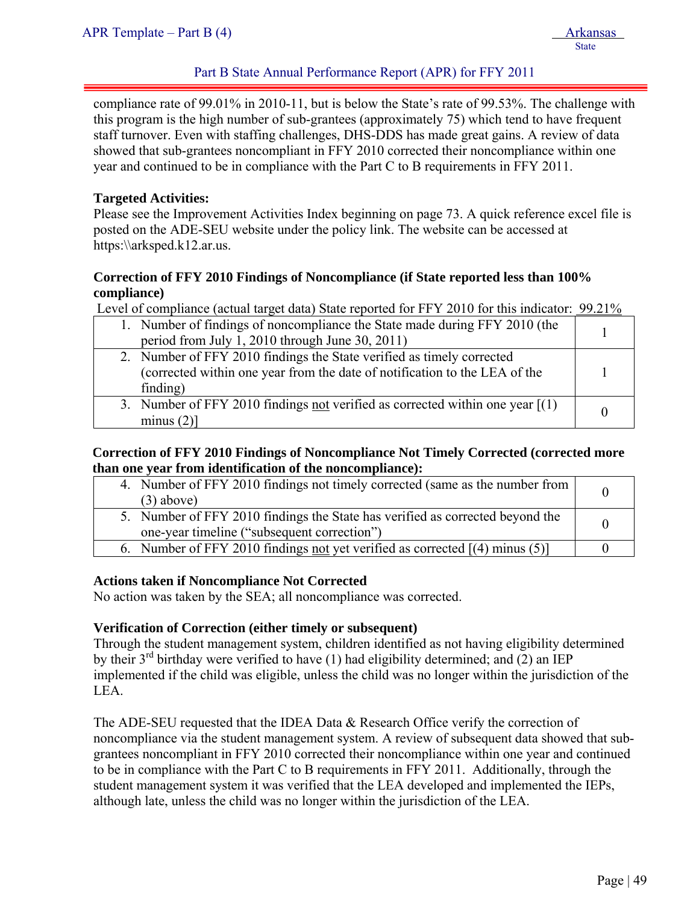compliance rate of 99.01% in 2010-11, but is below the State's rate of 99.53%. The challenge with this program is the high number of sub-grantees (approximately 75) which tend to have frequent staff turnover. Even with staffing challenges, DHS-DDS has made great gains. A review of data showed that sub-grantees noncompliant in FFY 2010 corrected their noncompliance within one year and continued to be in compliance with the Part C to B requirements in FFY 2011.

**Targeted Activities:**
Please see the Improvement Activities Index beginning on page 73. A quick reference excel file is posted on the ADE-SEU website under the policy link. The website can be accessed at https:\\arksped.k12.ar.us.

**Correction of FFY 2010 Findings of Noncompliance (if State reported less than 100% compliance)**

Level of compliance (actual target data) State reported for FFY 2010 for this indicator: 99.21%

| | |
|---|---|
| 1. Number of findings of noncompliance the State made during FFY 2010 (the period from July 1, 2010 through June 30, 2011) | 1 |
| 2. Number of FFY 2010 findings the State verified as timely corrected (corrected within one year from the date of notification to the LEA of the finding) | 1 |
| 3. Number of FFY 2010 findings not verified as corrected within one year [(1) minus (2)] | 0 |

**Correction of FFY 2010 Findings of Noncompliance Not Timely Corrected (corrected more than one year from identification of the noncompliance):**

| | |
|---|---|
| 4. Number of FFY 2010 findings not timely corrected (same as the number from (3) above) | 0 |
| 5. Number of FFY 2010 findings the State has verified as corrected beyond the one-year timeline ("subsequent correction") | 0 |
| 6. Number of FFY 2010 findings not yet verified as corrected [(4) minus (5)] | 0 |

**Actions taken if Noncompliance Not Corrected**
No action was taken by the SEA; all noncompliance was corrected.

**Verification of Correction (either timely or subsequent)**
Through the student management system, children identified as not having eligibility determined by their 3rd birthday were verified to have (1) had eligibility determined; and (2) an IEP implemented if the child was eligible, unless the child was no longer within the jurisdiction of the LEA.

The ADE-SEU requested that the IDEA Data & Research Office verify the correction of noncompliance via the student management system. A review of subsequent data showed that sub-grantees noncompliant in FFY 2010 corrected their noncompliance within one year and continued to be in compliance with the Part C to B requirements in FFY 2011. Additionally, through the student management system it was verified that the LEA developed and implemented the IEPs, although late, unless the child was no longer within the jurisdiction of the LEA.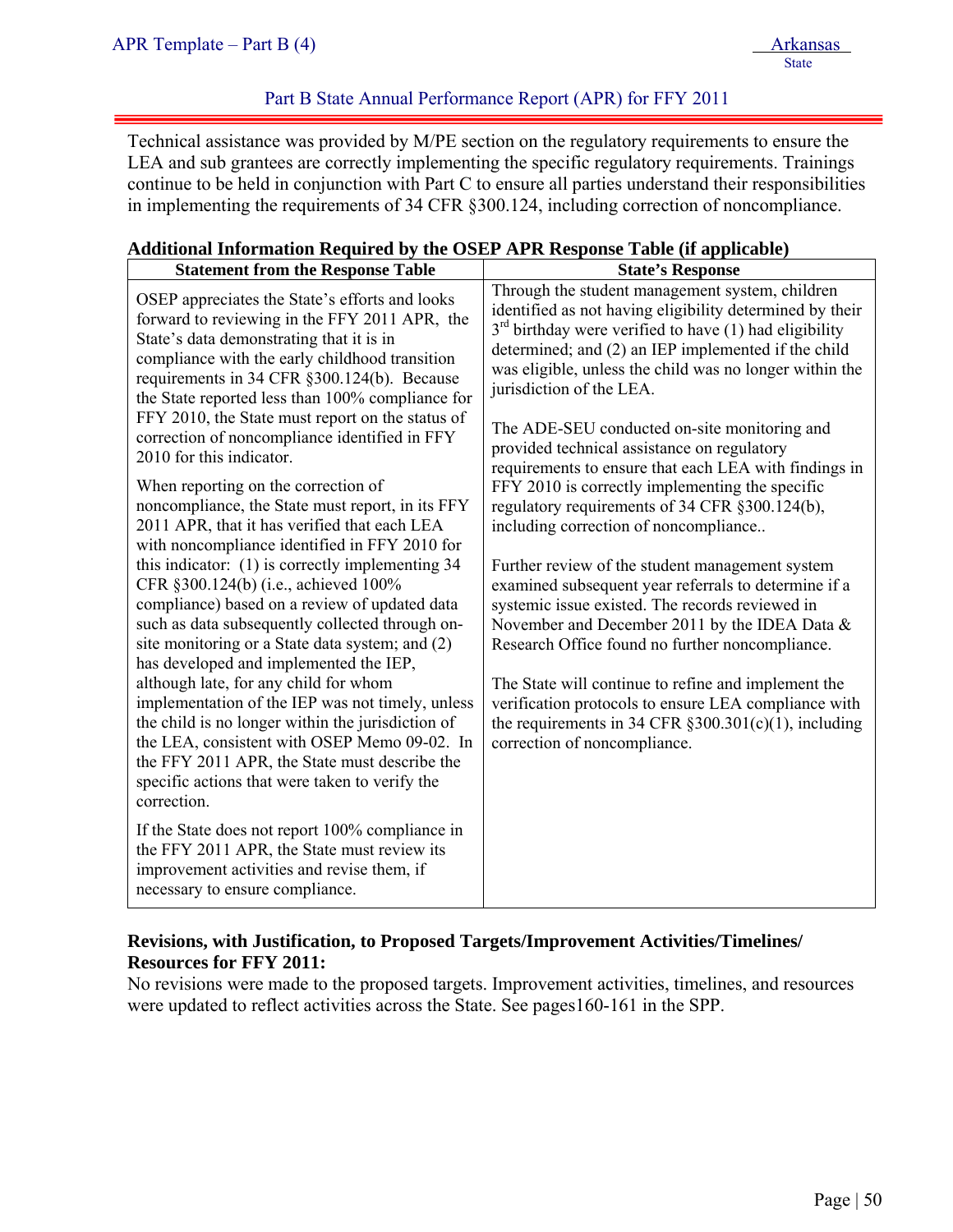Technical assistance was provided by M/PE section on the regulatory requirements to ensure the LEA and sub grantees are correctly implementing the specific regulatory requirements. Trainings continue to be held in conjunction with Part C to ensure all parties understand their responsibilities in implementing the requirements of 34 CFR §300.124, including correction of noncompliance.

**Additional Information Required by the OSEP APR Response Table (if applicable)**

| Statement from the Response Table | State's Response |
| --- | --- |
| OSEP appreciates the State's efforts and looks forward to reviewing in the FFY 2011 APR, the State's data demonstrating that it is in compliance with the early childhood transition requirements in 34 CFR §300.124(b). Because the State reported less than 100% compliance for FFY 2010, the State must report on the status of correction of noncompliance identified in FFY 2010 for this indicator.<br><br>When reporting on the correction of noncompliance, the State must report, in its FFY 2011 APR, that it has verified that each LEA with noncompliance identified in FFY 2010 for this indicator: (1) is correctly implementing 34 CFR §300.124(b) (i.e., achieved 100% compliance) based on a review of updated data such as data subsequently collected through on-site monitoring or a State data system; and (2) has developed and implemented the IEP, although late, for any child for whom implementation of the IEP was not timely, unless the child is no longer within the jurisdiction of the LEA, consistent with OSEP Memo 09-02. In the FFY 2011 APR, the State must describe the specific actions that were taken to verify the correction.<br><br>If the State does not report 100% compliance in the FFY 2011 APR, the State must review its improvement activities and revise them, if necessary to ensure compliance. | Through the student management system, children identified as not having eligibility determined by their 3rd birthday were verified to have (1) had eligibility determined; and (2) an IEP implemented if the child was eligible, unless the child was no longer within the jurisdiction of the LEA.<br><br>The ADE-SEU conducted on-site monitoring and provided technical assistance on regulatory requirements to ensure that each LEA with findings in FFY 2010 is correctly implementing the specific regulatory requirements of 34 CFR §300.124(b), including correction of noncompliance..<br><br>Further review of the student management system examined subsequent year referrals to determine if a systemic issue existed. The records reviewed in November and December 2011 by the IDEA Data & Research Office found no further noncompliance.<br><br>The State will continue to refine and implement the verification protocols to ensure LEA compliance with the requirements in 34 CFR §300.301(c)(1), including correction of noncompliance. |

**Revisions, with Justification, to Proposed Targets/Improvement Activities/Timelines/ Resources for FFY 2011:**

No revisions were made to the proposed targets. Improvement activities, timelines, and resources were updated to reflect activities across the State. See pages160-161 in the SPP.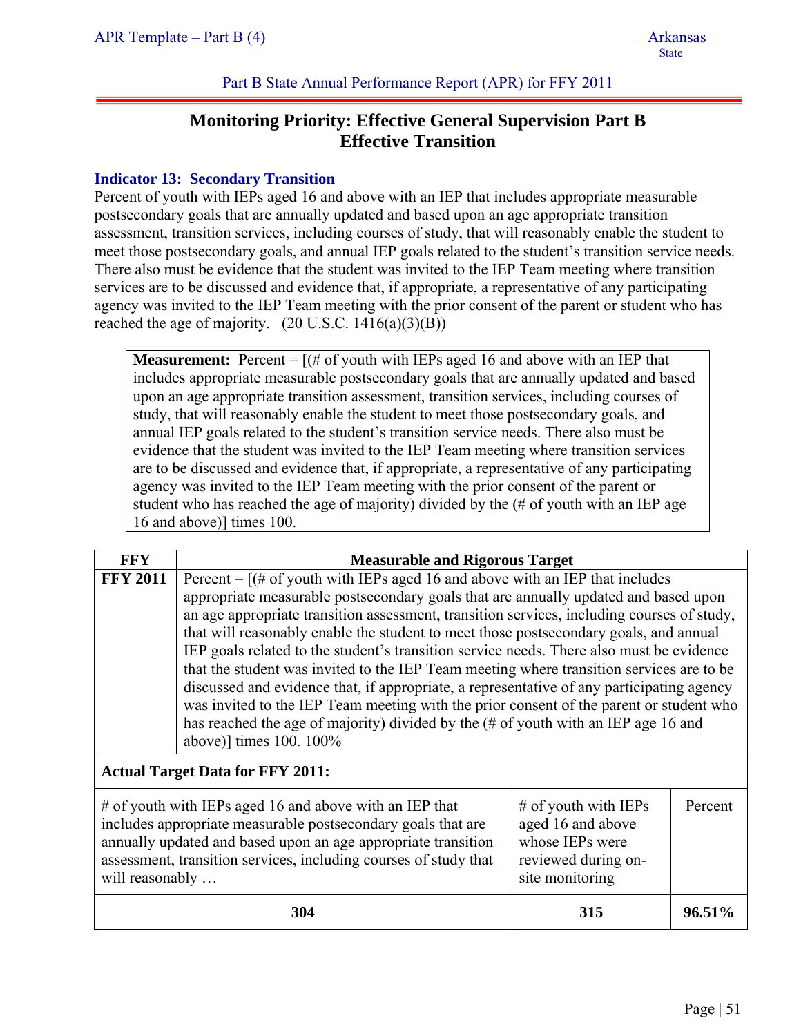Part B State Annual Performance Report (APR) for FFY 2011

# Monitoring Priority: Effective General Supervision Part B
# Effective Transition

### Indicator 13: Secondary Transition

Percent of youth with IEPs aged 16 and above with an IEP that includes appropriate measurable postsecondary goals that are annually updated and based upon an age appropriate transition assessment, transition services, including courses of study, that will reasonably enable the student to meet those postsecondary goals, and annual IEP goals related to the student's transition service needs. There also must be evidence that the student was invited to the IEP Team meeting where transition services are to be discussed and evidence that, if appropriate, a representative of any participating agency was invited to the IEP Team meeting with the prior consent of the parent or student who has reached the age of majority. (20 U.S.C. 1416(a)(3)(B))

**Measurement:** Percent = [(# of youth with IEPs aged 16 and above with an IEP that includes appropriate measurable postsecondary goals that are annually updated and based upon an age appropriate transition assessment, transition services, including courses of study, that will reasonably enable the student to meet those postsecondary goals, and annual IEP goals related to the student's transition service needs. There also must be evidence that the student was invited to the IEP Team meeting where transition services are to be discussed and evidence that, if appropriate, a representative of any participating agency was invited to the IEP Team meeting with the prior consent of the parent or student who has reached the age of majority) divided by the (# of youth with an IEP age 16 and above)] times 100.

| FFY | Measurable and Rigorous Target |
|---|---|
| **FFY 2011** | Percent = [(# of youth with IEPs aged 16 and above with an IEP that includes appropriate measurable postsecondary goals that are annually updated and based upon an age appropriate transition assessment, transition services, including courses of study, that will reasonably enable the student to meet those postsecondary goals, and annual IEP goals related to the student's transition service needs. There also must be evidence that the student was invited to the IEP Team meeting where transition services are to be discussed and evidence that, if appropriate, a representative of any participating agency was invited to the IEP Team meeting with the prior consent of the parent or student who has reached the age of majority) divided by the (# of youth with an IEP age 16 and above)] times 100. 100% |

**Actual Target Data for FFY 2011:**

| # of youth with IEPs aged 16 and above with an IEP that includes appropriate measurable postsecondary goals that are annually updated and based upon an age appropriate transition assessment, transition services, including courses of study that will reasonably … | # of youth with IEPs aged 16 and above whose IEPs were reviewed during on-site monitoring | Percent |
|---|---|---|
| **304** | **315** | **96.51%** |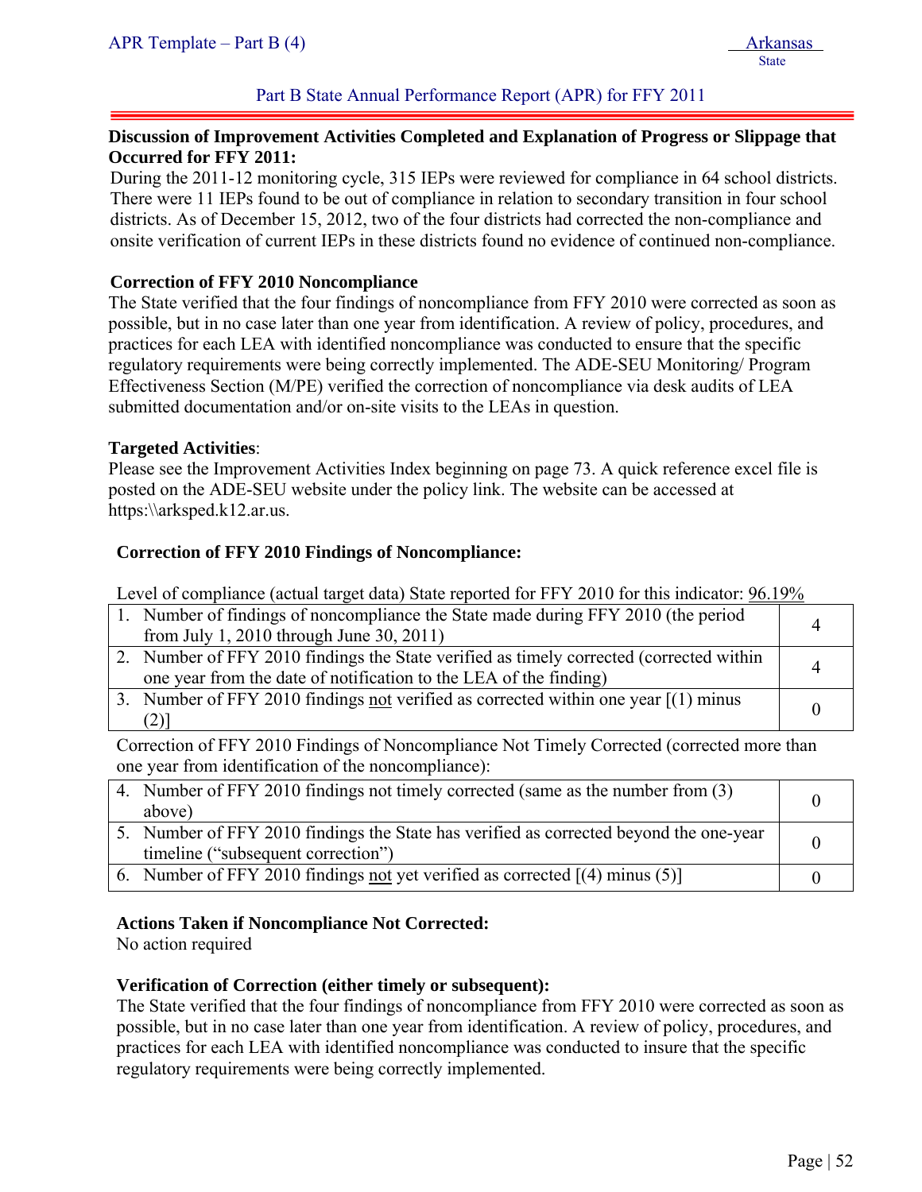Part B State Annual Performance Report (APR) for FFY 2011

**Discussion of Improvement Activities Completed and Explanation of Progress or Slippage that Occurred for FFY 2011:**

During the 2011-12 monitoring cycle, 315 IEPs were reviewed for compliance in 64 school districts. There were 11 IEPs found to be out of compliance in relation to secondary transition in four school districts. As of December 15, 2012, two of the four districts had corrected the non-compliance and onsite verification of current IEPs in these districts found no evidence of continued non-compliance.

**Correction of FFY 2010 Noncompliance**

The State verified that the four findings of noncompliance from FFY 2010 were corrected as soon as possible, but in no case later than one year from identification. A review of policy, procedures, and practices for each LEA with identified noncompliance was conducted to ensure that the specific regulatory requirements were being correctly implemented. The ADE-SEU Monitoring/ Program Effectiveness Section (M/PE) verified the correction of noncompliance via desk audits of LEA submitted documentation and/or on-site visits to the LEAs in question.

**Targeted Activities**:

Please see the Improvement Activities Index beginning on page 73. A quick reference excel file is posted on the ADE-SEU website under the policy link. The website can be accessed at https:\\arksped.k12.ar.us.

**Correction of FFY 2010 Findings of Noncompliance:**

Level of compliance (actual target data) State reported for FFY 2010 for this indicator: 96.19%

| | |
|---|---|
| 1. Number of findings of noncompliance the State made during FFY 2010 (the period from July 1, 2010 through June 30, 2011) | 4 |
| 2. Number of FFY 2010 findings the State verified as timely corrected (corrected within one year from the date of notification to the LEA of the finding) | 4 |
| 3. Number of FFY 2010 findings not verified as corrected within one year [(1) minus (2)] | 0 |

Correction of FFY 2010 Findings of Noncompliance Not Timely Corrected (corrected more than one year from identification of the noncompliance):

| | |
|---|---|
| 4. Number of FFY 2010 findings not timely corrected (same as the number from (3) above) | 0 |
| 5. Number of FFY 2010 findings the State has verified as corrected beyond the one-year timeline ("subsequent correction") | 0 |
| 6. Number of FFY 2010 findings not yet verified as corrected [(4) minus (5)] | 0 |

**Actions Taken if Noncompliance Not Corrected:**

No action required

**Verification of Correction (either timely or subsequent):**

The State verified that the four findings of noncompliance from FFY 2010 were corrected as soon as possible, but in no case later than one year from identification. A review of policy, procedures, and practices for each LEA with identified noncompliance was conducted to insure that the specific regulatory requirements were being correctly implemented.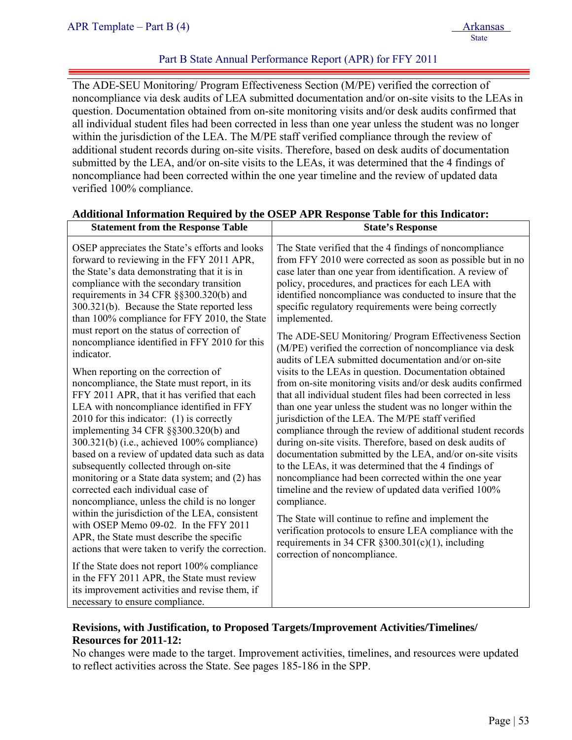The ADE-SEU Monitoring/ Program Effectiveness Section (M/PE) verified the correction of noncompliance via desk audits of LEA submitted documentation and/or on-site visits to the LEAs in question. Documentation obtained from on-site monitoring visits and/or desk audits confirmed that all individual student files had been corrected in less than one year unless the student was no longer within the jurisdiction of the LEA. The M/PE staff verified compliance through the review of additional student records during on-site visits. Therefore, based on desk audits of documentation submitted by the LEA, and/or on-site visits to the LEAs, it was determined that the 4 findings of noncompliance had been corrected within the one year timeline and the review of updated data verified 100% compliance.

**Additional Information Required by the OSEP APR Response Table for this Indicator:**

| Statement from the Response Table | State's Response |
|---|---|
| OSEP appreciates the State's efforts and looks forward to reviewing in the FFY 2011 APR, the State's data demonstrating that it is in compliance with the secondary transition requirements in 34 CFR §§300.320(b) and 300.321(b). Because the State reported less than 100% compliance for FFY 2010, the State must report on the status of correction of noncompliance identified in FFY 2010 for this indicator.<br><br>When reporting on the correction of noncompliance, the State must report, in its FFY 2011 APR, that it has verified that each LEA with noncompliance identified in FFY 2010 for this indicator: (1) is correctly implementing 34 CFR §§300.320(b) and 300.321(b) (i.e., achieved 100% compliance) based on a review of updated data such as data subsequently collected through on-site monitoring or a State data system; and (2) has corrected each individual case of noncompliance, unless the child is no longer within the jurisdiction of the LEA, consistent with OSEP Memo 09-02. In the FFY 2011 APR, the State must describe the specific actions that were taken to verify the correction.<br><br>If the State does not report 100% compliance in the FFY 2011 APR, the State must review its improvement activities and revise them, if necessary to ensure compliance. | The State verified that the 4 findings of noncompliance from FFY 2010 were corrected as soon as possible but in no case later than one year from identification. A review of policy, procedures, and practices for each LEA with identified noncompliance was conducted to insure that the specific regulatory requirements were being correctly implemented.<br><br>The ADE-SEU Monitoring/ Program Effectiveness Section (M/PE) verified the correction of noncompliance via desk audits of LEA submitted documentation and/or on-site visits to the LEAs in question. Documentation obtained from on-site monitoring visits and/or desk audits confirmed that all individual student files had been corrected in less than one year unless the student was no longer within the jurisdiction of the LEA. The M/PE staff verified compliance through the review of additional student records during on-site visits. Therefore, based on desk audits of documentation submitted by the LEA, and/or on-site visits to the LEAs, it was determined that the 4 findings of noncompliance had been corrected within the one year timeline and the review of updated data verified 100% compliance.<br><br>The State will continue to refine and implement the verification protocols to ensure LEA compliance with the requirements in 34 CFR §300.301(c)(1), including correction of noncompliance. |

**Revisions, with Justification, to Proposed Targets/Improvement Activities/Timelines/ Resources for 2011-12:**

No changes were made to the target. Improvement activities, timelines, and resources were updated to reflect activities across the State. See pages 185-186 in the SPP.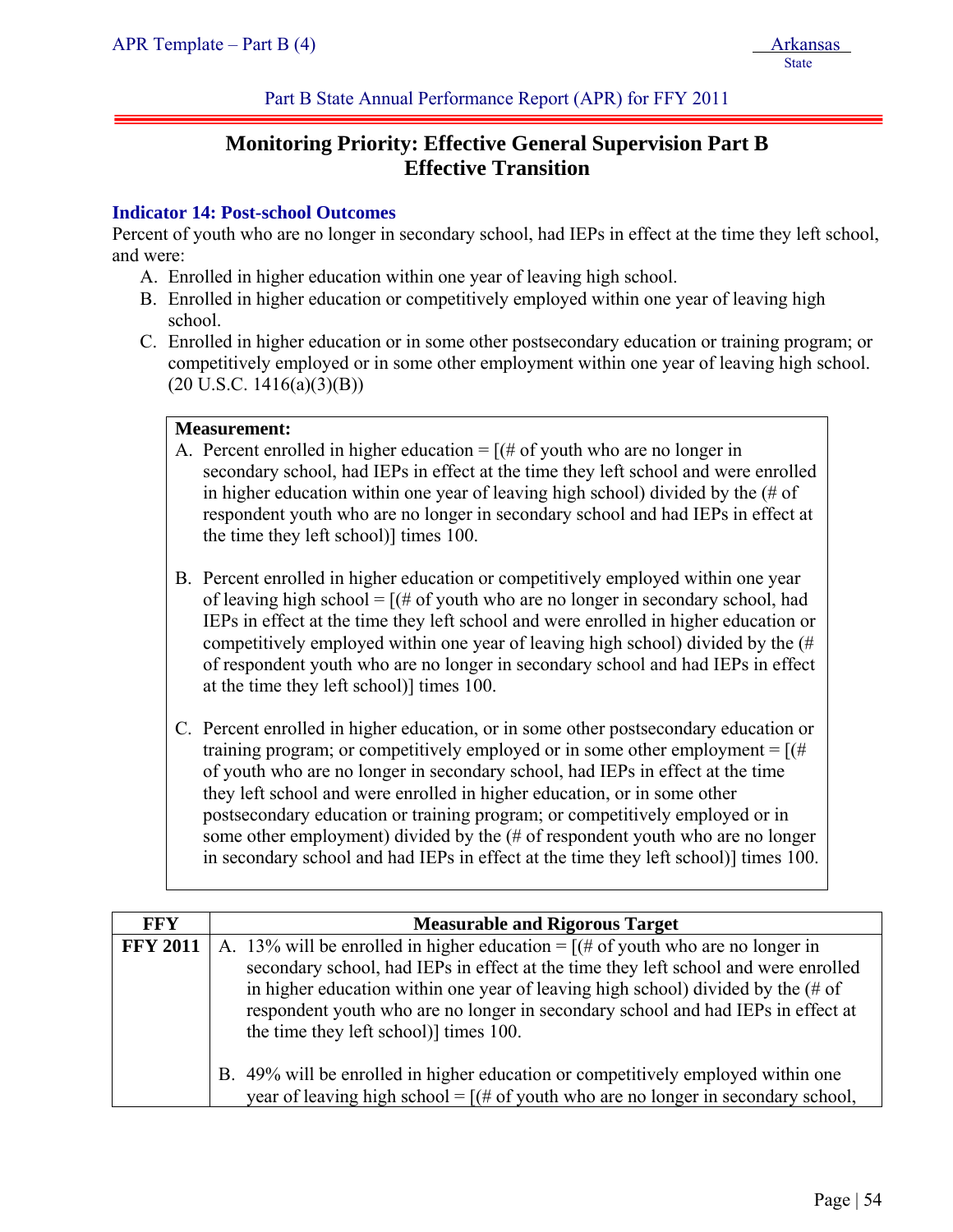Part B State Annual Performance Report (APR) for FFY 2011

## Monitoring Priority: Effective General Supervision Part B
## Effective Transition

### Indicator 14: Post-school Outcomes

Percent of youth who are no longer in secondary school, had IEPs in effect at the time they left school, and were:

A. Enrolled in higher education within one year of leaving high school.
B. Enrolled in higher education or competitively employed within one year of leaving high school.
C. Enrolled in higher education or in some other postsecondary education or training program; or competitively employed or in some other employment within one year of leaving high school. (20 U.S.C. 1416(a)(3)(B))

**Measurement:**

A. Percent enrolled in higher education = [(# of youth who are no longer in secondary school, had IEPs in effect at the time they left school and were enrolled in higher education within one year of leaving high school) divided by the (# of respondent youth who are no longer in secondary school and had IEPs in effect at the time they left school)] times 100.

B. Percent enrolled in higher education or competitively employed within one year of leaving high school = [(# of youth who are no longer in secondary school, had IEPs in effect at the time they left school and were enrolled in higher education or competitively employed within one year of leaving high school) divided by the (# of respondent youth who are no longer in secondary school and had IEPs in effect at the time they left school)] times 100.

C. Percent enrolled in higher education, or in some other postsecondary education or training program; or competitively employed or in some other employment = [(# of youth who are no longer in secondary school, had IEPs in effect at the time they left school and were enrolled in higher education, or in some other postsecondary education or training program; or competitively employed or in some other employment) divided by the (# of respondent youth who are no longer in secondary school and had IEPs in effect at the time they left school)] times 100.

| FFY | Measurable and Rigorous Target |
|---|---|
| **FFY 2011** | A. 13% will be enrolled in higher education = [(# of youth who are no longer in secondary school, had IEPs in effect at the time they left school and were enrolled in higher education within one year of leaving high school) divided by the (# of respondent youth who are no longer in secondary school and had IEPs in effect at the time they left school)] times 100.<br><br>B. 49% will be enrolled in higher education or competitively employed within one year of leaving high school = [(# of youth who are no longer in secondary school, |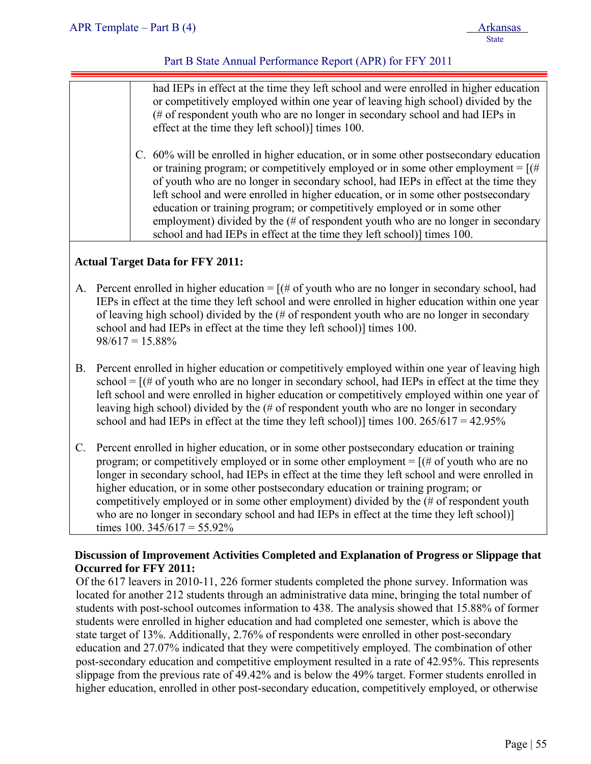| | had IEPs in effect at the time they left school and were enrolled in higher education or competitively employed within one year of leaving high school) divided by the (# of respondent youth who are no longer in secondary school and had IEPs in effect at the time they left school)] times 100.<br><br>C. 60% will be enrolled in higher education, or in some other postsecondary education or training program; or competitively employed or in some other employment = [(# of youth who are no longer in secondary school, had IEPs in effect at the time they left school and were enrolled in higher education, or in some other postsecondary education or training program; or competitively employed or in some other employment) divided by the (# of respondent youth who are no longer in secondary school and had IEPs in effect at the time they left school)] times 100. |
|---|---|

**Actual Target Data for FFY 2011:**

A. Percent enrolled in higher education = [(# of youth who are no longer in secondary school, had IEPs in effect at the time they left school and were enrolled in higher education within one year of leaving high school) divided by the (# of respondent youth who are no longer in secondary school and had IEPs in effect at the time they left school)] times 100.
98/617 = 15.88%

B. Percent enrolled in higher education or competitively employed within one year of leaving high school = [(# of youth who are no longer in secondary school, had IEPs in effect at the time they left school and were enrolled in higher education or competitively employed within one year of leaving high school) divided by the (# of respondent youth who are no longer in secondary school and had IEPs in effect at the time they left school)] times 100. 265/617 = 42.95%

C. Percent enrolled in higher education, or in some other postsecondary education or training program; or competitively employed or in some other employment = [(# of youth who are no longer in secondary school, had IEPs in effect at the time they left school and were enrolled in higher education, or in some other postsecondary education or training program; or competitively employed or in some other employment) divided by the (# of respondent youth who are no longer in secondary school and had IEPs in effect at the time they left school)] times 100. 345/617 = 55.92%

**Discussion of Improvement Activities Completed and Explanation of Progress or Slippage that Occurred for FFY 2011:**

Of the 617 leavers in 2010-11, 226 former students completed the phone survey. Information was located for another 212 students through an administrative data mine, bringing the total number of students with post-school outcomes information to 438. The analysis showed that 15.88% of former students were enrolled in higher education and had completed one semester, which is above the state target of 13%. Additionally, 2.76% of respondents were enrolled in other post-secondary education and 27.07% indicated that they were competitively employed. The combination of other post-secondary education and competitive employment resulted in a rate of 42.95%. This represents slippage from the previous rate of 49.42% and is below the 49% target. Former students enrolled in higher education, enrolled in other post-secondary education, competitively employed, or otherwise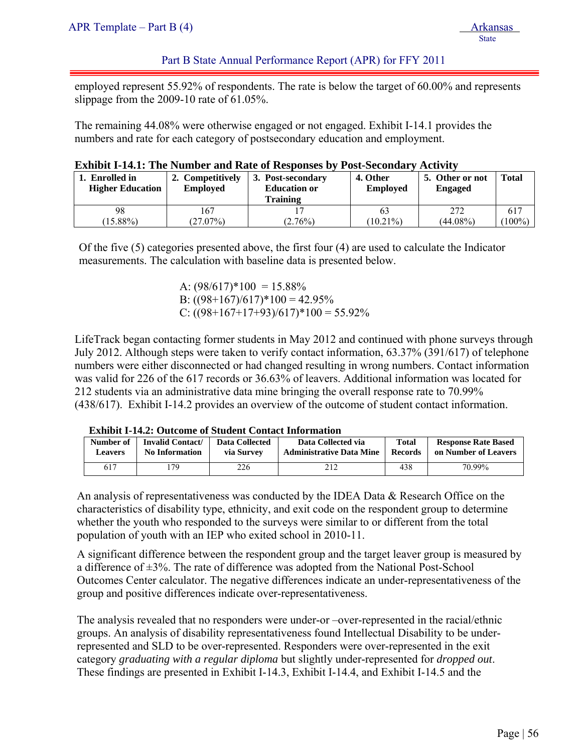employed represent 55.92% of respondents. The rate is below the target of 60.00% and represents slippage from the 2009-10 rate of 61.05%.

The remaining 44.08% were otherwise engaged or not engaged. Exhibit I-14.1 provides the numbers and rate for each category of postsecondary education and employment.

**Exhibit I-14.1: The Number and Rate of Responses by Post-Secondary Activity**

| 1. Enrolled in Higher Education | 2. Competitively Employed | 3. Post-secondary Education or Training | 4. Other Employed | 5. Other or not Engaged | Total |
|---|---|---|---|---|---|
| 98 (15.88%) | 167 (27.07%) | 17 (2.76%) | 63 (10.21%) | 272 (44.08%) | 617 (100%) |

Of the five (5) categories presented above, the first four (4) are used to calculate the Indicator measurements. The calculation with baseline data is presented below.

A: (98/617)*100 = 15.88%
B: ((98+167)/617)*100 = 42.95%
C: ((98+167+17+93)/617)*100 = 55.92%

LifeTrack began contacting former students in May 2012 and continued with phone surveys through July 2012. Although steps were taken to verify contact information, 63.37% (391/617) of telephone numbers were either disconnected or had changed resulting in wrong numbers. Contact information was valid for 226 of the 617 records or 36.63% of leavers. Additional information was located for 212 students via an administrative data mine bringing the overall response rate to 70.99% (438/617). Exhibit I-14.2 provides an overview of the outcome of student contact information.

**Exhibit I-14.2: Outcome of Student Contact Information**

| Number of Leavers | Invalid Contact/ No Information | Data Collected via Survey | Data Collected via Administrative Data Mine | Total Records | Response Rate Based on Number of Leavers |
|---|---|---|---|---|---|
| 617 | 179 | 226 | 212 | 438 | 70.99% |

An analysis of representativeness was conducted by the IDEA Data & Research Office on the characteristics of disability type, ethnicity, and exit code on the respondent group to determine whether the youth who responded to the surveys were similar to or different from the total population of youth with an IEP who exited school in 2010-11.

A significant difference between the respondent group and the target leaver group is measured by a difference of ±3%. The rate of difference was adopted from the National Post-School Outcomes Center calculator. The negative differences indicate an under-representativeness of the group and positive differences indicate over-representativeness.

The analysis revealed that no responders were under-or –over-represented in the racial/ethnic groups. An analysis of disability representativeness found Intellectual Disability to be under-represented and SLD to be over-represented. Responders were over-represented in the exit category *graduating with a regular diploma* but slightly under-represented for *dropped out*. These findings are presented in Exhibit I-14.3, Exhibit I-14.4, and Exhibit I-14.5 and the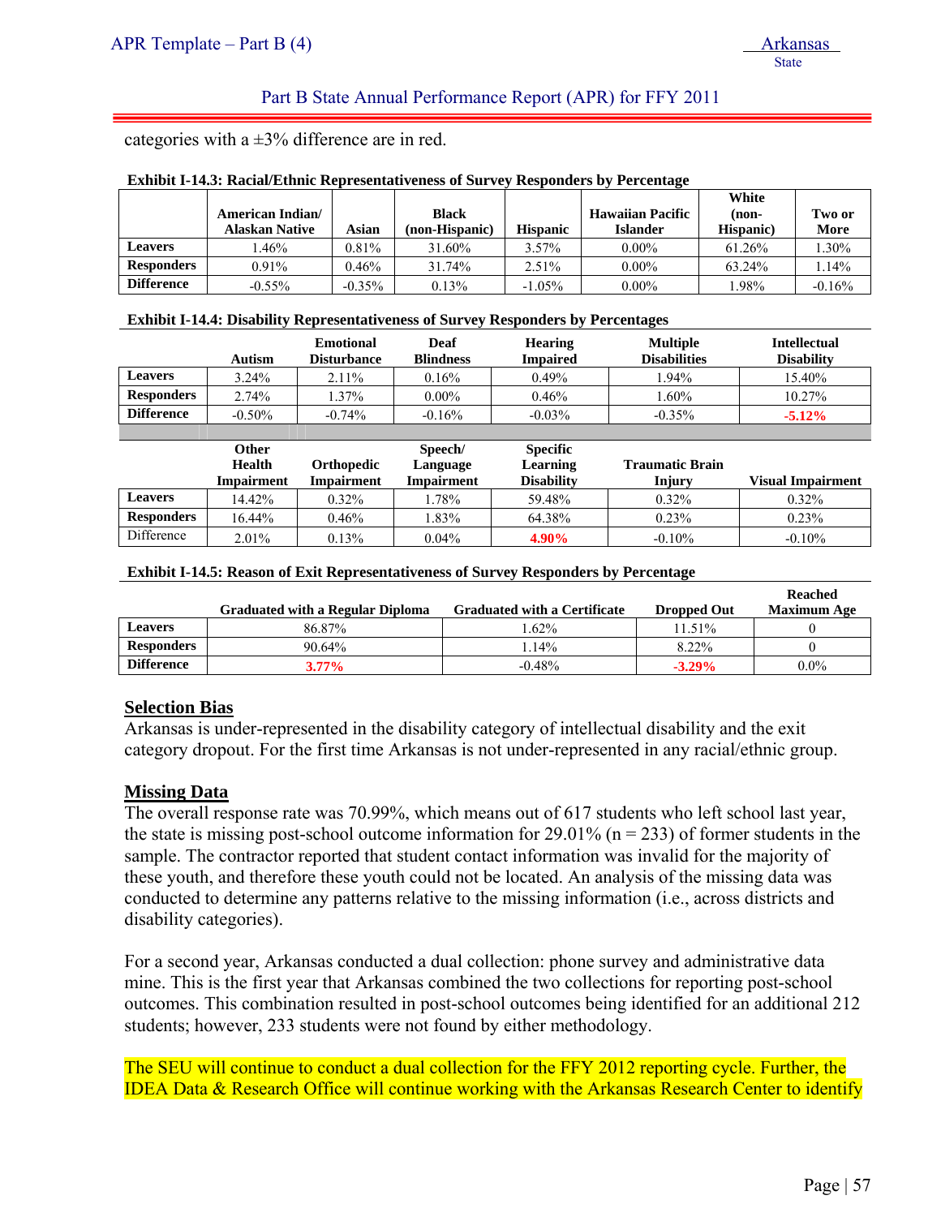categories with a ±3% difference are in red.

**Exhibit I-14.3: Racial/Ethnic Representativeness of Survey Responders by Percentage**

| | American Indian/ Alaskan Native | Asian | Black (non-Hispanic) | Hispanic | Hawaiian Pacific Islander | White (non-Hispanic) | Two or More |
|---|---|---|---|---|---|---|---|
| **Leavers** | 1.46% | 0.81% | 31.60% | 3.57% | 0.00% | 61.26% | 1.30% |
| **Responders** | 0.91% | 0.46% | 31.74% | 2.51% | 0.00% | 63.24% | 1.14% |
| **Difference** | -0.55% | -0.35% | 0.13% | -1.05% | 0.00% | 1.98% | -0.16% |

**Exhibit I-14.4: Disability Representativeness of Survey Responders by Percentages**

| | Autism | Emotional Disturbance | Deaf Blindness | Hearing Impaired | Multiple Disabilities | Intellectual Disability |
|---|---|---|---|---|---|---|
| **Leavers** | 3.24% | 2.11% | 0.16% | 0.49% | 1.94% | 15.40% |
| **Responders** | 2.74% | 1.37% | 0.00% | 0.46% | 1.60% | 10.27% |
| **Difference** | -0.50% | -0.74% | -0.16% | -0.03% | -0.35% | **-5.12%** |
| | **Other Health Impairment** | **Orthopedic Impairment** | **Speech/ Language Impairment** | **Specific Learning Disability** | **Traumatic Brain Injury** | **Visual Impairment** |
| **Leavers** | 14.42% | 0.32% | 1.78% | 59.48% | 0.32% | 0.32% |
| **Responders** | 16.44% | 0.46% | 1.83% | 64.38% | 0.23% | 0.23% |
| Difference | 2.01% | 0.13% | 0.04% | **4.90%** | -0.10% | -0.10% |

**Exhibit I-14.5: Reason of Exit Representativeness of Survey Responders by Percentage**

| | Graduated with a Regular Diploma | Graduated with a Certificate | Dropped Out | Reached Maximum Age |
|---|---|---|---|---|
| **Leavers** | 86.87% | 1.62% | 11.51% | 0 |
| **Responders** | 90.64% | 1.14% | 8.22% | 0 |
| **Difference** | **3.77%** | -0.48% | **-3.29%** | 0.0% |

## Selection Bias

Arkansas is under-represented in the disability category of intellectual disability and the exit category dropout. For the first time Arkansas is not under-represented in any racial/ethnic group.

## Missing Data

The overall response rate was 70.99%, which means out of 617 students who left school last year, the state is missing post-school outcome information for 29.01% (n = 233) of former students in the sample. The contractor reported that student contact information was invalid for the majority of these youth, and therefore these youth could not be located. An analysis of the missing data was conducted to determine any patterns relative to the missing information (i.e., across districts and disability categories).

For a second year, Arkansas conducted a dual collection: phone survey and administrative data mine. This is the first year that Arkansas combined the two collections for reporting post-school outcomes. This combination resulted in post-school outcomes being identified for an additional 212 students; however, 233 students were not found by either methodology.

The SEU will continue to conduct a dual collection for the FFY 2012 reporting cycle. Further, the IDEA Data & Research Office will continue working with the Arkansas Research Center to identify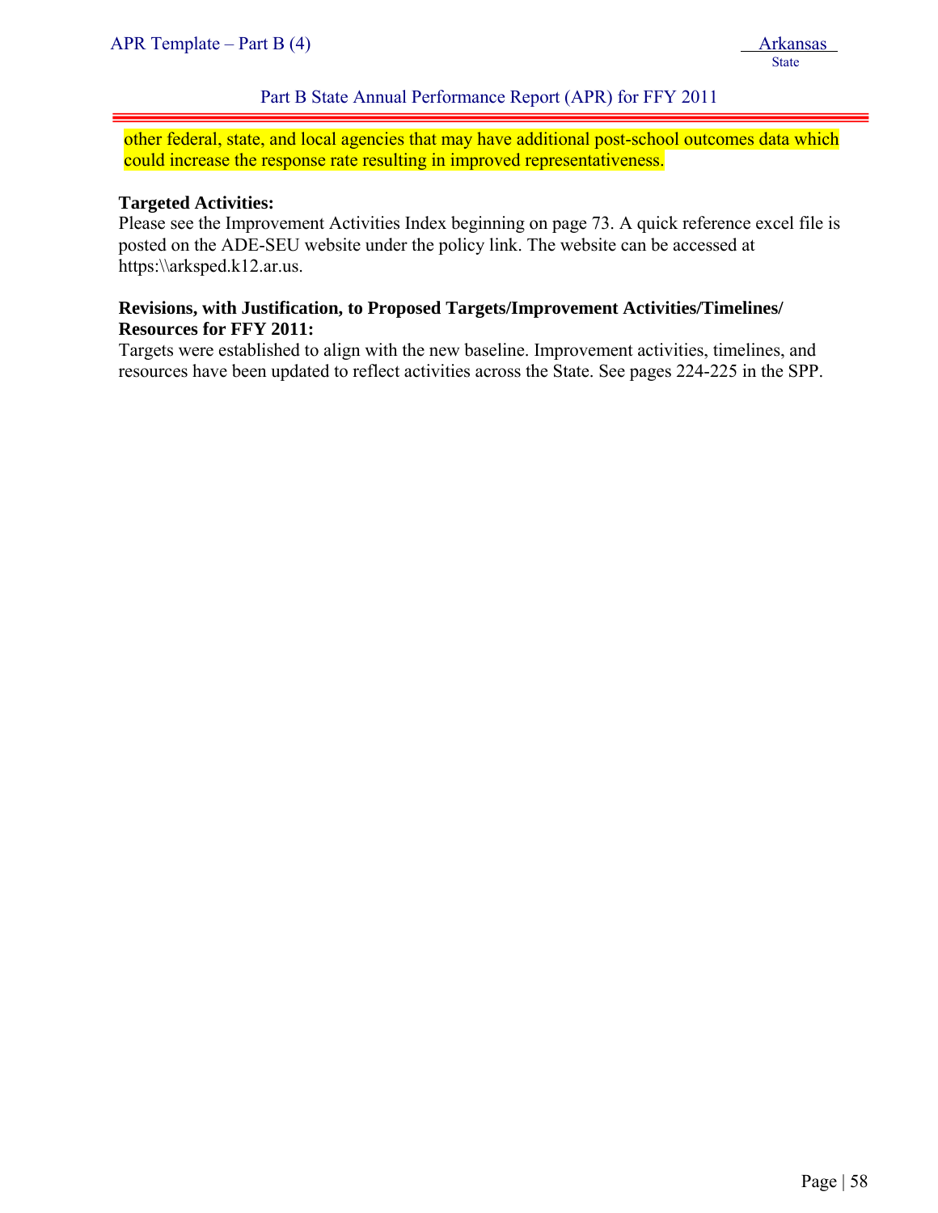other federal, state, and local agencies that may have additional post-school outcomes data which could increase the response rate resulting in improved representativeness.

**Targeted Activities:**
Please see the Improvement Activities Index beginning on page 73. A quick reference excel file is posted on the ADE-SEU website under the policy link. The website can be accessed at https:\\arksped.k12.ar.us.

**Revisions, with Justification, to Proposed Targets/Improvement Activities/Timelines/ Resources for FFY 2011:**
Targets were established to align with the new baseline. Improvement activities, timelines, and resources have been updated to reflect activities across the State. See pages 224-225 in the SPP.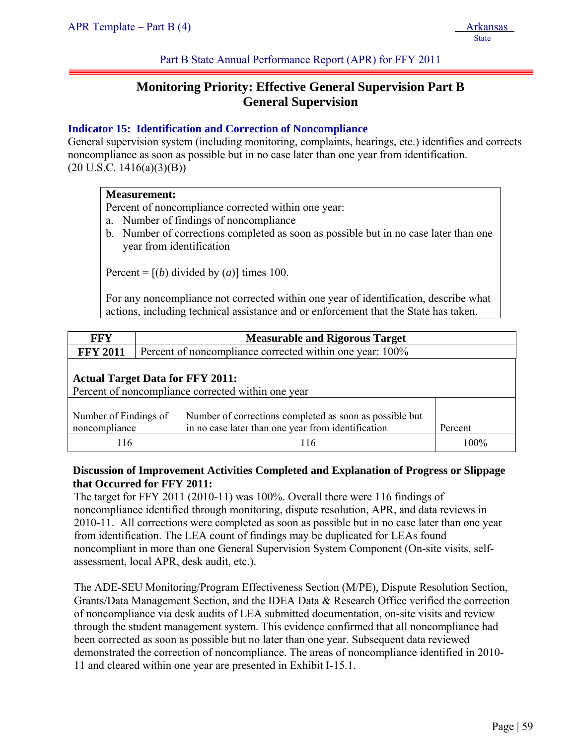Part B State Annual Performance Report (APR) for FFY 2011

# Monitoring Priority: Effective General Supervision Part B
# General Supervision

### Indicator 15: Identification and Correction of Noncompliance

General supervision system (including monitoring, complaints, hearings, etc.) identifies and corrects noncompliance as soon as possible but in no case later than one year from identification.
(20 U.S.C. 1416(a)(3)(B))

**Measurement:**
Percent of noncompliance corrected within one year:

a. Number of findings of noncompliance
b. Number of corrections completed as soon as possible but in no case later than one year from identification

Percent = [(*b*) divided by (*a*)] times 100.

For any noncompliance not corrected within one year of identification, describe what actions, including technical assistance and or enforcement that the State has taken.

| FFY | Measurable and Rigorous Target |
|---|---|
| **FFY 2011** | Percent of noncompliance corrected within one year: 100% |

**Actual Target Data for FFY 2011:**
Percent of noncompliance corrected within one year

| Number of Findings of noncompliance | Number of corrections completed as soon as possible but in no case later than one year from identification | Percent |
|---|---|---|
| 116 | 116 | 100% |

**Discussion of Improvement Activities Completed and Explanation of Progress or Slippage that Occurred for FFY 2011:**

The target for FFY 2011 (2010-11) was 100%. Overall there were 116 findings of noncompliance identified through monitoring, dispute resolution, APR, and data reviews in 2010-11. All corrections were completed as soon as possible but in no case later than one year from identification. The LEA count of findings may be duplicated for LEAs found noncompliant in more than one General Supervision System Component (On-site visits, self-assessment, local APR, desk audit, etc.).

The ADE-SEU Monitoring/Program Effectiveness Section (M/PE), Dispute Resolution Section, Grants/Data Management Section, and the IDEA Data & Research Office verified the correction of noncompliance via desk audits of LEA submitted documentation, on-site visits and review through the student management system. This evidence confirmed that all noncompliance had been corrected as soon as possible but no later than one year. Subsequent data reviewed demonstrated the correction of noncompliance. The areas of noncompliance identified in 2010-11 and cleared within one year are presented in Exhibit I-15.1.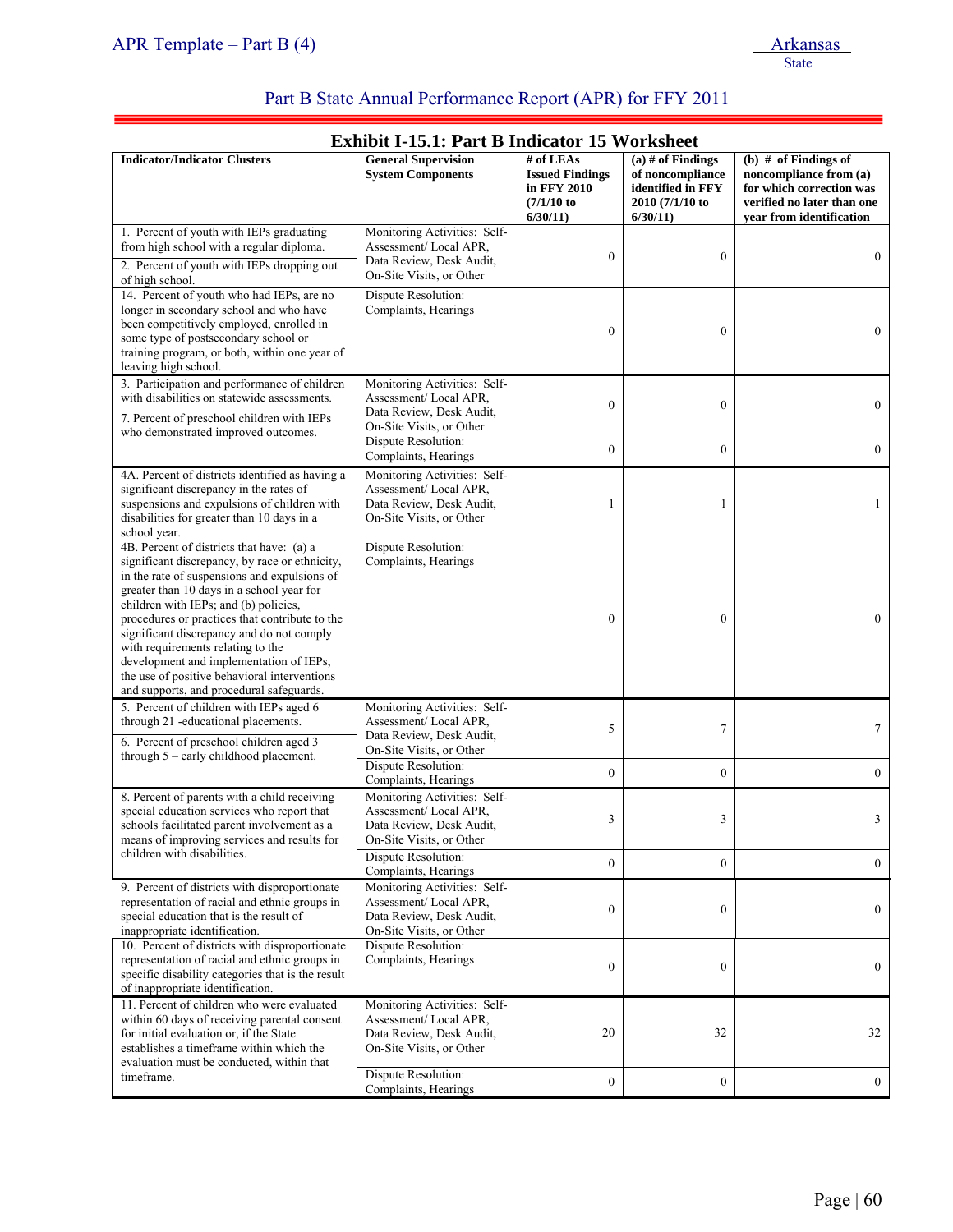Part B State Annual Performance Report (APR) for FFY 2011

### Exhibit I-15.1: Part B Indicator 15 Worksheet

| Indicator/Indicator Clusters | General Supervision System Components | # of LEAs Issued Findings in FFY 2010 (7/1/10 to 6/30/11) | (a) # of Findings of noncompliance identified in FFY 2010 (7/1/10 to 6/30/11) | (b) # of Findings of noncompliance from (a) for which correction was verified no later than one year from identification |
|---|---|---|---|---|
| 1. Percent of youth with IEPs graduating from high school with a regular diploma. 2. Percent of youth with IEPs dropping out of high school. | Monitoring Activities: Self-Assessment/ Local APR, Data Review, Desk Audit, On-Site Visits, or Other | 0 | 0 | 0 |
| 14. Percent of youth who had IEPs, are no longer in secondary school and who have been competitively employed, enrolled in some type of postsecondary school or training program, or both, within one year of leaving high school. | Dispute Resolution: Complaints, Hearings | 0 | 0 | 0 |
| 3. Participation and performance of children with disabilities on statewide assessments. 7. Percent of preschool children with IEPs who demonstrated improved outcomes. | Monitoring Activities: Self-Assessment/ Local APR, Data Review, Desk Audit, On-Site Visits, or Other | 0 | 0 | 0 |
| | Dispute Resolution: Complaints, Hearings | 0 | 0 | 0 |
| 4A. Percent of districts identified as having a significant discrepancy in the rates of suspensions and expulsions of children with disabilities for greater than 10 days in a school year. | Monitoring Activities: Self-Assessment/ Local APR, Data Review, Desk Audit, On-Site Visits, or Other | 1 | 1 | 1 |
| 4B. Percent of districts that have: (a) a significant discrepancy, by race or ethnicity, in the rate of suspensions and expulsions of greater than 10 days in a school year for children with IEPs; and (b) policies, procedures or practices that contribute to the significant discrepancy and do not comply with requirements relating to the development and implementation of IEPs, the use of positive behavioral interventions and supports, and procedural safeguards. | Dispute Resolution: Complaints, Hearings | 0 | 0 | 0 |
| 5. Percent of children with IEPs aged 6 through 21 -educational placements. 6. Percent of preschool children aged 3 through 5 – early childhood placement. | Monitoring Activities: Self-Assessment/ Local APR, Data Review, Desk Audit, On-Site Visits, or Other | 5 | 7 | 7 |
| | Dispute Resolution: Complaints, Hearings | 0 | 0 | 0 |
| 8. Percent of parents with a child receiving special education services who report that schools facilitated parent involvement as a means of improving services and results for children with disabilities. | Monitoring Activities: Self-Assessment/ Local APR, Data Review, Desk Audit, On-Site Visits, or Other | 3 | 3 | 3 |
| | Dispute Resolution: Complaints, Hearings | 0 | 0 | 0 |
| 9. Percent of districts with disproportionate representation of racial and ethnic groups in special education that is the result of inappropriate identification. | Monitoring Activities: Self-Assessment/ Local APR, Data Review, Desk Audit, On-Site Visits, or Other | 0 | 0 | 0 |
| 10. Percent of districts with disproportionate representation of racial and ethnic groups in specific disability categories that is the result of inappropriate identification. | Dispute Resolution: Complaints, Hearings | 0 | 0 | 0 |
| 11. Percent of children who were evaluated within 60 days of receiving parental consent for initial evaluation or, if the State establishes a timeframe within which the evaluation must be conducted, within that timeframe. | Monitoring Activities: Self-Assessment/ Local APR, Data Review, Desk Audit, On-Site Visits, or Other | 20 | 32 | 32 |
| | Dispute Resolution: Complaints, Hearings | 0 | 0 | 0 |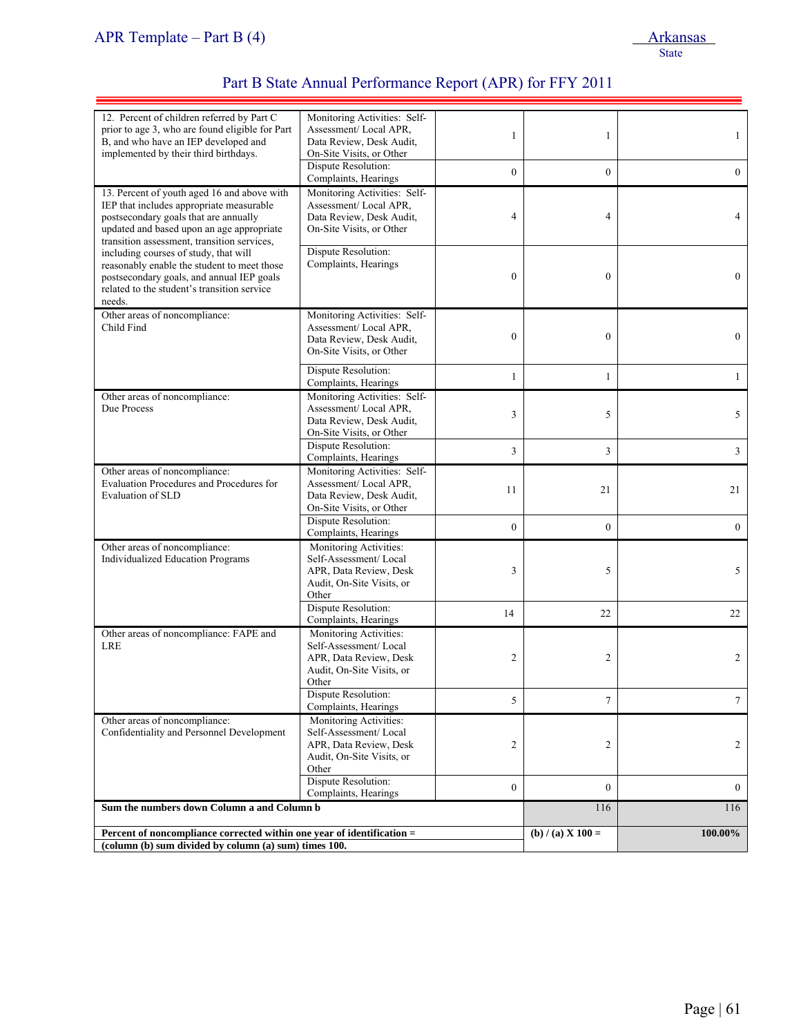## Part B State Annual Performance Report (APR) for FFY 2011

| | | | | |
|---|---|---|---|---|
| 12. Percent of children referred by Part C prior to age 3, who are found eligible for Part B, and who have an IEP developed and implemented by their third birthdays. | Monitoring Activities: Self-Assessment/ Local APR, Data Review, Desk Audit, On-Site Visits, or Other | 1 | 1 | 1 |
| | Dispute Resolution: Complaints, Hearings | 0 | 0 | 0 |
| 13. Percent of youth aged 16 and above with IEP that includes appropriate measurable postsecondary goals that are annually updated and based upon an age appropriate transition assessment, transition services, including courses of study, that will reasonably enable the student to meet those postsecondary goals, and annual IEP goals related to the student's transition service needs. | Monitoring Activities: Self-Assessment/ Local APR, Data Review, Desk Audit, On-Site Visits, or Other | 4 | 4 | 4 |
| | Dispute Resolution: Complaints, Hearings | 0 | 0 | 0 |
| Other areas of noncompliance: Child Find | Monitoring Activities: Self-Assessment/ Local APR, Data Review, Desk Audit, On-Site Visits, or Other | 0 | 0 | 0 |
| | Dispute Resolution: Complaints, Hearings | 1 | 1 | 1 |
| Other areas of noncompliance: Due Process | Monitoring Activities: Self-Assessment/ Local APR, Data Review, Desk Audit, On-Site Visits, or Other | 3 | 5 | 5 |
| | Dispute Resolution: Complaints, Hearings | 3 | 3 | 3 |
| Other areas of noncompliance: Evaluation Procedures and Procedures for Evaluation of SLD | Monitoring Activities: Self-Assessment/ Local APR, Data Review, Desk Audit, On-Site Visits, or Other | 11 | 21 | 21 |
| | Dispute Resolution: Complaints, Hearings | 0 | 0 | 0 |
| Other areas of noncompliance: Individualized Education Programs | Monitoring Activities: Self-Assessment/ Local APR, Data Review, Desk Audit, On-Site Visits, or Other | 3 | 5 | 5 |
| | Dispute Resolution: Complaints, Hearings | 14 | 22 | 22 |
| Other areas of noncompliance: FAPE and LRE | Monitoring Activities: Self-Assessment/ Local APR, Data Review, Desk Audit, On-Site Visits, or Other | 2 | 2 | 2 |
| | Dispute Resolution: Complaints, Hearings | 5 | 7 | 7 |
| Other areas of noncompliance: Confidentiality and Personnel Development | Monitoring Activities: Self-Assessment/ Local APR, Data Review, Desk Audit, On-Site Visits, or Other | 2 | 2 | 2 |
| | Dispute Resolution: Complaints, Hearings | 0 | 0 | 0 |
| **Sum the numbers down Column a and Column b** | | | 116 | 116 |
| **Percent of noncompliance corrected within one year of identification = (column (b) sum divided by column (a) sum) times 100.** | | | **(b) / (a) X 100 =** | **100.00%** |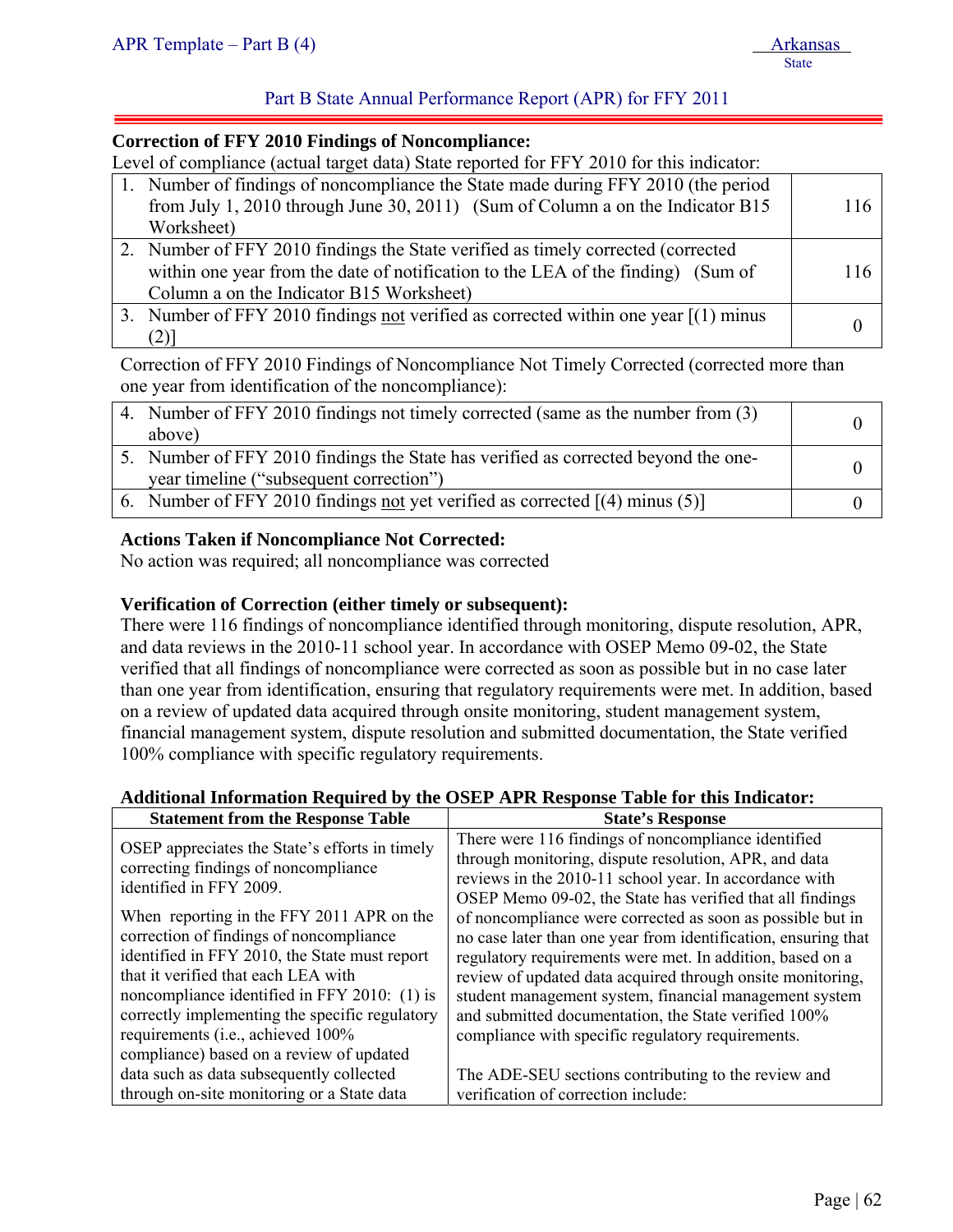**Correction of FFY 2010 Findings of Noncompliance:**

Level of compliance (actual target data) State reported for FFY 2010 for this indicator:

| | |
|---|---|
| 1. Number of findings of noncompliance the State made during FFY 2010 (the period from July 1, 2010 through June 30, 2011) (Sum of Column a on the Indicator B15 Worksheet) | 116 |
| 2. Number of FFY 2010 findings the State verified as timely corrected (corrected within one year from the date of notification to the LEA of the finding) (Sum of Column a on the Indicator B15 Worksheet) | 116 |
| 3. Number of FFY 2010 findings not verified as corrected within one year [(1) minus (2)] | 0 |

Correction of FFY 2010 Findings of Noncompliance Not Timely Corrected (corrected more than one year from identification of the noncompliance):

| | |
|---|---|
| 4. Number of FFY 2010 findings not timely corrected (same as the number from (3) above) | 0 |
| 5. Number of FFY 2010 findings the State has verified as corrected beyond the one-year timeline ("subsequent correction") | 0 |
| 6. Number of FFY 2010 findings not yet verified as corrected [(4) minus (5)] | 0 |

**Actions Taken if Noncompliance Not Corrected:**

No action was required; all noncompliance was corrected

**Verification of Correction (either timely or subsequent):**

There were 116 findings of noncompliance identified through monitoring, dispute resolution, APR, and data reviews in the 2010-11 school year. In accordance with OSEP Memo 09-02, the State verified that all findings of noncompliance were corrected as soon as possible but in no case later than one year from identification, ensuring that regulatory requirements were met. In addition, based on a review of updated data acquired through onsite monitoring, student management system, financial management system, dispute resolution and submitted documentation, the State verified 100% compliance with specific regulatory requirements.

**Additional Information Required by the OSEP APR Response Table for this Indicator:**

| Statement from the Response Table | State's Response |
|---|---|
| OSEP appreciates the State's efforts in timely correcting findings of noncompliance identified in FFY 2009.<br><br>When reporting in the FFY 2011 APR on the correction of findings of noncompliance identified in FFY 2010, the State must report that it verified that each LEA with noncompliance identified in FFY 2010: (1) is correctly implementing the specific regulatory requirements (i.e., achieved 100% compliance) based on a review of updated data such as data subsequently collected through on-site monitoring or a State data | There were 116 findings of noncompliance identified through monitoring, dispute resolution, APR, and data reviews in the 2010-11 school year. In accordance with OSEP Memo 09-02, the State has verified that all findings of noncompliance were corrected as soon as possible but in no case later than one year from identification, ensuring that regulatory requirements were met. In addition, based on a review of updated data acquired through onsite monitoring, student management system, financial management system and submitted documentation, the State verified 100% compliance with specific regulatory requirements.<br><br>The ADE-SEU sections contributing to the review and verification of correction include: |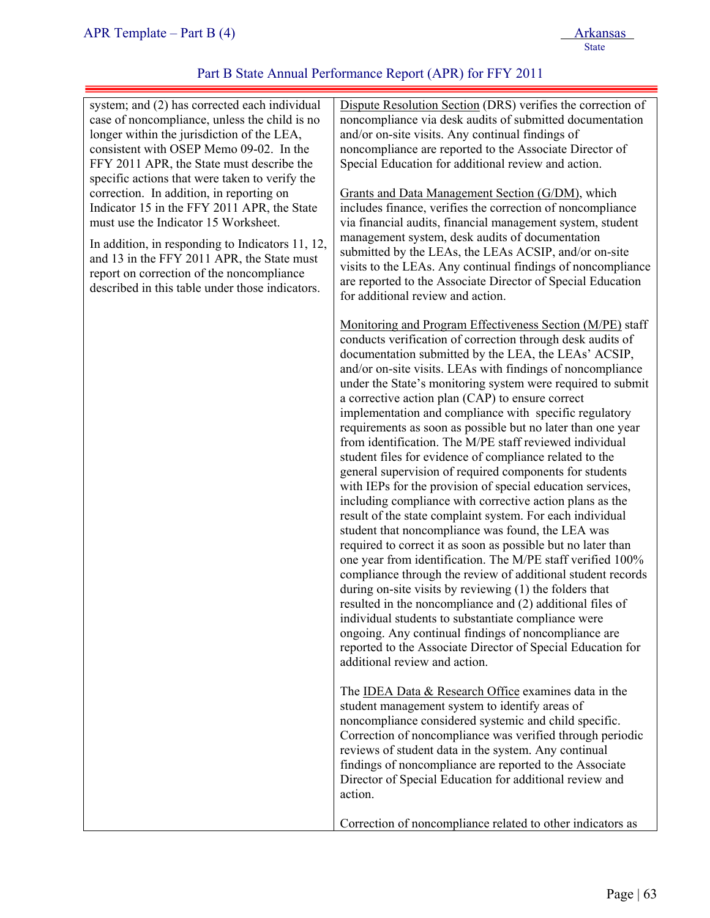| | |
|---|---|
| system; and (2) has corrected each individual case of noncompliance, unless the child is no longer within the jurisdiction of the LEA, consistent with OSEP Memo 09-02. In the FFY 2011 APR, the State must describe the specific actions that were taken to verify the correction. In addition, in reporting on Indicator 15 in the FFY 2011 APR, the State must use the Indicator 15 Worksheet.<br><br>In addition, in responding to Indicators 11, 12, and 13 in the FFY 2011 APR, the State must report on correction of the noncompliance described in this table under those indicators. | Dispute Resolution Section (DRS) verifies the correction of noncompliance via desk audits of submitted documentation and/or on-site visits. Any continual findings of noncompliance are reported to the Associate Director of Special Education for additional review and action.<br><br>Grants and Data Management Section (G/DM), which includes finance, verifies the correction of noncompliance via financial audits, financial management system, student management system, desk audits of documentation submitted by the LEAs, the LEAs ACSIP, and/or on-site visits to the LEAs. Any continual findings of noncompliance are reported to the Associate Director of Special Education for additional review and action.<br><br>Monitoring and Program Effectiveness Section (M/PE) staff conducts verification of correction through desk audits of documentation submitted by the LEA, the LEAs' ACSIP, and/or on-site visits. LEAs with findings of noncompliance under the State's monitoring system were required to submit a corrective action plan (CAP) to ensure correct implementation and compliance with specific regulatory requirements as soon as possible but no later than one year from identification. The M/PE staff reviewed individual student files for evidence of compliance related to the general supervision of required components for students with IEPs for the provision of special education services, including compliance with corrective action plans as the result of the state complaint system. For each individual student that noncompliance was found, the LEA was required to correct it as soon as possible but no later than one year from identification. The M/PE staff verified 100% compliance through the review of additional student records during on-site visits by reviewing (1) the folders that resulted in the noncompliance and (2) additional files of individual students to substantiate compliance were ongoing. Any continual findings of noncompliance are reported to the Associate Director of Special Education for additional review and action.<br><br>The IDEA Data & Research Office examines data in the student management system to identify areas of noncompliance considered systemic and child specific. Correction of noncompliance was verified through periodic reviews of student data in the system. Any continual findings of noncompliance are reported to the Associate Director of Special Education for additional review and action.<br><br>Correction of noncompliance related to other indicators as |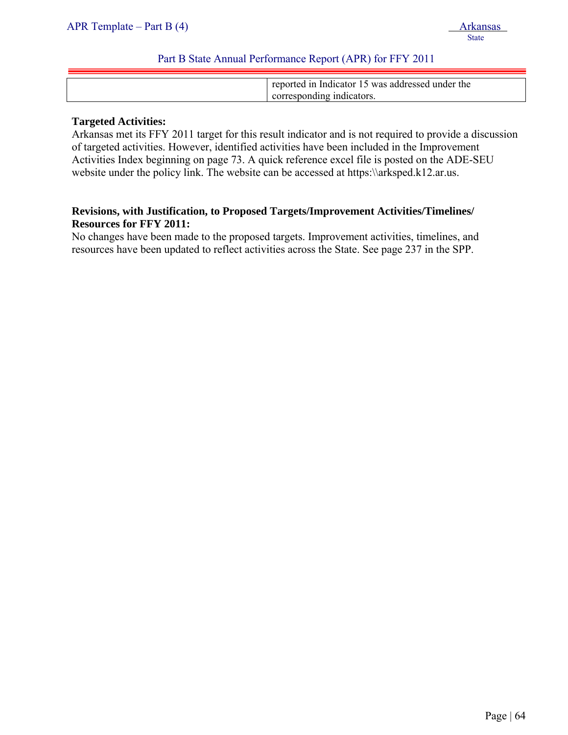| | |
|---|---|
| | reported in Indicator 15 was addressed under the corresponding indicators. |

**Targeted Activities:**
Arkansas met its FFY 2011 target for this result indicator and is not required to provide a discussion of targeted activities. However, identified activities have been included in the Improvement Activities Index beginning on page 73. A quick reference excel file is posted on the ADE-SEU website under the policy link. The website can be accessed at https:\\arksped.k12.ar.us.

**Revisions, with Justification, to Proposed Targets/Improvement Activities/Timelines/ Resources for FFY 2011:**
No changes have been made to the proposed targets. Improvement activities, timelines, and resources have been updated to reflect activities across the State. See page 237 in the SPP.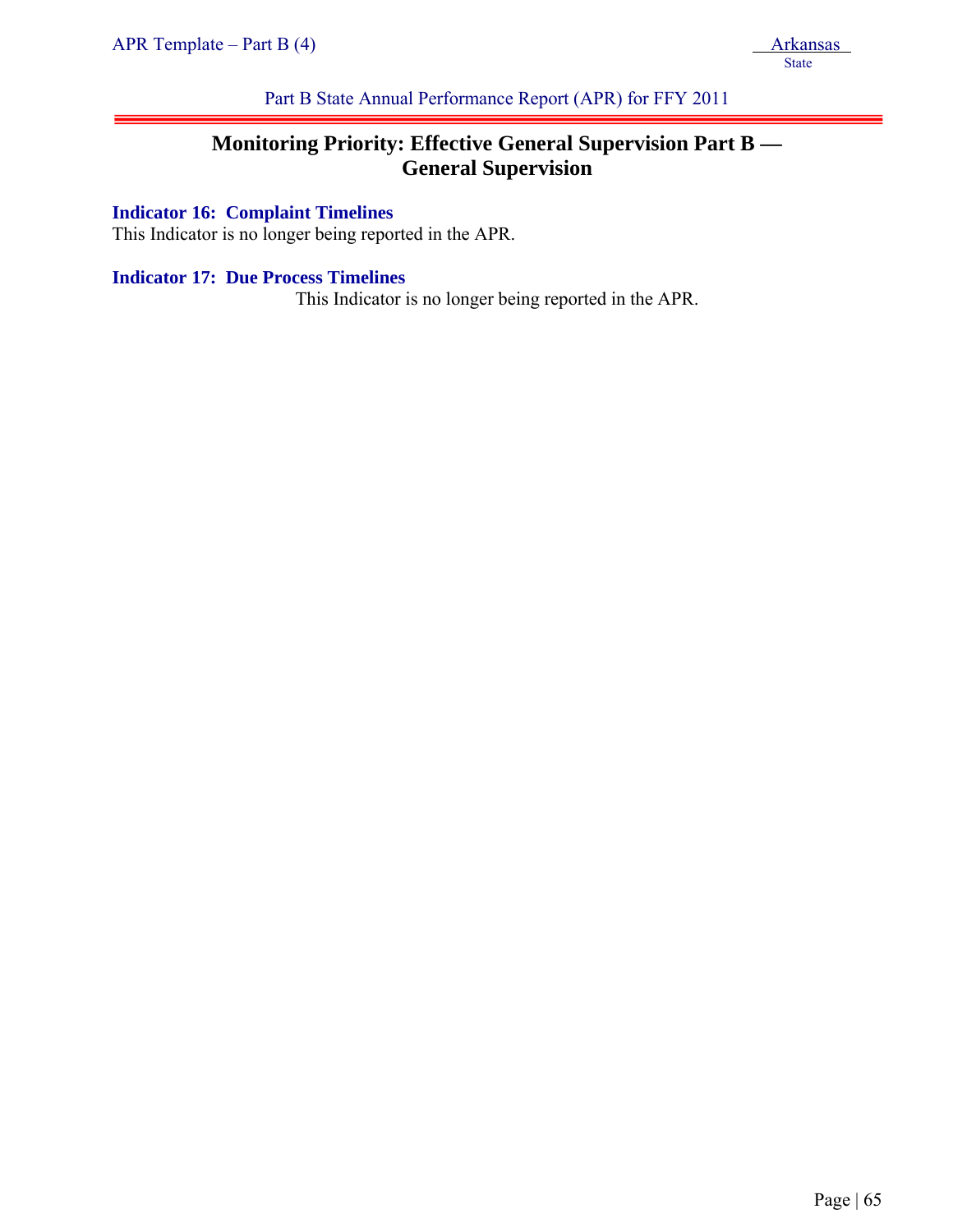# Monitoring Priority: Effective General Supervision Part B — General Supervision

### Indicator 16: Complaint Timelines

This Indicator is no longer being reported in the APR.

### Indicator 17: Due Process Timelines

This Indicator is no longer being reported in the APR.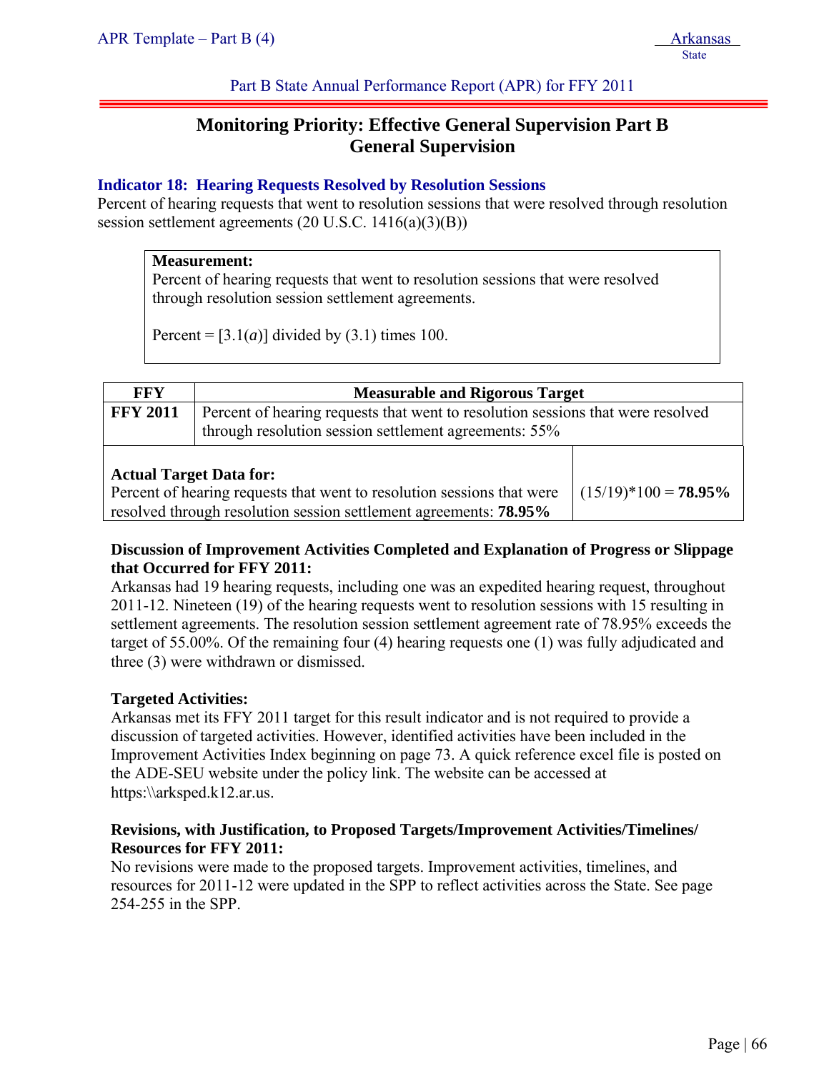## Monitoring Priority: Effective General Supervision Part B General Supervision

### Indicator 18: Hearing Requests Resolved by Resolution Sessions

Percent of hearing requests that went to resolution sessions that were resolved through resolution session settlement agreements (20 U.S.C. 1416(a)(3)(B))

**Measurement:**
Percent of hearing requests that went to resolution sessions that were resolved through resolution session settlement agreements.

Percent = [3.1(*a*)] divided by (3.1) times 100.

| FFY | Measurable and Rigorous Target |
|---|---|
| **FFY 2011** | Percent of hearing requests that went to resolution sessions that were resolved through resolution session settlement agreements: 55% |

| | |
|---|---|
| **Actual Target Data for:** Percent of hearing requests that went to resolution sessions that were resolved through resolution session settlement agreements: **78.95%** | (15/19)*100 = **78.95%** |

**Discussion of Improvement Activities Completed and Explanation of Progress or Slippage that Occurred for FFY 2011:**

Arkansas had 19 hearing requests, including one was an expedited hearing request, throughout 2011-12. Nineteen (19) of the hearing requests went to resolution sessions with 15 resulting in settlement agreements. The resolution session settlement agreement rate of 78.95% exceeds the target of 55.00%. Of the remaining four (4) hearing requests one (1) was fully adjudicated and three (3) were withdrawn or dismissed.

**Targeted Activities:**

Arkansas met its FFY 2011 target for this result indicator and is not required to provide a discussion of targeted activities. However, identified activities have been included in the Improvement Activities Index beginning on page 73. A quick reference excel file is posted on the ADE-SEU website under the policy link. The website can be accessed at https:\\arksped.k12.ar.us.

**Revisions, with Justification, to Proposed Targets/Improvement Activities/Timelines/ Resources for FFY 2011:**

No revisions were made to the proposed targets. Improvement activities, timelines, and resources for 2011-12 were updated in the SPP to reflect activities across the State. See page 254-255 in the SPP.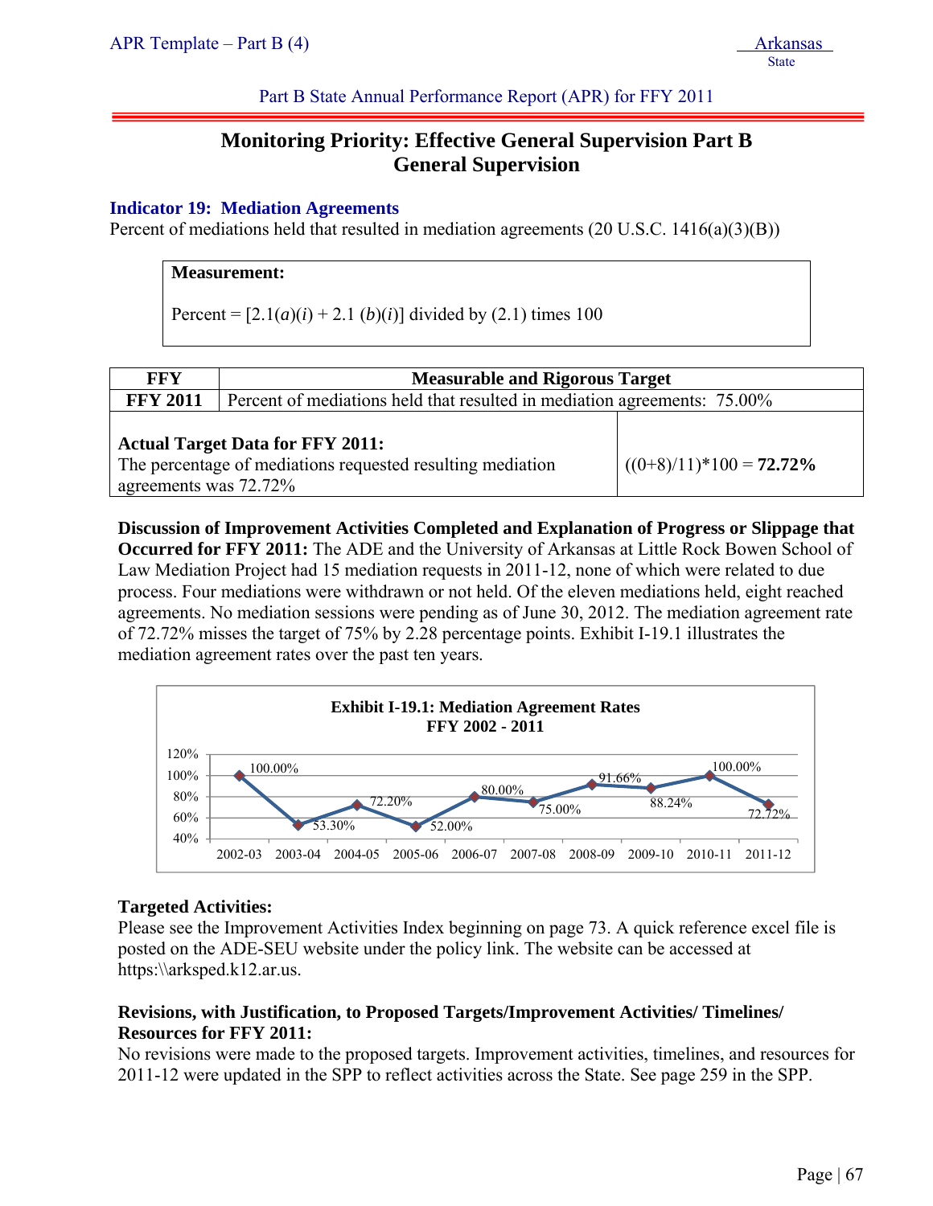Part B State Annual Performance Report (APR) for FFY 2011

# Monitoring Priority: Effective General Supervision Part B General Supervision

### Indicator 19: Mediation Agreements

Percent of mediations held that resulted in mediation agreements (20 U.S.C. 1416(a)(3)(B))

**Measurement:**

Percent = [2.1(*a*)(*i*) + 2.1 (*b*)(*i*)] divided by (2.1) times 100

| FFY | Measurable and Rigorous Target |
|---|---|
| FFY 2011 | Percent of mediations held that resulted in mediation agreements: 75.00% |
| **Actual Target Data for FFY 2011:** The percentage of mediations requested resulting mediation agreements was 72.72% | ((0+8)/11)*100 = **72.72%** |

**Discussion of Improvement Activities Completed and Explanation of Progress or Slippage that Occurred for FFY 2011:** The ADE and the University of Arkansas at Little Rock Bowen School of Law Mediation Project had 15 mediation requests in 2011-12, none of which were related to due process. Four mediations were withdrawn or not held. Of the eleven mediations held, eight reached agreements. No mediation sessions were pending as of June 30, 2012. The mediation agreement rate of 72.72% misses the target of 75% by 2.28 percentage points. Exhibit I-19.1 illustrates the mediation agreement rates over the past ten years.

**Exhibit I-19.1: Mediation Agreement Rates FFY 2002 - 2011**

| Year | 2002-03 | 2003-04 | 2004-05 | 2005-06 | 2006-07 | 2007-08 | 2008-09 | 2009-10 | 2010-11 | 2011-12 |
|---|---|---|---|---|---|---|---|---|---|---|
| Rate | 100.00% | 53.30% | 72.20% | 52.00% | 80.00% | 75.00% | 91.66% | 88.24% | 100.00% | 72.72% |

**Targeted Activities:**

Please see the Improvement Activities Index beginning on page 73. A quick reference excel file is posted on the ADE-SEU website under the policy link. The website can be accessed at https:\\arksped.k12.ar.us.

**Revisions, with Justification, to Proposed Targets/Improvement Activities/ Timelines/ Resources for FFY 2011:**

No revisions were made to the proposed targets. Improvement activities, timelines, and resources for 2011-12 were updated in the SPP to reflect activities across the State. See page 259 in the SPP.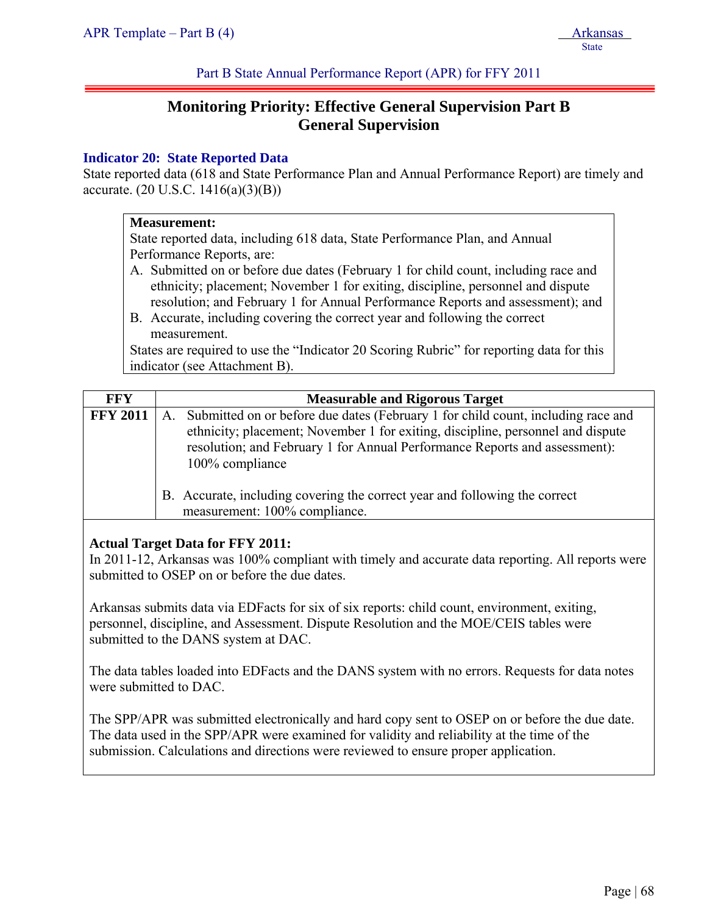Part B State Annual Performance Report (APR) for FFY 2011

# Monitoring Priority: Effective General Supervision Part B
## General Supervision

### Indicator 20: State Reported Data

State reported data (618 and State Performance Plan and Annual Performance Report) are timely and accurate. (20 U.S.C. 1416(a)(3)(B))

**Measurement:**
State reported data, including 618 data, State Performance Plan, and Annual Performance Reports, are:

A. Submitted on or before due dates (February 1 for child count, including race and ethnicity; placement; November 1 for exiting, discipline, personnel and dispute resolution; and February 1 for Annual Performance Reports and assessment); and
B. Accurate, including covering the correct year and following the correct measurement.

States are required to use the "Indicator 20 Scoring Rubric" for reporting data for this indicator (see Attachment B).

| FFY | Measurable and Rigorous Target |
|---|---|
| **FFY 2011** | A. Submitted on or before due dates (February 1 for child count, including race and ethnicity; placement; November 1 for exiting, discipline, personnel and dispute resolution; and February 1 for Annual Performance Reports and assessment): 100% compliance<br><br>B. Accurate, including covering the correct year and following the correct measurement: 100% compliance. |

**Actual Target Data for FFY 2011:**

In 2011-12, Arkansas was 100% compliant with timely and accurate data reporting. All reports were submitted to OSEP on or before the due dates.

Arkansas submits data via EDFacts for six of six reports: child count, environment, exiting, personnel, discipline, and Assessment. Dispute Resolution and the MOE/CEIS tables were submitted to the DANS system at DAC.

The data tables loaded into EDFacts and the DANS system with no errors. Requests for data notes were submitted to DAC.

The SPP/APR was submitted electronically and hard copy sent to OSEP on or before the due date. The data used in the SPP/APR were examined for validity and reliability at the time of the submission. Calculations and directions were reviewed to ensure proper application.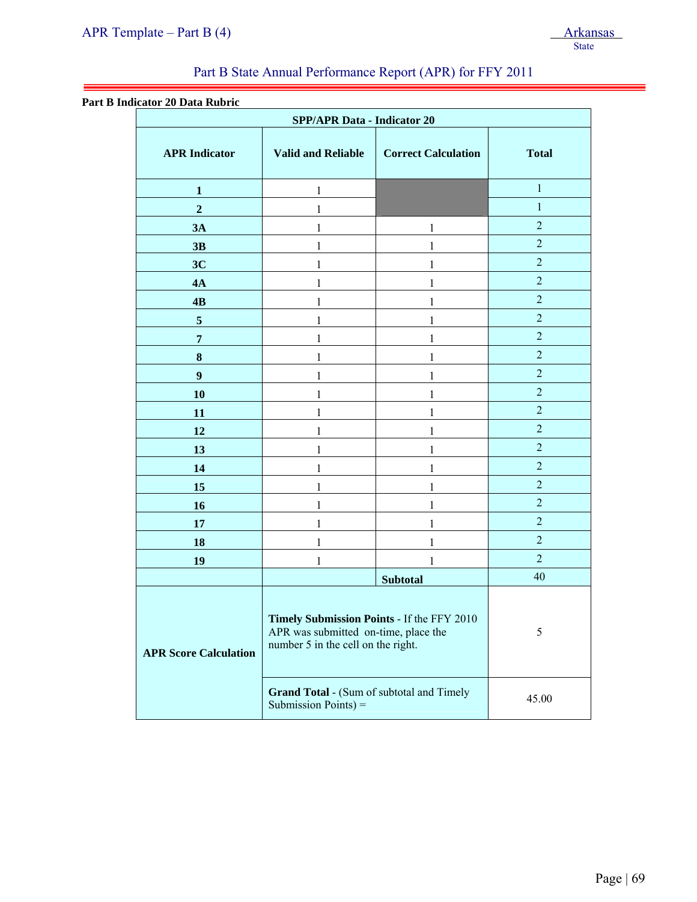## Part B State Annual Performance Report (APR) for FFY 2011

**Part B Indicator 20 Data Rubric**

| SPP/APR Data - Indicator 20 | | | |
|---|---|---|---|
| **APR Indicator** | **Valid and Reliable** | **Correct Calculation** | **Total** |
| **1** | 1 | | 1 |
| **2** | 1 | | 1 |
| **3A** | 1 | 1 | 2 |
| **3B** | 1 | 1 | 2 |
| **3C** | 1 | 1 | 2 |
| **4A** | 1 | 1 | 2 |
| **4B** | 1 | 1 | 2 |
| **5** | 1 | 1 | 2 |
| **7** | 1 | 1 | 2 |
| **8** | 1 | 1 | 2 |
| **9** | 1 | 1 | 2 |
| **10** | 1 | 1 | 2 |
| **11** | 1 | 1 | 2 |
| **12** | 1 | 1 | 2 |
| **13** | 1 | 1 | 2 |
| **14** | 1 | 1 | 2 |
| **15** | 1 | 1 | 2 |
| **16** | 1 | 1 | 2 |
| **17** | 1 | 1 | 2 |
| **18** | 1 | 1 | 2 |
| **19** | 1 | 1 | 2 |
| | | **Subtotal** | 40 |
| **APR Score Calculation** | **Timely Submission Points** - If the FFY 2010 APR was submitted on-time, place the number 5 in the cell on the right. | | 5 |
| | **Grand Total** - (Sum of subtotal and Timely Submission Points) = | | 45.00 |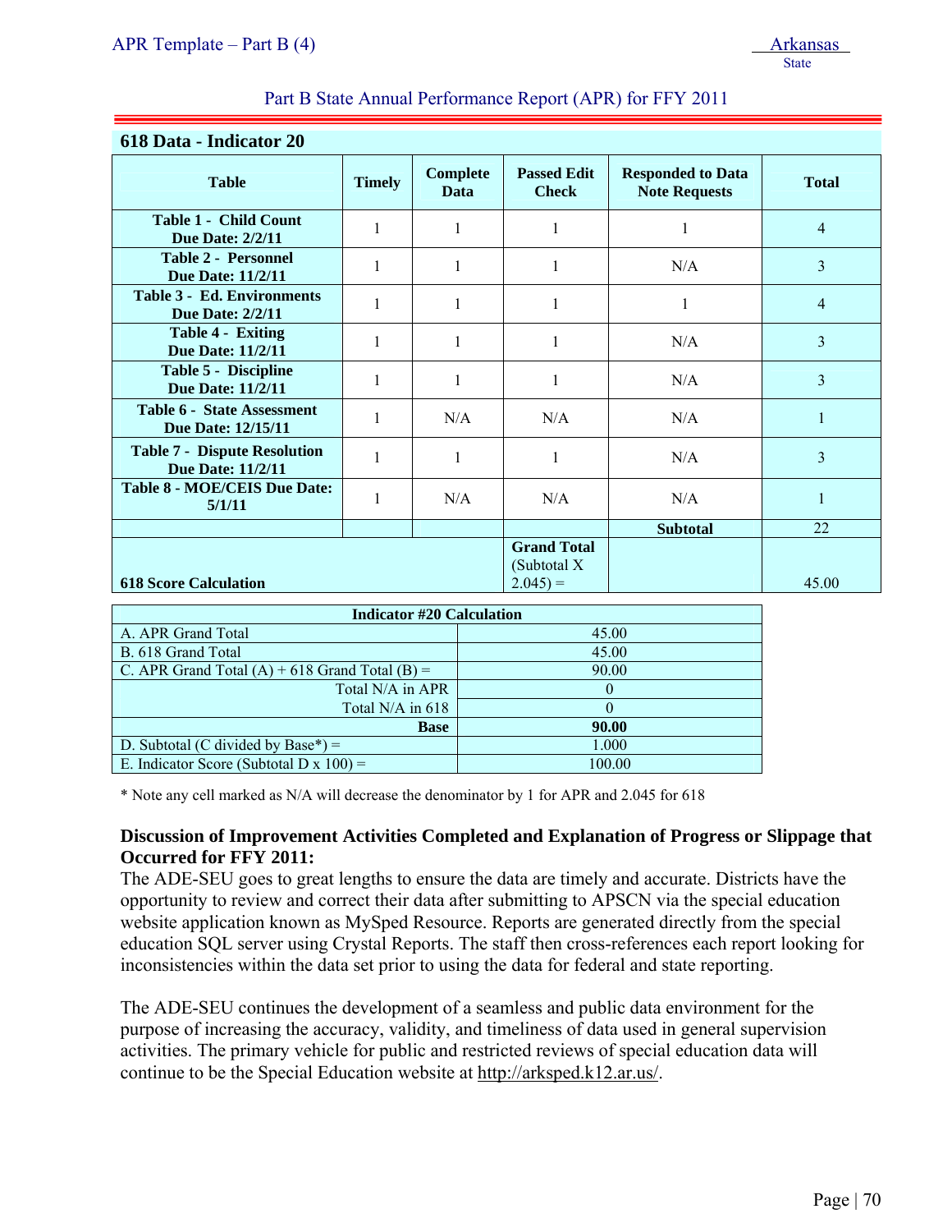Part B State Annual Performance Report (APR) for FFY 2011

## 618 Data - Indicator 20

| Table | Timely | Complete Data | Passed Edit Check | Responded to Data Note Requests | Total |
|---|---|---|---|---|---|
| **Table 1 - Child Count Due Date: 2/2/11** | 1 | 1 | 1 | 1 | 4 |
| **Table 2 - Personnel Due Date: 11/2/11** | 1 | 1 | 1 | N/A | 3 |
| **Table 3 - Ed. Environments Due Date: 2/2/11** | 1 | 1 | 1 | 1 | 4 |
| **Table 4 - Exiting Due Date: 11/2/11** | 1 | 1 | 1 | N/A | 3 |
| **Table 5 - Discipline Due Date: 11/2/11** | 1 | 1 | 1 | N/A | 3 |
| **Table 6 - State Assessment Due Date: 12/15/11** | 1 | N/A | N/A | N/A | 1 |
| **Table 7 - Dispute Resolution Due Date: 11/2/11** | 1 | 1 | 1 | N/A | 3 |
| **Table 8 - MOE/CEIS Due Date: 5/1/11** | 1 | N/A | N/A | N/A | 1 |
| | | | | **Subtotal** | 22 |
| **618 Score Calculation** | | | **Grand Total** (Subtotal X 2.045) = | | 45.00 |

| **Indicator #20 Calculation** | |
|---|---|
| A. APR Grand Total | 45.00 |
| B. 618 Grand Total | 45.00 |
| C. APR Grand Total (A) + 618 Grand Total (B) = | 90.00 |
| Total N/A in APR | 0 |
| Total N/A in 618 | 0 |
| **Base** | **90.00** |
| D. Subtotal (C divided by Base*) = | 1.000 |
| E. Indicator Score (Subtotal D x 100) = | 100.00 |

* Note any cell marked as N/A will decrease the denominator by 1 for APR and 2.045 for 618

**Discussion of Improvement Activities Completed and Explanation of Progress or Slippage that Occurred for FFY 2011:**

The ADE-SEU goes to great lengths to ensure the data are timely and accurate. Districts have the opportunity to review and correct their data after submitting to APSCN via the special education website application known as MySped Resource. Reports are generated directly from the special education SQL server using Crystal Reports. The staff then cross-references each report looking for inconsistencies within the data set prior to using the data for federal and state reporting.

The ADE-SEU continues the development of a seamless and public data environment for the purpose of increasing the accuracy, validity, and timeliness of data used in general supervision activities. The primary vehicle for public and restricted reviews of special education data will continue to be the Special Education website at http://arksped.k12.ar.us/.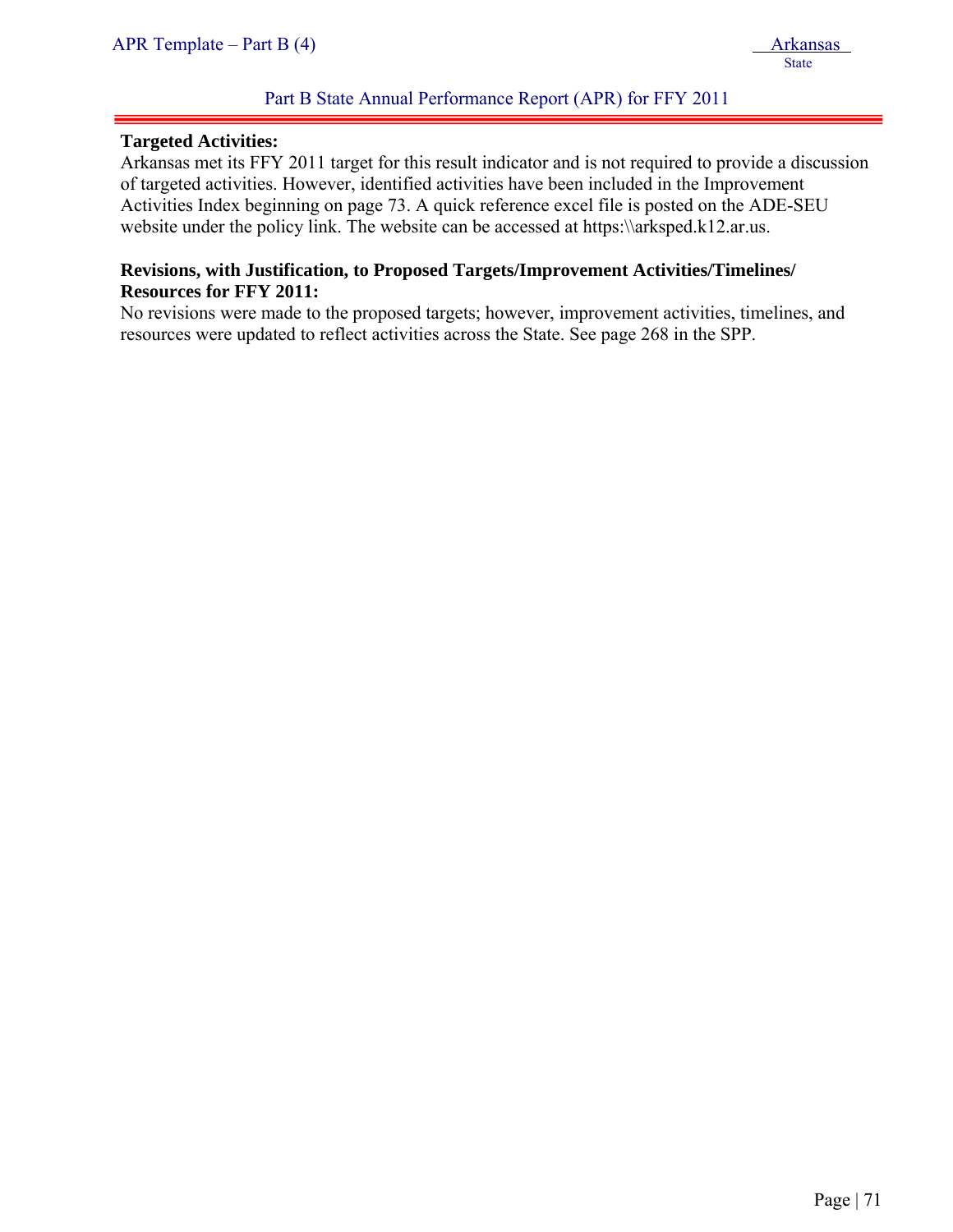**Targeted Activities:**
Arkansas met its FFY 2011 target for this result indicator and is not required to provide a discussion of targeted activities. However, identified activities have been included in the Improvement Activities Index beginning on page 73. A quick reference excel file is posted on the ADE-SEU website under the policy link. The website can be accessed at https:\\arksped.k12.ar.us.

**Revisions, with Justification, to Proposed Targets/Improvement Activities/Timelines/ Resources for FFY 2011:**
No revisions were made to the proposed targets; however, improvement activities, timelines, and resources were updated to reflect activities across the State. See page 268 in the SPP.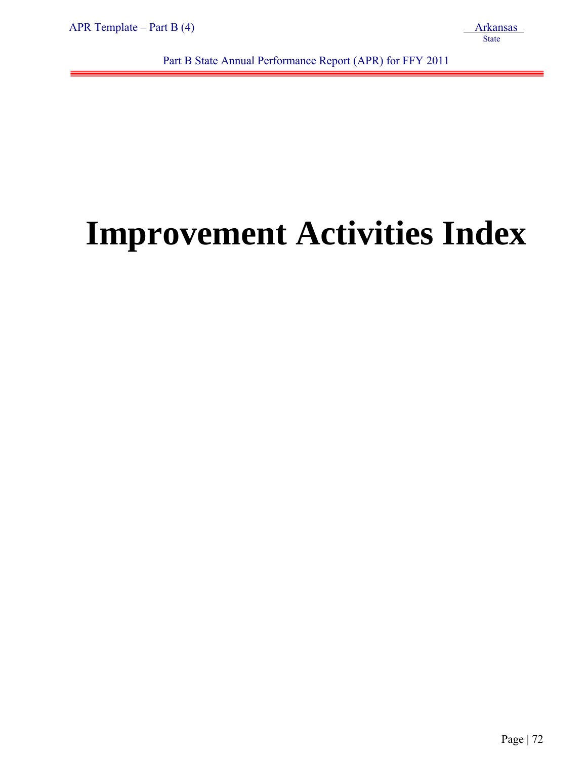# Improvement Activities Index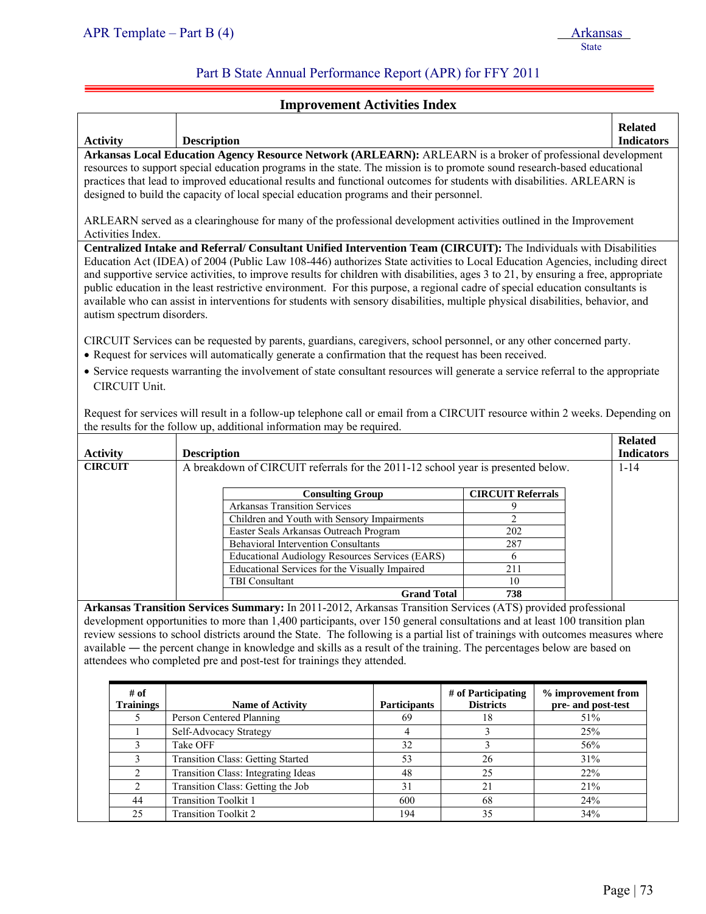Part B State Annual Performance Report (APR) for FFY 2011

## Improvement Activities Index

| Activity | Description | Related Indicators |
|---|---|---|

**Arkansas Local Education Agency Resource Network (ARLEARN):** ARLEARN is a broker of professional development resources to support special education programs in the state. The mission is to promote sound research-based educational practices that lead to improved educational results and functional outcomes for students with disabilities. ARLEARN is designed to build the capacity of local special education programs and their personnel.

ARLEARN served as a clearinghouse for many of the professional development activities outlined in the Improvement Activities Index.

**Centralized Intake and Referral/ Consultant Unified Intervention Team (CIRCUIT):** The Individuals with Disabilities Education Act (IDEA) of 2004 (Public Law 108-446) authorizes State activities to Local Education Agencies, including direct and supportive service activities, to improve results for children with disabilities, ages 3 to 21, by ensuring a free, appropriate public education in the least restrictive environment. For this purpose, a regional cadre of special education consultants is available who can assist in interventions for students with sensory disabilities, multiple physical disabilities, behavior, and autism spectrum disorders.

CIRCUIT Services can be requested by parents, guardians, caregivers, school personnel, or any other concerned party.

- Request for services will automatically generate a confirmation that the request has been received.
- Service requests warranting the involvement of state consultant resources will generate a service referral to the appropriate CIRCUIT Unit.

Request for services will result in a follow-up telephone call or email from a CIRCUIT resource within 2 weeks. Depending on the results for the follow up, additional information may be required.

| Activity | Description | Related Indicators |
|---|---|---|
| **CIRCUIT** | A breakdown of CIRCUIT referrals for the 2011-12 school year is presented below. | 1-14 |

| Consulting Group | CIRCUIT Referrals |
|---|---|
| Arkansas Transition Services | 9 |
| Children and Youth with Sensory Impairments | 2 |
| Easter Seals Arkansas Outreach Program | 202 |
| Behavioral Intervention Consultants | 287 |
| Educational Audiology Resources Services (EARS) | 6 |
| Educational Services for the Visually Impaired | 211 |
| TBI Consultant | 10 |
| **Grand Total** | **738** |

**Arkansas Transition Services Summary:** In 2011-2012, Arkansas Transition Services (ATS) provided professional development opportunities to more than 1,400 participants, over 150 general consultations and at least 100 transition plan review sessions to school districts around the State. The following is a partial list of trainings with outcomes measures where available ― the percent change in knowledge and skills as a result of the training. The percentages below are based on attendees who completed pre and post-test for trainings they attended.

| # of Trainings | Name of Activity | Participants | # of Participating Districts | % improvement from pre- and post-test |
|---|---|---|---|---|
| 5 | Person Centered Planning | 69 | 18 | 51% |
| 1 | Self-Advocacy Strategy | 4 | 3 | 25% |
| 3 | Take OFF | 32 | 3 | 56% |
| 3 | Transition Class: Getting Started | 53 | 26 | 31% |
| 2 | Transition Class: Integrating Ideas | 48 | 25 | 22% |
| 2 | Transition Class: Getting the Job | 31 | 21 | 21% |
| 44 | Transition Toolkit 1 | 600 | 68 | 24% |
| 25 | Transition Toolkit 2 | 194 | 35 | 34% |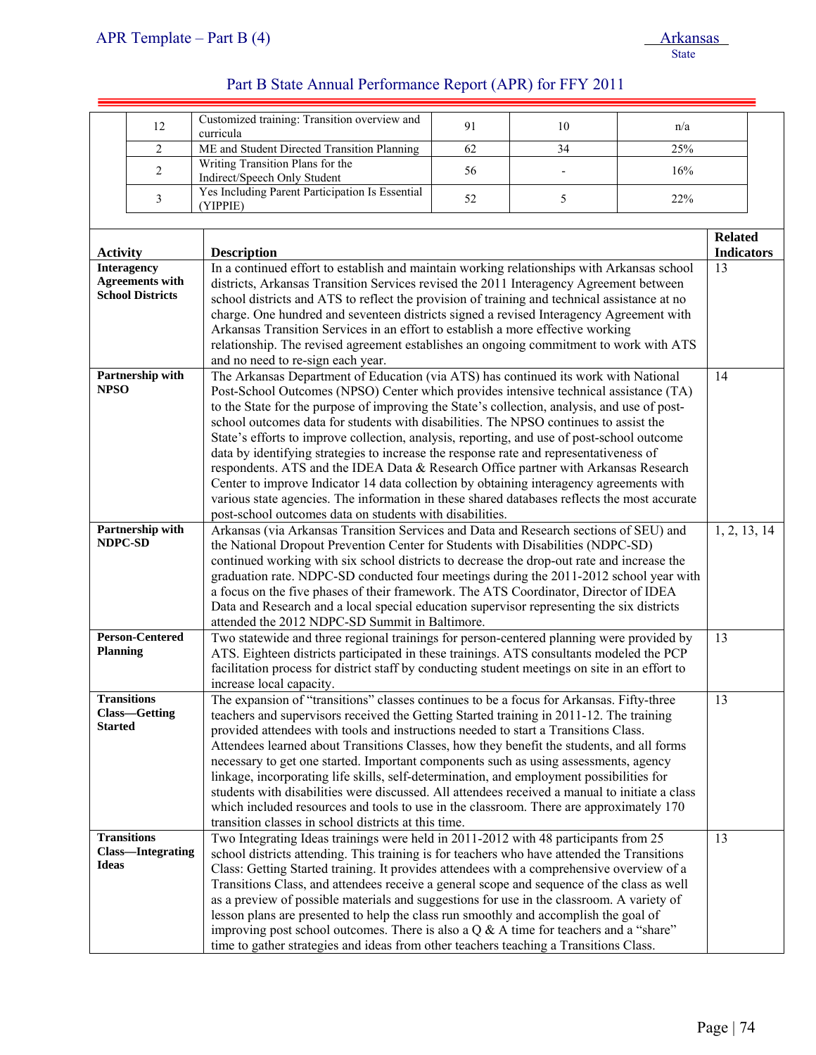| | | | | |
|---|---|---|---|---|
| 12 | Customized training: Transition overview and curricula | 91 | 10 | n/a |
| 2 | ME and Student Directed Transition Planning | 62 | 34 | 25% |
| 2 | Writing Transition Plans for the Indirect/Speech Only Student | 56 | - | 16% |
| 3 | Yes Including Parent Participation Is Essential (YIPPIE) | 52 | 5 | 22% |

| Activity | Description | Related Indicators |
|---|---|---|
| **Interagency Agreements with School Districts** | In a continued effort to establish and maintain working relationships with Arkansas school districts, Arkansas Transition Services revised the 2011 Interagency Agreement between school districts and ATS to reflect the provision of training and technical assistance at no charge. One hundred and seventeen districts signed a revised Interagency Agreement with Arkansas Transition Services in an effort to establish a more effective working relationship. The revised agreement establishes an ongoing commitment to work with ATS and no need to re-sign each year. | 13 |
| **Partnership with NPSO** | The Arkansas Department of Education (via ATS) has continued its work with National Post-School Outcomes (NPSO) Center which provides intensive technical assistance (TA) to the State for the purpose of improving the State's collection, analysis, and use of post-school outcomes data for students with disabilities. The NPSO continues to assist the State's efforts to improve collection, analysis, reporting, and use of post-school outcome data by identifying strategies to increase the response rate and representativeness of respondents. ATS and the IDEA Data & Research Office partner with Arkansas Research Center to improve Indicator 14 data collection by obtaining interagency agreements with various state agencies. The information in these shared databases reflects the most accurate post-school outcomes data on students with disabilities. | 14 |
| **Partnership with NDPC-SD** | Arkansas (via Arkansas Transition Services and Data and Research sections of SEU) and the National Dropout Prevention Center for Students with Disabilities (NDPC-SD) continued working with six school districts to decrease the drop-out rate and increase the graduation rate. NDPC-SD conducted four meetings during the 2011-2012 school year with a focus on the five phases of their framework. The ATS Coordinator, Director of IDEA Data and Research and a local special education supervisor representing the six districts attended the 2012 NDPC-SD Summit in Baltimore. | 1, 2, 13, 14 |
| **Person-Centered Planning** | Two statewide and three regional trainings for person-centered planning were provided by ATS. Eighteen districts participated in these trainings. ATS consultants modeled the PCP facilitation process for district staff by conducting student meetings on site in an effort to increase local capacity. | 13 |
| **Transitions Class—Getting Started** | The expansion of "transitions" classes continues to be a focus for Arkansas. Fifty-three teachers and supervisors received the Getting Started training in 2011-12. The training provided attendees with tools and instructions needed to start a Transitions Class. Attendees learned about Transitions Classes, how they benefit the students, and all forms necessary to get one started. Important components such as using assessments, agency linkage, incorporating life skills, self-determination, and employment possibilities for students with disabilities were discussed. All attendees received a manual to initiate a class which included resources and tools to use in the classroom. There are approximately 170 transition classes in school districts at this time. | 13 |
| **Transitions Class—Integrating Ideas** | Two Integrating Ideas trainings were held in 2011-2012 with 48 participants from 25 school districts attending. This training is for teachers who have attended the Transitions Class: Getting Started training. It provides attendees with a comprehensive overview of a Transitions Class, and attendees receive a general scope and sequence of the class as well as a preview of possible materials and suggestions for use in the classroom. A variety of lesson plans are presented to help the class run smoothly and accomplish the goal of improving post school outcomes. There is also a Q & A time for teachers and a "share" time to gather strategies and ideas from other teachers teaching a Transitions Class. | 13 |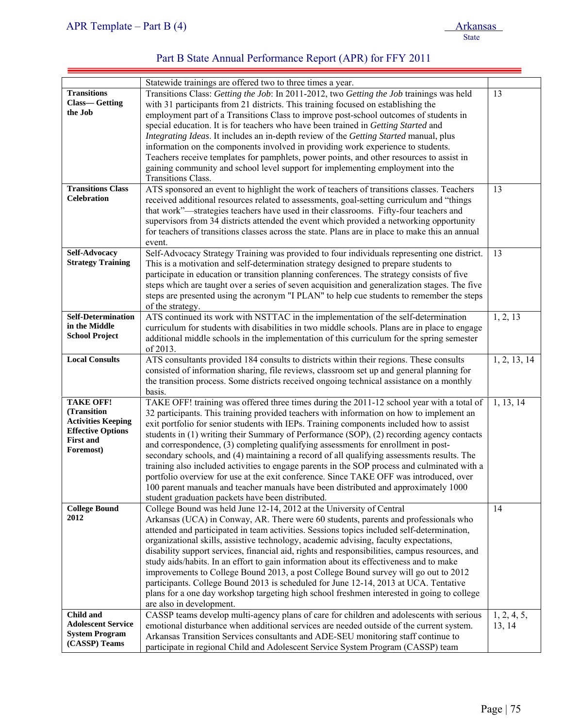| | | |
|---|---|---|
| | Statewide trainings are offered two to three times a year. | |
| **Transitions Class— Getting the Job** | Transitions Class: *Getting the Job*: In 2011-2012, two *Getting the Job* trainings was held with 31 participants from 21 districts. This training focused on establishing the employment part of a Transitions Class to improve post-school outcomes of students in special education. It is for teachers who have been trained in *Getting Started* and *Integrating Ideas*. It includes an in-depth review of the *Getting Started* manual, plus information on the components involved in providing work experience to students. Teachers receive templates for pamphlets, power points, and other resources to assist in gaining community and school level support for implementing employment into the Transitions Class. | 13 |
| **Transitions Class Celebration** | ATS sponsored an event to highlight the work of teachers of transitions classes. Teachers received additional resources related to assessments, goal-setting curriculum and "things that work"—strategies teachers have used in their classrooms. Fifty-four teachers and supervisors from 34 districts attended the event which provided a networking opportunity for teachers of transitions classes across the state. Plans are in place to make this an annual event. | 13 |
| **Self-Advocacy Strategy Training** | Self-Advocacy Strategy Training was provided to four individuals representing one district. This is a motivation and self-determination strategy designed to prepare students to participate in education or transition planning conferences. The strategy consists of five steps which are taught over a series of seven acquisition and generalization stages. The five steps are presented using the acronym "I PLAN" to help cue students to remember the steps of the strategy. | 13 |
| **Self-Determination in the Middle School Project** | ATS continued its work with NSTTAC in the implementation of the self-determination curriculum for students with disabilities in two middle schools. Plans are in place to engage additional middle schools in the implementation of this curriculum for the spring semester of 2013. | 1, 2, 13 |
| **Local Consults** | ATS consultants provided 184 consults to districts within their regions. These consults consisted of information sharing, file reviews, classroom set up and general planning for the transition process. Some districts received ongoing technical assistance on a monthly basis. | 1, 2, 13, 14 |
| **TAKE OFF! (Transition Activities Keeping Effective Options First and Foremost)** | TAKE OFF! training was offered three times during the 2011-12 school year with a total of 32 participants. This training provided teachers with information on how to implement an exit portfolio for senior students with IEPs. Training components included how to assist students in (1) writing their Summary of Performance (SOP), (2) recording agency contacts and correspondence, (3) completing qualifying assessments for enrollment in post-secondary schools, and (4) maintaining a record of all qualifying assessments results. The training also included activities to engage parents in the SOP process and culminated with a portfolio overview for use at the exit conference. Since TAKE OFF was introduced, over 100 parent manuals and teacher manuals have been distributed and approximately 1000 student graduation packets have been distributed. | 1, 13, 14 |
| **College Bound 2012** | College Bound was held June 12-14, 2012 at the University of Central Arkansas (UCA) in Conway, AR. There were 60 students, parents and professionals who attended and participated in team activities. Sessions topics included self-determination, organizational skills, assistive technology, academic advising, faculty expectations, disability support services, financial aid, rights and responsibilities, campus resources, and study aids/habits. In an effort to gain information about its effectiveness and to make improvements to College Bound 2013, a post College Bound survey will go out to 2012 participants. College Bound 2013 is scheduled for June 12-14, 2013 at UCA. Tentative plans for a one day workshop targeting high school freshmen interested in going to college are also in development. | 14 |
| **Child and Adolescent Service System Program (CASSP) Teams** | CASSP teams develop multi-agency plans of care for children and adolescents with serious emotional disturbance when additional services are needed outside of the current system. Arkansas Transition Services consultants and ADE-SEU monitoring staff continue to participate in regional Child and Adolescent Service System Program (CASSP) team | 1, 2, 4, 5, 13, 14 |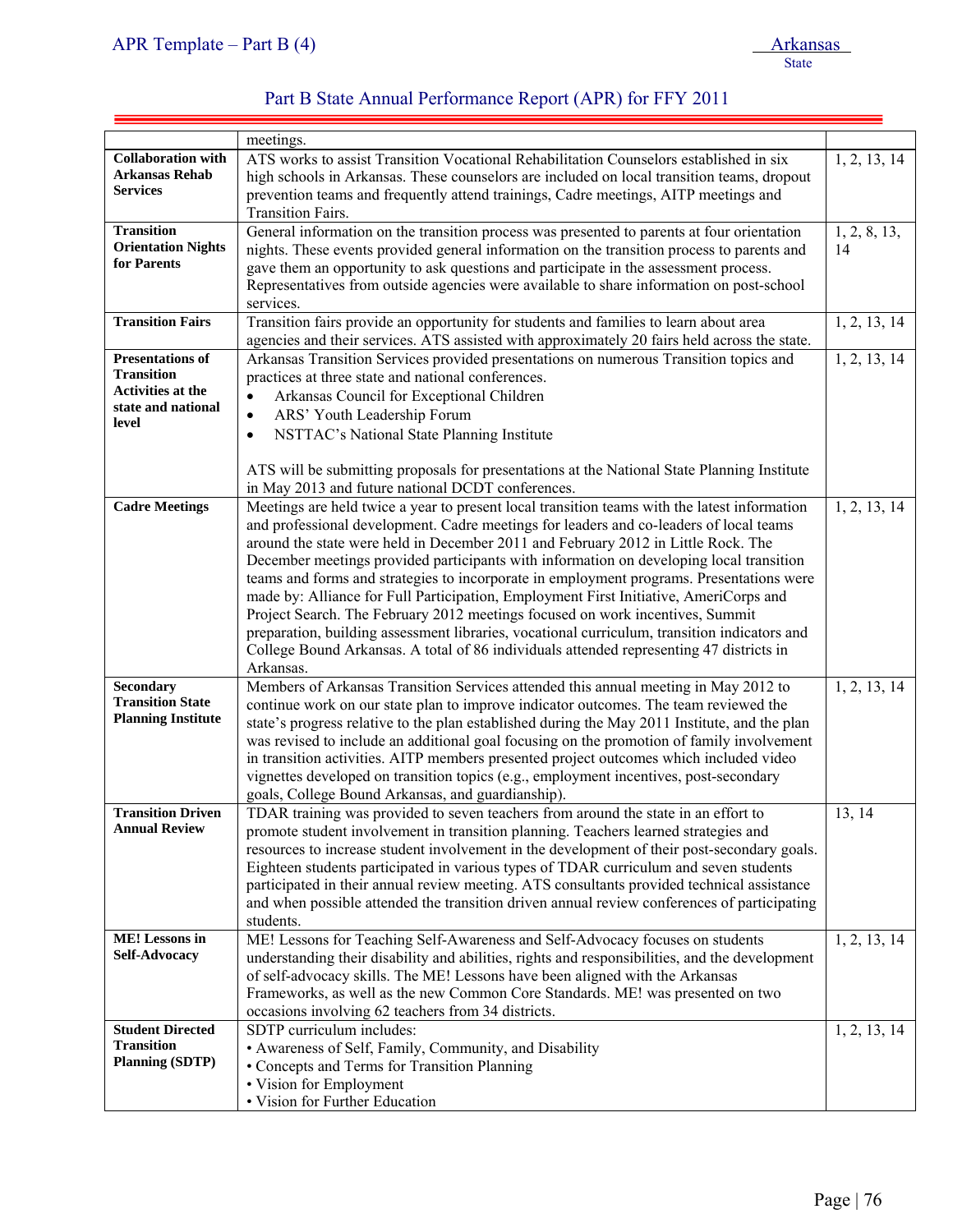| | | |
|---|---|---|
| | meetings. | |
| **Collaboration with Arkansas Rehab Services** | ATS works to assist Transition Vocational Rehabilitation Counselors established in six high schools in Arkansas. These counselors are included on local transition teams, dropout prevention teams and frequently attend trainings, Cadre meetings, AITP meetings and Transition Fairs. | 1, 2, 13, 14 |
| **Transition Orientation Nights for Parents** | General information on the transition process was presented to parents at four orientation nights. These events provided general information on the transition process to parents and gave them an opportunity to ask questions and participate in the assessment process. Representatives from outside agencies were available to share information on post-school services. | 1, 2, 8, 13, 14 |
| **Transition Fairs** | Transition fairs provide an opportunity for students and families to learn about area agencies and their services. ATS assisted with approximately 20 fairs held across the state. | 1, 2, 13, 14 |
| **Presentations of Transition Activities at the state and national level** | Arkansas Transition Services provided presentations on numerous Transition topics and practices at three state and national conferences.<br>• Arkansas Council for Exceptional Children<br>• ARS' Youth Leadership Forum<br>• NSTTAC's National State Planning Institute<br><br>ATS will be submitting proposals for presentations at the National State Planning Institute in May 2013 and future national DCDT conferences. | 1, 2, 13, 14 |
| **Cadre Meetings** | Meetings are held twice a year to present local transition teams with the latest information and professional development. Cadre meetings for leaders and co-leaders of local teams around the state were held in December 2011 and February 2012 in Little Rock. The December meetings provided participants with information on developing local transition teams and forms and strategies to incorporate in employment programs. Presentations were made by: Alliance for Full Participation, Employment First Initiative, AmeriCorps and Project Search. The February 2012 meetings focused on work incentives, Summit preparation, building assessment libraries, vocational curriculum, transition indicators and College Bound Arkansas. A total of 86 individuals attended representing 47 districts in Arkansas. | 1, 2, 13, 14 |
| **Secondary Transition State Planning Institute** | Members of Arkansas Transition Services attended this annual meeting in May 2012 to continue work on our state plan to improve indicator outcomes. The team reviewed the state's progress relative to the plan established during the May 2011 Institute, and the plan was revised to include an additional goal focusing on the promotion of family involvement in transition activities. AITP members presented project outcomes which included video vignettes developed on transition topics (e.g., employment incentives, post-secondary goals, College Bound Arkansas, and guardianship). | 1, 2, 13, 14 |
| **Transition Driven Annual Review** | TDAR training was provided to seven teachers from around the state in an effort to promote student involvement in transition planning. Teachers learned strategies and resources to increase student involvement in the development of their post-secondary goals. Eighteen students participated in various types of TDAR curriculum and seven students participated in their annual review meeting. ATS consultants provided technical assistance and when possible attended the transition driven annual review conferences of participating students. | 13, 14 |
| **ME! Lessons in Self-Advocacy** | ME! Lessons for Teaching Self-Awareness and Self-Advocacy focuses on students understanding their disability and abilities, rights and responsibilities, and the development of self-advocacy skills. The ME! Lessons have been aligned with the Arkansas Frameworks, as well as the new Common Core Standards. ME! was presented on two occasions involving 62 teachers from 34 districts. | 1, 2, 13, 14 |
| **Student Directed Transition Planning (SDTP)** | SDTP curriculum includes:<br>• Awareness of Self, Family, Community, and Disability<br>• Concepts and Terms for Transition Planning<br>• Vision for Employment<br>• Vision for Further Education | 1, 2, 13, 14 |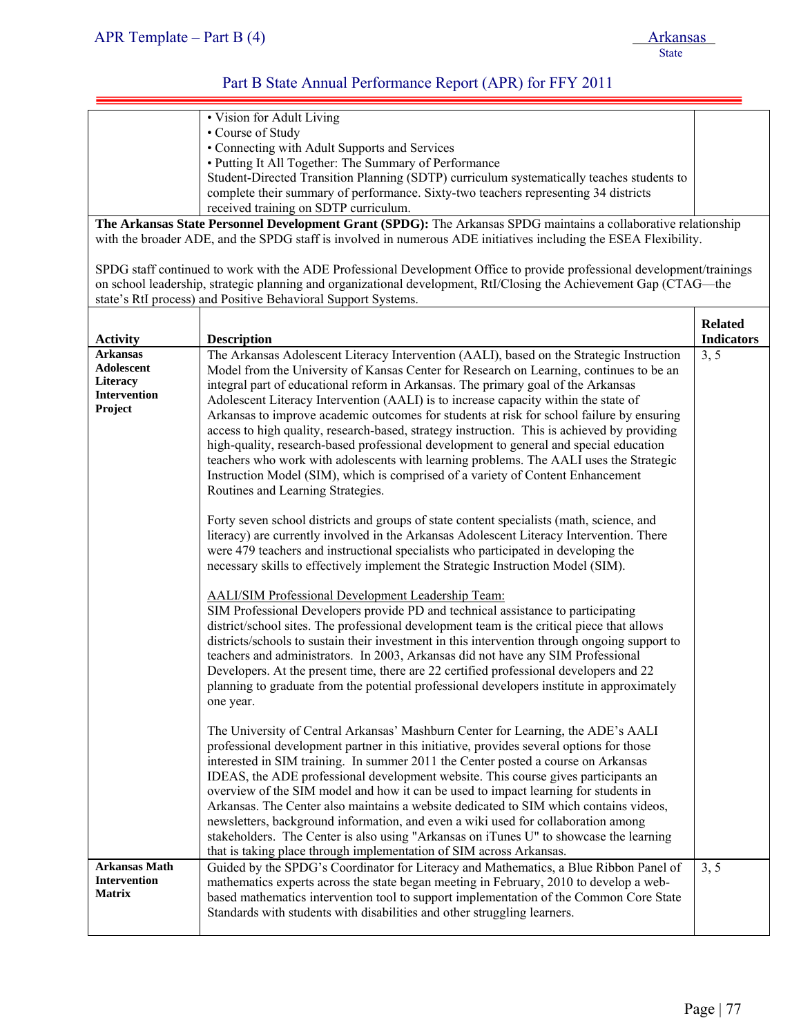| | | |
|---|---|---|
| | • Vision for Adult Living<br>• Course of Study<br>• Connecting with Adult Supports and Services<br>• Putting It All Together: The Summary of Performance<br>Student-Directed Transition Planning (SDTP) curriculum systematically teaches students to complete their summary of performance. Sixty-two teachers representing 34 districts received training on SDTP curriculum. | |

**The Arkansas State Personnel Development Grant (SPDG):** The Arkansas SPDG maintains a collaborative relationship with the broader ADE, and the SPDG staff is involved in numerous ADE initiatives including the ESEA Flexibility.

SPDG staff continued to work with the ADE Professional Development Office to provide professional development/trainings on school leadership, strategic planning and organizational development, RtI/Closing the Achievement Gap (CTAG—the state's RtI process) and Positive Behavioral Support Systems.

| Activity | Description | Related Indicators |
|---|---|---|
| **Arkansas Adolescent Literacy Intervention Project** | The Arkansas Adolescent Literacy Intervention (AALI), based on the Strategic Instruction Model from the University of Kansas Center for Research on Learning, continues to be an integral part of educational reform in Arkansas. The primary goal of the Arkansas Adolescent Literacy Intervention (AALI) is to increase capacity within the state of Arkansas to improve academic outcomes for students at risk for school failure by ensuring access to high quality, research-based, strategy instruction. This is achieved by providing high-quality, research-based professional development to general and special education teachers who work with adolescents with learning problems. The AALI uses the Strategic Instruction Model (SIM), which is comprised of a variety of Content Enhancement Routines and Learning Strategies.<br><br>Forty seven school districts and groups of state content specialists (math, science, and literacy) are currently involved in the Arkansas Adolescent Literacy Intervention. There were 479 teachers and instructional specialists who participated in developing the necessary skills to effectively implement the Strategic Instruction Model (SIM).<br><br><u>AALI/SIM Professional Development Leadership Team:</u><br>SIM Professional Developers provide PD and technical assistance to participating district/school sites. The professional development team is the critical piece that allows districts/schools to sustain their investment in this intervention through ongoing support to teachers and administrators. In 2003, Arkansas did not have any SIM Professional Developers. At the present time, there are 22 certified professional developers and 22 planning to graduate from the potential professional developers institute in approximately one year.<br><br>The University of Central Arkansas' Mashburn Center for Learning, the ADE's AALI professional development partner in this initiative, provides several options for those interested in SIM training. In summer 2011 the Center posted a course on Arkansas IDEAS, the ADE professional development website. This course gives participants an overview of the SIM model and how it can be used to impact learning for students in Arkansas. The Center also maintains a website dedicated to SIM which contains videos, newsletters, background information, and even a wiki used for collaboration among stakeholders. The Center is also using "Arkansas on iTunes U" to showcase the learning that is taking place through implementation of SIM across Arkansas. | 3, 5 |
| **Arkansas Math Intervention Matrix** | Guided by the SPDG's Coordinator for Literacy and Mathematics, a Blue Ribbon Panel of mathematics experts across the state began meeting in February, 2010 to develop a web-based mathematics intervention tool to support implementation of the Common Core State Standards with students with disabilities and other struggling learners. | 3, 5 |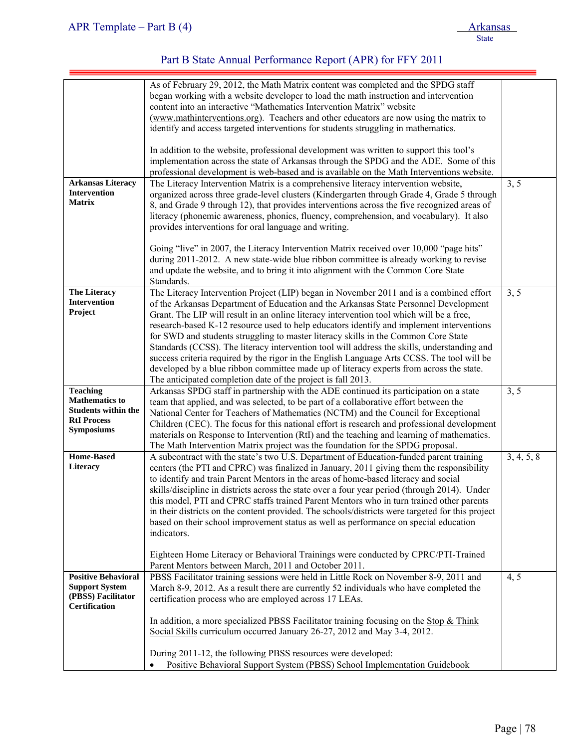| | | |
|---|---|---|
| | As of February 29, 2012, the Math Matrix content was completed and the SPDG staff began working with a website developer to load the math instruction and intervention content into an interactive "Mathematics Intervention Matrix" website (www.mathinterventions.org). Teachers and other educators are now using the matrix to identify and access targeted interventions for students struggling in mathematics.<br><br>In addition to the website, professional development was written to support this tool's implementation across the state of Arkansas through the SPDG and the ADE. Some of this professional development is web-based and is available on the Math Interventions website. | |
| **Arkansas Literacy Intervention Matrix** | The Literacy Intervention Matrix is a comprehensive literacy intervention website, organized across three grade-level clusters (Kindergarten through Grade 4, Grade 5 through 8, and Grade 9 through 12), that provides interventions across the five recognized areas of literacy (phonemic awareness, phonics, fluency, comprehension, and vocabulary). It also provides interventions for oral language and writing.<br><br>Going "live" in 2007, the Literacy Intervention Matrix received over 10,000 "page hits" during 2011-2012. A new state-wide blue ribbon committee is already working to revise and update the website, and to bring it into alignment with the Common Core State Standards. | 3, 5 |
| **The Literacy Intervention Project** | The Literacy Intervention Project (LIP) began in November 2011 and is a combined effort of the Arkansas Department of Education and the Arkansas State Personnel Development Grant. The LIP will result in an online literacy intervention tool which will be a free, research-based K-12 resource used to help educators identify and implement interventions for SWD and students struggling to master literacy skills in the Common Core State Standards (CCSS). The literacy intervention tool will address the skills, understanding and success criteria required by the rigor in the English Language Arts CCSS. The tool will be developed by a blue ribbon committee made up of literacy experts from across the state. The anticipated completion date of the project is fall 2013. | 3, 5 |
| **Teaching Mathematics to Students within the RtI Process Symposiums** | Arkansas SPDG staff in partnership with the ADE continued its participation on a state team that applied, and was selected, to be part of a collaborative effort between the National Center for Teachers of Mathematics (NCTM) and the Council for Exceptional Children (CEC). The focus for this national effort is research and professional development materials on Response to Intervention (RtI) and the teaching and learning of mathematics. The Math Intervention Matrix project was the foundation for the SPDG proposal. | 3, 5 |
| **Home-Based Literacy** | A subcontract with the state's two U.S. Department of Education-funded parent training centers (the PTI and CPRC) was finalized in January, 2011 giving them the responsibility to identify and train Parent Mentors in the areas of home-based literacy and social skills/discipline in districts across the state over a four year period (through 2014). Under this model, PTI and CPRC staffs trained Parent Mentors who in turn trained other parents in their districts on the content provided. The schools/districts were targeted for this project based on their school improvement status as well as performance on special education indicators.<br><br>Eighteen Home Literacy or Behavioral Trainings were conducted by CPRC/PTI-Trained Parent Mentors between March, 2011 and October 2011. | 3, 4, 5, 8 |
| **Positive Behavioral Support System (PBSS) Facilitator Certification** | PBSS Facilitator training sessions were held in Little Rock on November 8-9, 2011 and March 8-9, 2012. As a result there are currently 52 individuals who have completed the certification process who are employed across 17 LEAs.<br><br>In addition, a more specialized PBSS Facilitator training focusing on the Stop & Think Social Skills curriculum occurred January 26-27, 2012 and May 3-4, 2012.<br><br>During 2011-12, the following PBSS resources were developed:<br>• Positive Behavioral Support System (PBSS) School Implementation Guidebook | 4, 5 |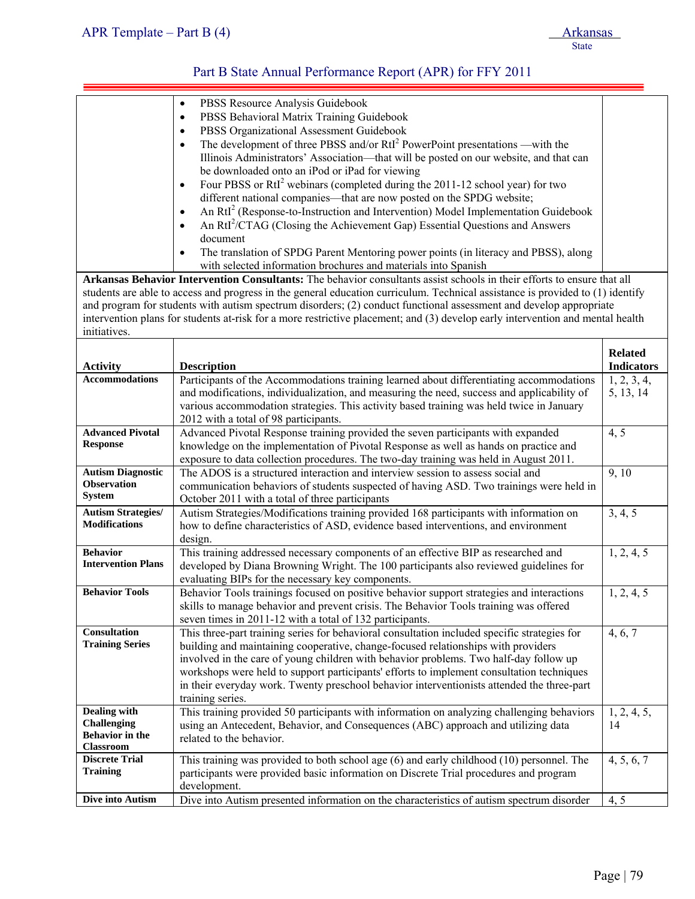| | | |
|---|---|---|
| | • PBSS Resource Analysis Guidebook<br>• PBSS Behavioral Matrix Training Guidebook<br>• PBSS Organizational Assessment Guidebook<br>• The development of three PBSS and/or RtI$^2$ PowerPoint presentations —with the Illinois Administrators' Association—that will be posted on our website, and that can be downloaded onto an iPod or iPad for viewing<br>• Four PBSS or RtI$^2$ webinars (completed during the 2011-12 school year) for two different national companies—that are now posted on the SPDG website;<br>• An RtI$^2$ (Response-to-Instruction and Intervention) Model Implementation Guidebook<br>• An RtI$^2$/CTAG (Closing the Achievement Gap) Essential Questions and Answers document<br>• The translation of SPDG Parent Mentoring power points (in literacy and PBSS), along with selected information brochures and materials into Spanish | |

**Arkansas Behavior Intervention Consultants:** The behavior consultants assist schools in their efforts to ensure that all students are able to access and progress in the general education curriculum. Technical assistance is provided to (1) identify and program for students with autism spectrum disorders; (2) conduct functional assessment and develop appropriate intervention plans for students at-risk for a more restrictive placement; and (3) develop early intervention and mental health initiatives.

| Activity | Description | Related Indicators |
|---|---|---|
| **Accommodations** | Participants of the Accommodations training learned about differentiating accommodations and modifications, individualization, and measuring the need, success and applicability of various accommodation strategies. This activity based training was held twice in January 2012 with a total of 98 participants. | 1, 2, 3, 4, 5, 13, 14 |
| **Advanced Pivotal Response** | Advanced Pivotal Response training provided the seven participants with expanded knowledge on the implementation of Pivotal Response as well as hands on practice and exposure to data collection procedures. The two-day training was held in August 2011. | 4, 5 |
| **Autism Diagnostic Observation System** | The ADOS is a structured interaction and interview session to assess social and communication behaviors of students suspected of having ASD. Two trainings were held in October 2011 with a total of three participants | 9, 10 |
| **Autism Strategies/ Modifications** | Autism Strategies/Modifications training provided 168 participants with information on how to define characteristics of ASD, evidence based interventions, and environment design. | 3, 4, 5 |
| **Behavior Intervention Plans** | This training addressed necessary components of an effective BIP as researched and developed by Diana Browning Wright. The 100 participants also reviewed guidelines for evaluating BIPs for the necessary key components. | 1, 2, 4, 5 |
| **Behavior Tools** | Behavior Tools trainings focused on positive behavior support strategies and interactions skills to manage behavior and prevent crisis. The Behavior Tools training was offered seven times in 2011-12 with a total of 132 participants. | 1, 2, 4, 5 |
| **Consultation Training Series** | This three-part training series for behavioral consultation included specific strategies for building and maintaining cooperative, change-focused relationships with providers involved in the care of young children with behavior problems. Two half-day follow up workshops were held to support participants' efforts to implement consultation techniques in their everyday work. Twenty preschool behavior interventionists attended the three-part training series. | 4, 6, 7 |
| **Dealing with Challenging Behavior in the Classroom** | This training provided 50 participants with information on analyzing challenging behaviors using an Antecedent, Behavior, and Consequences (ABC) approach and utilizing data related to the behavior. | 1, 2, 4, 5, 14 |
| **Discrete Trial Training** | This training was provided to both school age (6) and early childhood (10) personnel. The participants were provided basic information on Discrete Trial procedures and program development. | 4, 5, 6, 7 |
| **Dive into Autism** | Dive into Autism presented information on the characteristics of autism spectrum disorder | 4, 5 |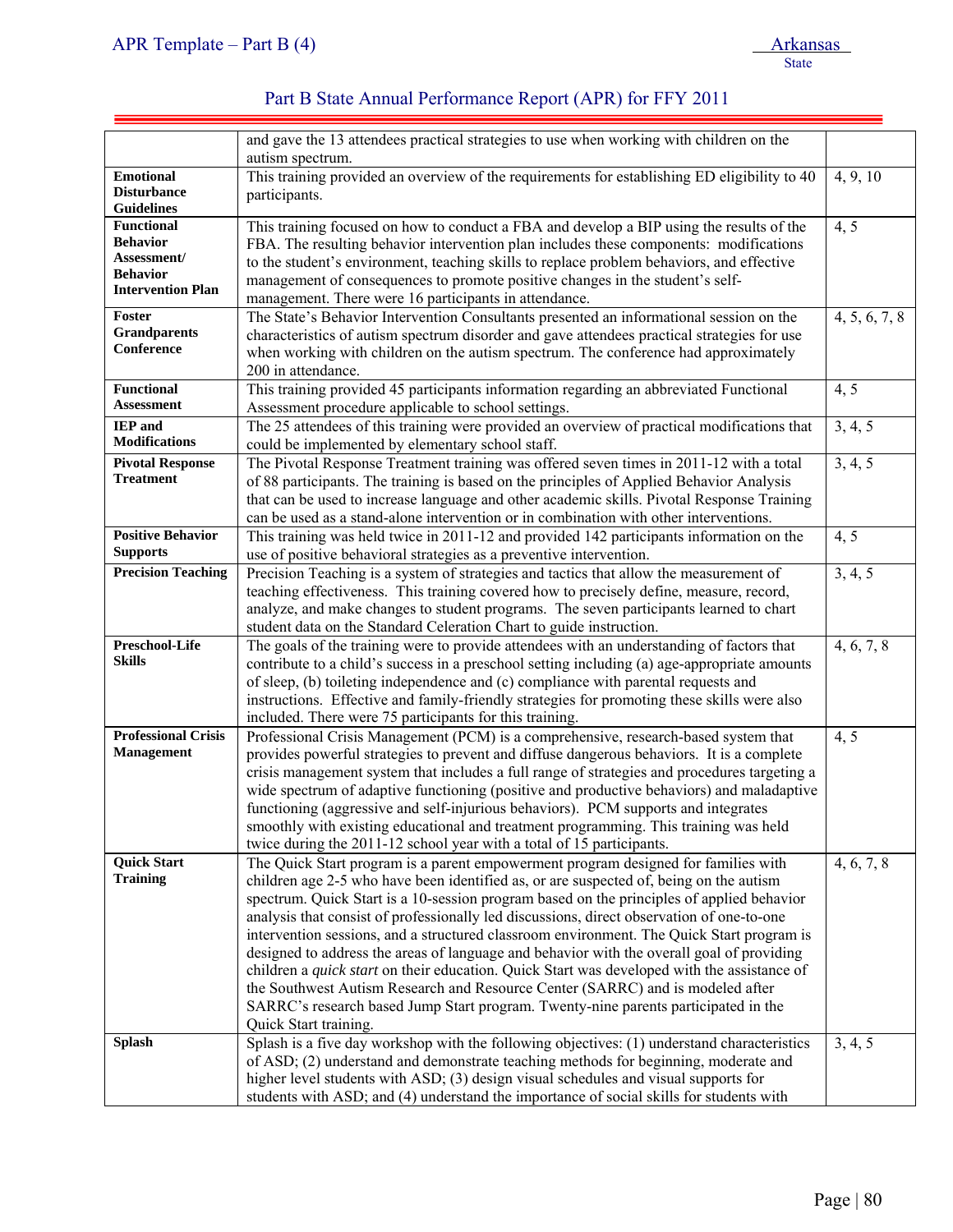| | | |
|---|---|---|
| | and gave the 13 attendees practical strategies to use when working with children on the autism spectrum. | |
| **Emotional Disturbance Guidelines** | This training provided an overview of the requirements for establishing ED eligibility to 40 participants. | 4, 9, 10 |
| **Functional Behavior Assessment/ Behavior Intervention Plan** | This training focused on how to conduct a FBA and develop a BIP using the results of the FBA. The resulting behavior intervention plan includes these components: modifications to the student's environment, teaching skills to replace problem behaviors, and effective management of consequences to promote positive changes in the student's self-management. There were 16 participants in attendance. | 4, 5 |
| **Foster Grandparents Conference** | The State's Behavior Intervention Consultants presented an informational session on the characteristics of autism spectrum disorder and gave attendees practical strategies for use when working with children on the autism spectrum. The conference had approximately 200 in attendance. | 4, 5, 6, 7, 8 |
| **Functional Assessment** | This training provided 45 participants information regarding an abbreviated Functional Assessment procedure applicable to school settings. | 4, 5 |
| **IEP and Modifications** | The 25 attendees of this training were provided an overview of practical modifications that could be implemented by elementary school staff. | 3, 4, 5 |
| **Pivotal Response Treatment** | The Pivotal Response Treatment training was offered seven times in 2011-12 with a total of 88 participants. The training is based on the principles of Applied Behavior Analysis that can be used to increase language and other academic skills. Pivotal Response Training can be used as a stand-alone intervention or in combination with other interventions. | 3, 4, 5 |
| **Positive Behavior Supports** | This training was held twice in 2011-12 and provided 142 participants information on the use of positive behavioral strategies as a preventive intervention. | 4, 5 |
| **Precision Teaching** | Precision Teaching is a system of strategies and tactics that allow the measurement of teaching effectiveness. This training covered how to precisely define, measure, record, analyze, and make changes to student programs. The seven participants learned to chart student data on the Standard Celeration Chart to guide instruction. | 3, 4, 5 |
| **Preschool-Life Skills** | The goals of the training were to provide attendees with an understanding of factors that contribute to a child's success in a preschool setting including (a) age-appropriate amounts of sleep, (b) toileting independence and (c) compliance with parental requests and instructions. Effective and family-friendly strategies for promoting these skills were also included. There were 75 participants for this training. | 4, 6, 7, 8 |
| **Professional Crisis Management** | Professional Crisis Management (PCM) is a comprehensive, research-based system that provides powerful strategies to prevent and diffuse dangerous behaviors. It is a complete crisis management system that includes a full range of strategies and procedures targeting a wide spectrum of adaptive functioning (positive and productive behaviors) and maladaptive functioning (aggressive and self-injurious behaviors). PCM supports and integrates smoothly with existing educational and treatment programming. This training was held twice during the 2011-12 school year with a total of 15 participants. | 4, 5 |
| **Quick Start Training** | The Quick Start program is a parent empowerment program designed for families with children age 2-5 who have been identified as, or are suspected of, being on the autism spectrum. Quick Start is a 10-session program based on the principles of applied behavior analysis that consist of professionally led discussions, direct observation of one-to-one intervention sessions, and a structured classroom environment. The Quick Start program is designed to address the areas of language and behavior with the overall goal of providing children a *quick start* on their education. Quick Start was developed with the assistance of the Southwest Autism Research and Resource Center (SARRC) and is modeled after SARRC's research based Jump Start program. Twenty-nine parents participated in the Quick Start training. | 4, 6, 7, 8 |
| **Splash** | Splash is a five day workshop with the following objectives: (1) understand characteristics of ASD; (2) understand and demonstrate teaching methods for beginning, moderate and higher level students with ASD; (3) design visual schedules and visual supports for students with ASD; and (4) understand the importance of social skills for students with | 3, 4, 5 |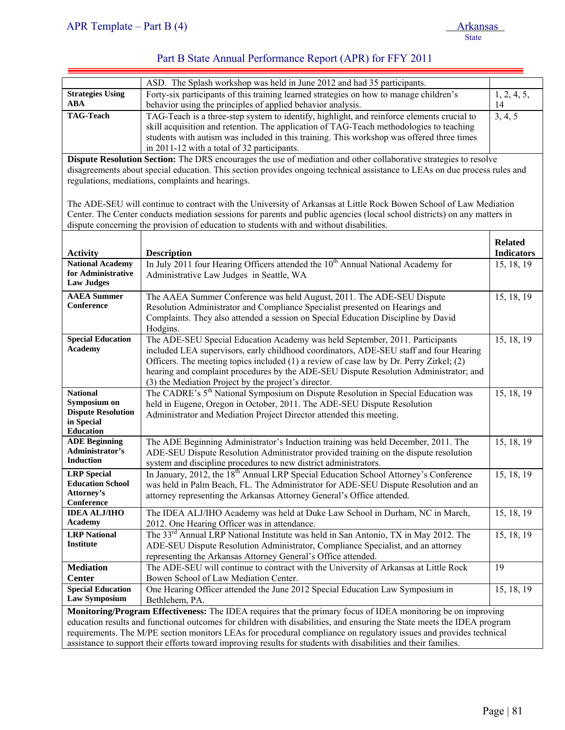| | | |
|---|---|---|
| | ASD. The Splash workshop was held in June 2012 and had 35 participants. | |
| **Strategies Using ABA** | Forty-six participants of this training learned strategies on how to manage children's behavior using the principles of applied behavior analysis. | 1, 2, 4, 5, 14 |
| **TAG-Teach** | TAG-Teach is a three-step system to identify, highlight, and reinforce elements crucial to skill acquisition and retention. The application of TAG-Teach methodologies to teaching students with autism was included in this training. This workshop was offered three times in 2011-12 with a total of 32 participants. | 3, 4, 5 |

**Dispute Resolution Section:** The DRS encourages the use of mediation and other collaborative strategies to resolve disagreements about special education. This section provides ongoing technical assistance to LEAs on due process rules and regulations, mediations, complaints and hearings.

The ADE-SEU will continue to contract with the University of Arkansas at Little Rock Bowen School of Law Mediation Center. The Center conducts mediation sessions for parents and public agencies (local school districts) on any matters in dispute concerning the provision of education to students with and without disabilities.

| Activity | Description | Related Indicators |
|---|---|---|
| **National Academy for Administrative Law Judges** | In July 2011 four Hearing Officers attended the 10th Annual National Academy for Administrative Law Judges in Seattle, WA | 15, 18, 19 |
| **AAEA Summer Conference** | The AAEA Summer Conference was held August, 2011. The ADE-SEU Dispute Resolution Administrator and Compliance Specialist presented on Hearings and Complaints. They also attended a session on Special Education Discipline by David Hodgins. | 15, 18, 19 |
| **Special Education Academy** | The ADE-SEU Special Education Academy was held September, 2011. Participants included LEA supervisors, early childhood coordinators, ADE-SEU staff and four Hearing Officers. The meeting topics included (1) a review of case law by Dr. Perry Zirkel; (2) hearing and complaint procedures by the ADE-SEU Dispute Resolution Administrator; and (3) the Mediation Project by the project's director. | 15, 18, 19 |
| **National Symposium on Dispute Resolution in Special Education** | The CADRE's 5th National Symposium on Dispute Resolution in Special Education was held in Eugene, Oregon in October, 2011. The ADE-SEU Dispute Resolution Administrator and Mediation Project Director attended this meeting. | 15, 18, 19 |
| **ADE Beginning Administrator's Induction** | The ADE Beginning Administrator's Induction training was held December, 2011. The ADE-SEU Dispute Resolution Administrator provided training on the dispute resolution system and discipline procedures to new district administrators. | 15, 18, 19 |
| **LRP Special Education School Attorney's Conference** | In January, 2012, the 18th Annual LRP Special Education School Attorney's Conference was held in Palm Beach, FL. The Administrator for ADE-SEU Dispute Resolution and an attorney representing the Arkansas Attorney General's Office attended. | 15, 18, 19 |
| **IDEA ALJ/IHO Academy** | The IDEA ALJ/IHO Academy was held at Duke Law School in Durham, NC in March, 2012. One Hearing Officer was in attendance. | 15, 18, 19 |
| **LRP National Institute** | The 33rd Annual LRP National Institute was held in San Antonio, TX in May 2012. The ADE-SEU Dispute Resolution Administrator, Compliance Specialist, and an attorney representing the Arkansas Attorney General's Office attended. | 15, 18, 19 |
| **Mediation Center** | The ADE-SEU will continue to contract with the University of Arkansas at Little Rock Bowen School of Law Mediation Center. | 19 |
| **Special Education Law Symposium** | One Hearing Officer attended the June 2012 Special Education Law Symposium in Bethlehem, PA. | 15, 18, 19 |

**Monitoring/Program Effectiveness:** The IDEA requires that the primary focus of IDEA monitoring be on improving education results and functional outcomes for children with disabilities, and ensuring the State meets the IDEA program requirements. The M/PE section monitors LEAs for procedural compliance on regulatory issues and provides technical assistance to support their efforts toward improving results for students with disabilities and their families.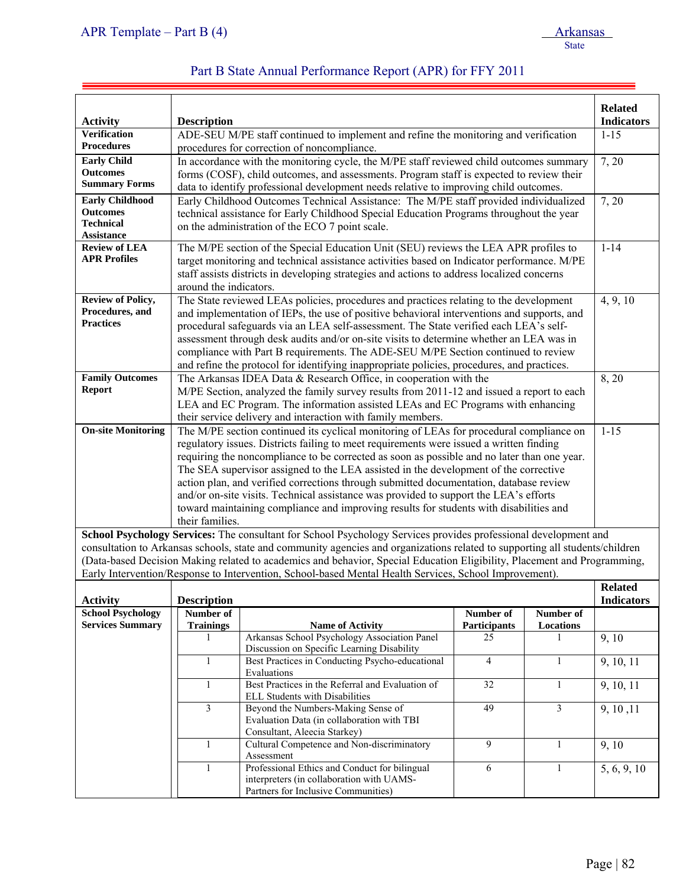| Activity | Description | Related Indicators |
|---|---|---|
| **Verification Procedures** | ADE-SEU M/PE staff continued to implement and refine the monitoring and verification procedures for correction of noncompliance. | 1-15 |
| **Early Child Outcomes Summary Forms** | In accordance with the monitoring cycle, the M/PE staff reviewed child outcomes summary forms (COSF), child outcomes, and assessments. Program staff is expected to review their data to identify professional development needs relative to improving child outcomes. | 7, 20 |
| **Early Childhood Outcomes Technical Assistance** | Early Childhood Outcomes Technical Assistance: The M/PE staff provided individualized technical assistance for Early Childhood Special Education Programs throughout the year on the administration of the ECO 7 point scale. | 7, 20 |
| **Review of LEA APR Profiles** | The M/PE section of the Special Education Unit (SEU) reviews the LEA APR profiles to target monitoring and technical assistance activities based on Indicator performance. M/PE staff assists districts in developing strategies and actions to address localized concerns around the indicators. | 1-14 |
| **Review of Policy, Procedures, and Practices** | The State reviewed LEAs policies, procedures and practices relating to the development and implementation of IEPs, the use of positive behavioral interventions and supports, and procedural safeguards via an LEA self-assessment. The State verified each LEA's self-assessment through desk audits and/or on-site visits to determine whether an LEA was in compliance with Part B requirements. The ADE-SEU M/PE Section continued to review and refine the protocol for identifying inappropriate policies, procedures, and practices. | 4, 9, 10 |
| **Family Outcomes Report** | The Arkansas IDEA Data & Research Office, in cooperation with the M/PE Section, analyzed the family survey results from 2011-12 and issued a report to each LEA and EC Program. The information assisted LEAs and EC Programs with enhancing their service delivery and interaction with family members. | 8, 20 |
| **On-site Monitoring** | The M/PE section continued its cyclical monitoring of LEAs for procedural compliance on regulatory issues. Districts failing to meet requirements were issued a written finding requiring the noncompliance to be corrected as soon as possible and no later than one year. The SEA supervisor assigned to the LEA assisted in the development of the corrective action plan, and verified corrections through submitted documentation, database review and/or on-site visits. Technical assistance was provided to support the LEA's efforts toward maintaining compliance and improving results for students with disabilities and their families. | 1-15 |

**School Psychology Services:** The consultant for School Psychology Services provides professional development and consultation to Arkansas schools, state and community agencies and organizations related to supporting all students/children (Data-based Decision Making related to academics and behavior, Special Education Eligibility, Placement and Programming, Early Intervention/Response to Intervention, School-based Mental Health Services, School Improvement).

| Activity | Number of Trainings | Name of Activity | Number of Participants | Number of Locations | Related Indicators |
|---|---|---|---|---|---|
| **School Psychology Services Summary** | 1 | Arkansas School Psychology Association Panel Discussion on Specific Learning Disability | 25 | 1 | 9, 10 |
| | 1 | Best Practices in Conducting Psycho-educational Evaluations | 4 | 1 | 9, 10, 11 |
| | 1 | Best Practices in the Referral and Evaluation of ELL Students with Disabilities | 32 | 1 | 9, 10, 11 |
| | 3 | Beyond the Numbers-Making Sense of Evaluation Data (in collaboration with TBI Consultant, Aleecia Starkey) | 49 | 3 | 9, 10 ,11 |
| | 1 | Cultural Competence and Non-discriminatory Assessment | 9 | 1 | 9, 10 |
| | 1 | Professional Ethics and Conduct for bilingual interpreters (in collaboration with UAMS-Partners for Inclusive Communities) | 6 | 1 | 5, 6, 9, 10 |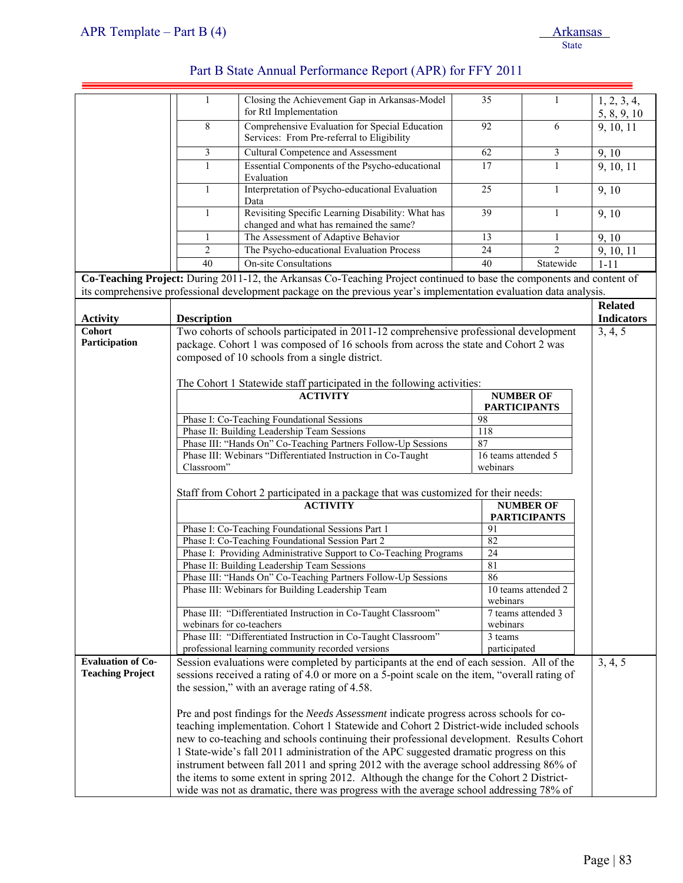| | | | | | |
|---|---|---|---|---|---|
| | 1 | Closing the Achievement Gap in Arkansas-Model for RtI Implementation | 35 | 1 | 1, 2, 3, 4, 5, 8, 9, 10 |
| | 8 | Comprehensive Evaluation for Special Education Services: From Pre-referral to Eligibility | 92 | 6 | 9, 10, 11 |
| | 3 | Cultural Competence and Assessment | 62 | 3 | 9, 10 |
| | 1 | Essential Components of the Psycho-educational Evaluation | 17 | 1 | 9, 10, 11 |
| | 1 | Interpretation of Psycho-educational Evaluation Data | 25 | 1 | 9, 10 |
| | 1 | Revisiting Specific Learning Disability: What has changed and what has remained the same? | 39 | 1 | 9, 10 |
| | 1 | The Assessment of Adaptive Behavior | 13 | 1 | 9, 10 |
| | 2 | The Psycho-educational Evaluation Process | 24 | 2 | 9, 10, 11 |
| | 40 | On-site Consultations | 40 | Statewide | 1-11 |

**Co-Teaching Project:** During 2011-12, the Arkansas Co-Teaching Project continued to base the components and content of its comprehensive professional development package on the previous year's implementation evaluation data analysis.

| Activity | Description | Related Indicators |
|---|---|---|
| **Cohort Participation** | Two cohorts of schools participated in 2011-12 comprehensive professional development package. Cohort 1 was composed of 16 schools from across the state and Cohort 2 was composed of 10 schools from a single district. | 3, 4, 5 |

The Cohort 1 Statewide staff participated in the following activities:

| ACTIVITY | NUMBER OF PARTICIPANTS |
|---|---|
| Phase I: Co-Teaching Foundational Sessions | 98 |
| Phase II: Building Leadership Team Sessions | 118 |
| Phase III: "Hands On" Co-Teaching Partners Follow-Up Sessions | 87 |
| Phase III: Webinars "Differentiated Instruction in Co-Taught Classroom" | 16 teams attended 5 webinars |

Staff from Cohort 2 participated in a package that was customized for their needs:

| ACTIVITY | NUMBER OF PARTICIPANTS |
|---|---|
| Phase I: Co-Teaching Foundational Sessions Part 1 | 91 |
| Phase I: Co-Teaching Foundational Session Part 2 | 82 |
| Phase I: Providing Administrative Support to Co-Teaching Programs | 24 |
| Phase II: Building Leadership Team Sessions | 81 |
| Phase III: "Hands On" Co-Teaching Partners Follow-Up Sessions | 86 |
| Phase III: Webinars for Building Leadership Team | 10 teams attended 2 webinars |
| Phase III: "Differentiated Instruction in Co-Taught Classroom" webinars for co-teachers | 7 teams attended 3 webinars |
| Phase III: "Differentiated Instruction in Co-Taught Classroom" professional learning community recorded versions | 3 teams participated |

| Activity | Description | Related Indicators |
|---|---|---|
| **Evaluation of Co-Teaching Project** | Session evaluations were completed by participants at the end of each session. All of the sessions received a rating of 4.0 or more on a 5-point scale on the item, "overall rating of the session," with an average rating of 4.58.<br><br>Pre and post findings for the *Needs Assessment* indicate progress across schools for co-teaching implementation. Cohort 1 Statewide and Cohort 2 District-wide included schools new to co-teaching and schools continuing their professional development. Results Cohort 1 State-wide's fall 2011 administration of the APC suggested dramatic progress on this instrument between fall 2011 and spring 2012 with the average school addressing 86% of the items to some extent in spring 2012. Although the change for the Cohort 2 District-wide was not as dramatic, there was progress with the average school addressing 78% of | 3, 4, 5 |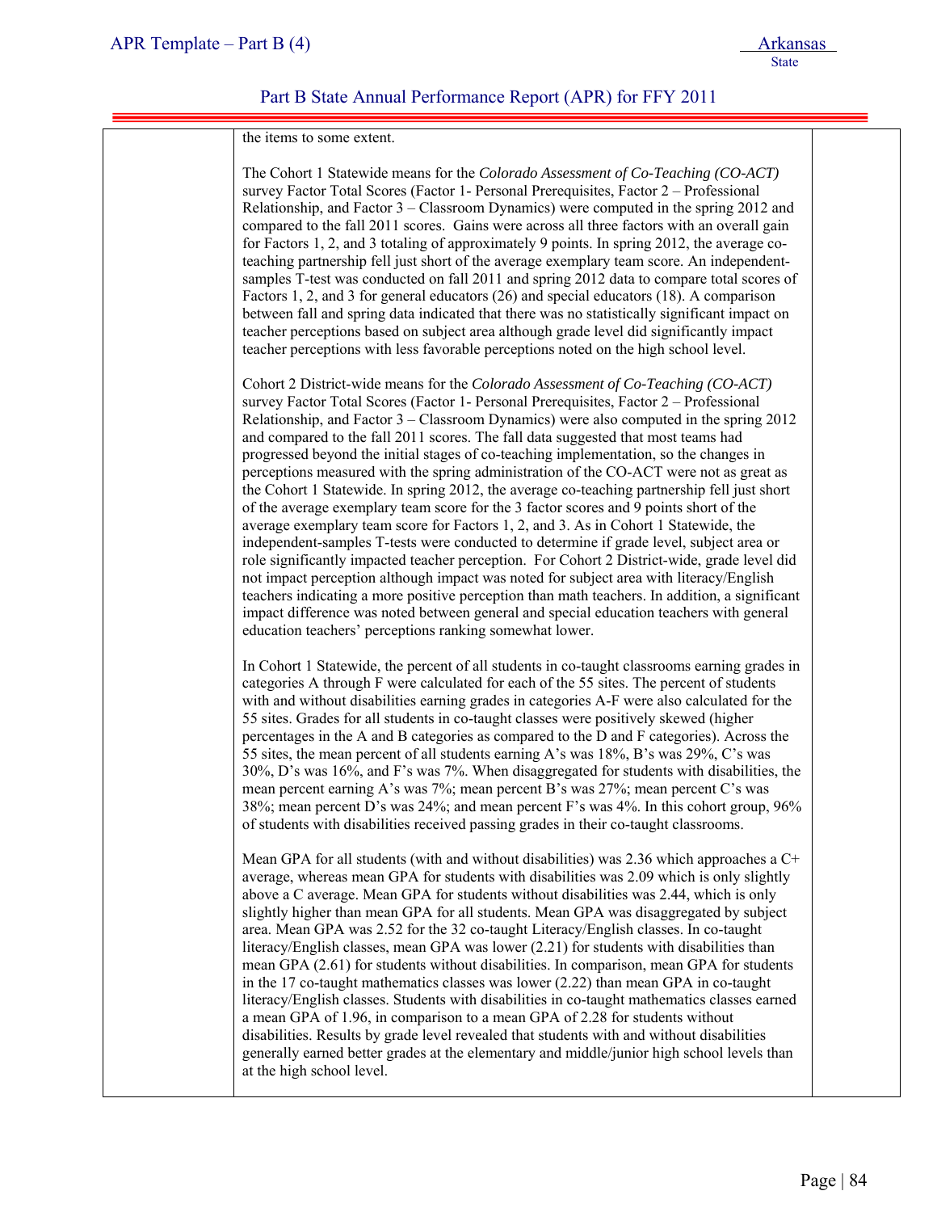the items to some extent.

The Cohort 1 Statewide means for the *Colorado Assessment of Co-Teaching (CO-ACT)* survey Factor Total Scores (Factor 1- Personal Prerequisites, Factor 2 – Professional Relationship, and Factor 3 – Classroom Dynamics) were computed in the spring 2012 and compared to the fall 2011 scores. Gains were across all three factors with an overall gain for Factors 1, 2, and 3 totaling of approximately 9 points. In spring 2012, the average co-teaching partnership fell just short of the average exemplary team score. An independent-samples T-test was conducted on fall 2011 and spring 2012 data to compare total scores of Factors 1, 2, and 3 for general educators (26) and special educators (18). A comparison between fall and spring data indicated that there was no statistically significant impact on teacher perceptions based on subject area although grade level did significantly impact teacher perceptions with less favorable perceptions noted on the high school level.

Cohort 2 District-wide means for the *Colorado Assessment of Co-Teaching (CO-ACT)* survey Factor Total Scores (Factor 1- Personal Prerequisites, Factor 2 – Professional Relationship, and Factor 3 – Classroom Dynamics) were also computed in the spring 2012 and compared to the fall 2011 scores. The fall data suggested that most teams had progressed beyond the initial stages of co-teaching implementation, so the changes in perceptions measured with the spring administration of the CO-ACT were not as great as the Cohort 1 Statewide. In spring 2012, the average co-teaching partnership fell just short of the average exemplary team score for the 3 factor scores and 9 points short of the average exemplary team score for Factors 1, 2, and 3. As in Cohort 1 Statewide, the independent-samples T-tests were conducted to determine if grade level, subject area or role significantly impacted teacher perception. For Cohort 2 District-wide, grade level did not impact perception although impact was noted for subject area with literacy/English teachers indicating a more positive perception than math teachers. In addition, a significant impact difference was noted between general and special education teachers with general education teachers' perceptions ranking somewhat lower.

In Cohort 1 Statewide, the percent of all students in co-taught classrooms earning grades in categories A through F were calculated for each of the 55 sites. The percent of students with and without disabilities earning grades in categories A-F were also calculated for the 55 sites. Grades for all students in co-taught classes were positively skewed (higher percentages in the A and B categories as compared to the D and F categories). Across the 55 sites, the mean percent of all students earning A's was 18%, B's was 29%, C's was 30%, D's was 16%, and F's was 7%. When disaggregated for students with disabilities, the mean percent earning A's was 7%; mean percent B's was 27%; mean percent C's was 38%; mean percent D's was 24%; and mean percent F's was 4%. In this cohort group, 96% of students with disabilities received passing grades in their co-taught classrooms.

Mean GPA for all students (with and without disabilities) was 2.36 which approaches a C+ average, whereas mean GPA for students with disabilities was 2.09 which is only slightly above a C average. Mean GPA for students without disabilities was 2.44, which is only slightly higher than mean GPA for all students. Mean GPA was disaggregated by subject area. Mean GPA was 2.52 for the 32 co-taught Literacy/English classes. In co-taught literacy/English classes, mean GPA was lower (2.21) for students with disabilities than mean GPA (2.61) for students without disabilities. In comparison, mean GPA for students in the 17 co-taught mathematics classes was lower (2.22) than mean GPA in co-taught literacy/English classes. Students with disabilities in co-taught mathematics classes earned a mean GPA of 1.96, in comparison to a mean GPA of 2.28 for students without disabilities. Results by grade level revealed that students with and without disabilities generally earned better grades at the elementary and middle/junior high school levels than at the high school level.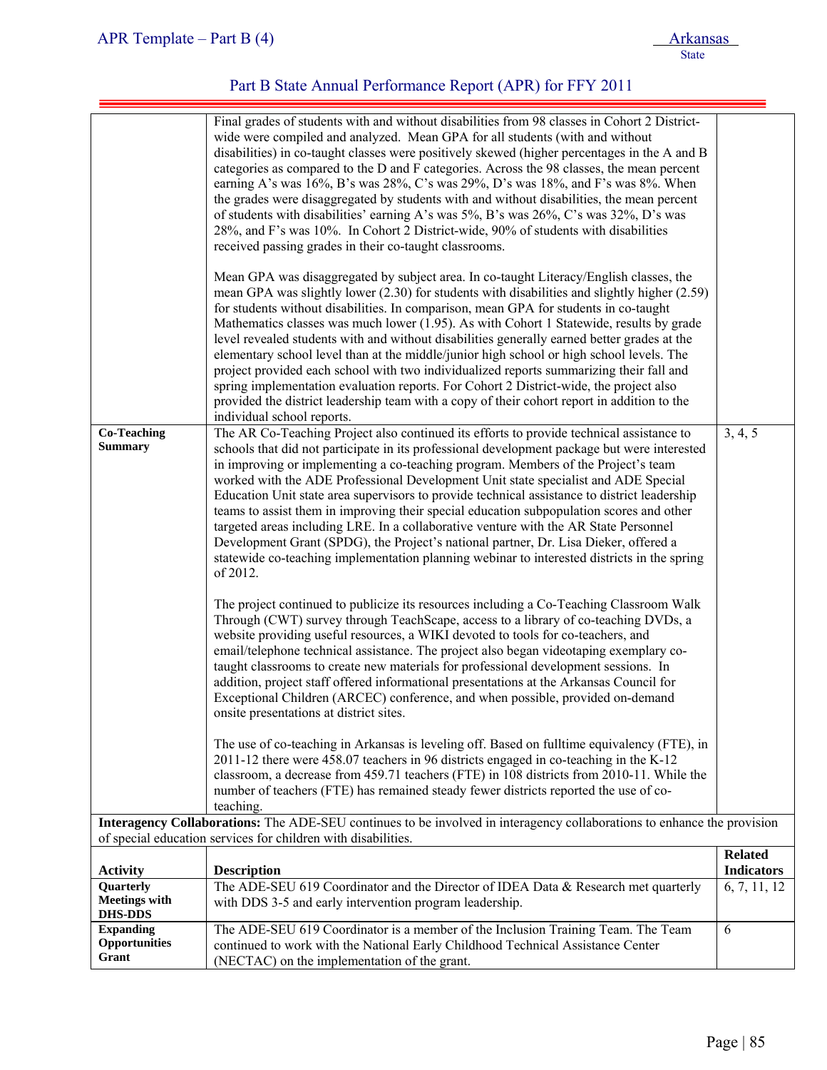| | | |
|---|---|---|
| | Final grades of students with and without disabilities from 98 classes in Cohort 2 District-wide were compiled and analyzed. Mean GPA for all students (with and without disabilities) in co-taught classes were positively skewed (higher percentages in the A and B categories as compared to the D and F categories. Across the 98 classes, the mean percent earning A's was 16%, B's was 28%, C's was 29%, D's was 18%, and F's was 8%. When the grades were disaggregated by students with and without disabilities, the mean percent of students with disabilities' earning A's was 5%, B's was 26%, C's was 32%, D's was 28%, and F's was 10%. In Cohort 2 District-wide, 90% of students with disabilities received passing grades in their co-taught classrooms.<br><br>Mean GPA was disaggregated by subject area. In co-taught Literacy/English classes, the mean GPA was slightly lower (2.30) for students with disabilities and slightly higher (2.59) for students without disabilities. In comparison, mean GPA for students in co-taught Mathematics classes was much lower (1.95). As with Cohort 1 Statewide, results by grade level revealed students with and without disabilities generally earned better grades at the elementary school level than at the middle/junior high school or high school levels. The project provided each school with two individualized reports summarizing their fall and spring implementation evaluation reports. For Cohort 2 District-wide, the project also provided the district leadership team with a copy of their cohort report in addition to the individual school reports. | |
| **Co-Teaching Summary** | The AR Co-Teaching Project also continued its efforts to provide technical assistance to schools that did not participate in its professional development package but were interested in improving or implementing a co-teaching program. Members of the Project's team worked with the ADE Professional Development Unit state specialist and ADE Special Education Unit state area supervisors to provide technical assistance to district leadership teams to assist them in improving their special education subpopulation scores and other targeted areas including LRE. In a collaborative venture with the AR State Personnel Development Grant (SPDG), the Project's national partner, Dr. Lisa Dieker, offered a statewide co-teaching implementation planning webinar to interested districts in the spring of 2012.<br><br>The project continued to publicize its resources including a Co-Teaching Classroom Walk Through (CWT) survey through TeachScape, access to a library of co-teaching DVDs, a website providing useful resources, a WIKI devoted to tools for co-teachers, and email/telephone technical assistance. The project also began videotaping exemplary co-taught classrooms to create new materials for professional development sessions. In addition, project staff offered informational presentations at the Arkansas Council for Exceptional Children (ARCEC) conference, and when possible, provided on-demand onsite presentations at district sites.<br><br>The use of co-teaching in Arkansas is leveling off. Based on fulltime equivalency (FTE), in 2011-12 there were 458.07 teachers in 96 districts engaged in co-teaching in the K-12 classroom, a decrease from 459.71 teachers (FTE) in 108 districts from 2010-11. While the number of teachers (FTE) has remained steady fewer districts reported the use of co-teaching. | 3, 4, 5 |

**Interagency Collaborations:** The ADE-SEU continues to be involved in interagency collaborations to enhance the provision of special education services for children with disabilities.

| Activity | Description | Related Indicators |
|---|---|---|
| **Quarterly Meetings with DHS-DDS** | The ADE-SEU 619 Coordinator and the Director of IDEA Data & Research met quarterly with DDS 3-5 and early intervention program leadership. | 6, 7, 11, 12 |
| **Expanding Opportunities Grant** | The ADE-SEU 619 Coordinator is a member of the Inclusion Training Team. The Team continued to work with the National Early Childhood Technical Assistance Center (NECTAC) on the implementation of the grant. | 6 |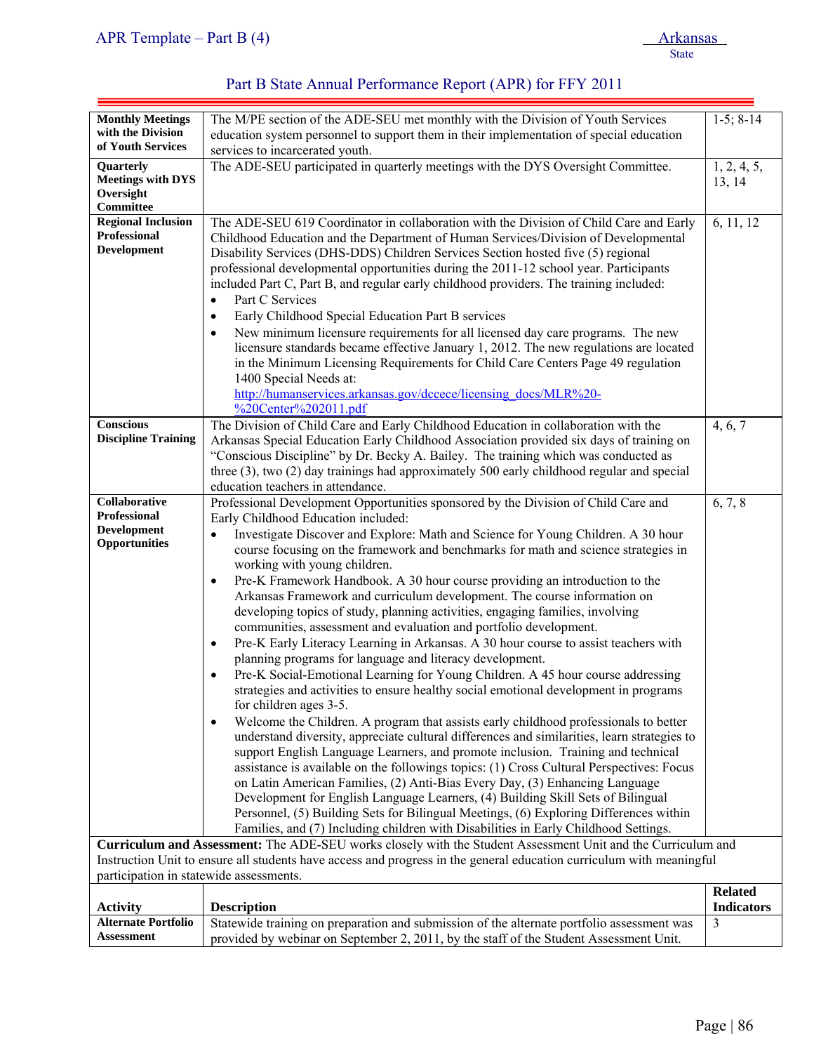| | | |
|---|---|---|
| **Monthly Meetings with the Division of Youth Services** | The M/PE section of the ADE-SEU met monthly with the Division of Youth Services education system personnel to support them in their implementation of special education services to incarcerated youth. | 1-5; 8-14 |
| **Quarterly Meetings with DYS Oversight Committee** | The ADE-SEU participated in quarterly meetings with the DYS Oversight Committee. | 1, 2, 4, 5, 13, 14 |
| **Regional Inclusion Professional Development** | The ADE-SEU 619 Coordinator in collaboration with the Division of Child Care and Early Childhood Education and the Department of Human Services/Division of Developmental Disability Services (DHS-DDS) Children Services Section hosted five (5) regional professional developmental opportunities during the 2011-12 school year. Participants included Part C, Part B, and regular early childhood providers. The training included:<br>• Part C Services<br>• Early Childhood Special Education Part B services<br>• New minimum licensure requirements for all licensed day care programs. The new licensure standards became effective January 1, 2012. The new regulations are located in the Minimum Licensing Requirements for Child Care Centers Page 49 regulation 1400 Special Needs at: http://humanservices.arkansas.gov/dccece/licensing_docs/MLR%20-%20Center%202011.pdf | 6, 11, 12 |
| **Conscious Discipline Training** | The Division of Child Care and Early Childhood Education in collaboration with the Arkansas Special Education Early Childhood Association provided six days of training on "Conscious Discipline" by Dr. Becky A. Bailey. The training which was conducted as three (3), two (2) day trainings had approximately 500 early childhood regular and special education teachers in attendance. | 4, 6, 7 |
| **Collaborative Professional Development Opportunities** | Professional Development Opportunities sponsored by the Division of Child Care and Early Childhood Education included:<br>• Investigate Discover and Explore: Math and Science for Young Children. A 30 hour course focusing on the framework and benchmarks for math and science strategies in working with young children.<br>• Pre-K Framework Handbook. A 30 hour course providing an introduction to the Arkansas Framework and curriculum development. The course information on developing topics of study, planning activities, engaging families, involving communities, assessment and evaluation and portfolio development.<br>• Pre-K Early Literacy Learning in Arkansas. A 30 hour course to assist teachers with planning programs for language and literacy development.<br>• Pre-K Social-Emotional Learning for Young Children. A 45 hour course addressing strategies and activities to ensure healthy social emotional development in programs for children ages 3-5.<br>• Welcome the Children. A program that assists early childhood professionals to better understand diversity, appreciate cultural differences and similarities, learn strategies to support English Language Learners, and promote inclusion. Training and technical assistance is available on the followings topics: (1) Cross Cultural Perspectives: Focus on Latin American Families, (2) Anti-Bias Every Day, (3) Enhancing Language Development for English Language Learners, (4) Building Skill Sets of Bilingual Personnel, (5) Building Sets for Bilingual Meetings, (6) Exploring Differences within Families, and (7) Including children with Disabilities in Early Childhood Settings. | 6, 7, 8 |

**Curriculum and Assessment:** The ADE-SEU works closely with the Student Assessment Unit and the Curriculum and Instruction Unit to ensure all students have access and progress in the general education curriculum with meaningful participation in statewide assessments.

| Activity | Description | Related Indicators |
|---|---|---|
| **Alternate Portfolio Assessment** | Statewide training on preparation and submission of the alternate portfolio assessment was provided by webinar on September 2, 2011, by the staff of the Student Assessment Unit. | 3 |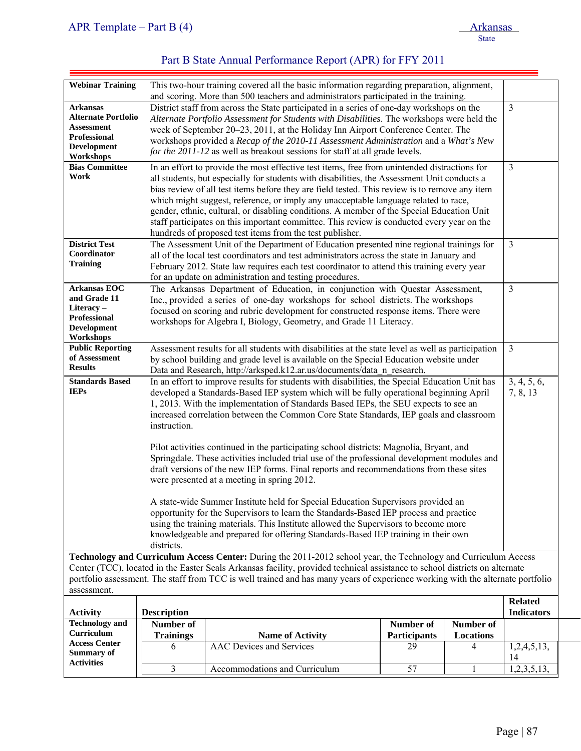| | | |
|---|---|---|
| **Webinar Training** | This two-hour training covered all the basic information regarding preparation, alignment, and scoring. More than 500 teachers and administrators participated in the training. | |
| **Arkansas Alternate Portfolio Assessment Professional Development Workshops** | District staff from across the State participated in a series of one-day workshops on the *Alternate Portfolio Assessment for Students with Disabilities*. The workshops were held the week of September 20–23, 2011, at the Holiday Inn Airport Conference Center. The workshops provided a *Recap of the 2010-11 Assessment Administration* and a *What's New for the 2011-12* as well as breakout sessions for staff at all grade levels. | 3 |
| **Bias Committee Work** | In an effort to provide the most effective test items, free from unintended distractions for all students, but especially for students with disabilities, the Assessment Unit conducts a bias review of all test items before they are field tested. This review is to remove any item which might suggest, reference, or imply any unacceptable language related to race, gender, ethnic, cultural, or disabling conditions. A member of the Special Education Unit staff participates on this important committee. This review is conducted every year on the hundreds of proposed test items from the test publisher. | 3 |
| **District Test Coordinator Training** | The Assessment Unit of the Department of Education presented nine regional trainings for all of the local test coordinators and test administrators across the state in January and February 2012. State law requires each test coordinator to attend this training every year for an update on administration and testing procedures. | 3 |
| **Arkansas EOC and Grade 11 Literacy – Professional Development Workshops** | The Arkansas Department of Education, in conjunction with Questar Assessment, Inc., provided a series of one-day workshops for school districts. The workshops focused on scoring and rubric development for constructed response items. There were workshops for Algebra I, Biology, Geometry, and Grade 11 Literacy. | 3 |
| **Public Reporting of Assessment Results** | Assessment results for all students with disabilities at the state level as well as participation by school building and grade level is available on the Special Education website under Data and Research, http://arksped.k12.ar.us/documents/data_n_research. | 3 |
| **Standards Based IEPs** | In an effort to improve results for students with disabilities, the Special Education Unit has developed a Standards-Based IEP system which will be fully operational beginning April 1, 2013. With the implementation of Standards Based IEPs, the SEU expects to see an increased correlation between the Common Core State Standards, IEP goals and classroom instruction.<br><br>Pilot activities continued in the participating school districts: Magnolia, Bryant, and Springdale. These activities included trial use of the professional development modules and draft versions of the new IEP forms. Final reports and recommendations from these sites were presented at a meeting in spring 2012.<br><br>A state-wide Summer Institute held for Special Education Supervisors provided an opportunity for the Supervisors to learn the Standards-Based IEP process and practice using the training materials. This Institute allowed the Supervisors to become more knowledgeable and prepared for offering Standards-Based IEP training in their own districts. | 3, 4, 5, 6, 7, 8, 13 |

**Technology and Curriculum Access Center:** During the 2011-2012 school year, the Technology and Curriculum Access Center (TCC), located in the Easter Seals Arkansas facility, provided technical assistance to school districts on alternate portfolio assessment. The staff from TCC is well trained and has many years of experience working with the alternate portfolio assessment.

| Activity | Description | | | | Related Indicators |
|---|---|---|---|---|---|
| **Technology and Curriculum Access Center Summary of Activities** | **Number of Trainings** | **Name of Activity** | **Number of Participants** | **Number of Locations** | |
| | 6 | AAC Devices and Services | 29 | 4 | 1,2,4,5,13, 14 |
| | 3 | Accommodations and Curriculum | 57 | 1 | 1,2,3,5,13, |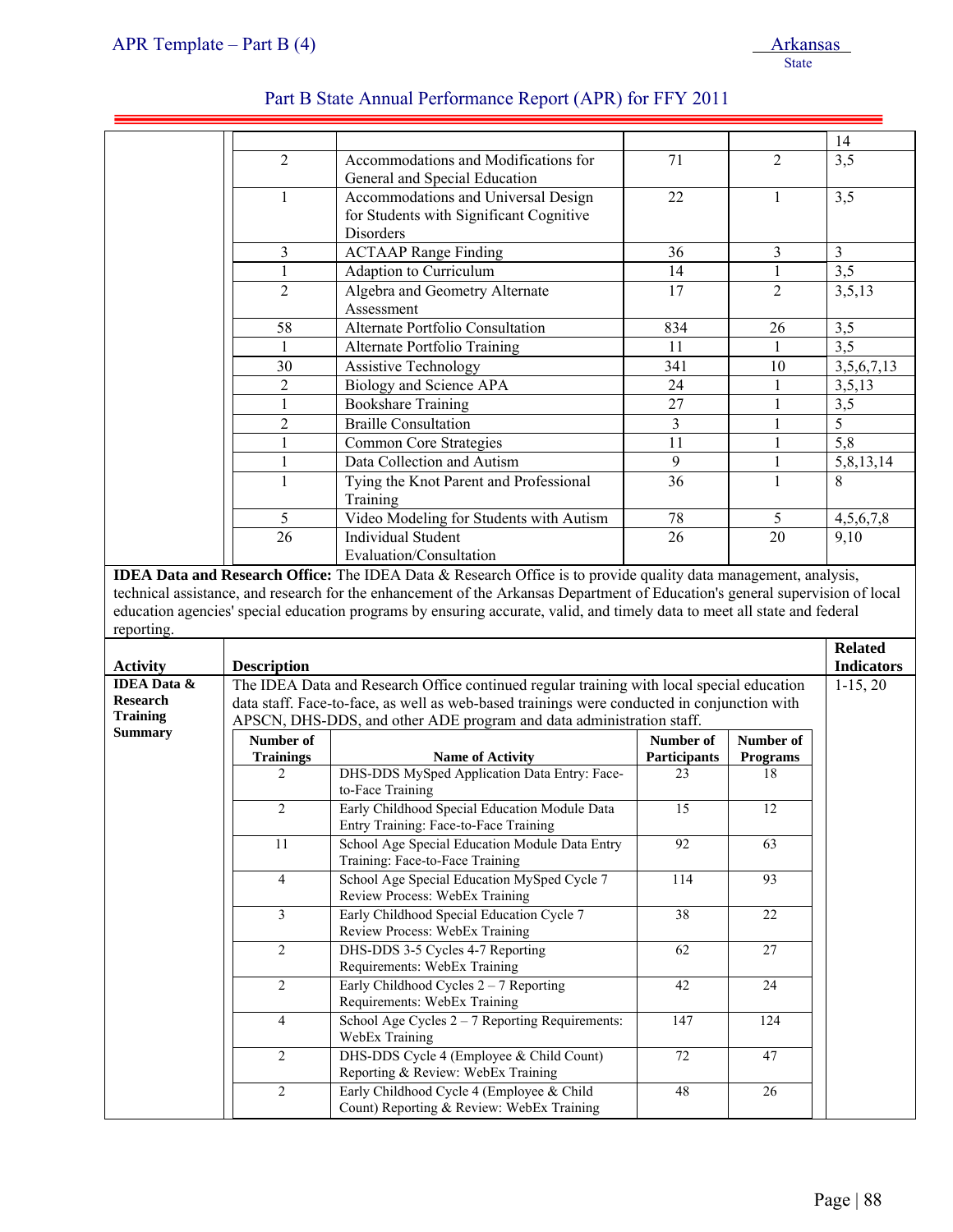| Number of Trainings | Name of Activity | Number of Participants | Number of Programs | Related Indicators |
|---|---|---|---|---|
| | | | | 14 |
| 2 | Accommodations and Modifications for General and Special Education | 71 | 2 | 3,5 |
| 1 | Accommodations and Universal Design for Students with Significant Cognitive Disorders | 22 | 1 | 3,5 |
| 3 | ACTAAP Range Finding | 36 | 3 | 3 |
| 1 | Adaption to Curriculum | 14 | 1 | 3,5 |
| 2 | Algebra and Geometry Alternate Assessment | 17 | 2 | 3,5,13 |
| 58 | Alternate Portfolio Consultation | 834 | 26 | 3,5 |
| 1 | Alternate Portfolio Training | 11 | 1 | 3,5 |
| 30 | Assistive Technology | 341 | 10 | 3,5,6,7,13 |
| 2 | Biology and Science APA | 24 | 1 | 3,5,13 |
| 1 | Bookshare Training | 27 | 1 | 3,5 |
| 2 | Braille Consultation | 3 | 1 | 5 |
| 1 | Common Core Strategies | 11 | 1 | 5,8 |
| 1 | Data Collection and Autism | 9 | 1 | 5,8,13,14 |
| 1 | Tying the Knot Parent and Professional Training | 36 | 1 | 8 |
| 5 | Video Modeling for Students with Autism | 78 | 5 | 4,5,6,7,8 |
| 26 | Individual Student Evaluation/Consultation | 26 | 20 | 9,10 |

**IDEA Data and Research Office:** The IDEA Data & Research Office is to provide quality data management, analysis, technical assistance, and research for the enhancement of the Arkansas Department of Education's general supervision of local education agencies' special education programs by ensuring accurate, valid, and timely data to meet all state and federal reporting.

| Activity | Description | Related Indicators |
|---|---|---|
| **IDEA Data & Research Training Summary** | The IDEA Data and Research Office continued regular training with local special education data staff. Face-to-face, as well as web-based trainings were conducted in conjunction with APSCN, DHS-DDS, and other ADE program and data administration staff. | 1-15, 20 |

| Number of Trainings | Name of Activity | Number of Participants | Number of Programs |
|---|---|---|---|
| 2 | DHS-DDS MySped Application Data Entry: Face-to-Face Training | 23 | 18 |
| 2 | Early Childhood Special Education Module Data Entry Training: Face-to-Face Training | 15 | 12 |
| 11 | School Age Special Education Module Data Entry Training: Face-to-Face Training | 92 | 63 |
| 4 | School Age Special Education MySped Cycle 7 Review Process: WebEx Training | 114 | 93 |
| 3 | Early Childhood Special Education Cycle 7 Review Process: WebEx Training | 38 | 22 |
| 2 | DHS-DDS 3-5 Cycles 4-7 Reporting Requirements: WebEx Training | 62 | 27 |
| 2 | Early Childhood Cycles 2 – 7 Reporting Requirements: WebEx Training | 42 | 24 |
| 4 | School Age Cycles 2 – 7 Reporting Requirements: WebEx Training | 147 | 124 |
| 2 | DHS-DDS Cycle 4 (Employee & Child Count) Reporting & Review: WebEx Training | 72 | 47 |
| 2 | Early Childhood Cycle 4 (Employee & Child Count) Reporting & Review: WebEx Training | 48 | 26 |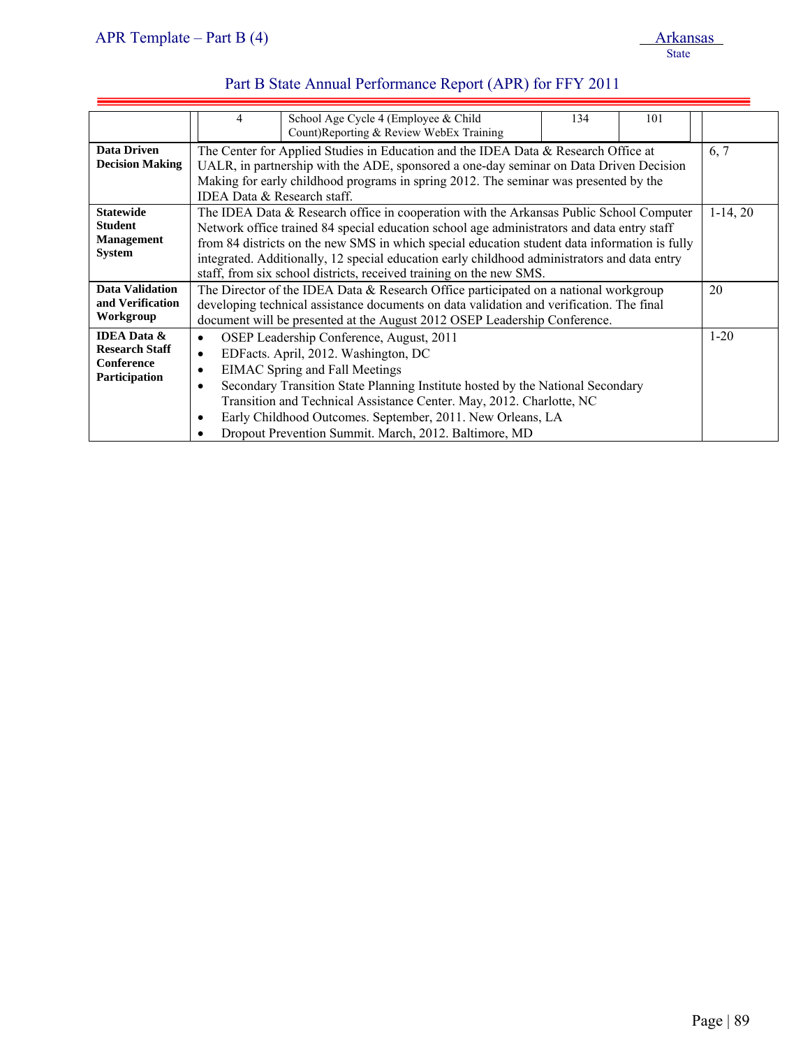## Part B State Annual Performance Report (APR) for FFY 2011

| | | |
|---|---|---|
| | 4 — School Age Cycle 4 (Employee & Child Count)Reporting & Review WebEx Training — 134 — 101 | |
| **Data Driven Decision Making** | The Center for Applied Studies in Education and the IDEA Data & Research Office at UALR, in partnership with the ADE, sponsored a one-day seminar on Data Driven Decision Making for early childhood programs in spring 2012. The seminar was presented by the IDEA Data & Research staff. | 6, 7 |
| **Statewide Student Management System** | The IDEA Data & Research office in cooperation with the Arkansas Public School Computer Network office trained 84 special education school age administrators and data entry staff from 84 districts on the new SMS in which special education student data information is fully integrated. Additionally, 12 special education early childhood administrators and data entry staff, from six school districts, received training on the new SMS. | 1-14, 20 |
| **Data Validation and Verification Workgroup** | The Director of the IDEA Data & Research Office participated on a national workgroup developing technical assistance documents on data validation and verification. The final document will be presented at the August 2012 OSEP Leadership Conference. | 20 |
| **IDEA Data & Research Staff Conference Participation** | • OSEP Leadership Conference, August, 2011<br>• EDFacts. April, 2012. Washington, DC<br>• EIMAC Spring and Fall Meetings<br>• Secondary Transition State Planning Institute hosted by the National Secondary Transition and Technical Assistance Center. May, 2012. Charlotte, NC<br>• Early Childhood Outcomes. September, 2011. New Orleans, LA<br>• Dropout Prevention Summit. March, 2012. Baltimore, MD | 1-20 |